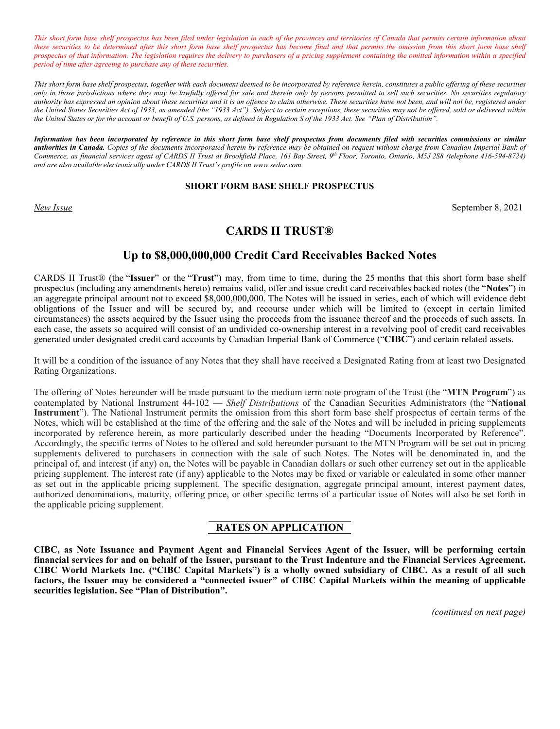*This short form base shelf prospectus has been filed under legislation in each of the provinces and territories of Canada that permits certain information about these securities to be determined after this short form base shelf prospectus has become final and that permits the omission from this short form base shelf prospectus of that information. The legislation requires the delivery to purchasers of a pricing supplement containing the omitted information within a specified period of time after agreeing to purchase any of these securities.*

*This short form base shelf prospectus, together with each document deemed to be incorporated by reference herein, constitutes a public offering of these securities only in those jurisdictions where they may be lawfully offered for sale and therein only by persons permitted to sell such securities. No securities regulatory authority has expressed an opinion about these securities and it is an offence to claim otherwise. These securities have not been, and will not be, registered under the United States Securities Act of 1933, as amended (the "1933 Act"). Subject to certain exceptions, these securities may not be offered, sold or delivered within the United States or for the account or benefit of U.S. persons, as defined in Regulation S of the 1933 Act. See "Plan of Distribution".*

***Information has been incorporated by reference in this short form base shelf prospectus from documents filed with securities commissions or similar authorities in Canada.** Copies of the documents incorporated herein by reference may be obtained on request without charge from Canadian Imperial Bank of Commerce, as financial services agent of CARDS II Trust at Brookfield Place, 161 Bay Street, 9th Floor, Toronto, Ontario, M5J 2S8 (telephone 416-594-8724) and are also available electronically under CARDS II Trust's profile on www.sedar.com.*

**SHORT FORM BASE SHELF PROSPECTUS**

*New Issue* September 8, 2021

# CARDS II TRUST®

## Up to $8,000,000,000 Credit Card Receivables Backed Notes

CARDS II Trust® (the "**Issuer**" or the "**Trust**") may, from time to time, during the 25 months that this short form base shelf prospectus (including any amendments hereto) remains valid, offer and issue credit card receivables backed notes (the "**Notes**") in an aggregate principal amount not to exceed $8,000,000,000. The Notes will be issued in series, each of which will evidence debt obligations of the Issuer and will be secured by, and recourse under which will be limited to (except in certain limited circumstances) the assets acquired by the Issuer using the proceeds from the issuance thereof and the proceeds of such assets. In each case, the assets so acquired will consist of an undivided co-ownership interest in a revolving pool of credit card receivables generated under designated credit card accounts by Canadian Imperial Bank of Commerce ("**CIBC**") and certain related assets.

It will be a condition of the issuance of any Notes that they shall have received a Designated Rating from at least two Designated Rating Organizations.

The offering of Notes hereunder will be made pursuant to the medium term note program of the Trust (the "**MTN Program**") as contemplated by National Instrument 44-102 — *Shelf Distributions* of the Canadian Securities Administrators (the "**National Instrument**"). The National Instrument permits the omission from this short form base shelf prospectus of certain terms of the Notes, which will be established at the time of the offering and the sale of the Notes and will be included in pricing supplements incorporated by reference herein, as more particularly described under the heading "Documents Incorporated by Reference". Accordingly, the specific terms of Notes to be offered and sold hereunder pursuant to the MTN Program will be set out in pricing supplements delivered to purchasers in connection with the sale of such Notes. The Notes will be denominated in, and the principal of, and interest (if any) on, the Notes will be payable in Canadian dollars or such other currency set out in the applicable pricing supplement. The interest rate (if any) applicable to the Notes may be fixed or variable or calculated in some other manner as set out in the applicable pricing supplement. The specific designation, aggregate principal amount, interest payment dates, authorized denominations, maturity, offering price, or other specific terms of a particular issue of Notes will also be set forth in the applicable pricing supplement.

**RATES ON APPLICATION**

**CIBC, as Note Issuance and Payment Agent and Financial Services Agent of the Issuer, will be performing certain financial services for and on behalf of the Issuer, pursuant to the Trust Indenture and the Financial Services Agreement. CIBC World Markets Inc. ("CIBC Capital Markets") is a wholly owned subsidiary of CIBC. As a result of all such factors, the Issuer may be considered a "connected issuer" of CIBC Capital Markets within the meaning of applicable securities legislation. See "Plan of Distribution".**

*(continued on next page)*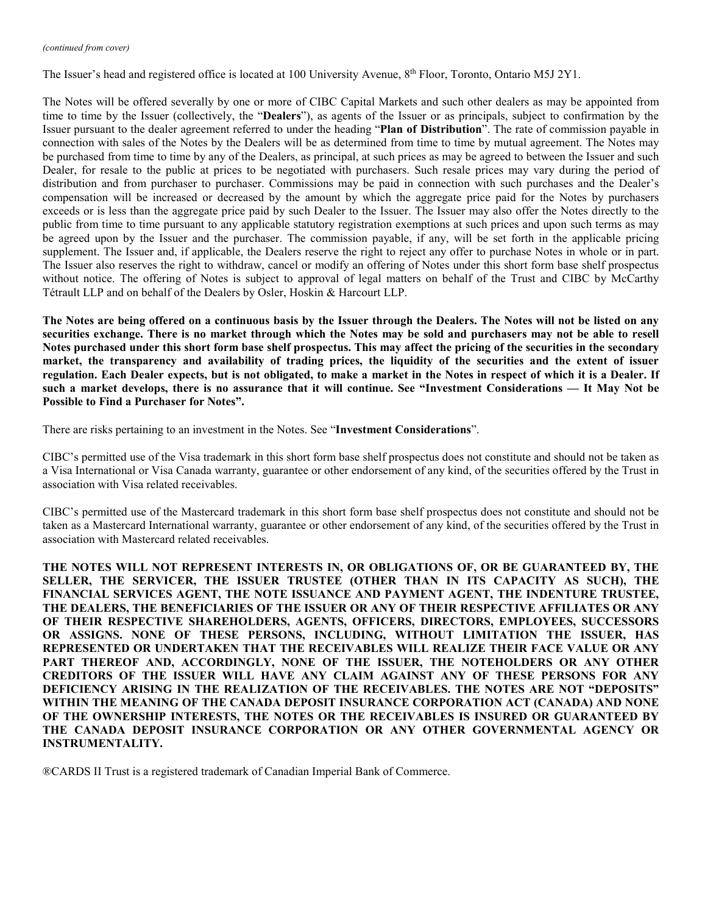*(continued from cover)*

The Issuer's head and registered office is located at 100 University Avenue, 8th Floor, Toronto, Ontario M5J 2Y1.

The Notes will be offered severally by one or more of CIBC Capital Markets and such other dealers as may be appointed from time to time by the Issuer (collectively, the "**Dealers**"), as agents of the Issuer or as principals, subject to confirmation by the Issuer pursuant to the dealer agreement referred to under the heading "**Plan of Distribution**". The rate of commission payable in connection with sales of the Notes by the Dealers will be as determined from time to time by mutual agreement. The Notes may be purchased from time to time by any of the Dealers, as principal, at such prices as may be agreed to between the Issuer and such Dealer, for resale to the public at prices to be negotiated with purchasers. Such resale prices may vary during the period of distribution and from purchaser to purchaser. Commissions may be paid in connection with such purchases and the Dealer's compensation will be increased or decreased by the amount by which the aggregate price paid for the Notes by purchasers exceeds or is less than the aggregate price paid by such Dealer to the Issuer. The Issuer may also offer the Notes directly to the public from time to time pursuant to any applicable statutory registration exemptions at such prices and upon such terms as may be agreed upon by the Issuer and the purchaser. The commission payable, if any, will be set forth in the applicable pricing supplement. The Issuer and, if applicable, the Dealers reserve the right to reject any offer to purchase Notes in whole or in part. The Issuer also reserves the right to withdraw, cancel or modify an offering of Notes under this short form base shelf prospectus without notice. The offering of Notes is subject to approval of legal matters on behalf of the Trust and CIBC by McCarthy Tétrault LLP and on behalf of the Dealers by Osler, Hoskin & Harcourt LLP.

**The Notes are being offered on a continuous basis by the Issuer through the Dealers. The Notes will not be listed on any securities exchange. There is no market through which the Notes may be sold and purchasers may not be able to resell Notes purchased under this short form base shelf prospectus. This may affect the pricing of the securities in the secondary market, the transparency and availability of trading prices, the liquidity of the securities and the extent of issuer regulation. Each Dealer expects, but is not obligated, to make a market in the Notes in respect of which it is a Dealer. If such a market develops, there is no assurance that it will continue. See "Investment Considerations — It May Not be Possible to Find a Purchaser for Notes".**

There are risks pertaining to an investment in the Notes. See "**Investment Considerations**".

CIBC's permitted use of the Visa trademark in this short form base shelf prospectus does not constitute and should not be taken as a Visa International or Visa Canada warranty, guarantee or other endorsement of any kind, of the securities offered by the Trust in association with Visa related receivables.

CIBC's permitted use of the Mastercard trademark in this short form base shelf prospectus does not constitute and should not be taken as a Mastercard International warranty, guarantee or other endorsement of any kind, of the securities offered by the Trust in association with Mastercard related receivables.

**THE NOTES WILL NOT REPRESENT INTERESTS IN, OR OBLIGATIONS OF, OR BE GUARANTEED BY, THE SELLER, THE SERVICER, THE ISSUER TRUSTEE (OTHER THAN IN ITS CAPACITY AS SUCH), THE FINANCIAL SERVICES AGENT, THE NOTE ISSUANCE AND PAYMENT AGENT, THE INDENTURE TRUSTEE, THE DEALERS, THE BENEFICIARIES OF THE ISSUER OR ANY OF THEIR RESPECTIVE AFFILIATES OR ANY OF THEIR RESPECTIVE SHAREHOLDERS, AGENTS, OFFICERS, DIRECTORS, EMPLOYEES, SUCCESSORS OR ASSIGNS. NONE OF THESE PERSONS, INCLUDING, WITHOUT LIMITATION THE ISSUER, HAS REPRESENTED OR UNDERTAKEN THAT THE RECEIVABLES WILL REALIZE THEIR FACE VALUE OR ANY PART THEREOF AND, ACCORDINGLY, NONE OF THE ISSUER, THE NOTEHOLDERS OR ANY OTHER CREDITORS OF THE ISSUER WILL HAVE ANY CLAIM AGAINST ANY OF THESE PERSONS FOR ANY DEFICIENCY ARISING IN THE REALIZATION OF THE RECEIVABLES. THE NOTES ARE NOT "DEPOSITS" WITHIN THE MEANING OF THE CANADA DEPOSIT INSURANCE CORPORATION ACT (CANADA) AND NONE OF THE OWNERSHIP INTERESTS, THE NOTES OR THE RECEIVABLES IS INSURED OR GUARANTEED BY THE CANADA DEPOSIT INSURANCE CORPORATION OR ANY OTHER GOVERNMENTAL AGENCY OR INSTRUMENTALITY.**

®CARDS II Trust is a registered trademark of Canadian Imperial Bank of Commerce.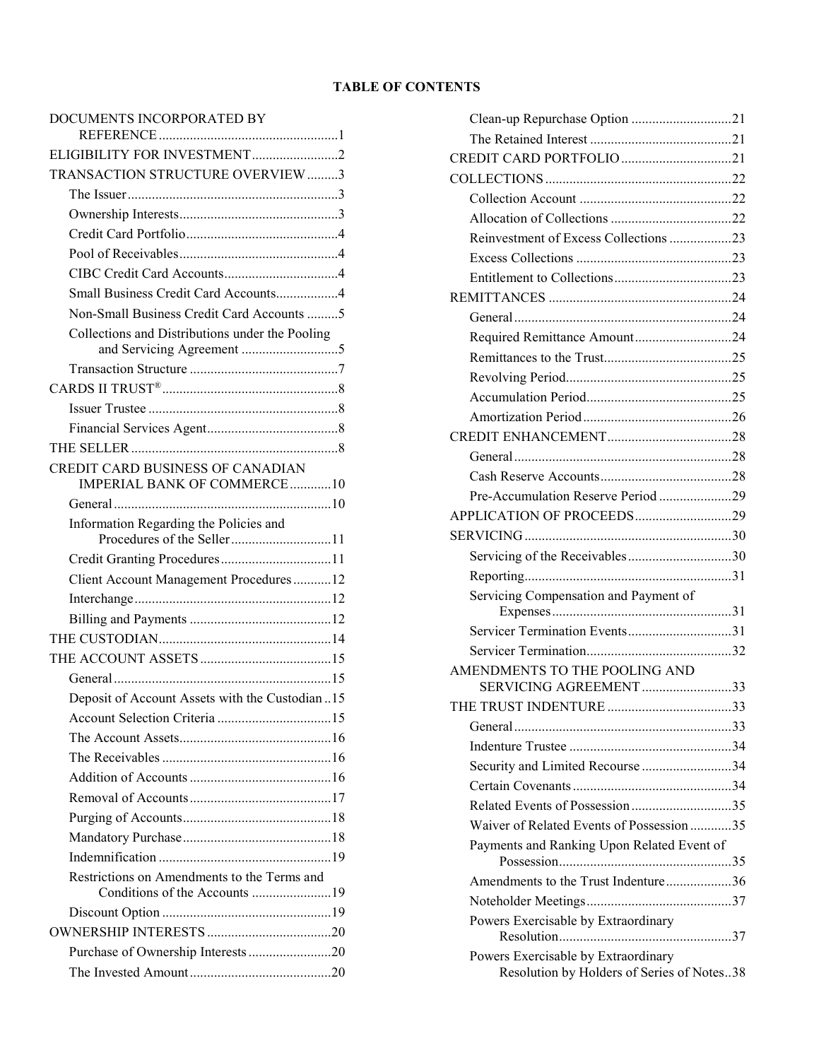# TABLE OF CONTENTS

- DOCUMENTS INCORPORATED BY REFERENCE ....1
- ELIGIBILITY FOR INVESTMENT ....2
- TRANSACTION STRUCTURE OVERVIEW ....3
  - The Issuer ....3
  - Ownership Interests ....3
  - Credit Card Portfolio ....4
  - Pool of Receivables ....4
  - CIBC Credit Card Accounts ....4
  - Small Business Credit Card Accounts ....4
  - Non-Small Business Credit Card Accounts ....5
  - Collections and Distributions under the Pooling and Servicing Agreement ....5
  - Transaction Structure ....7
- CARDS II TRUST® ....8
  - Issuer Trustee ....8
  - Financial Services Agent ....8
- THE SELLER ....8
- CREDIT CARD BUSINESS OF CANADIAN IMPERIAL BANK OF COMMERCE ....10
  - General ....10
  - Information Regarding the Policies and Procedures of the Seller ....11
  - Credit Granting Procedures ....11
  - Client Account Management Procedures ....12
  - Interchange ....12
  - Billing and Payments ....12
- THE CUSTODIAN ....14
- THE ACCOUNT ASSETS ....15
  - General ....15
  - Deposit of Account Assets with the Custodian ....15
  - Account Selection Criteria ....15
  - The Account Assets ....16
  - The Receivables ....16
  - Addition of Accounts ....16
  - Removal of Accounts ....17
  - Purging of Accounts ....18
  - Mandatory Purchase ....18
  - Indemnification ....19
  - Restrictions on Amendments to the Terms and Conditions of the Accounts ....19
  - Discount Option ....19
- OWNERSHIP INTERESTS ....20
  - Purchase of Ownership Interests ....20
  - The Invested Amount ....20
  - Clean-up Repurchase Option ....21
  - The Retained Interest ....21
- CREDIT CARD PORTFOLIO ....21
- COLLECTIONS ....22
  - Collection Account ....22
  - Allocation of Collections ....22
  - Reinvestment of Excess Collections ....23
  - Excess Collections ....23
  - Entitlement to Collections ....23
- REMITTANCES ....24
  - General ....24
  - Required Remittance Amount ....24
  - Remittances to the Trust ....25
  - Revolving Period ....25
  - Accumulation Period ....25
  - Amortization Period ....26
- CREDIT ENHANCEMENT ....28
  - General ....28
  - Cash Reserve Accounts ....28
  - Pre-Accumulation Reserve Period ....29
- APPLICATION OF PROCEEDS ....29
- SERVICING ....30
  - Servicing of the Receivables ....30
  - Reporting ....31
  - Servicing Compensation and Payment of Expenses ....31
  - Servicer Termination Events ....31
  - Servicer Termination ....32
- AMENDMENTS TO THE POOLING AND SERVICING AGREEMENT ....33
- THE TRUST INDENTURE ....33
  - General ....33
  - Indenture Trustee ....34
  - Security and Limited Recourse ....34
  - Certain Covenants ....34
  - Related Events of Possession ....35
  - Waiver of Related Events of Possession ....35
  - Payments and Ranking Upon Related Event of Possession ....35
  - Amendments to the Trust Indenture ....36
  - Noteholder Meetings ....37
  - Powers Exercisable by Extraordinary Resolution ....37
  - Powers Exercisable by Extraordinary Resolution by Holders of Series of Notes ....38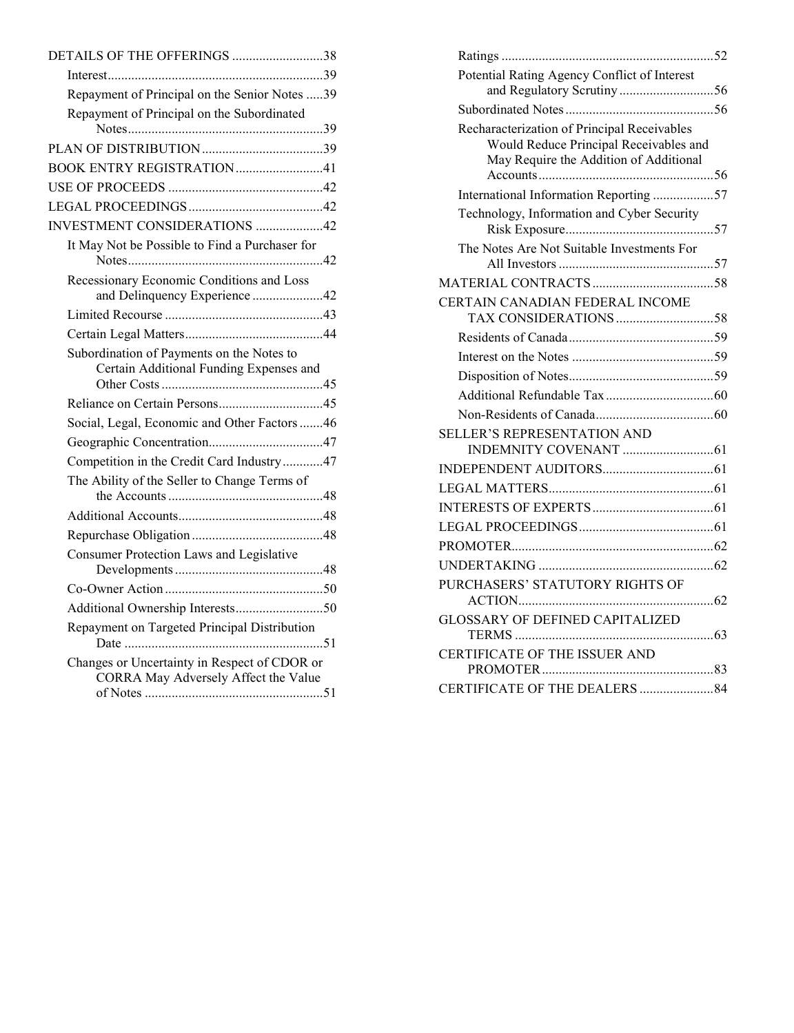DETAILS OF THE OFFERINGS ...........................38
- Interest................................................................39
- Repayment of Principal on the Senior Notes .....39
- Repayment of Principal on the Subordinated Notes..........................................................39

PLAN OF DISTRIBUTION....................................39

BOOK ENTRY REGISTRATION..........................41

USE OF PROCEEDS .............................................42

LEGAL PROCEEDINGS........................................42

INVESTMENT CONSIDERATIONS ....................42
- It May Not be Possible to Find a Purchaser for Notes..........................................................42
- Recessionary Economic Conditions and Loss and Delinquency Experience .....................42
- Limited Recourse ...............................................43
- Certain Legal Matters.........................................44
- Subordination of Payments on the Notes to Certain Additional Funding Expenses and Other Costs ................................................45
- Reliance on Certain Persons...............................45
- Social, Legal, Economic and Other Factors .......46
- Geographic Concentration..................................47
- Competition in the Credit Card Industry............47
- The Ability of the Seller to Change Terms of the Accounts ..............................................48
- Additional Accounts...........................................48
- Repurchase Obligation .......................................48
- Consumer Protection Laws and Legislative Developments ............................................48
- Co-Owner Action ...............................................50
- Additional Ownership Interests..........................50
- Repayment on Targeted Principal Distribution Date ...........................................................51
- Changes or Uncertainty in Respect of CDOR or CORRA May Adversely Affect the Value of Notes .....................................................51
- Ratings ...............................................................52
- Potential Rating Agency Conflict of Interest and Regulatory Scrutiny ............................56
- Subordinated Notes ............................................56
- Recharacterization of Principal Receivables Would Reduce Principal Receivables and May Require the Addition of Additional Accounts ....................................................56
- International Information Reporting ..................57
- Technology, Information and Cyber Security Risk Exposure............................................57
- The Notes Are Not Suitable Investments For All Investors ..............................................57

MATERIAL CONTRACTS....................................58

CERTAIN CANADIAN FEDERAL INCOME TAX CONSIDERATIONS .............................58
- Residents of Canada...........................................59
- Interest on the Notes ..........................................59
- Disposition of Notes...........................................59
- Additional Refundable Tax ................................60
- Non-Residents of Canada...................................60

SELLER'S REPRESENTATION AND INDEMNITY COVENANT ...........................61

INDEPENDENT AUDITORS.................................61

LEGAL MATTERS.................................................61

INTERESTS OF EXPERTS....................................61

LEGAL PROCEEDINGS........................................61

PROMOTER............................................................62

UNDERTAKING ....................................................62

PURCHASERS' STATUTORY RIGHTS OF ACTION..........................................................62

GLOSSARY OF DEFINED CAPITALIZED TERMS ...........................................................63

CERTIFICATE OF THE ISSUER AND PROMOTER...................................................83

CERTIFICATE OF THE DEALERS ......................84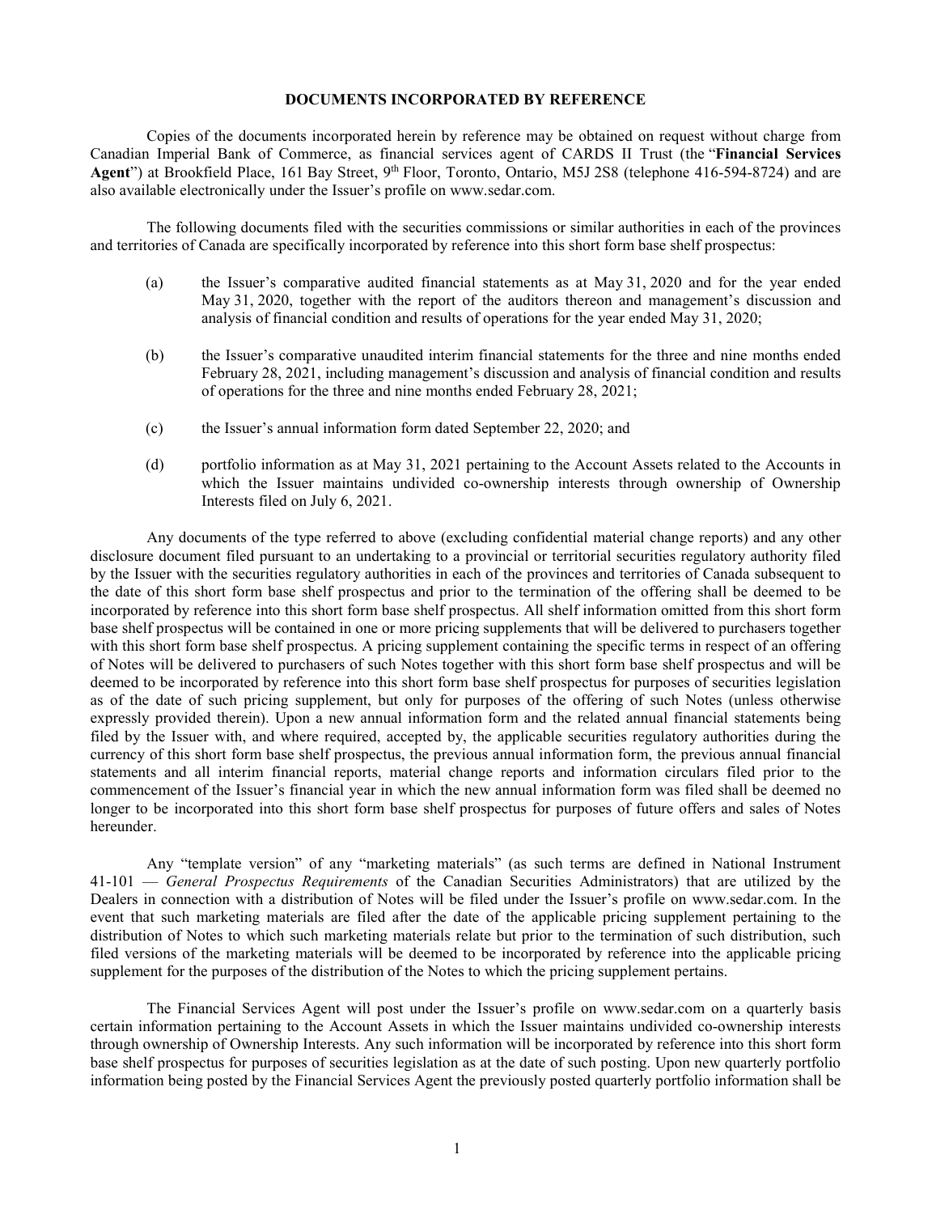## DOCUMENTS INCORPORATED BY REFERENCE

Copies of the documents incorporated herein by reference may be obtained on request without charge from Canadian Imperial Bank of Commerce, as financial services agent of CARDS II Trust (the "**Financial Services Agent**") at Brookfield Place, 161 Bay Street, 9th Floor, Toronto, Ontario, M5J 2S8 (telephone 416-594-8724) and are also available electronically under the Issuer's profile on www.sedar.com.

The following documents filed with the securities commissions or similar authorities in each of the provinces and territories of Canada are specifically incorporated by reference into this short form base shelf prospectus:

(a) the Issuer's comparative audited financial statements as at May 31, 2020 and for the year ended May 31, 2020, together with the report of the auditors thereon and management's discussion and analysis of financial condition and results of operations for the year ended May 31, 2020;

(b) the Issuer's comparative unaudited interim financial statements for the three and nine months ended February 28, 2021, including management's discussion and analysis of financial condition and results of operations for the three and nine months ended February 28, 2021;

(c) the Issuer's annual information form dated September 22, 2020; and

(d) portfolio information as at May 31, 2021 pertaining to the Account Assets related to the Accounts in which the Issuer maintains undivided co-ownership interests through ownership of Ownership Interests filed on July 6, 2021.

Any documents of the type referred to above (excluding confidential material change reports) and any other disclosure document filed pursuant to an undertaking to a provincial or territorial securities regulatory authority filed by the Issuer with the securities regulatory authorities in each of the provinces and territories of Canada subsequent to the date of this short form base shelf prospectus and prior to the termination of the offering shall be deemed to be incorporated by reference into this short form base shelf prospectus. All shelf information omitted from this short form base shelf prospectus will be contained in one or more pricing supplements that will be delivered to purchasers together with this short form base shelf prospectus. A pricing supplement containing the specific terms in respect of an offering of Notes will be delivered to purchasers of such Notes together with this short form base shelf prospectus and will be deemed to be incorporated by reference into this short form base shelf prospectus for purposes of securities legislation as of the date of such pricing supplement, but only for purposes of the offering of such Notes (unless otherwise expressly provided therein). Upon a new annual information form and the related annual financial statements being filed by the Issuer with, and where required, accepted by, the applicable securities regulatory authorities during the currency of this short form base shelf prospectus, the previous annual information form, the previous annual financial statements and all interim financial reports, material change reports and information circulars filed prior to the commencement of the Issuer's financial year in which the new annual information form was filed shall be deemed no longer to be incorporated into this short form base shelf prospectus for purposes of future offers and sales of Notes hereunder.

Any "template version" of any "marketing materials" (as such terms are defined in National Instrument 41-101 — *General Prospectus Requirements* of the Canadian Securities Administrators) that are utilized by the Dealers in connection with a distribution of Notes will be filed under the Issuer's profile on www.sedar.com. In the event that such marketing materials are filed after the date of the applicable pricing supplement pertaining to the distribution of Notes to which such marketing materials relate but prior to the termination of such distribution, such filed versions of the marketing materials will be deemed to be incorporated by reference into the applicable pricing supplement for the purposes of the distribution of the Notes to which the pricing supplement pertains.

The Financial Services Agent will post under the Issuer's profile on www.sedar.com on a quarterly basis certain information pertaining to the Account Assets in which the Issuer maintains undivided co-ownership interests through ownership of Ownership Interests. Any such information will be incorporated by reference into this short form base shelf prospectus for purposes of securities legislation as at the date of such posting. Upon new quarterly portfolio information being posted by the Financial Services Agent the previously posted quarterly portfolio information shall be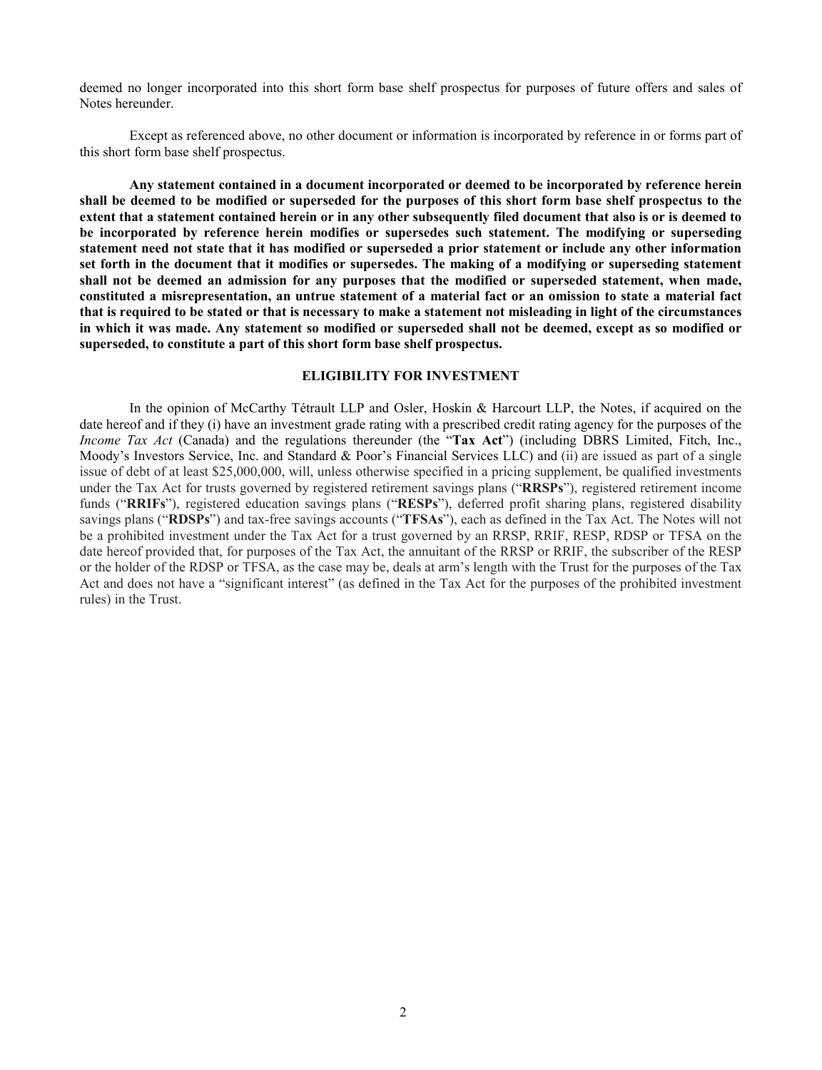deemed no longer incorporated into this short form base shelf prospectus for purposes of future offers and sales of Notes hereunder.

Except as referenced above, no other document or information is incorporated by reference in or forms part of this short form base shelf prospectus.

**Any statement contained in a document incorporated or deemed to be incorporated by reference herein shall be deemed to be modified or superseded for the purposes of this short form base shelf prospectus to the extent that a statement contained herein or in any other subsequently filed document that also is or is deemed to be incorporated by reference herein modifies or supersedes such statement. The modifying or superseding statement need not state that it has modified or superseded a prior statement or include any other information set forth in the document that it modifies or supersedes. The making of a modifying or superseding statement shall not be deemed an admission for any purposes that the modified or superseded statement, when made, constituted a misrepresentation, an untrue statement of a material fact or an omission to state a material fact that is required to be stated or that is necessary to make a statement not misleading in light of the circumstances in which it was made. Any statement so modified or superseded shall not be deemed, except as so modified or superseded, to constitute a part of this short form base shelf prospectus.**

## ELIGIBILITY FOR INVESTMENT

In the opinion of McCarthy Tétrault LLP and Osler, Hoskin & Harcourt LLP, the Notes, if acquired on the date hereof and if they (i) have an investment grade rating with a prescribed credit rating agency for the purposes of the *Income Tax Act* (Canada) and the regulations thereunder (the "**Tax Act**") (including DBRS Limited, Fitch, Inc., Moody's Investors Service, Inc. and Standard & Poor's Financial Services LLC) and (ii) are issued as part of a single issue of debt of at least $25,000,000, will, unless otherwise specified in a pricing supplement, be qualified investments under the Tax Act for trusts governed by registered retirement savings plans ("**RRSPs**"), registered retirement income funds ("**RRIFs**"), registered education savings plans ("**RESPs**"), deferred profit sharing plans, registered disability savings plans ("**RDSPs**") and tax-free savings accounts ("**TFSAs**"), each as defined in the Tax Act. The Notes will not be a prohibited investment under the Tax Act for a trust governed by an RRSP, RRIF, RESP, RDSP or TFSA on the date hereof provided that, for purposes of the Tax Act, the annuitant of the RRSP or RRIF, the subscriber of the RESP or the holder of the RDSP or TFSA, as the case may be, deals at arm's length with the Trust for the purposes of the Tax Act and does not have a "significant interest" (as defined in the Tax Act for the purposes of the prohibited investment rules) in the Trust.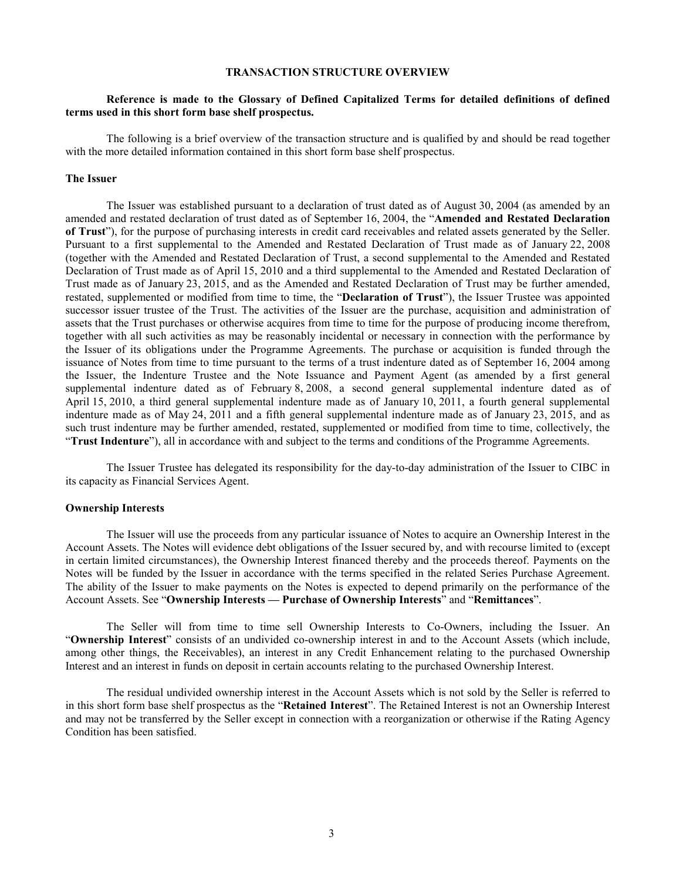## TRANSACTION STRUCTURE OVERVIEW

**Reference is made to the Glossary of Defined Capitalized Terms for detailed definitions of defined terms used in this short form base shelf prospectus.**

The following is a brief overview of the transaction structure and is qualified by and should be read together with the more detailed information contained in this short form base shelf prospectus.

### The Issuer

The Issuer was established pursuant to a declaration of trust dated as of August 30, 2004 (as amended by an amended and restated declaration of trust dated as of September 16, 2004, the "**Amended and Restated Declaration of Trust**"), for the purpose of purchasing interests in credit card receivables and related assets generated by the Seller. Pursuant to a first supplemental to the Amended and Restated Declaration of Trust made as of January 22, 2008 (together with the Amended and Restated Declaration of Trust, a second supplemental to the Amended and Restated Declaration of Trust made as of April 15, 2010 and a third supplemental to the Amended and Restated Declaration of Trust made as of January 23, 2015, and as the Amended and Restated Declaration of Trust may be further amended, restated, supplemented or modified from time to time, the "**Declaration of Trust**"), the Issuer Trustee was appointed successor issuer trustee of the Trust. The activities of the Issuer are the purchase, acquisition and administration of assets that the Trust purchases or otherwise acquires from time to time for the purpose of producing income therefrom, together with all such activities as may be reasonably incidental or necessary in connection with the performance by the Issuer of its obligations under the Programme Agreements. The purchase or acquisition is funded through the issuance of Notes from time to time pursuant to the terms of a trust indenture dated as of September 16, 2004 among the Issuer, the Indenture Trustee and the Note Issuance and Payment Agent (as amended by a first general supplemental indenture dated as of February 8, 2008, a second general supplemental indenture dated as of April 15, 2010, a third general supplemental indenture made as of January 10, 2011, a fourth general supplemental indenture made as of May 24, 2011 and a fifth general supplemental indenture made as of January 23, 2015, and as such trust indenture may be further amended, restated, supplemented or modified from time to time, collectively, the "**Trust Indenture**"), all in accordance with and subject to the terms and conditions of the Programme Agreements.

The Issuer Trustee has delegated its responsibility for the day-to-day administration of the Issuer to CIBC in its capacity as Financial Services Agent.

### Ownership Interests

The Issuer will use the proceeds from any particular issuance of Notes to acquire an Ownership Interest in the Account Assets. The Notes will evidence debt obligations of the Issuer secured by, and with recourse limited to (except in certain limited circumstances), the Ownership Interest financed thereby and the proceeds thereof. Payments on the Notes will be funded by the Issuer in accordance with the terms specified in the related Series Purchase Agreement. The ability of the Issuer to make payments on the Notes is expected to depend primarily on the performance of the Account Assets. See "**Ownership Interests — Purchase of Ownership Interests**" and "**Remittances**".

The Seller will from time to time sell Ownership Interests to Co-Owners, including the Issuer. An "**Ownership Interest**" consists of an undivided co-ownership interest in and to the Account Assets (which include, among other things, the Receivables), an interest in any Credit Enhancement relating to the purchased Ownership Interest and an interest in funds on deposit in certain accounts relating to the purchased Ownership Interest.

The residual undivided ownership interest in the Account Assets which is not sold by the Seller is referred to in this short form base shelf prospectus as the "**Retained Interest**". The Retained Interest is not an Ownership Interest and may not be transferred by the Seller except in connection with a reorganization or otherwise if the Rating Agency Condition has been satisfied.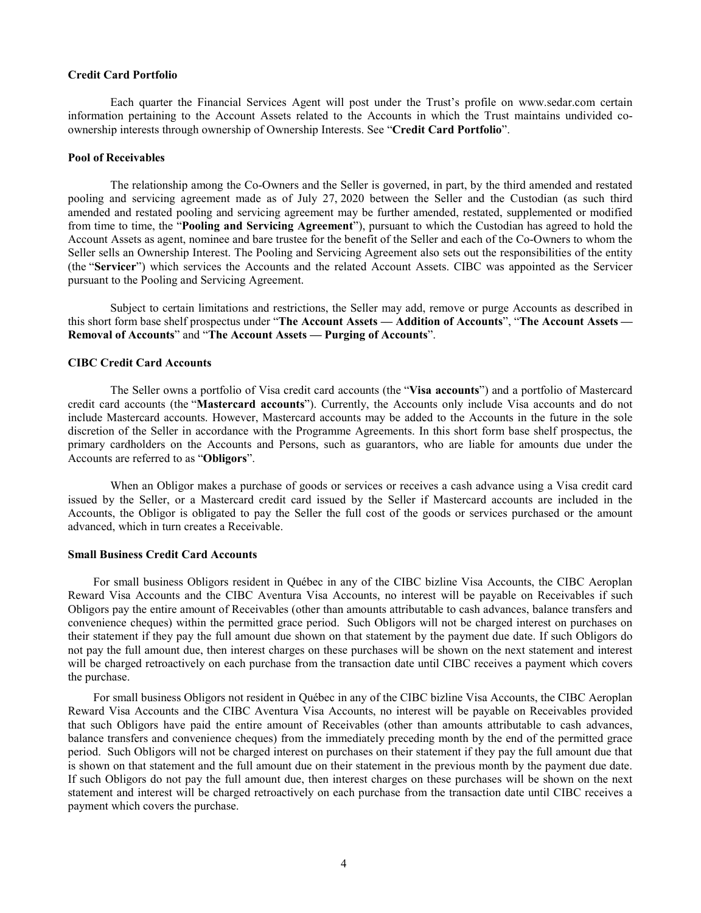**Credit Card Portfolio**

Each quarter the Financial Services Agent will post under the Trust's profile on www.sedar.com certain information pertaining to the Account Assets related to the Accounts in which the Trust maintains undivided co-ownership interests through ownership of Ownership Interests. See "**Credit Card Portfolio**".

**Pool of Receivables**

The relationship among the Co-Owners and the Seller is governed, in part, by the third amended and restated pooling and servicing agreement made as of July 27, 2020 between the Seller and the Custodian (as such third amended and restated pooling and servicing agreement may be further amended, restated, supplemented or modified from time to time, the "**Pooling and Servicing Agreement**"), pursuant to which the Custodian has agreed to hold the Account Assets as agent, nominee and bare trustee for the benefit of the Seller and each of the Co-Owners to whom the Seller sells an Ownership Interest. The Pooling and Servicing Agreement also sets out the responsibilities of the entity (the "**Servicer**") which services the Accounts and the related Account Assets. CIBC was appointed as the Servicer pursuant to the Pooling and Servicing Agreement.

Subject to certain limitations and restrictions, the Seller may add, remove or purge Accounts as described in this short form base shelf prospectus under "**The Account Assets — Addition of Accounts**", "**The Account Assets — Removal of Accounts**" and "**The Account Assets — Purging of Accounts**".

**CIBC Credit Card Accounts**

The Seller owns a portfolio of Visa credit card accounts (the "**Visa accounts**") and a portfolio of Mastercard credit card accounts (the "**Mastercard accounts**"). Currently, the Accounts only include Visa accounts and do not include Mastercard accounts. However, Mastercard accounts may be added to the Accounts in the future in the sole discretion of the Seller in accordance with the Programme Agreements. In this short form base shelf prospectus, the primary cardholders on the Accounts and Persons, such as guarantors, who are liable for amounts due under the Accounts are referred to as "**Obligors**".

When an Obligor makes a purchase of goods or services or receives a cash advance using a Visa credit card issued by the Seller, or a Mastercard credit card issued by the Seller if Mastercard accounts are included in the Accounts, the Obligor is obligated to pay the Seller the full cost of the goods or services purchased or the amount advanced, which in turn creates a Receivable.

**Small Business Credit Card Accounts**

For small business Obligors resident in Québec in any of the CIBC bizline Visa Accounts, the CIBC Aeroplan Reward Visa Accounts and the CIBC Aventura Visa Accounts, no interest will be payable on Receivables if such Obligors pay the entire amount of Receivables (other than amounts attributable to cash advances, balance transfers and convenience cheques) within the permitted grace period. Such Obligors will not be charged interest on purchases on their statement if they pay the full amount due shown on that statement by the payment due date. If such Obligors do not pay the full amount due, then interest charges on these purchases will be shown on the next statement and interest will be charged retroactively on each purchase from the transaction date until CIBC receives a payment which covers the purchase.

For small business Obligors not resident in Québec in any of the CIBC bizline Visa Accounts, the CIBC Aeroplan Reward Visa Accounts and the CIBC Aventura Visa Accounts, no interest will be payable on Receivables provided that such Obligors have paid the entire amount of Receivables (other than amounts attributable to cash advances, balance transfers and convenience cheques) from the immediately preceding month by the end of the permitted grace period. Such Obligors will not be charged interest on purchases on their statement if they pay the full amount due that is shown on that statement and the full amount due on their statement in the previous month by the payment due date. If such Obligors do not pay the full amount due, then interest charges on these purchases will be shown on the next statement and interest will be charged retroactively on each purchase from the transaction date until CIBC receives a payment which covers the purchase.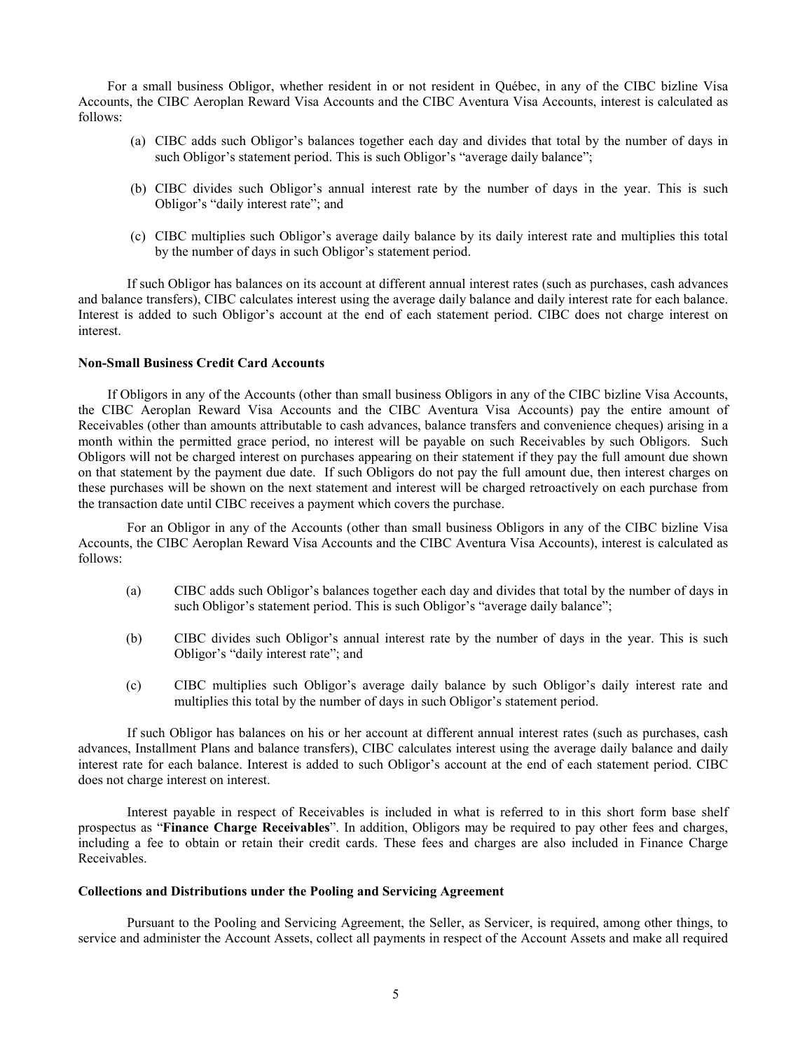For a small business Obligor, whether resident in or not resident in Québec, in any of the CIBC bizline Visa Accounts, the CIBC Aeroplan Reward Visa Accounts and the CIBC Aventura Visa Accounts, interest is calculated as follows:

(a) CIBC adds such Obligor's balances together each day and divides that total by the number of days in such Obligor's statement period. This is such Obligor's "average daily balance";

(b) CIBC divides such Obligor's annual interest rate by the number of days in the year. This is such Obligor's "daily interest rate"; and

(c) CIBC multiplies such Obligor's average daily balance by its daily interest rate and multiplies this total by the number of days in such Obligor's statement period.

If such Obligor has balances on its account at different annual interest rates (such as purchases, cash advances and balance transfers), CIBC calculates interest using the average daily balance and daily interest rate for each balance. Interest is added to such Obligor's account at the end of each statement period. CIBC does not charge interest on interest.

**Non-Small Business Credit Card Accounts**

If Obligors in any of the Accounts (other than small business Obligors in any of the CIBC bizline Visa Accounts, the CIBC Aeroplan Reward Visa Accounts and the CIBC Aventura Visa Accounts) pay the entire amount of Receivables (other than amounts attributable to cash advances, balance transfers and convenience cheques) arising in a month within the permitted grace period, no interest will be payable on such Receivables by such Obligors. Such Obligors will not be charged interest on purchases appearing on their statement if they pay the full amount due shown on that statement by the payment due date. If such Obligors do not pay the full amount due, then interest charges on these purchases will be shown on the next statement and interest will be charged retroactively on each purchase from the transaction date until CIBC receives a payment which covers the purchase.

For an Obligor in any of the Accounts (other than small business Obligors in any of the CIBC bizline Visa Accounts, the CIBC Aeroplan Reward Visa Accounts and the CIBC Aventura Visa Accounts), interest is calculated as follows:

(a) CIBC adds such Obligor's balances together each day and divides that total by the number of days in such Obligor's statement period. This is such Obligor's "average daily balance";

(b) CIBC divides such Obligor's annual interest rate by the number of days in the year. This is such Obligor's "daily interest rate"; and

(c) CIBC multiplies such Obligor's average daily balance by such Obligor's daily interest rate and multiplies this total by the number of days in such Obligor's statement period.

If such Obligor has balances on his or her account at different annual interest rates (such as purchases, cash advances, Installment Plans and balance transfers), CIBC calculates interest using the average daily balance and daily interest rate for each balance. Interest is added to such Obligor's account at the end of each statement period. CIBC does not charge interest on interest.

Interest payable in respect of Receivables is included in what is referred to in this short form base shelf prospectus as "**Finance Charge Receivables**". In addition, Obligors may be required to pay other fees and charges, including a fee to obtain or retain their credit cards. These fees and charges are also included in Finance Charge Receivables.

**Collections and Distributions under the Pooling and Servicing Agreement**

Pursuant to the Pooling and Servicing Agreement, the Seller, as Servicer, is required, among other things, to service and administer the Account Assets, collect all payments in respect of the Account Assets and make all required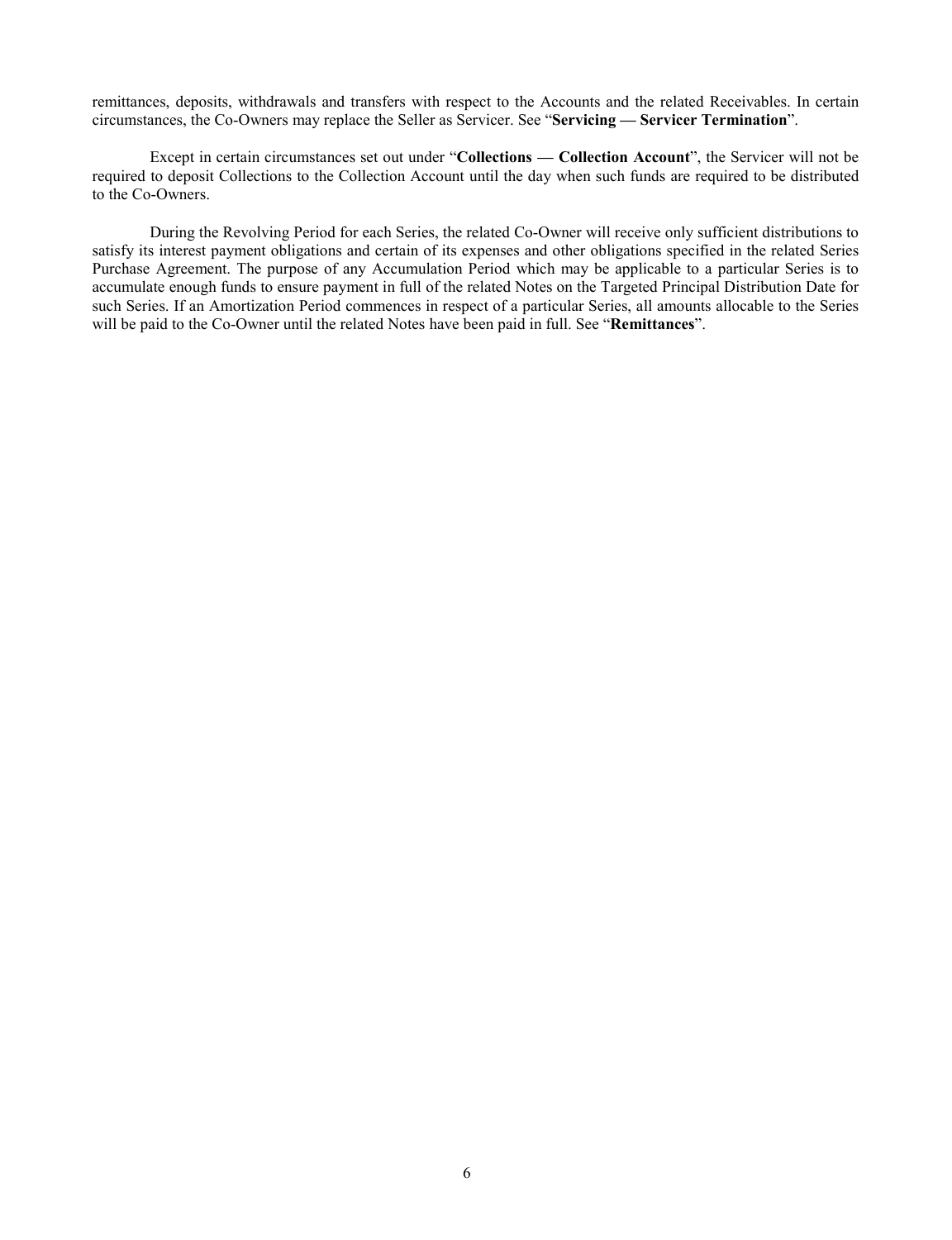remittances, deposits, withdrawals and transfers with respect to the Accounts and the related Receivables. In certain circumstances, the Co-Owners may replace the Seller as Servicer. See "**Servicing — Servicer Termination**".

Except in certain circumstances set out under "**Collections — Collection Account**", the Servicer will not be required to deposit Collections to the Collection Account until the day when such funds are required to be distributed to the Co-Owners.

During the Revolving Period for each Series, the related Co-Owner will receive only sufficient distributions to satisfy its interest payment obligations and certain of its expenses and other obligations specified in the related Series Purchase Agreement. The purpose of any Accumulation Period which may be applicable to a particular Series is to accumulate enough funds to ensure payment in full of the related Notes on the Targeted Principal Distribution Date for such Series. If an Amortization Period commences in respect of a particular Series, all amounts allocable to the Series will be paid to the Co-Owner until the related Notes have been paid in full. See "**Remittances**".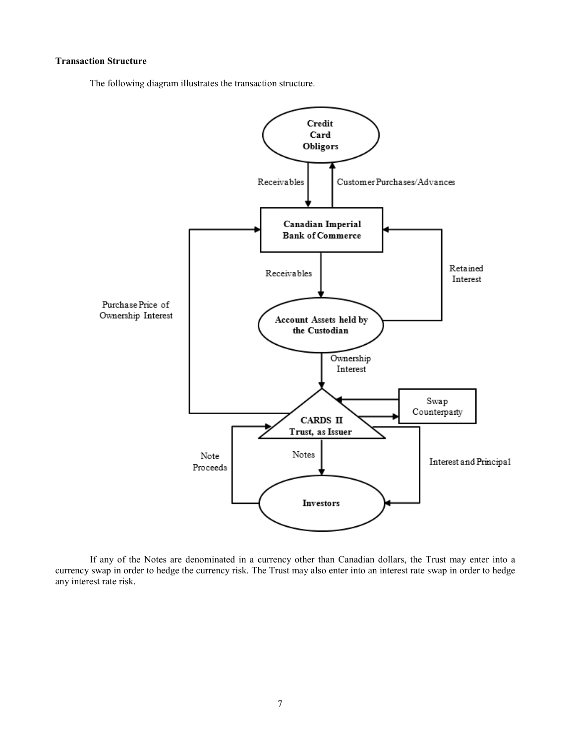**Transaction Structure**

The following diagram illustrates the transaction structure.

Credit Card Obligors

Receivables

Customer Purchases/Advances

Canadian Imperial Bank of Commerce

Receivables

Retained Interest

Purchase Price of Ownership Interest

Account Assets held by the Custodian

Ownership Interest

Swap Counterparty

CARDS II Trust, as Issuer

Note Proceeds

Notes

Interest and Principal

Investors

If any of the Notes are denominated in a currency other than Canadian dollars, the Trust may enter into a currency swap in order to hedge the currency risk. The Trust may also enter into an interest rate swap in order to hedge any interest rate risk.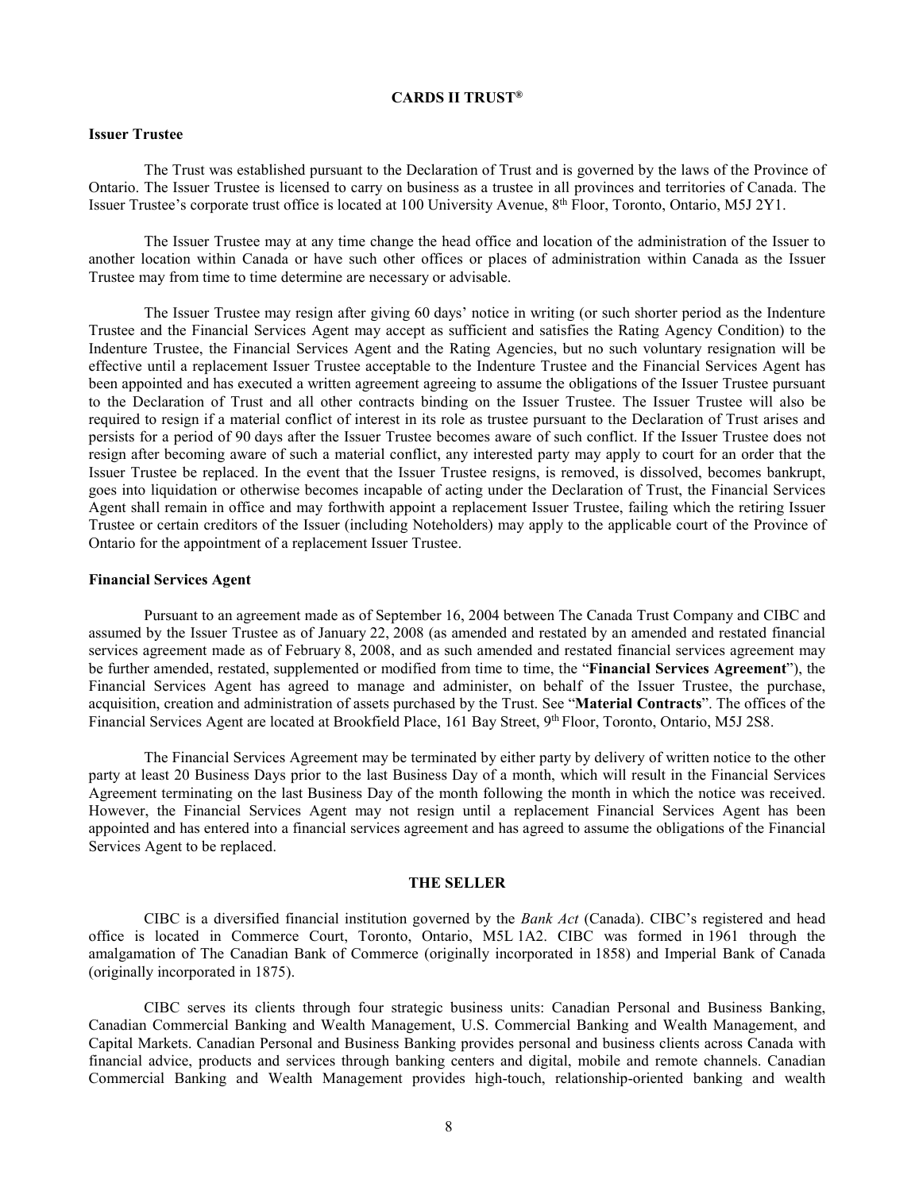## CARDS II TRUST®

### Issuer Trustee

The Trust was established pursuant to the Declaration of Trust and is governed by the laws of the Province of Ontario. The Issuer Trustee is licensed to carry on business as a trustee in all provinces and territories of Canada. The Issuer Trustee's corporate trust office is located at 100 University Avenue, 8th Floor, Toronto, Ontario, M5J 2Y1.

The Issuer Trustee may at any time change the head office and location of the administration of the Issuer to another location within Canada or have such other offices or places of administration within Canada as the Issuer Trustee may from time to time determine are necessary or advisable.

The Issuer Trustee may resign after giving 60 days' notice in writing (or such shorter period as the Indenture Trustee and the Financial Services Agent may accept as sufficient and satisfies the Rating Agency Condition) to the Indenture Trustee, the Financial Services Agent and the Rating Agencies, but no such voluntary resignation will be effective until a replacement Issuer Trustee acceptable to the Indenture Trustee and the Financial Services Agent has been appointed and has executed a written agreement agreeing to assume the obligations of the Issuer Trustee pursuant to the Declaration of Trust and all other contracts binding on the Issuer Trustee. The Issuer Trustee will also be required to resign if a material conflict of interest in its role as trustee pursuant to the Declaration of Trust arises and persists for a period of 90 days after the Issuer Trustee becomes aware of such conflict. If the Issuer Trustee does not resign after becoming aware of such a material conflict, any interested party may apply to court for an order that the Issuer Trustee be replaced. In the event that the Issuer Trustee resigns, is removed, is dissolved, becomes bankrupt, goes into liquidation or otherwise becomes incapable of acting under the Declaration of Trust, the Financial Services Agent shall remain in office and may forthwith appoint a replacement Issuer Trustee, failing which the retiring Issuer Trustee or certain creditors of the Issuer (including Noteholders) may apply to the applicable court of the Province of Ontario for the appointment of a replacement Issuer Trustee.

### Financial Services Agent

Pursuant to an agreement made as of September 16, 2004 between The Canada Trust Company and CIBC and assumed by the Issuer Trustee as of January 22, 2008 (as amended and restated by an amended and restated financial services agreement made as of February 8, 2008, and as such amended and restated financial services agreement may be further amended, restated, supplemented or modified from time to time, the "**Financial Services Agreement**"), the Financial Services Agent has agreed to manage and administer, on behalf of the Issuer Trustee, the purchase, acquisition, creation and administration of assets purchased by the Trust. See "**Material Contracts**". The offices of the Financial Services Agent are located at Brookfield Place, 161 Bay Street, 9th Floor, Toronto, Ontario, M5J 2S8.

The Financial Services Agreement may be terminated by either party by delivery of written notice to the other party at least 20 Business Days prior to the last Business Day of a month, which will result in the Financial Services Agreement terminating on the last Business Day of the month following the month in which the notice was received. However, the Financial Services Agent may not resign until a replacement Financial Services Agent has been appointed and has entered into a financial services agreement and has agreed to assume the obligations of the Financial Services Agent to be replaced.

## THE SELLER

CIBC is a diversified financial institution governed by the *Bank Act* (Canada). CIBC's registered and head office is located in Commerce Court, Toronto, Ontario, M5L 1A2. CIBC was formed in 1961 through the amalgamation of The Canadian Bank of Commerce (originally incorporated in 1858) and Imperial Bank of Canada (originally incorporated in 1875).

CIBC serves its clients through four strategic business units: Canadian Personal and Business Banking, Canadian Commercial Banking and Wealth Management, U.S. Commercial Banking and Wealth Management, and Capital Markets. Canadian Personal and Business Banking provides personal and business clients across Canada with financial advice, products and services through banking centers and digital, mobile and remote channels. Canadian Commercial Banking and Wealth Management provides high-touch, relationship-oriented banking and wealth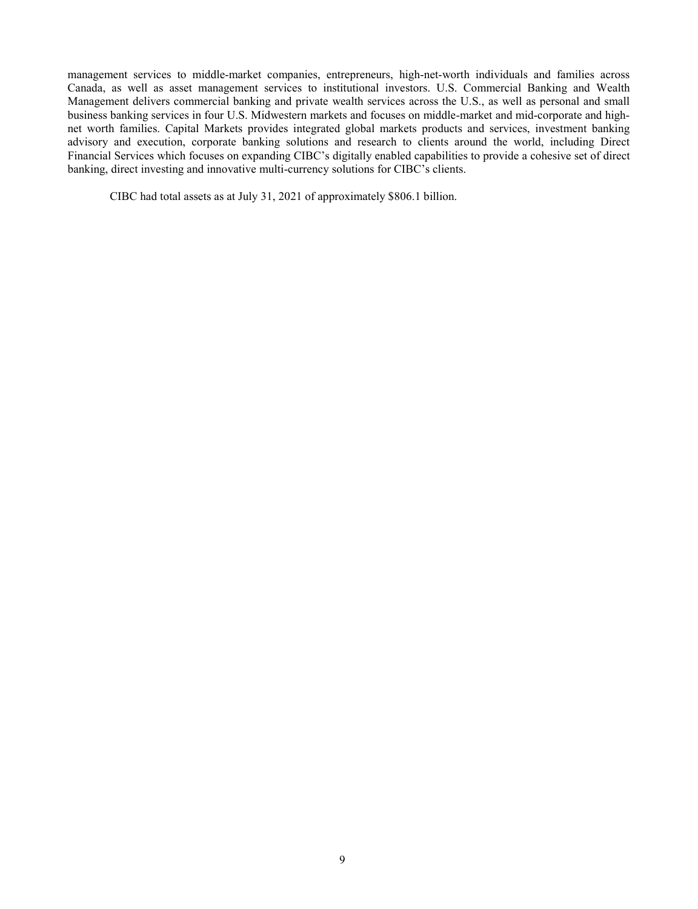management services to middle-market companies, entrepreneurs, high-net-worth individuals and families across Canada, as well as asset management services to institutional investors. U.S. Commercial Banking and Wealth Management delivers commercial banking and private wealth services across the U.S., as well as personal and small business banking services in four U.S. Midwestern markets and focuses on middle-market and mid-corporate and high-net worth families. Capital Markets provides integrated global markets products and services, investment banking advisory and execution, corporate banking solutions and research to clients around the world, including Direct Financial Services which focuses on expanding CIBC's digitally enabled capabilities to provide a cohesive set of direct banking, direct investing and innovative multi-currency solutions for CIBC's clients.

CIBC had total assets as at July 31, 2021 of approximately $806.1 billion.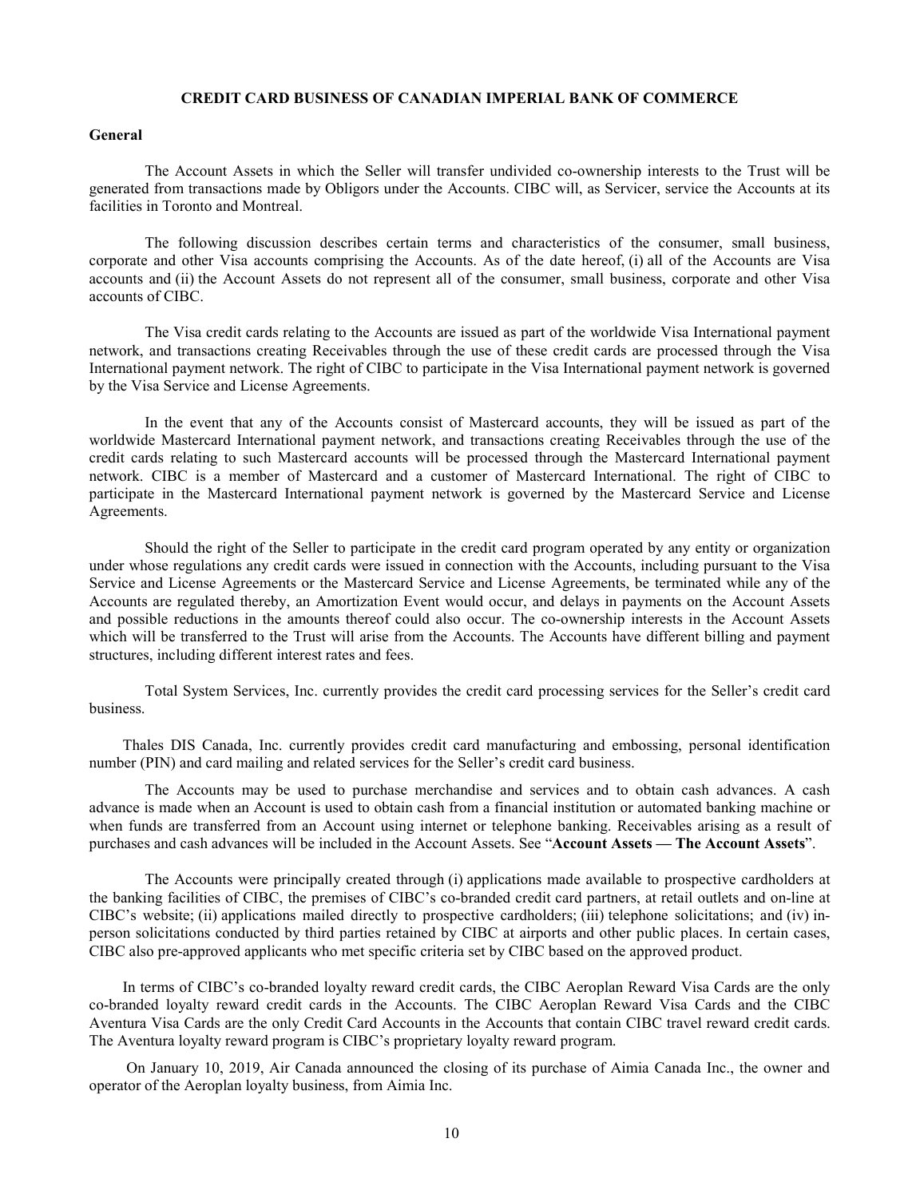## CREDIT CARD BUSINESS OF CANADIAN IMPERIAL BANK OF COMMERCE

### General

The Account Assets in which the Seller will transfer undivided co-ownership interests to the Trust will be generated from transactions made by Obligors under the Accounts. CIBC will, as Servicer, service the Accounts at its facilities in Toronto and Montreal.

The following discussion describes certain terms and characteristics of the consumer, small business, corporate and other Visa accounts comprising the Accounts. As of the date hereof, (i) all of the Accounts are Visa accounts and (ii) the Account Assets do not represent all of the consumer, small business, corporate and other Visa accounts of CIBC.

The Visa credit cards relating to the Accounts are issued as part of the worldwide Visa International payment network, and transactions creating Receivables through the use of these credit cards are processed through the Visa International payment network. The right of CIBC to participate in the Visa International payment network is governed by the Visa Service and License Agreements.

In the event that any of the Accounts consist of Mastercard accounts, they will be issued as part of the worldwide Mastercard International payment network, and transactions creating Receivables through the use of the credit cards relating to such Mastercard accounts will be processed through the Mastercard International payment network. CIBC is a member of Mastercard and a customer of Mastercard International. The right of CIBC to participate in the Mastercard International payment network is governed by the Mastercard Service and License Agreements.

Should the right of the Seller to participate in the credit card program operated by any entity or organization under whose regulations any credit cards were issued in connection with the Accounts, including pursuant to the Visa Service and License Agreements or the Mastercard Service and License Agreements, be terminated while any of the Accounts are regulated thereby, an Amortization Event would occur, and delays in payments on the Account Assets and possible reductions in the amounts thereof could also occur. The co-ownership interests in the Account Assets which will be transferred to the Trust will arise from the Accounts. The Accounts have different billing and payment structures, including different interest rates and fees.

Total System Services, Inc. currently provides the credit card processing services for the Seller's credit card business.

Thales DIS Canada, Inc. currently provides credit card manufacturing and embossing, personal identification number (PIN) and card mailing and related services for the Seller's credit card business.

The Accounts may be used to purchase merchandise and services and to obtain cash advances. A cash advance is made when an Account is used to obtain cash from a financial institution or automated banking machine or when funds are transferred from an Account using internet or telephone banking. Receivables arising as a result of purchases and cash advances will be included in the Account Assets. See "**Account Assets — The Account Assets**".

The Accounts were principally created through (i) applications made available to prospective cardholders at the banking facilities of CIBC, the premises of CIBC's co-branded credit card partners, at retail outlets and on-line at CIBC's website; (ii) applications mailed directly to prospective cardholders; (iii) telephone solicitations; and (iv) in-person solicitations conducted by third parties retained by CIBC at airports and other public places. In certain cases, CIBC also pre-approved applicants who met specific criteria set by CIBC based on the approved product.

In terms of CIBC's co-branded loyalty reward credit cards, the CIBC Aeroplan Reward Visa Cards are the only co-branded loyalty reward credit cards in the Accounts. The CIBC Aeroplan Reward Visa Cards and the CIBC Aventura Visa Cards are the only Credit Card Accounts in the Accounts that contain CIBC travel reward credit cards. The Aventura loyalty reward program is CIBC's proprietary loyalty reward program.

On January 10, 2019, Air Canada announced the closing of its purchase of Aimia Canada Inc., the owner and operator of the Aeroplan loyalty business, from Aimia Inc.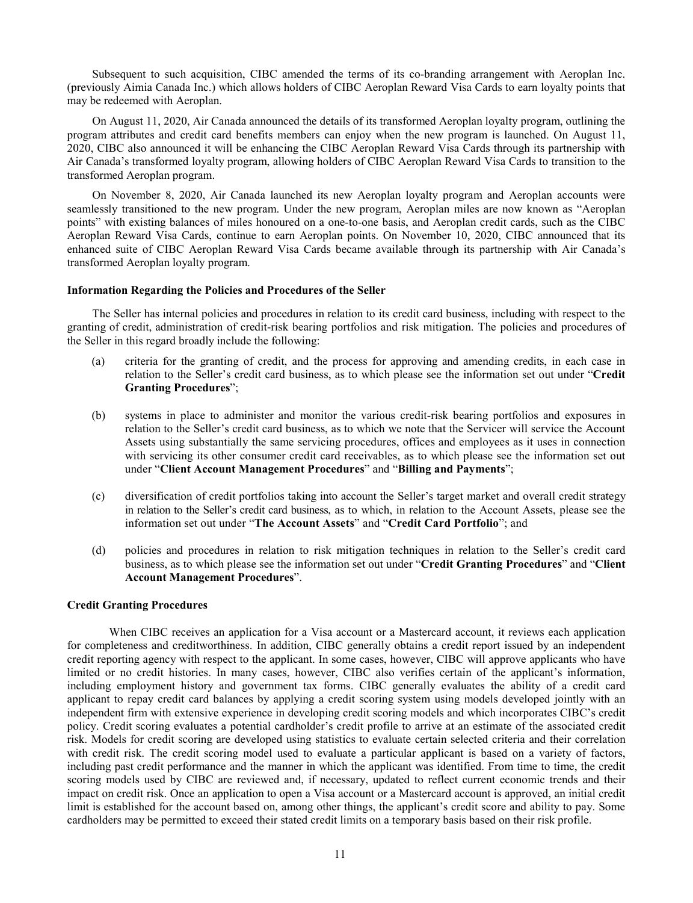Subsequent to such acquisition, CIBC amended the terms of its co-branding arrangement with Aeroplan Inc. (previously Aimia Canada Inc.) which allows holders of CIBC Aeroplan Reward Visa Cards to earn loyalty points that may be redeemed with Aeroplan.

On August 11, 2020, Air Canada announced the details of its transformed Aeroplan loyalty program, outlining the program attributes and credit card benefits members can enjoy when the new program is launched. On August 11, 2020, CIBC also announced it will be enhancing the CIBC Aeroplan Reward Visa Cards through its partnership with Air Canada's transformed loyalty program, allowing holders of CIBC Aeroplan Reward Visa Cards to transition to the transformed Aeroplan program.

On November 8, 2020, Air Canada launched its new Aeroplan loyalty program and Aeroplan accounts were seamlessly transitioned to the new program. Under the new program, Aeroplan miles are now known as "Aeroplan points" with existing balances of miles honoured on a one-to-one basis, and Aeroplan credit cards, such as the CIBC Aeroplan Reward Visa Cards, continue to earn Aeroplan points. On November 10, 2020, CIBC announced that its enhanced suite of CIBC Aeroplan Reward Visa Cards became available through its partnership with Air Canada's transformed Aeroplan loyalty program.

**Information Regarding the Policies and Procedures of the Seller**

The Seller has internal policies and procedures in relation to its credit card business, including with respect to the granting of credit, administration of credit-risk bearing portfolios and risk mitigation. The policies and procedures of the Seller in this regard broadly include the following:

(a) criteria for the granting of credit, and the process for approving and amending credits, in each case in relation to the Seller's credit card business, as to which please see the information set out under "**Credit Granting Procedures**";

(b) systems in place to administer and monitor the various credit-risk bearing portfolios and exposures in relation to the Seller's credit card business, as to which we note that the Servicer will service the Account Assets using substantially the same servicing procedures, offices and employees as it uses in connection with servicing its other consumer credit card receivables, as to which please see the information set out under "**Client Account Management Procedures**" and "**Billing and Payments**";

(c) diversification of credit portfolios taking into account the Seller's target market and overall credit strategy in relation to the Seller's credit card business, as to which, in relation to the Account Assets, please see the information set out under "**The Account Assets**" and "**Credit Card Portfolio**"; and

(d) policies and procedures in relation to risk mitigation techniques in relation to the Seller's credit card business, as to which please see the information set out under "**Credit Granting Procedures**" and "**Client Account Management Procedures**".

**Credit Granting Procedures**

When CIBC receives an application for a Visa account or a Mastercard account, it reviews each application for completeness and creditworthiness. In addition, CIBC generally obtains a credit report issued by an independent credit reporting agency with respect to the applicant. In some cases, however, CIBC will approve applicants who have limited or no credit histories. In many cases, however, CIBC also verifies certain of the applicant's information, including employment history and government tax forms. CIBC generally evaluates the ability of a credit card applicant to repay credit card balances by applying a credit scoring system using models developed jointly with an independent firm with extensive experience in developing credit scoring models and which incorporates CIBC's credit policy. Credit scoring evaluates a potential cardholder's credit profile to arrive at an estimate of the associated credit risk. Models for credit scoring are developed using statistics to evaluate certain selected criteria and their correlation with credit risk. The credit scoring model used to evaluate a particular applicant is based on a variety of factors, including past credit performance and the manner in which the applicant was identified. From time to time, the credit scoring models used by CIBC are reviewed and, if necessary, updated to reflect current economic trends and their impact on credit risk. Once an application to open a Visa account or a Mastercard account is approved, an initial credit limit is established for the account based on, among other things, the applicant's credit score and ability to pay. Some cardholders may be permitted to exceed their stated credit limits on a temporary basis based on their risk profile.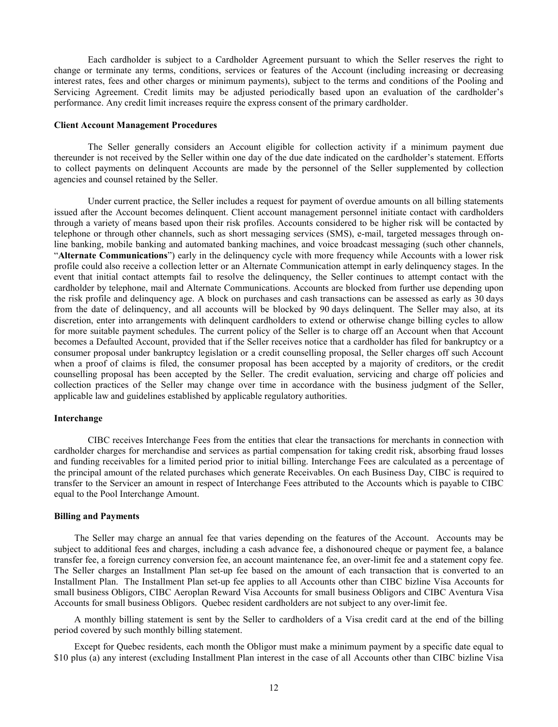Each cardholder is subject to a Cardholder Agreement pursuant to which the Seller reserves the right to change or terminate any terms, conditions, services or features of the Account (including increasing or decreasing interest rates, fees and other charges or minimum payments), subject to the terms and conditions of the Pooling and Servicing Agreement. Credit limits may be adjusted periodically based upon an evaluation of the cardholder's performance. Any credit limit increases require the express consent of the primary cardholder.

### Client Account Management Procedures

The Seller generally considers an Account eligible for collection activity if a minimum payment due thereunder is not received by the Seller within one day of the due date indicated on the cardholder's statement. Efforts to collect payments on delinquent Accounts are made by the personnel of the Seller supplemented by collection agencies and counsel retained by the Seller.

Under current practice, the Seller includes a request for payment of overdue amounts on all billing statements issued after the Account becomes delinquent. Client account management personnel initiate contact with cardholders through a variety of means based upon their risk profiles. Accounts considered to be higher risk will be contacted by telephone or through other channels, such as short messaging services (SMS), e-mail, targeted messages through on-line banking, mobile banking and automated banking machines, and voice broadcast messaging (such other channels, "**Alternate Communications**") early in the delinquency cycle with more frequency while Accounts with a lower risk profile could also receive a collection letter or an Alternate Communication attempt in early delinquency stages. In the event that initial contact attempts fail to resolve the delinquency, the Seller continues to attempt contact with the cardholder by telephone, mail and Alternate Communications. Accounts are blocked from further use depending upon the risk profile and delinquency age. A block on purchases and cash transactions can be assessed as early as 30 days from the date of delinquency, and all accounts will be blocked by 90 days delinquent. The Seller may also, at its discretion, enter into arrangements with delinquent cardholders to extend or otherwise change billing cycles to allow for more suitable payment schedules. The current policy of the Seller is to charge off an Account when that Account becomes a Defaulted Account, provided that if the Seller receives notice that a cardholder has filed for bankruptcy or a consumer proposal under bankruptcy legislation or a credit counselling proposal, the Seller charges off such Account when a proof of claims is filed, the consumer proposal has been accepted by a majority of creditors, or the credit counselling proposal has been accepted by the Seller. The credit evaluation, servicing and charge off policies and collection practices of the Seller may change over time in accordance with the business judgment of the Seller, applicable law and guidelines established by applicable regulatory authorities.

### Interchange

CIBC receives Interchange Fees from the entities that clear the transactions for merchants in connection with cardholder charges for merchandise and services as partial compensation for taking credit risk, absorbing fraud losses and funding receivables for a limited period prior to initial billing. Interchange Fees are calculated as a percentage of the principal amount of the related purchases which generate Receivables. On each Business Day, CIBC is required to transfer to the Servicer an amount in respect of Interchange Fees attributed to the Accounts which is payable to CIBC equal to the Pool Interchange Amount.

### Billing and Payments

The Seller may charge an annual fee that varies depending on the features of the Account. Accounts may be subject to additional fees and charges, including a cash advance fee, a dishonoured cheque or payment fee, a balance transfer fee, a foreign currency conversion fee, an account maintenance fee, an over-limit fee and a statement copy fee. The Seller charges an Installment Plan set-up fee based on the amount of each transaction that is converted to an Installment Plan. The Installment Plan set-up fee applies to all Accounts other than CIBC bizline Visa Accounts for small business Obligors, CIBC Aeroplan Reward Visa Accounts for small business Obligors and CIBC Aventura Visa Accounts for small business Obligors. Quebec resident cardholders are not subject to any over-limit fee.

A monthly billing statement is sent by the Seller to cardholders of a Visa credit card at the end of the billing period covered by such monthly billing statement.

Except for Quebec residents, each month the Obligor must make a minimum payment by a specific date equal to $10 plus (a) any interest (excluding Installment Plan interest in the case of all Accounts other than CIBC bizline Visa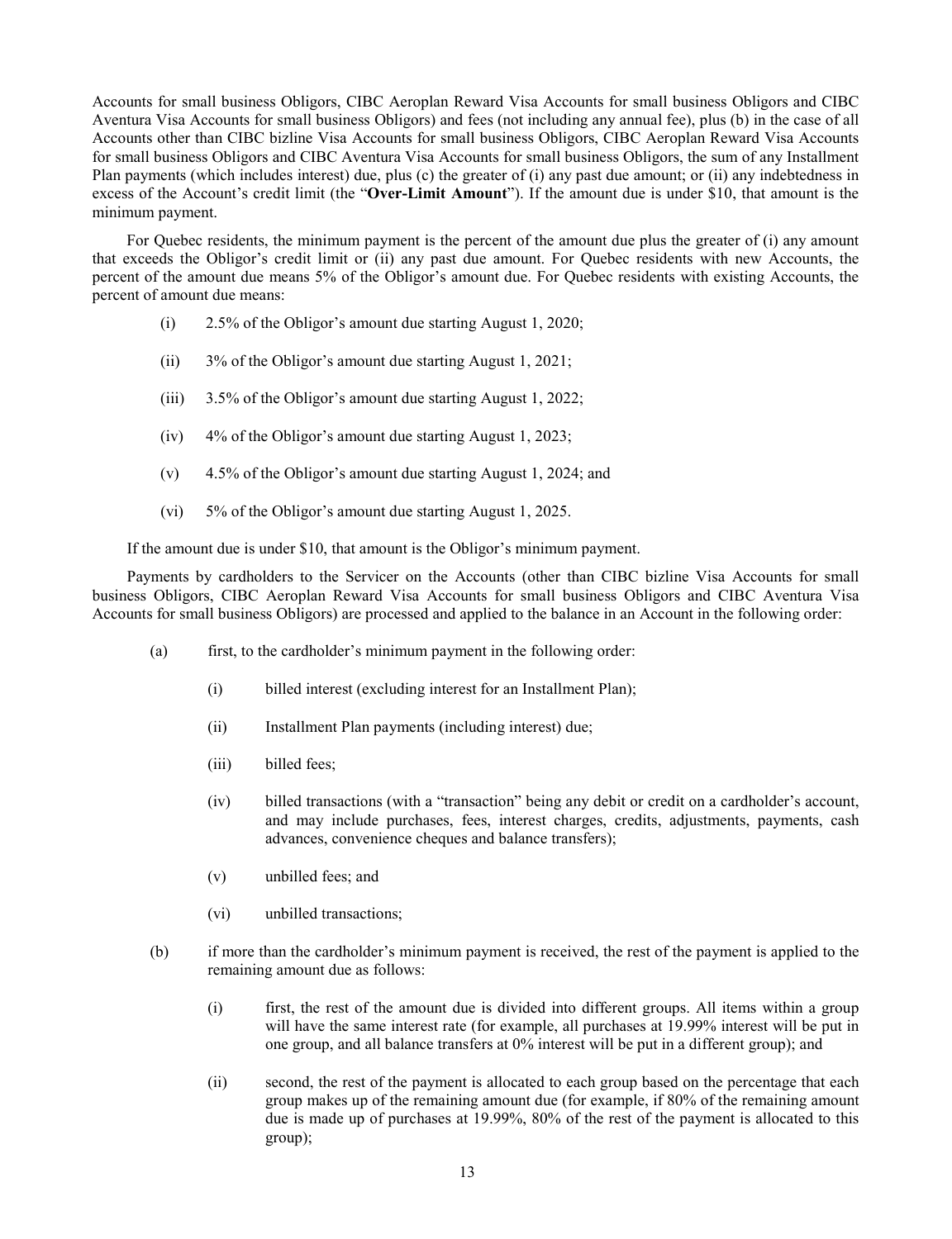Accounts for small business Obligors, CIBC Aeroplan Reward Visa Accounts for small business Obligors and CIBC Aventura Visa Accounts for small business Obligors) and fees (not including any annual fee), plus (b) in the case of all Accounts other than CIBC bizline Visa Accounts for small business Obligors, CIBC Aeroplan Reward Visa Accounts for small business Obligors and CIBC Aventura Visa Accounts for small business Obligors, the sum of any Installment Plan payments (which includes interest) due, plus (c) the greater of (i) any past due amount; or (ii) any indebtedness in excess of the Account's credit limit (the "**Over-Limit Amount**"). If the amount due is under $10, that amount is the minimum payment.

For Quebec residents, the minimum payment is the percent of the amount due plus the greater of (i) any amount that exceeds the Obligor's credit limit or (ii) any past due amount. For Quebec residents with new Accounts, the percent of the amount due means 5% of the Obligor's amount due. For Quebec residents with existing Accounts, the percent of amount due means:

(i) 2.5% of the Obligor's amount due starting August 1, 2020;

(ii) 3% of the Obligor's amount due starting August 1, 2021;

(iii) 3.5% of the Obligor's amount due starting August 1, 2022;

(iv) 4% of the Obligor's amount due starting August 1, 2023;

(v) 4.5% of the Obligor's amount due starting August 1, 2024; and

(vi) 5% of the Obligor's amount due starting August 1, 2025.

If the amount due is under $10, that amount is the Obligor's minimum payment.

Payments by cardholders to the Servicer on the Accounts (other than CIBC bizline Visa Accounts for small business Obligors, CIBC Aeroplan Reward Visa Accounts for small business Obligors and CIBC Aventura Visa Accounts for small business Obligors) are processed and applied to the balance in an Account in the following order:

(a) first, to the cardholder's minimum payment in the following order:

   (i) billed interest (excluding interest for an Installment Plan);

   (ii) Installment Plan payments (including interest) due;

   (iii) billed fees;

   (iv) billed transactions (with a "transaction" being any debit or credit on a cardholder's account, and may include purchases, fees, interest charges, credits, adjustments, payments, cash advances, convenience cheques and balance transfers);

   (v) unbilled fees; and

   (vi) unbilled transactions;

(b) if more than the cardholder's minimum payment is received, the rest of the payment is applied to the remaining amount due as follows:

   (i) first, the rest of the amount due is divided into different groups. All items within a group will have the same interest rate (for example, all purchases at 19.99% interest will be put in one group, and all balance transfers at 0% interest will be put in a different group); and

   (ii) second, the rest of the payment is allocated to each group based on the percentage that each group makes up of the remaining amount due (for example, if 80% of the remaining amount due is made up of purchases at 19.99%, 80% of the rest of the payment is allocated to this group);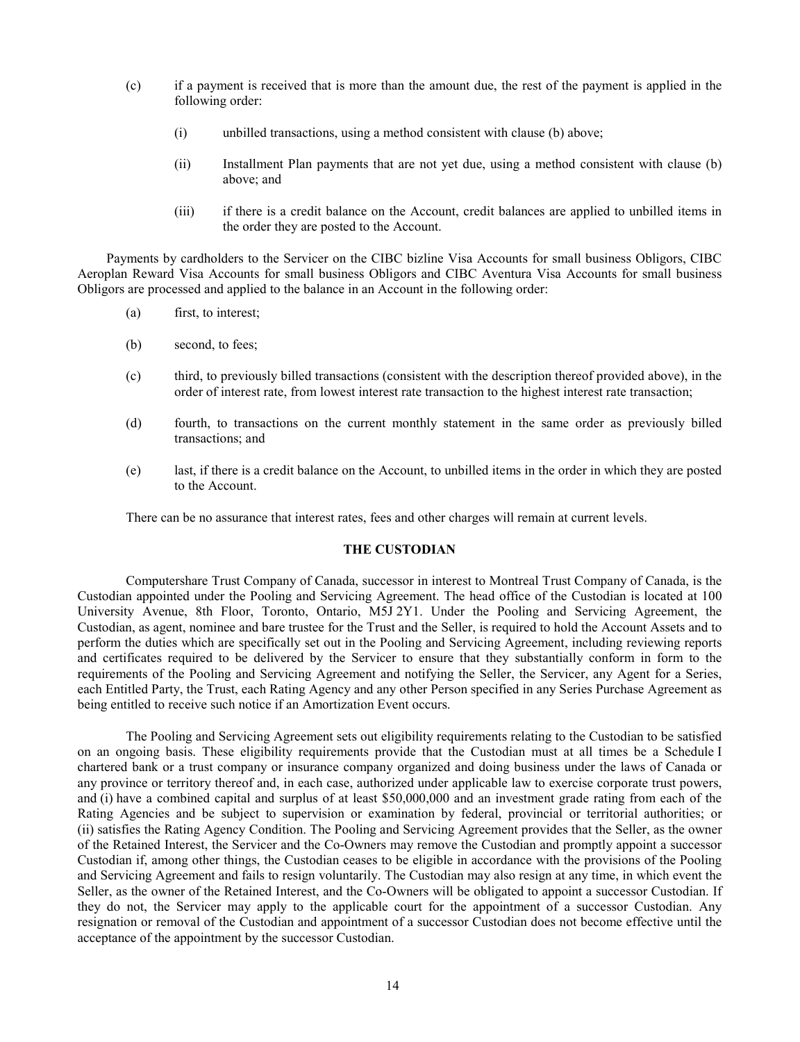(c) if a payment is received that is more than the amount due, the rest of the payment is applied in the following order:

  (i) unbilled transactions, using a method consistent with clause (b) above;

  (ii) Installment Plan payments that are not yet due, using a method consistent with clause (b) above; and

  (iii) if there is a credit balance on the Account, credit balances are applied to unbilled items in the order they are posted to the Account.

Payments by cardholders to the Servicer on the CIBC bizline Visa Accounts for small business Obligors, CIBC Aeroplan Reward Visa Accounts for small business Obligors and CIBC Aventura Visa Accounts for small business Obligors are processed and applied to the balance in an Account in the following order:

(a) first, to interest;

(b) second, to fees;

(c) third, to previously billed transactions (consistent with the description thereof provided above), in the order of interest rate, from lowest interest rate transaction to the highest interest rate transaction;

(d) fourth, to transactions on the current monthly statement in the same order as previously billed transactions; and

(e) last, if there is a credit balance on the Account, to unbilled items in the order in which they are posted to the Account.

There can be no assurance that interest rates, fees and other charges will remain at current levels.

## THE CUSTODIAN

Computershare Trust Company of Canada, successor in interest to Montreal Trust Company of Canada, is the Custodian appointed under the Pooling and Servicing Agreement. The head office of the Custodian is located at 100 University Avenue, 8th Floor, Toronto, Ontario, M5J 2Y1. Under the Pooling and Servicing Agreement, the Custodian, as agent, nominee and bare trustee for the Trust and the Seller, is required to hold the Account Assets and to perform the duties which are specifically set out in the Pooling and Servicing Agreement, including reviewing reports and certificates required to be delivered by the Servicer to ensure that they substantially conform in form to the requirements of the Pooling and Servicing Agreement and notifying the Seller, the Servicer, any Agent for a Series, each Entitled Party, the Trust, each Rating Agency and any other Person specified in any Series Purchase Agreement as being entitled to receive such notice if an Amortization Event occurs.

The Pooling and Servicing Agreement sets out eligibility requirements relating to the Custodian to be satisfied on an ongoing basis. These eligibility requirements provide that the Custodian must at all times be a Schedule I chartered bank or a trust company or insurance company organized and doing business under the laws of Canada or any province or territory thereof and, in each case, authorized under applicable law to exercise corporate trust powers, and (i) have a combined capital and surplus of at least $50,000,000 and an investment grade rating from each of the Rating Agencies and be subject to supervision or examination by federal, provincial or territorial authorities; or (ii) satisfies the Rating Agency Condition. The Pooling and Servicing Agreement provides that the Seller, as the owner of the Retained Interest, the Servicer and the Co-Owners may remove the Custodian and promptly appoint a successor Custodian if, among other things, the Custodian ceases to be eligible in accordance with the provisions of the Pooling and Servicing Agreement and fails to resign voluntarily. The Custodian may also resign at any time, in which event the Seller, as the owner of the Retained Interest, and the Co-Owners will be obligated to appoint a successor Custodian. If they do not, the Servicer may apply to the applicable court for the appointment of a successor Custodian. Any resignation or removal of the Custodian and appointment of a successor Custodian does not become effective until the acceptance of the appointment by the successor Custodian.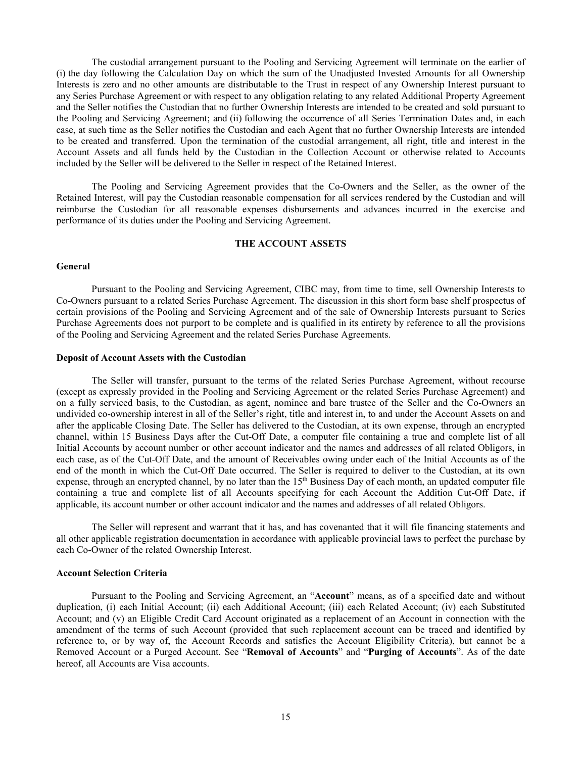The custodial arrangement pursuant to the Pooling and Servicing Agreement will terminate on the earlier of (i) the day following the Calculation Day on which the sum of the Unadjusted Invested Amounts for all Ownership Interests is zero and no other amounts are distributable to the Trust in respect of any Ownership Interest pursuant to any Series Purchase Agreement or with respect to any obligation relating to any related Additional Property Agreement and the Seller notifies the Custodian that no further Ownership Interests are intended to be created and sold pursuant to the Pooling and Servicing Agreement; and (ii) following the occurrence of all Series Termination Dates and, in each case, at such time as the Seller notifies the Custodian and each Agent that no further Ownership Interests are intended to be created and transferred. Upon the termination of the custodial arrangement, all right, title and interest in the Account Assets and all funds held by the Custodian in the Collection Account or otherwise related to Accounts included by the Seller will be delivered to the Seller in respect of the Retained Interest.

The Pooling and Servicing Agreement provides that the Co-Owners and the Seller, as the owner of the Retained Interest, will pay the Custodian reasonable compensation for all services rendered by the Custodian and will reimburse the Custodian for all reasonable expenses disbursements and advances incurred in the exercise and performance of its duties under the Pooling and Servicing Agreement.

## THE ACCOUNT ASSETS

### General

Pursuant to the Pooling and Servicing Agreement, CIBC may, from time to time, sell Ownership Interests to Co-Owners pursuant to a related Series Purchase Agreement. The discussion in this short form base shelf prospectus of certain provisions of the Pooling and Servicing Agreement and of the sale of Ownership Interests pursuant to Series Purchase Agreements does not purport to be complete and is qualified in its entirety by reference to all the provisions of the Pooling and Servicing Agreement and the related Series Purchase Agreements.

### Deposit of Account Assets with the Custodian

The Seller will transfer, pursuant to the terms of the related Series Purchase Agreement, without recourse (except as expressly provided in the Pooling and Servicing Agreement or the related Series Purchase Agreement) and on a fully serviced basis, to the Custodian, as agent, nominee and bare trustee of the Seller and the Co-Owners an undivided co-ownership interest in all of the Seller's right, title and interest in, to and under the Account Assets on and after the applicable Closing Date. The Seller has delivered to the Custodian, at its own expense, through an encrypted channel, within 15 Business Days after the Cut-Off Date, a computer file containing a true and complete list of all Initial Accounts by account number or other account indicator and the names and addresses of all related Obligors, in each case, as of the Cut-Off Date, and the amount of Receivables owing under each of the Initial Accounts as of the end of the month in which the Cut-Off Date occurred. The Seller is required to deliver to the Custodian, at its own expense, through an encrypted channel, by no later than the 15th Business Day of each month, an updated computer file containing a true and complete list of all Accounts specifying for each Account the Addition Cut-Off Date, if applicable, its account number or other account indicator and the names and addresses of all related Obligors.

The Seller will represent and warrant that it has, and has covenanted that it will file financing statements and all other applicable registration documentation in accordance with applicable provincial laws to perfect the purchase by each Co-Owner of the related Ownership Interest.

### Account Selection Criteria

Pursuant to the Pooling and Servicing Agreement, an "**Account**" means, as of a specified date and without duplication, (i) each Initial Account; (ii) each Additional Account; (iii) each Related Account; (iv) each Substituted Account; and (v) an Eligible Credit Card Account originated as a replacement of an Account in connection with the amendment of the terms of such Account (provided that such replacement account can be traced and identified by reference to, or by way of, the Account Records and satisfies the Account Eligibility Criteria), but cannot be a Removed Account or a Purged Account. See "**Removal of Accounts**" and "**Purging of Accounts**". As of the date hereof, all Accounts are Visa accounts.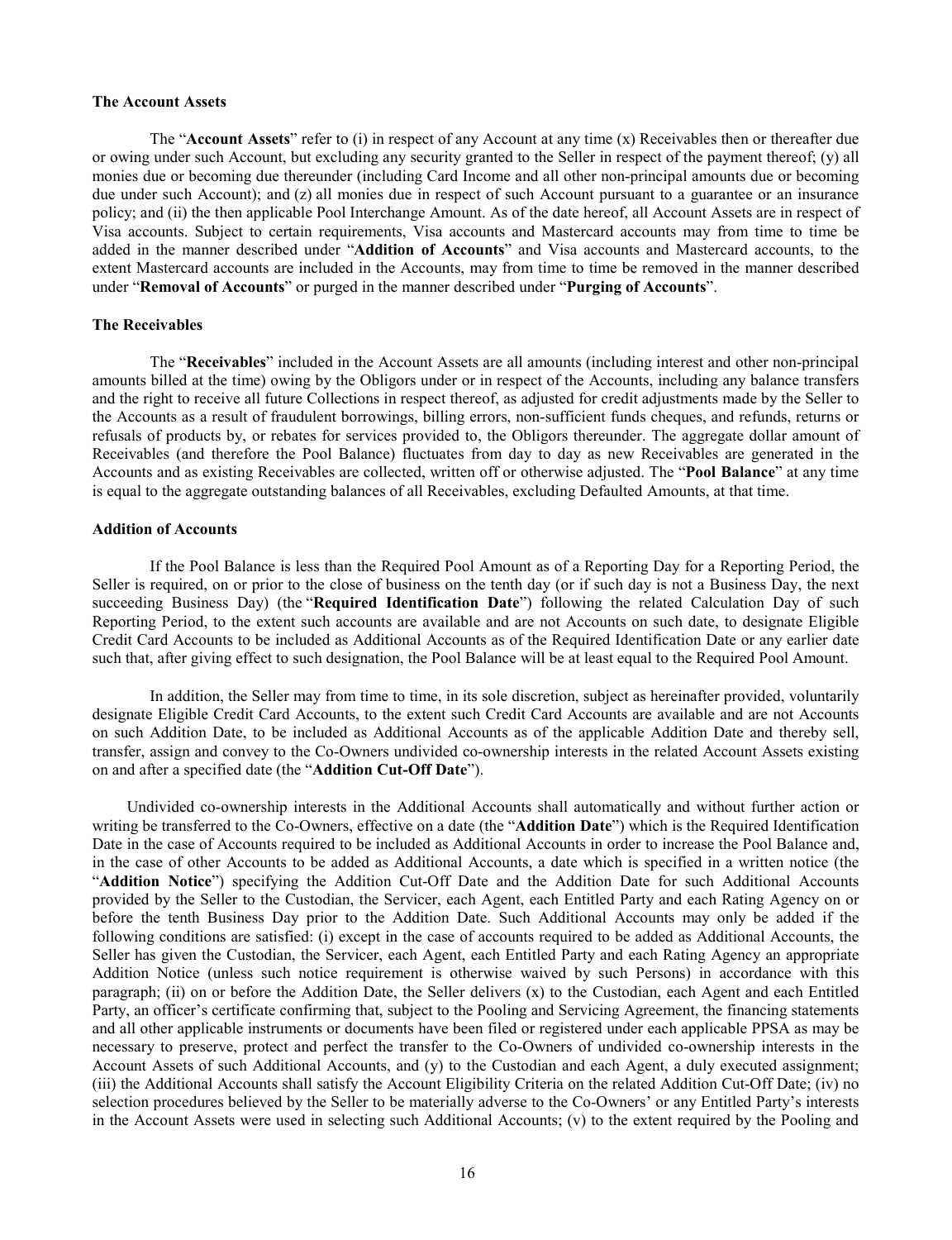**The Account Assets**

The "**Account Assets**" refer to (i) in respect of any Account at any time (x) Receivables then or thereafter due or owing under such Account, but excluding any security granted to the Seller in respect of the payment thereof; (y) all monies due or becoming due thereunder (including Card Income and all other non-principal amounts due or becoming due under such Account); and (z) all monies due in respect of such Account pursuant to a guarantee or an insurance policy; and (ii) the then applicable Pool Interchange Amount. As of the date hereof, all Account Assets are in respect of Visa accounts. Subject to certain requirements, Visa accounts and Mastercard accounts may from time to time be added in the manner described under "**Addition of Accounts**" and Visa accounts and Mastercard accounts, to the extent Mastercard accounts are included in the Accounts, may from time to time be removed in the manner described under "**Removal of Accounts**" or purged in the manner described under "**Purging of Accounts**".

**The Receivables**

The "**Receivables**" included in the Account Assets are all amounts (including interest and other non-principal amounts billed at the time) owing by the Obligors under or in respect of the Accounts, including any balance transfers and the right to receive all future Collections in respect thereof, as adjusted for credit adjustments made by the Seller to the Accounts as a result of fraudulent borrowings, billing errors, non-sufficient funds cheques, and refunds, returns or refusals of products by, or rebates for services provided to, the Obligors thereunder. The aggregate dollar amount of Receivables (and therefore the Pool Balance) fluctuates from day to day as new Receivables are generated in the Accounts and as existing Receivables are collected, written off or otherwise adjusted. The "**Pool Balance**" at any time is equal to the aggregate outstanding balances of all Receivables, excluding Defaulted Amounts, at that time.

**Addition of Accounts**

If the Pool Balance is less than the Required Pool Amount as of a Reporting Day for a Reporting Period, the Seller is required, on or prior to the close of business on the tenth day (or if such day is not a Business Day, the next succeeding Business Day) (the "**Required Identification Date**") following the related Calculation Day of such Reporting Period, to the extent such accounts are available and are not Accounts on such date, to designate Eligible Credit Card Accounts to be included as Additional Accounts as of the Required Identification Date or any earlier date such that, after giving effect to such designation, the Pool Balance will be at least equal to the Required Pool Amount.

In addition, the Seller may from time to time, in its sole discretion, subject as hereinafter provided, voluntarily designate Eligible Credit Card Accounts, to the extent such Credit Card Accounts are available and are not Accounts on such Addition Date, to be included as Additional Accounts as of the applicable Addition Date and thereby sell, transfer, assign and convey to the Co-Owners undivided co-ownership interests in the related Account Assets existing on and after a specified date (the "**Addition Cut-Off Date**").

Undivided co-ownership interests in the Additional Accounts shall automatically and without further action or writing be transferred to the Co-Owners, effective on a date (the "**Addition Date**") which is the Required Identification Date in the case of Accounts required to be included as Additional Accounts in order to increase the Pool Balance and, in the case of other Accounts to be added as Additional Accounts, a date which is specified in a written notice (the "**Addition Notice**") specifying the Addition Cut-Off Date and the Addition Date for such Additional Accounts provided by the Seller to the Custodian, the Servicer, each Agent, each Entitled Party and each Rating Agency on or before the tenth Business Day prior to the Addition Date. Such Additional Accounts may only be added if the following conditions are satisfied: (i) except in the case of accounts required to be added as Additional Accounts, the Seller has given the Custodian, the Servicer, each Agent, each Entitled Party and each Rating Agency an appropriate Addition Notice (unless such notice requirement is otherwise waived by such Persons) in accordance with this paragraph; (ii) on or before the Addition Date, the Seller delivers (x) to the Custodian, each Agent and each Entitled Party, an officer's certificate confirming that, subject to the Pooling and Servicing Agreement, the financing statements and all other applicable instruments or documents have been filed or registered under each applicable PPSA as may be necessary to preserve, protect and perfect the transfer to the Co-Owners of undivided co-ownership interests in the Account Assets of such Additional Accounts, and (y) to the Custodian and each Agent, a duly executed assignment; (iii) the Additional Accounts shall satisfy the Account Eligibility Criteria on the related Addition Cut-Off Date; (iv) no selection procedures believed by the Seller to be materially adverse to the Co-Owners' or any Entitled Party's interests in the Account Assets were used in selecting such Additional Accounts; (v) to the extent required by the Pooling and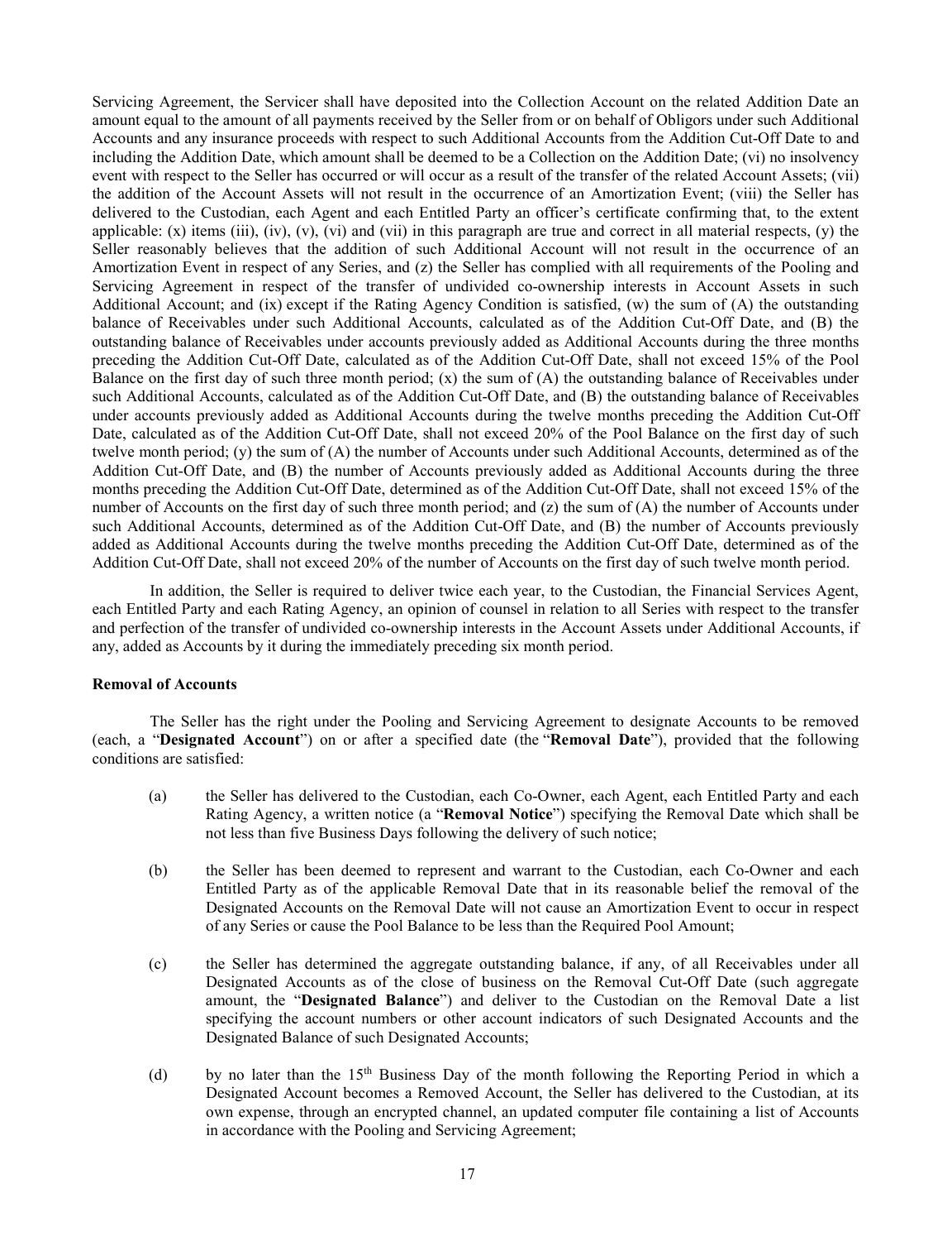Servicing Agreement, the Servicer shall have deposited into the Collection Account on the related Addition Date an amount equal to the amount of all payments received by the Seller from or on behalf of Obligors under such Additional Accounts and any insurance proceeds with respect to such Additional Accounts from the Addition Cut-Off Date to and including the Addition Date, which amount shall be deemed to be a Collection on the Addition Date; (vi) no insolvency event with respect to the Seller has occurred or will occur as a result of the transfer of the related Account Assets; (vii) the addition of the Account Assets will not result in the occurrence of an Amortization Event; (viii) the Seller has delivered to the Custodian, each Agent and each Entitled Party an officer's certificate confirming that, to the extent applicable: (x) items (iii), (iv), (v), (vi) and (vii) in this paragraph are true and correct in all material respects, (y) the Seller reasonably believes that the addition of such Additional Account will not result in the occurrence of an Amortization Event in respect of any Series, and (z) the Seller has complied with all requirements of the Pooling and Servicing Agreement in respect of the transfer of undivided co-ownership interests in Account Assets in such Additional Account; and (ix) except if the Rating Agency Condition is satisfied, (w) the sum of (A) the outstanding balance of Receivables under such Additional Accounts, calculated as of the Addition Cut-Off Date, and (B) the outstanding balance of Receivables under accounts previously added as Additional Accounts during the three months preceding the Addition Cut-Off Date, calculated as of the Addition Cut-Off Date, shall not exceed 15% of the Pool Balance on the first day of such three month period; (x) the sum of (A) the outstanding balance of Receivables under such Additional Accounts, calculated as of the Addition Cut-Off Date, and (B) the outstanding balance of Receivables under accounts previously added as Additional Accounts during the twelve months preceding the Addition Cut-Off Date, calculated as of the Addition Cut-Off Date, shall not exceed 20% of the Pool Balance on the first day of such twelve month period; (y) the sum of (A) the number of Accounts under such Additional Accounts, determined as of the Addition Cut-Off Date, and (B) the number of Accounts previously added as Additional Accounts during the three months preceding the Addition Cut-Off Date, determined as of the Addition Cut-Off Date, shall not exceed 15% of the number of Accounts on the first day of such three month period; and (z) the sum of (A) the number of Accounts under such Additional Accounts, determined as of the Addition Cut-Off Date, and (B) the number of Accounts previously added as Additional Accounts during the twelve months preceding the Addition Cut-Off Date, determined as of the Addition Cut-Off Date, shall not exceed 20% of the number of Accounts on the first day of such twelve month period.

In addition, the Seller is required to deliver twice each year, to the Custodian, the Financial Services Agent, each Entitled Party and each Rating Agency, an opinion of counsel in relation to all Series with respect to the transfer and perfection of the transfer of undivided co-ownership interests in the Account Assets under Additional Accounts, if any, added as Accounts by it during the immediately preceding six month period.

**Removal of Accounts**

The Seller has the right under the Pooling and Servicing Agreement to designate Accounts to be removed (each, a "**Designated Account**") on or after a specified date (the "**Removal Date**"), provided that the following conditions are satisfied:

(a) the Seller has delivered to the Custodian, each Co-Owner, each Agent, each Entitled Party and each Rating Agency, a written notice (a "**Removal Notice**") specifying the Removal Date which shall be not less than five Business Days following the delivery of such notice;

(b) the Seller has been deemed to represent and warrant to the Custodian, each Co-Owner and each Entitled Party as of the applicable Removal Date that in its reasonable belief the removal of the Designated Accounts on the Removal Date will not cause an Amortization Event to occur in respect of any Series or cause the Pool Balance to be less than the Required Pool Amount;

(c) the Seller has determined the aggregate outstanding balance, if any, of all Receivables under all Designated Accounts as of the close of business on the Removal Cut-Off Date (such aggregate amount, the "**Designated Balance**") and deliver to the Custodian on the Removal Date a list specifying the account numbers or other account indicators of such Designated Accounts and the Designated Balance of such Designated Accounts;

(d) by no later than the 15th Business Day of the month following the Reporting Period in which a Designated Account becomes a Removed Account, the Seller has delivered to the Custodian, at its own expense, through an encrypted channel, an updated computer file containing a list of Accounts in accordance with the Pooling and Servicing Agreement;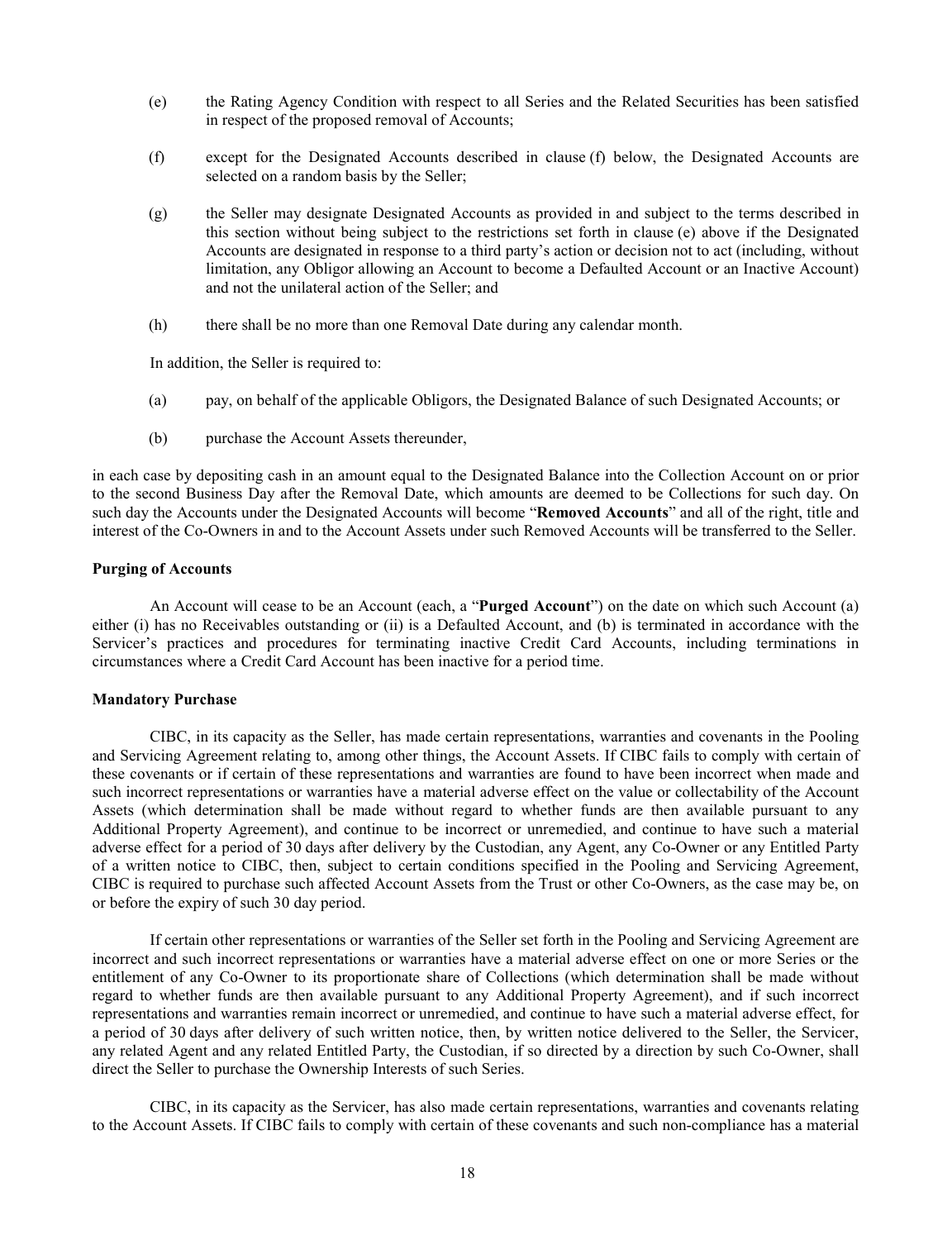(e) the Rating Agency Condition with respect to all Series and the Related Securities has been satisfied in respect of the proposed removal of Accounts;

(f) except for the Designated Accounts described in clause (f) below, the Designated Accounts are selected on a random basis by the Seller;

(g) the Seller may designate Designated Accounts as provided in and subject to the terms described in this section without being subject to the restrictions set forth in clause (e) above if the Designated Accounts are designated in response to a third party's action or decision not to act (including, without limitation, any Obligor allowing an Account to become a Defaulted Account or an Inactive Account) and not the unilateral action of the Seller; and

(h) there shall be no more than one Removal Date during any calendar month.

In addition, the Seller is required to:

(a) pay, on behalf of the applicable Obligors, the Designated Balance of such Designated Accounts; or

(b) purchase the Account Assets thereunder,

in each case by depositing cash in an amount equal to the Designated Balance into the Collection Account on or prior to the second Business Day after the Removal Date, which amounts are deemed to be Collections for such day. On such day the Accounts under the Designated Accounts will become "**Removed Accounts**" and all of the right, title and interest of the Co-Owners in and to the Account Assets under such Removed Accounts will be transferred to the Seller.

**Purging of Accounts**

An Account will cease to be an Account (each, a "**Purged Account**") on the date on which such Account (a) either (i) has no Receivables outstanding or (ii) is a Defaulted Account, and (b) is terminated in accordance with the Servicer's practices and procedures for terminating inactive Credit Card Accounts, including terminations in circumstances where a Credit Card Account has been inactive for a period time.

**Mandatory Purchase**

CIBC, in its capacity as the Seller, has made certain representations, warranties and covenants in the Pooling and Servicing Agreement relating to, among other things, the Account Assets. If CIBC fails to comply with certain of these covenants or if certain of these representations and warranties are found to have been incorrect when made and such incorrect representations or warranties have a material adverse effect on the value or collectability of the Account Assets (which determination shall be made without regard to whether funds are then available pursuant to any Additional Property Agreement), and continue to be incorrect or unremedied, and continue to have such a material adverse effect for a period of 30 days after delivery by the Custodian, any Agent, any Co-Owner or any Entitled Party of a written notice to CIBC, then, subject to certain conditions specified in the Pooling and Servicing Agreement, CIBC is required to purchase such affected Account Assets from the Trust or other Co-Owners, as the case may be, on or before the expiry of such 30 day period.

If certain other representations or warranties of the Seller set forth in the Pooling and Servicing Agreement are incorrect and such incorrect representations or warranties have a material adverse effect on one or more Series or the entitlement of any Co-Owner to its proportionate share of Collections (which determination shall be made without regard to whether funds are then available pursuant to any Additional Property Agreement), and if such incorrect representations and warranties remain incorrect or unremedied, and continue to have such a material adverse effect, for a period of 30 days after delivery of such written notice, then, by written notice delivered to the Seller, the Servicer, any related Agent and any related Entitled Party, the Custodian, if so directed by a direction by such Co-Owner, shall direct the Seller to purchase the Ownership Interests of such Series.

CIBC, in its capacity as the Servicer, has also made certain representations, warranties and covenants relating to the Account Assets. If CIBC fails to comply with certain of these covenants and such non-compliance has a material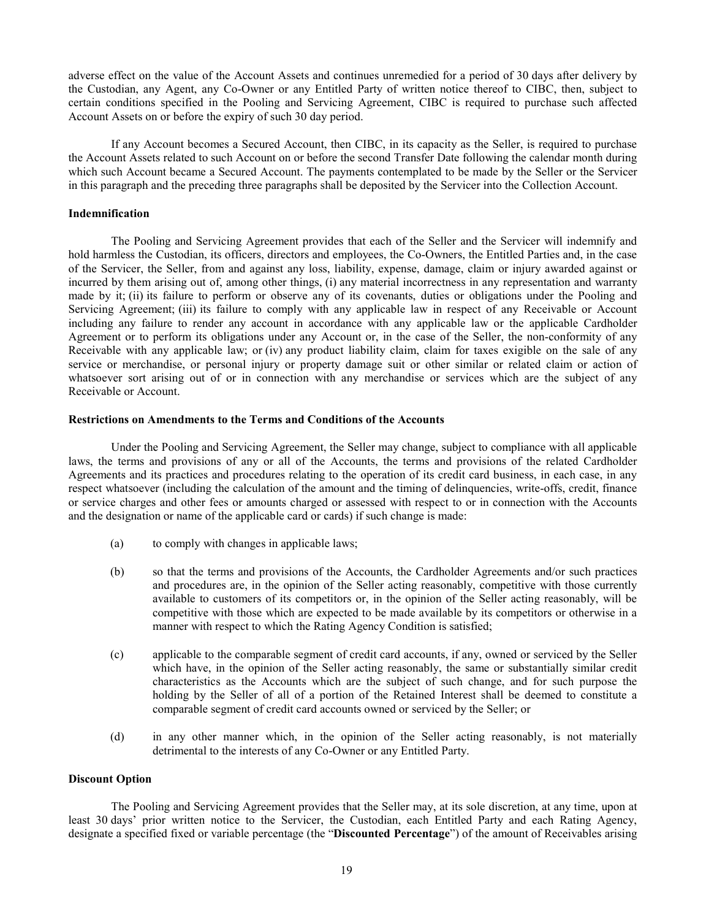adverse effect on the value of the Account Assets and continues unremedied for a period of 30 days after delivery by the Custodian, any Agent, any Co-Owner or any Entitled Party of written notice thereof to CIBC, then, subject to certain conditions specified in the Pooling and Servicing Agreement, CIBC is required to purchase such affected Account Assets on or before the expiry of such 30 day period.

If any Account becomes a Secured Account, then CIBC, in its capacity as the Seller, is required to purchase the Account Assets related to such Account on or before the second Transfer Date following the calendar month during which such Account became a Secured Account. The payments contemplated to be made by the Seller or the Servicer in this paragraph and the preceding three paragraphs shall be deposited by the Servicer into the Collection Account.

### Indemnification

The Pooling and Servicing Agreement provides that each of the Seller and the Servicer will indemnify and hold harmless the Custodian, its officers, directors and employees, the Co-Owners, the Entitled Parties and, in the case of the Servicer, the Seller, from and against any loss, liability, expense, damage, claim or injury awarded against or incurred by them arising out of, among other things, (i) any material incorrectness in any representation and warranty made by it; (ii) its failure to perform or observe any of its covenants, duties or obligations under the Pooling and Servicing Agreement; (iii) its failure to comply with any applicable law in respect of any Receivable or Account including any failure to render any account in accordance with any applicable law or the applicable Cardholder Agreement or to perform its obligations under any Account or, in the case of the Seller, the non-conformity of any Receivable with any applicable law; or (iv) any product liability claim, claim for taxes exigible on the sale of any service or merchandise, or personal injury or property damage suit or other similar or related claim or action of whatsoever sort arising out of or in connection with any merchandise or services which are the subject of any Receivable or Account.

### Restrictions on Amendments to the Terms and Conditions of the Accounts

Under the Pooling and Servicing Agreement, the Seller may change, subject to compliance with all applicable laws, the terms and provisions of any or all of the Accounts, the terms and provisions of the related Cardholder Agreements and its practices and procedures relating to the operation of its credit card business, in each case, in any respect whatsoever (including the calculation of the amount and the timing of delinquencies, write-offs, credit, finance or service charges and other fees or amounts charged or assessed with respect to or in connection with the Accounts and the designation or name of the applicable card or cards) if such change is made:

(a) to comply with changes in applicable laws;

(b) so that the terms and provisions of the Accounts, the Cardholder Agreements and/or such practices and procedures are, in the opinion of the Seller acting reasonably, competitive with those currently available to customers of its competitors or, in the opinion of the Seller acting reasonably, will be competitive with those which are expected to be made available by its competitors or otherwise in a manner with respect to which the Rating Agency Condition is satisfied;

(c) applicable to the comparable segment of credit card accounts, if any, owned or serviced by the Seller which have, in the opinion of the Seller acting reasonably, the same or substantially similar credit characteristics as the Accounts which are the subject of such change, and for such purpose the holding by the Seller of all of a portion of the Retained Interest shall be deemed to constitute a comparable segment of credit card accounts owned or serviced by the Seller; or

(d) in any other manner which, in the opinion of the Seller acting reasonably, is not materially detrimental to the interests of any Co-Owner or any Entitled Party.

### Discount Option

The Pooling and Servicing Agreement provides that the Seller may, at its sole discretion, at any time, upon at least 30 days' prior written notice to the Servicer, the Custodian, each Entitled Party and each Rating Agency, designate a specified fixed or variable percentage (the "**Discounted Percentage**") of the amount of Receivables arising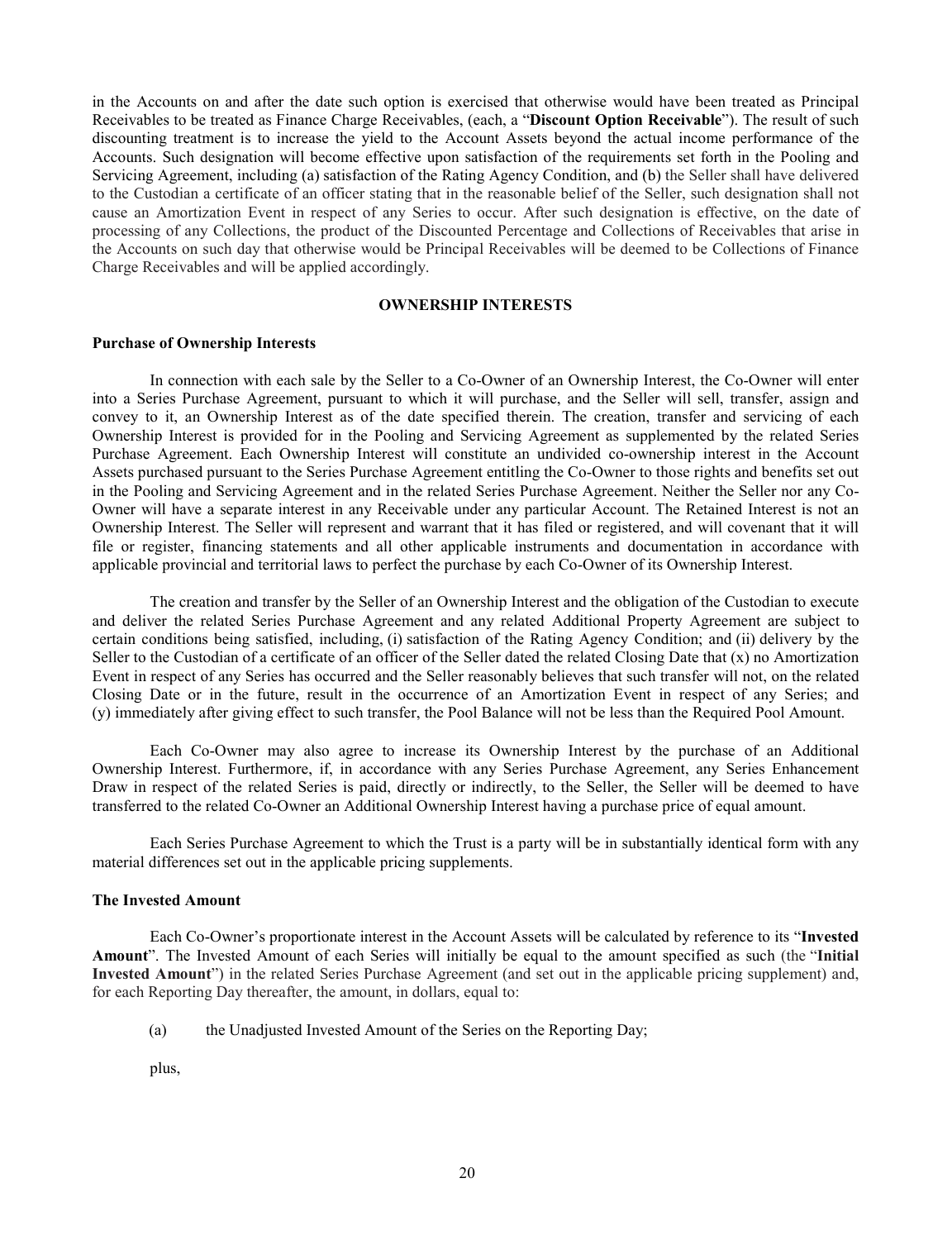in the Accounts on and after the date such option is exercised that otherwise would have been treated as Principal Receivables to be treated as Finance Charge Receivables, (each, a "**Discount Option Receivable**"). The result of such discounting treatment is to increase the yield to the Account Assets beyond the actual income performance of the Accounts. Such designation will become effective upon satisfaction of the requirements set forth in the Pooling and Servicing Agreement, including (a) satisfaction of the Rating Agency Condition, and (b) the Seller shall have delivered to the Custodian a certificate of an officer stating that in the reasonable belief of the Seller, such designation shall not cause an Amortization Event in respect of any Series to occur. After such designation is effective, on the date of processing of any Collections, the product of the Discounted Percentage and Collections of Receivables that arise in the Accounts on such day that otherwise would be Principal Receivables will be deemed to be Collections of Finance Charge Receivables and will be applied accordingly.

## OWNERSHIP INTERESTS

### Purchase of Ownership Interests

In connection with each sale by the Seller to a Co-Owner of an Ownership Interest, the Co-Owner will enter into a Series Purchase Agreement, pursuant to which it will purchase, and the Seller will sell, transfer, assign and convey to it, an Ownership Interest as of the date specified therein. The creation, transfer and servicing of each Ownership Interest is provided for in the Pooling and Servicing Agreement as supplemented by the related Series Purchase Agreement. Each Ownership Interest will constitute an undivided co-ownership interest in the Account Assets purchased pursuant to the Series Purchase Agreement entitling the Co-Owner to those rights and benefits set out in the Pooling and Servicing Agreement and in the related Series Purchase Agreement. Neither the Seller nor any Co-Owner will have a separate interest in any Receivable under any particular Account. The Retained Interest is not an Ownership Interest. The Seller will represent and warrant that it has filed or registered, and will covenant that it will file or register, financing statements and all other applicable instruments and documentation in accordance with applicable provincial and territorial laws to perfect the purchase by each Co-Owner of its Ownership Interest.

The creation and transfer by the Seller of an Ownership Interest and the obligation of the Custodian to execute and deliver the related Series Purchase Agreement and any related Additional Property Agreement are subject to certain conditions being satisfied, including, (i) satisfaction of the Rating Agency Condition; and (ii) delivery by the Seller to the Custodian of a certificate of an officer of the Seller dated the related Closing Date that (x) no Amortization Event in respect of any Series has occurred and the Seller reasonably believes that such transfer will not, on the related Closing Date or in the future, result in the occurrence of an Amortization Event in respect of any Series; and (y) immediately after giving effect to such transfer, the Pool Balance will not be less than the Required Pool Amount.

Each Co-Owner may also agree to increase its Ownership Interest by the purchase of an Additional Ownership Interest. Furthermore, if, in accordance with any Series Purchase Agreement, any Series Enhancement Draw in respect of the related Series is paid, directly or indirectly, to the Seller, the Seller will be deemed to have transferred to the related Co-Owner an Additional Ownership Interest having a purchase price of equal amount.

Each Series Purchase Agreement to which the Trust is a party will be in substantially identical form with any material differences set out in the applicable pricing supplements.

### The Invested Amount

Each Co-Owner's proportionate interest in the Account Assets will be calculated by reference to its "**Invested Amount**". The Invested Amount of each Series will initially be equal to the amount specified as such (the "**Initial Invested Amount**") in the related Series Purchase Agreement (and set out in the applicable pricing supplement) and, for each Reporting Day thereafter, the amount, in dollars, equal to:

(a) the Unadjusted Invested Amount of the Series on the Reporting Day;

plus,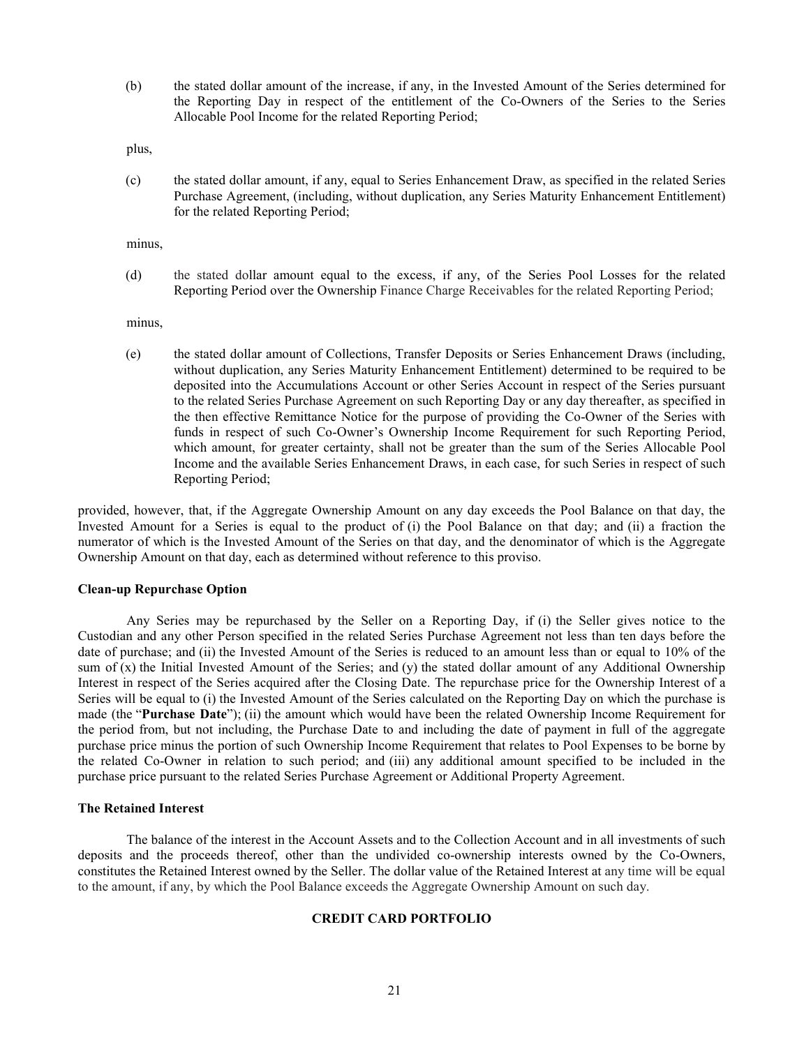(b) the stated dollar amount of the increase, if any, in the Invested Amount of the Series determined for the Reporting Day in respect of the entitlement of the Co-Owners of the Series to the Series Allocable Pool Income for the related Reporting Period;

plus,

(c) the stated dollar amount, if any, equal to Series Enhancement Draw, as specified in the related Series Purchase Agreement, (including, without duplication, any Series Maturity Enhancement Entitlement) for the related Reporting Period;

minus,

(d) the stated dollar amount equal to the excess, if any, of the Series Pool Losses for the related Reporting Period over the Ownership Finance Charge Receivables for the related Reporting Period;

minus,

(e) the stated dollar amount of Collections, Transfer Deposits or Series Enhancement Draws (including, without duplication, any Series Maturity Enhancement Entitlement) determined to be required to be deposited into the Accumulations Account or other Series Account in respect of the Series pursuant to the related Series Purchase Agreement on such Reporting Day or any day thereafter, as specified in the then effective Remittance Notice for the purpose of providing the Co-Owner of the Series with funds in respect of such Co-Owner's Ownership Income Requirement for such Reporting Period, which amount, for greater certainty, shall not be greater than the sum of the Series Allocable Pool Income and the available Series Enhancement Draws, in each case, for such Series in respect of such Reporting Period;

provided, however, that, if the Aggregate Ownership Amount on any day exceeds the Pool Balance on that day, the Invested Amount for a Series is equal to the product of (i) the Pool Balance on that day; and (ii) a fraction the numerator of which is the Invested Amount of the Series on that day, and the denominator of which is the Aggregate Ownership Amount on that day, each as determined without reference to this proviso.

**Clean-up Repurchase Option**

Any Series may be repurchased by the Seller on a Reporting Day, if (i) the Seller gives notice to the Custodian and any other Person specified in the related Series Purchase Agreement not less than ten days before the date of purchase; and (ii) the Invested Amount of the Series is reduced to an amount less than or equal to 10% of the sum of (x) the Initial Invested Amount of the Series; and (y) the stated dollar amount of any Additional Ownership Interest in respect of the Series acquired after the Closing Date. The repurchase price for the Ownership Interest of a Series will be equal to (i) the Invested Amount of the Series calculated on the Reporting Day on which the purchase is made (the "**Purchase Date**"); (ii) the amount which would have been the related Ownership Income Requirement for the period from, but not including, the Purchase Date to and including the date of payment in full of the aggregate purchase price minus the portion of such Ownership Income Requirement that relates to Pool Expenses to be borne by the related Co-Owner in relation to such period; and (iii) any additional amount specified to be included in the purchase price pursuant to the related Series Purchase Agreement or Additional Property Agreement.

**The Retained Interest**

The balance of the interest in the Account Assets and to the Collection Account and in all investments of such deposits and the proceeds thereof, other than the undivided co-ownership interests owned by the Co-Owners, constitutes the Retained Interest owned by the Seller. The dollar value of the Retained Interest at any time will be equal to the amount, if any, by which the Pool Balance exceeds the Aggregate Ownership Amount on such day.

## CREDIT CARD PORTFOLIO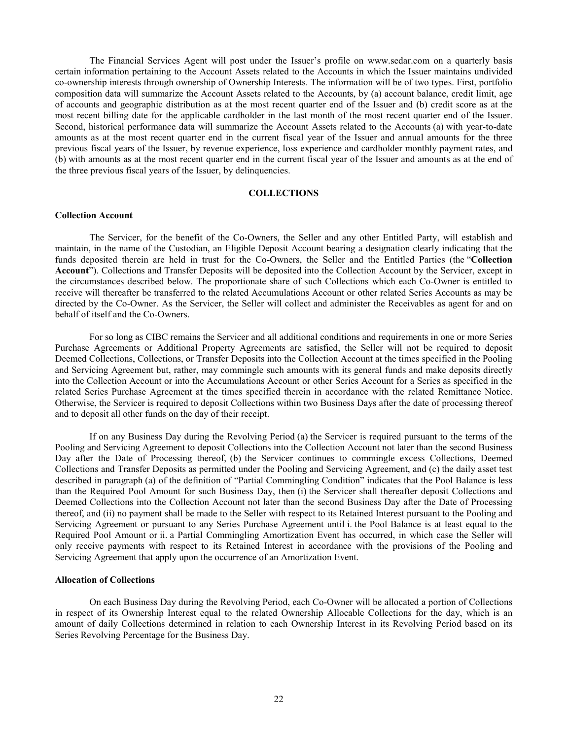The Financial Services Agent will post under the Issuer's profile on www.sedar.com on a quarterly basis certain information pertaining to the Account Assets related to the Accounts in which the Issuer maintains undivided co-ownership interests through ownership of Ownership Interests. The information will be of two types. First, portfolio composition data will summarize the Account Assets related to the Accounts, by (a) account balance, credit limit, age of accounts and geographic distribution as at the most recent quarter end of the Issuer and (b) credit score as at the most recent billing date for the applicable cardholder in the last month of the most recent quarter end of the Issuer. Second, historical performance data will summarize the Account Assets related to the Accounts (a) with year-to-date amounts as at the most recent quarter end in the current fiscal year of the Issuer and annual amounts for the three previous fiscal years of the Issuer, by revenue experience, loss experience and cardholder monthly payment rates, and (b) with amounts as at the most recent quarter end in the current fiscal year of the Issuer and amounts as at the end of the three previous fiscal years of the Issuer, by delinquencies.

## COLLECTIONS

### Collection Account

The Servicer, for the benefit of the Co-Owners, the Seller and any other Entitled Party, will establish and maintain, in the name of the Custodian, an Eligible Deposit Account bearing a designation clearly indicating that the funds deposited therein are held in trust for the Co-Owners, the Seller and the Entitled Parties (the "**Collection Account**"). Collections and Transfer Deposits will be deposited into the Collection Account by the Servicer, except in the circumstances described below. The proportionate share of such Collections which each Co-Owner is entitled to receive will thereafter be transferred to the related Accumulations Account or other related Series Accounts as may be directed by the Co-Owner. As the Servicer, the Seller will collect and administer the Receivables as agent for and on behalf of itself and the Co-Owners.

For so long as CIBC remains the Servicer and all additional conditions and requirements in one or more Series Purchase Agreements or Additional Property Agreements are satisfied, the Seller will not be required to deposit Deemed Collections, Collections, or Transfer Deposits into the Collection Account at the times specified in the Pooling and Servicing Agreement but, rather, may commingle such amounts with its general funds and make deposits directly into the Collection Account or into the Accumulations Account or other Series Account for a Series as specified in the related Series Purchase Agreement at the times specified therein in accordance with the related Remittance Notice. Otherwise, the Servicer is required to deposit Collections within two Business Days after the date of processing thereof and to deposit all other funds on the day of their receipt.

If on any Business Day during the Revolving Period (a) the Servicer is required pursuant to the terms of the Pooling and Servicing Agreement to deposit Collections into the Collection Account not later than the second Business Day after the Date of Processing thereof, (b) the Servicer continues to commingle excess Collections, Deemed Collections and Transfer Deposits as permitted under the Pooling and Servicing Agreement, and (c) the daily asset test described in paragraph (a) of the definition of "Partial Commingling Condition" indicates that the Pool Balance is less than the Required Pool Amount for such Business Day, then (i) the Servicer shall thereafter deposit Collections and Deemed Collections into the Collection Account not later than the second Business Day after the Date of Processing thereof, and (ii) no payment shall be made to the Seller with respect to its Retained Interest pursuant to the Pooling and Servicing Agreement or pursuant to any Series Purchase Agreement until i. the Pool Balance is at least equal to the Required Pool Amount or ii. a Partial Commingling Amortization Event has occurred, in which case the Seller will only receive payments with respect to its Retained Interest in accordance with the provisions of the Pooling and Servicing Agreement that apply upon the occurrence of an Amortization Event.

### Allocation of Collections

On each Business Day during the Revolving Period, each Co-Owner will be allocated a portion of Collections in respect of its Ownership Interest equal to the related Ownership Allocable Collections for the day, which is an amount of daily Collections determined in relation to each Ownership Interest in its Revolving Period based on its Series Revolving Percentage for the Business Day.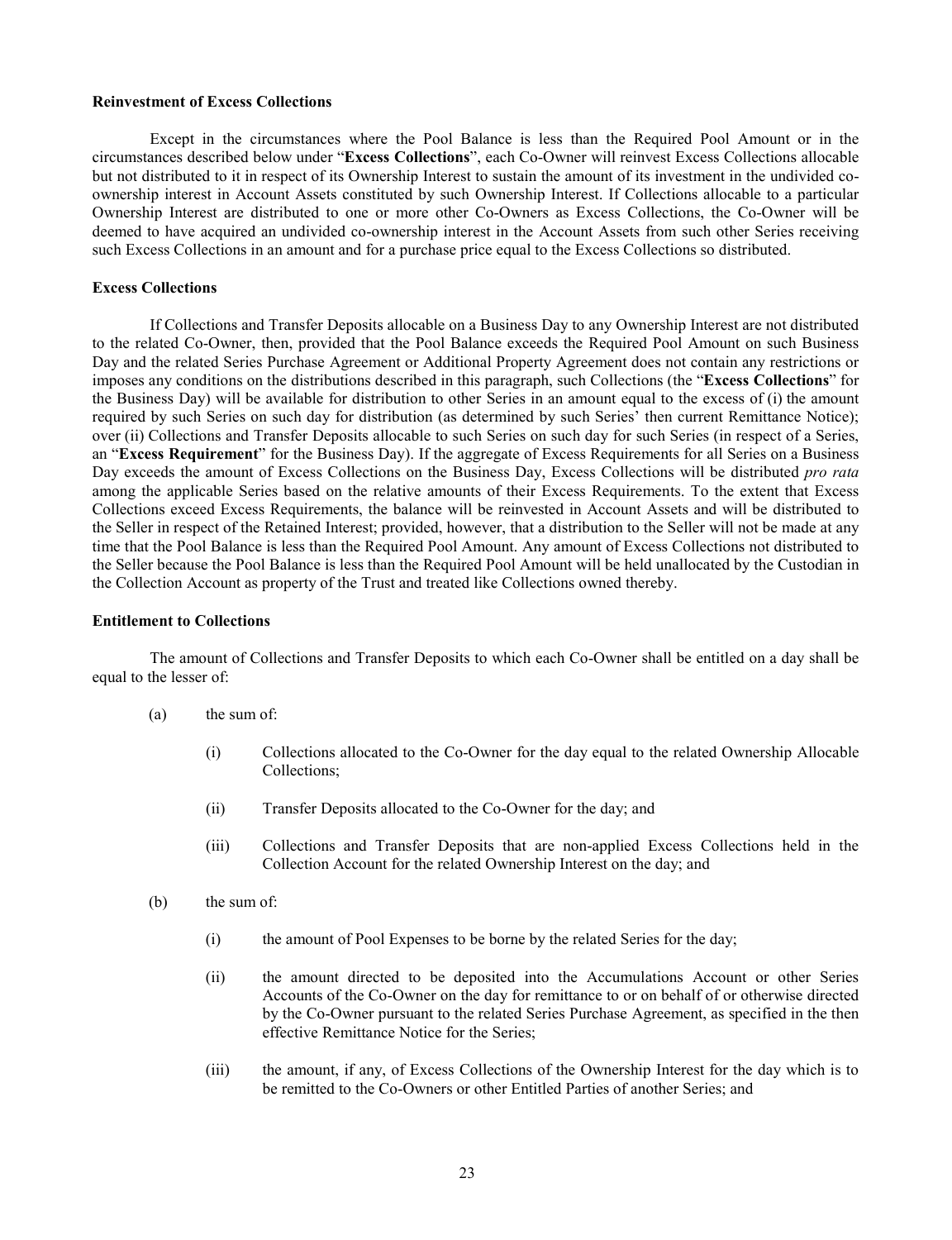**Reinvestment of Excess Collections**

Except in the circumstances where the Pool Balance is less than the Required Pool Amount or in the circumstances described below under "**Excess Collections**", each Co-Owner will reinvest Excess Collections allocable but not distributed to it in respect of its Ownership Interest to sustain the amount of its investment in the undivided co-ownership interest in Account Assets constituted by such Ownership Interest. If Collections allocable to a particular Ownership Interest are distributed to one or more other Co-Owners as Excess Collections, the Co-Owner will be deemed to have acquired an undivided co-ownership interest in the Account Assets from such other Series receiving such Excess Collections in an amount and for a purchase price equal to the Excess Collections so distributed.

**Excess Collections**

If Collections and Transfer Deposits allocable on a Business Day to any Ownership Interest are not distributed to the related Co-Owner, then, provided that the Pool Balance exceeds the Required Pool Amount on such Business Day and the related Series Purchase Agreement or Additional Property Agreement does not contain any restrictions or imposes any conditions on the distributions described in this paragraph, such Collections (the "**Excess Collections**" for the Business Day) will be available for distribution to other Series in an amount equal to the excess of (i) the amount required by such Series on such day for distribution (as determined by such Series' then current Remittance Notice); over (ii) Collections and Transfer Deposits allocable to such Series on such day for such Series (in respect of a Series, an "**Excess Requirement**" for the Business Day). If the aggregate of Excess Requirements for all Series on a Business Day exceeds the amount of Excess Collections on the Business Day, Excess Collections will be distributed *pro rata* among the applicable Series based on the relative amounts of their Excess Requirements. To the extent that Excess Collections exceed Excess Requirements, the balance will be reinvested in Account Assets and will be distributed to the Seller in respect of the Retained Interest; provided, however, that a distribution to the Seller will not be made at any time that the Pool Balance is less than the Required Pool Amount. Any amount of Excess Collections not distributed to the Seller because the Pool Balance is less than the Required Pool Amount will be held unallocated by the Custodian in the Collection Account as property of the Trust and treated like Collections owned thereby.

**Entitlement to Collections**

The amount of Collections and Transfer Deposits to which each Co-Owner shall be entitled on a day shall be equal to the lesser of:

(a) the sum of:

  (i) Collections allocated to the Co-Owner for the day equal to the related Ownership Allocable Collections;

  (ii) Transfer Deposits allocated to the Co-Owner for the day; and

  (iii) Collections and Transfer Deposits that are non-applied Excess Collections held in the Collection Account for the related Ownership Interest on the day; and

(b) the sum of:

  (i) the amount of Pool Expenses to be borne by the related Series for the day;

  (ii) the amount directed to be deposited into the Accumulations Account or other Series Accounts of the Co-Owner on the day for remittance to or on behalf of or otherwise directed by the Co-Owner pursuant to the related Series Purchase Agreement, as specified in the then effective Remittance Notice for the Series;

  (iii) the amount, if any, of Excess Collections of the Ownership Interest for the day which is to be remitted to the Co-Owners or other Entitled Parties of another Series; and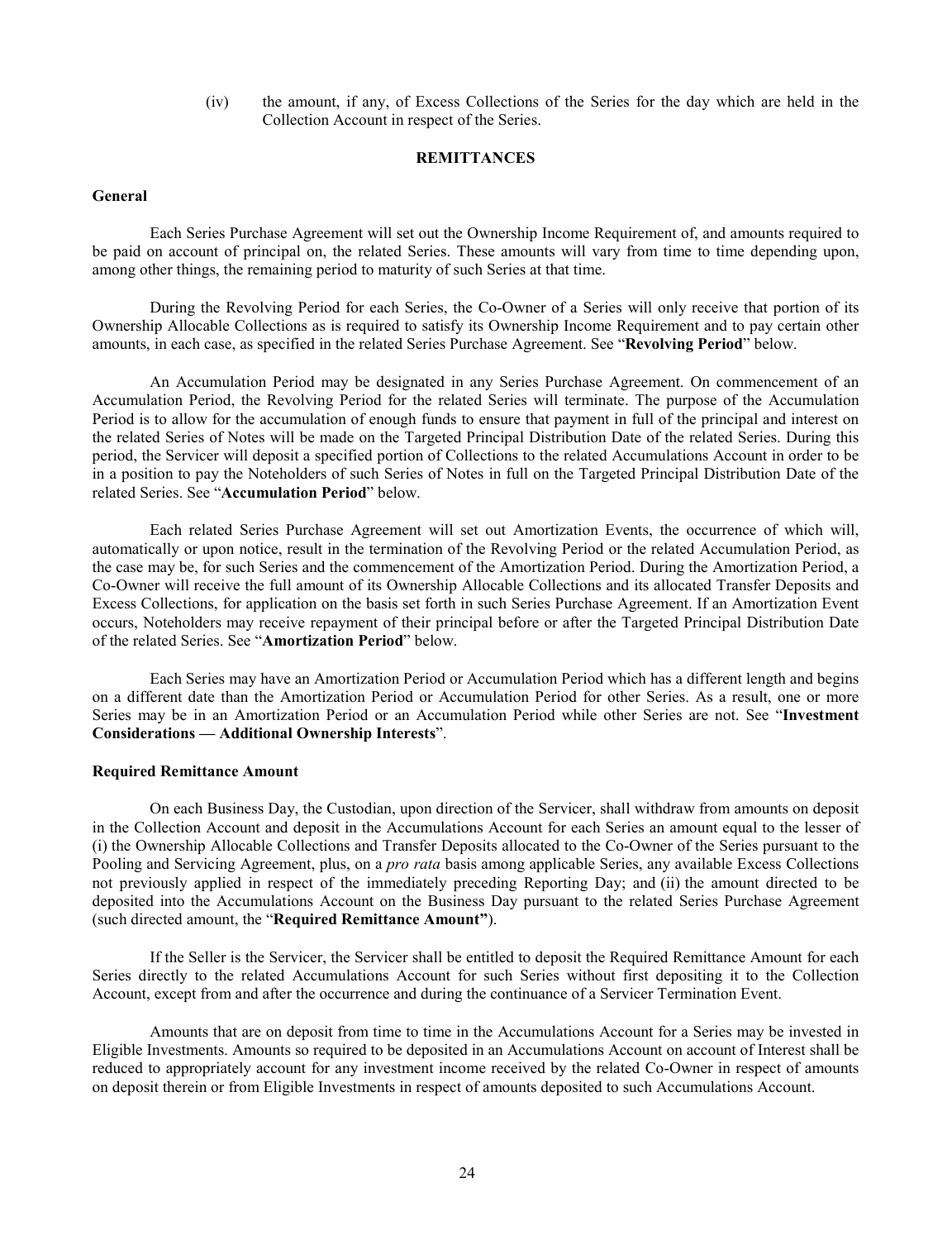(iv) the amount, if any, of Excess Collections of the Series for the day which are held in the Collection Account in respect of the Series.

## REMITTANCES

### General

Each Series Purchase Agreement will set out the Ownership Income Requirement of, and amounts required to be paid on account of principal on, the related Series. These amounts will vary from time to time depending upon, among other things, the remaining period to maturity of such Series at that time.

During the Revolving Period for each Series, the Co-Owner of a Series will only receive that portion of its Ownership Allocable Collections as is required to satisfy its Ownership Income Requirement and to pay certain other amounts, in each case, as specified in the related Series Purchase Agreement. See "**Revolving Period**" below.

An Accumulation Period may be designated in any Series Purchase Agreement. On commencement of an Accumulation Period, the Revolving Period for the related Series will terminate. The purpose of the Accumulation Period is to allow for the accumulation of enough funds to ensure that payment in full of the principal and interest on the related Series of Notes will be made on the Targeted Principal Distribution Date of the related Series. During this period, the Servicer will deposit a specified portion of Collections to the related Accumulations Account in order to be in a position to pay the Noteholders of such Series of Notes in full on the Targeted Principal Distribution Date of the related Series. See "**Accumulation Period**" below.

Each related Series Purchase Agreement will set out Amortization Events, the occurrence of which will, automatically or upon notice, result in the termination of the Revolving Period or the related Accumulation Period, as the case may be, for such Series and the commencement of the Amortization Period. During the Amortization Period, a Co-Owner will receive the full amount of its Ownership Allocable Collections and its allocated Transfer Deposits and Excess Collections, for application on the basis set forth in such Series Purchase Agreement. If an Amortization Event occurs, Noteholders may receive repayment of their principal before or after the Targeted Principal Distribution Date of the related Series. See "**Amortization Period**" below.

Each Series may have an Amortization Period or Accumulation Period which has a different length and begins on a different date than the Amortization Period or Accumulation Period for other Series. As a result, one or more Series may be in an Amortization Period or an Accumulation Period while other Series are not. See "**Investment Considerations — Additional Ownership Interests**".

### Required Remittance Amount

On each Business Day, the Custodian, upon direction of the Servicer, shall withdraw from amounts on deposit in the Collection Account and deposit in the Accumulations Account for each Series an amount equal to the lesser of (i) the Ownership Allocable Collections and Transfer Deposits allocated to the Co-Owner of the Series pursuant to the Pooling and Servicing Agreement, plus, on a *pro rata* basis among applicable Series, any available Excess Collections not previously applied in respect of the immediately preceding Reporting Day; and (ii) the amount directed to be deposited into the Accumulations Account on the Business Day pursuant to the related Series Purchase Agreement (such directed amount, the "**Required Remittance Amount**").

If the Seller is the Servicer, the Servicer shall be entitled to deposit the Required Remittance Amount for each Series directly to the related Accumulations Account for such Series without first depositing it to the Collection Account, except from and after the occurrence and during the continuance of a Servicer Termination Event.

Amounts that are on deposit from time to time in the Accumulations Account for a Series may be invested in Eligible Investments. Amounts so required to be deposited in an Accumulations Account on account of Interest shall be reduced to appropriately account for any investment income received by the related Co-Owner in respect of amounts on deposit therein or from Eligible Investments in respect of amounts deposited to such Accumulations Account.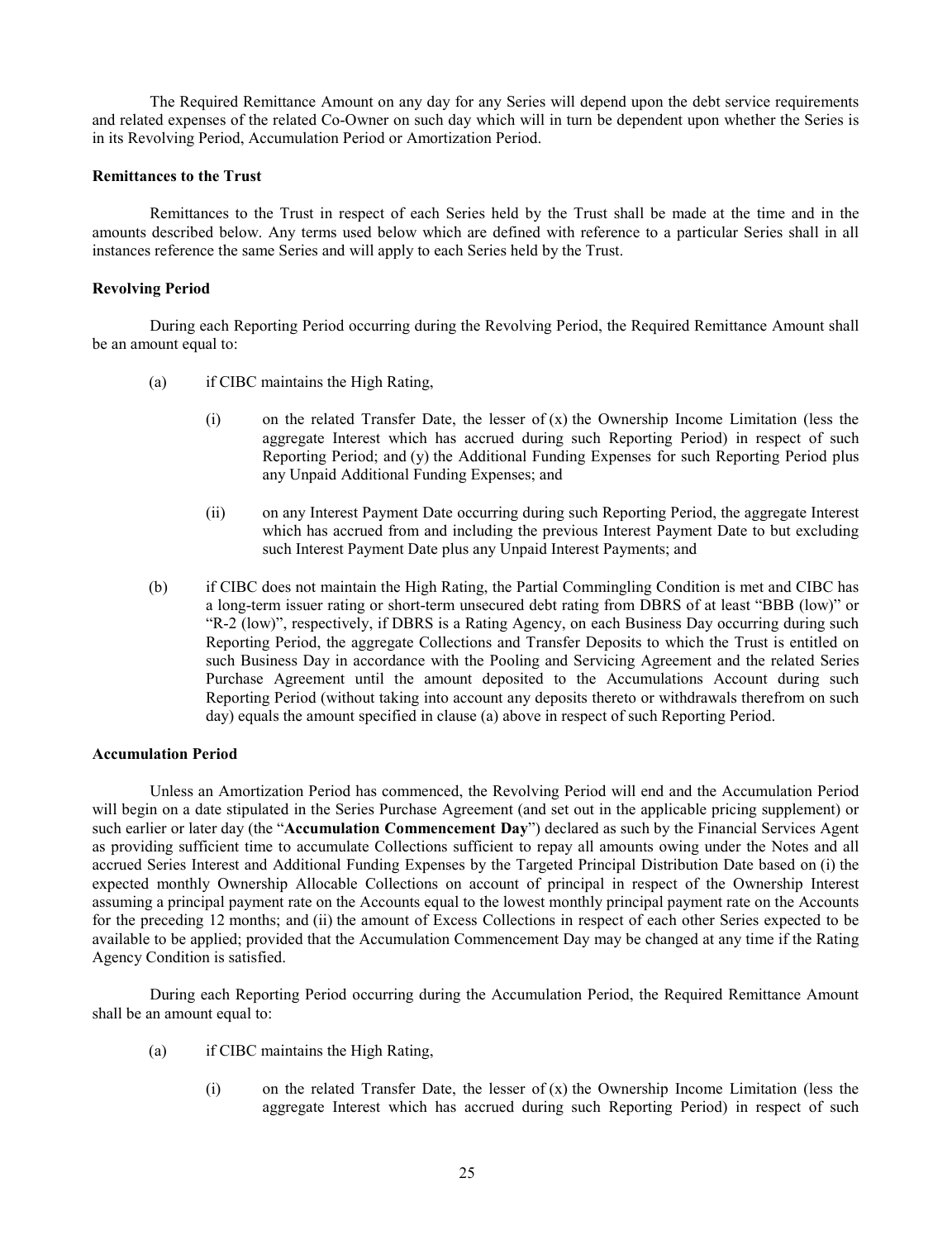The Required Remittance Amount on any day for any Series will depend upon the debt service requirements and related expenses of the related Co-Owner on such day which will in turn be dependent upon whether the Series is in its Revolving Period, Accumulation Period or Amortization Period.

**Remittances to the Trust**

Remittances to the Trust in respect of each Series held by the Trust shall be made at the time and in the amounts described below. Any terms used below which are defined with reference to a particular Series shall in all instances reference the same Series and will apply to each Series held by the Trust.

**Revolving Period**

During each Reporting Period occurring during the Revolving Period, the Required Remittance Amount shall be an amount equal to:

(a) if CIBC maintains the High Rating,

(i) on the related Transfer Date, the lesser of (x) the Ownership Income Limitation (less the aggregate Interest which has accrued during such Reporting Period) in respect of such Reporting Period; and (y) the Additional Funding Expenses for such Reporting Period plus any Unpaid Additional Funding Expenses; and

(ii) on any Interest Payment Date occurring during such Reporting Period, the aggregate Interest which has accrued from and including the previous Interest Payment Date to but excluding such Interest Payment Date plus any Unpaid Interest Payments; and

(b) if CIBC does not maintain the High Rating, the Partial Commingling Condition is met and CIBC has a long-term issuer rating or short-term unsecured debt rating from DBRS of at least "BBB (low)" or "R-2 (low)", respectively, if DBRS is a Rating Agency, on each Business Day occurring during such Reporting Period, the aggregate Collections and Transfer Deposits to which the Trust is entitled on such Business Day in accordance with the Pooling and Servicing Agreement and the related Series Purchase Agreement until the amount deposited to the Accumulations Account during such Reporting Period (without taking into account any deposits thereto or withdrawals therefrom on such day) equals the amount specified in clause (a) above in respect of such Reporting Period.

**Accumulation Period**

Unless an Amortization Period has commenced, the Revolving Period will end and the Accumulation Period will begin on a date stipulated in the Series Purchase Agreement (and set out in the applicable pricing supplement) or such earlier or later day (the "**Accumulation Commencement Day**") declared as such by the Financial Services Agent as providing sufficient time to accumulate Collections sufficient to repay all amounts owing under the Notes and all accrued Series Interest and Additional Funding Expenses by the Targeted Principal Distribution Date based on (i) the expected monthly Ownership Allocable Collections on account of principal in respect of the Ownership Interest assuming a principal payment rate on the Accounts equal to the lowest monthly principal payment rate on the Accounts for the preceding 12 months; and (ii) the amount of Excess Collections in respect of each other Series expected to be available to be applied; provided that the Accumulation Commencement Day may be changed at any time if the Rating Agency Condition is satisfied.

During each Reporting Period occurring during the Accumulation Period, the Required Remittance Amount shall be an amount equal to:

(a) if CIBC maintains the High Rating,

(i) on the related Transfer Date, the lesser of (x) the Ownership Income Limitation (less the aggregate Interest which has accrued during such Reporting Period) in respect of such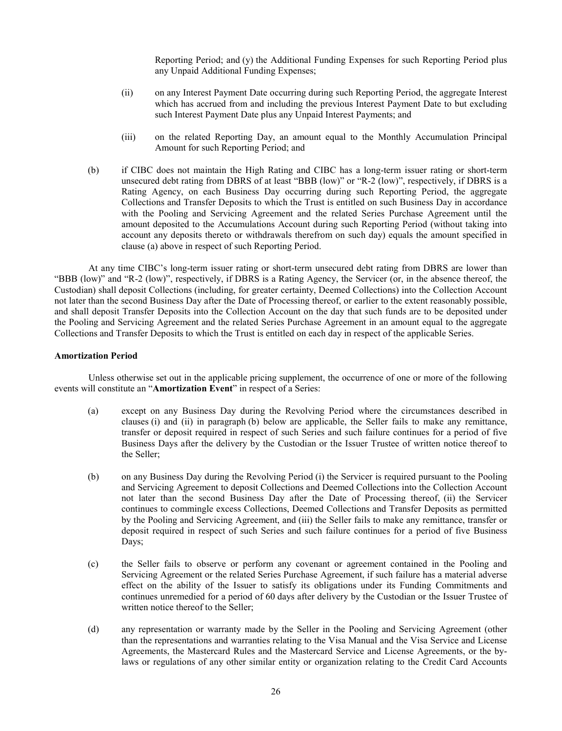Reporting Period; and (y) the Additional Funding Expenses for such Reporting Period plus any Unpaid Additional Funding Expenses;

(ii) on any Interest Payment Date occurring during such Reporting Period, the aggregate Interest which has accrued from and including the previous Interest Payment Date to but excluding such Interest Payment Date plus any Unpaid Interest Payments; and

(iii) on the related Reporting Day, an amount equal to the Monthly Accumulation Principal Amount for such Reporting Period; and

(b) if CIBC does not maintain the High Rating and CIBC has a long-term issuer rating or short-term unsecured debt rating from DBRS of at least "BBB (low)" or "R-2 (low)", respectively, if DBRS is a Rating Agency, on each Business Day occurring during such Reporting Period, the aggregate Collections and Transfer Deposits to which the Trust is entitled on such Business Day in accordance with the Pooling and Servicing Agreement and the related Series Purchase Agreement until the amount deposited to the Accumulations Account during such Reporting Period (without taking into account any deposits thereto or withdrawals therefrom on such day) equals the amount specified in clause (a) above in respect of such Reporting Period.

At any time CIBC's long-term issuer rating or short-term unsecured debt rating from DBRS are lower than "BBB (low)" and "R-2 (low)", respectively, if DBRS is a Rating Agency, the Servicer (or, in the absence thereof, the Custodian) shall deposit Collections (including, for greater certainty, Deemed Collections) into the Collection Account not later than the second Business Day after the Date of Processing thereof, or earlier to the extent reasonably possible, and shall deposit Transfer Deposits into the Collection Account on the day that such funds are to be deposited under the Pooling and Servicing Agreement and the related Series Purchase Agreement in an amount equal to the aggregate Collections and Transfer Deposits to which the Trust is entitled on each day in respect of the applicable Series.

**Amortization Period**

Unless otherwise set out in the applicable pricing supplement, the occurrence of one or more of the following events will constitute an "**Amortization Event**" in respect of a Series:

(a) except on any Business Day during the Revolving Period where the circumstances described in clauses (i) and (ii) in paragraph (b) below are applicable, the Seller fails to make any remittance, transfer or deposit required in respect of such Series and such failure continues for a period of five Business Days after the delivery by the Custodian or the Issuer Trustee of written notice thereof to the Seller;

(b) on any Business Day during the Revolving Period (i) the Servicer is required pursuant to the Pooling and Servicing Agreement to deposit Collections and Deemed Collections into the Collection Account not later than the second Business Day after the Date of Processing thereof, (ii) the Servicer continues to commingle excess Collections, Deemed Collections and Transfer Deposits as permitted by the Pooling and Servicing Agreement, and (iii) the Seller fails to make any remittance, transfer or deposit required in respect of such Series and such failure continues for a period of five Business Days;

(c) the Seller fails to observe or perform any covenant or agreement contained in the Pooling and Servicing Agreement or the related Series Purchase Agreement, if such failure has a material adverse effect on the ability of the Issuer to satisfy its obligations under its Funding Commitments and continues unremedied for a period of 60 days after delivery by the Custodian or the Issuer Trustee of written notice thereof to the Seller;

(d) any representation or warranty made by the Seller in the Pooling and Servicing Agreement (other than the representations and warranties relating to the Visa Manual and the Visa Service and License Agreements, the Mastercard Rules and the Mastercard Service and License Agreements, or the by-laws or regulations of any other similar entity or organization relating to the Credit Card Accounts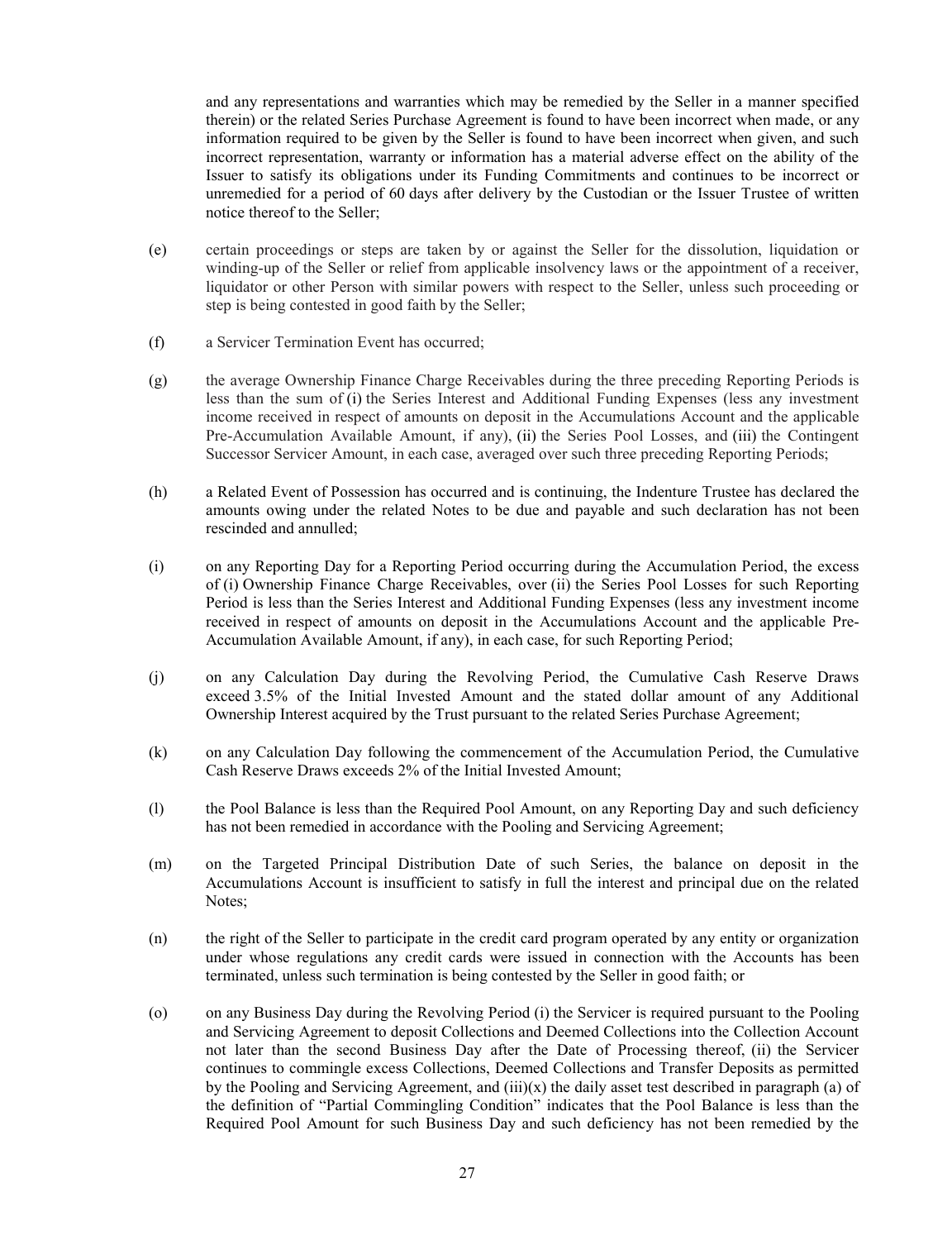and any representations and warranties which may be remedied by the Seller in a manner specified therein) or the related Series Purchase Agreement is found to have been incorrect when made, or any information required to be given by the Seller is found to have been incorrect when given, and such incorrect representation, warranty or information has a material adverse effect on the ability of the Issuer to satisfy its obligations under its Funding Commitments and continues to be incorrect or unremedied for a period of 60 days after delivery by the Custodian or the Issuer Trustee of written notice thereof to the Seller;

(e) certain proceedings or steps are taken by or against the Seller for the dissolution, liquidation or winding-up of the Seller or relief from applicable insolvency laws or the appointment of a receiver, liquidator or other Person with similar powers with respect to the Seller, unless such proceeding or step is being contested in good faith by the Seller;

(f) a Servicer Termination Event has occurred;

(g) the average Ownership Finance Charge Receivables during the three preceding Reporting Periods is less than the sum of (i) the Series Interest and Additional Funding Expenses (less any investment income received in respect of amounts on deposit in the Accumulations Account and the applicable Pre-Accumulation Available Amount, if any), (ii) the Series Pool Losses, and (iii) the Contingent Successor Servicer Amount, in each case, averaged over such three preceding Reporting Periods;

(h) a Related Event of Possession has occurred and is continuing, the Indenture Trustee has declared the amounts owing under the related Notes to be due and payable and such declaration has not been rescinded and annulled;

(i) on any Reporting Day for a Reporting Period occurring during the Accumulation Period, the excess of (i) Ownership Finance Charge Receivables, over (ii) the Series Pool Losses for such Reporting Period is less than the Series Interest and Additional Funding Expenses (less any investment income received in respect of amounts on deposit in the Accumulations Account and the applicable Pre-Accumulation Available Amount, if any), in each case, for such Reporting Period;

(j) on any Calculation Day during the Revolving Period, the Cumulative Cash Reserve Draws exceed 3.5% of the Initial Invested Amount and the stated dollar amount of any Additional Ownership Interest acquired by the Trust pursuant to the related Series Purchase Agreement;

(k) on any Calculation Day following the commencement of the Accumulation Period, the Cumulative Cash Reserve Draws exceeds 2% of the Initial Invested Amount;

(l) the Pool Balance is less than the Required Pool Amount, on any Reporting Day and such deficiency has not been remedied in accordance with the Pooling and Servicing Agreement;

(m) on the Targeted Principal Distribution Date of such Series, the balance on deposit in the Accumulations Account is insufficient to satisfy in full the interest and principal due on the related Notes;

(n) the right of the Seller to participate in the credit card program operated by any entity or organization under whose regulations any credit cards were issued in connection with the Accounts has been terminated, unless such termination is being contested by the Seller in good faith; or

(o) on any Business Day during the Revolving Period (i) the Servicer is required pursuant to the Pooling and Servicing Agreement to deposit Collections and Deemed Collections into the Collection Account not later than the second Business Day after the Date of Processing thereof, (ii) the Servicer continues to commingle excess Collections, Deemed Collections and Transfer Deposits as permitted by the Pooling and Servicing Agreement, and (iii)(x) the daily asset test described in paragraph (a) of the definition of "Partial Commingling Condition" indicates that the Pool Balance is less than the Required Pool Amount for such Business Day and such deficiency has not been remedied by the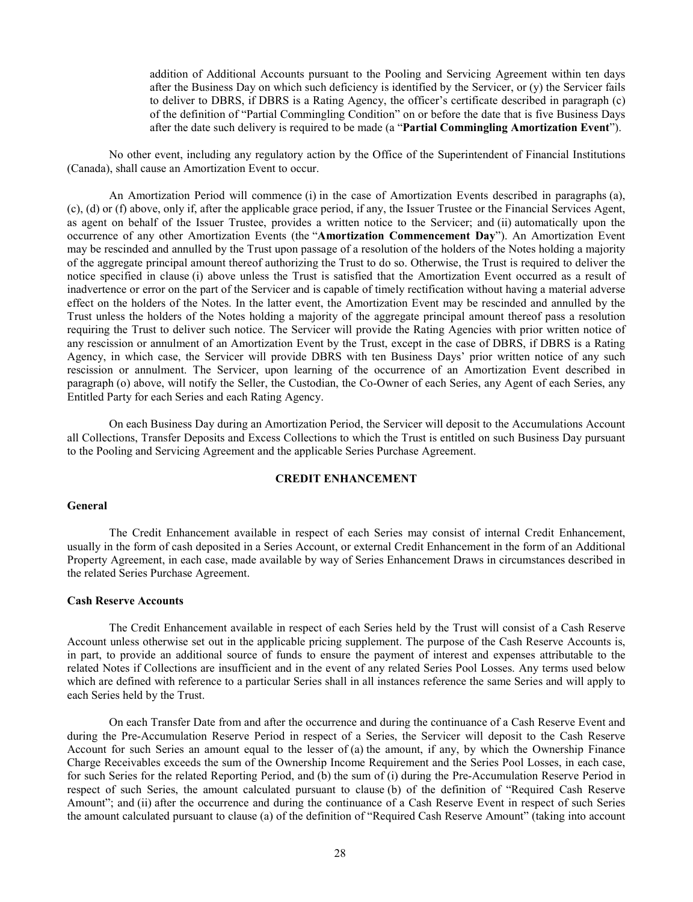addition of Additional Accounts pursuant to the Pooling and Servicing Agreement within ten days after the Business Day on which such deficiency is identified by the Servicer, or (y) the Servicer fails to deliver to DBRS, if DBRS is a Rating Agency, the officer's certificate described in paragraph (c) of the definition of "Partial Commingling Condition" on or before the date that is five Business Days after the date such delivery is required to be made (a "**Partial Commingling Amortization Event**").

No other event, including any regulatory action by the Office of the Superintendent of Financial Institutions (Canada), shall cause an Amortization Event to occur.

An Amortization Period will commence (i) in the case of Amortization Events described in paragraphs (a), (c), (d) or (f) above, only if, after the applicable grace period, if any, the Issuer Trustee or the Financial Services Agent, as agent on behalf of the Issuer Trustee, provides a written notice to the Servicer; and (ii) automatically upon the occurrence of any other Amortization Events (the "**Amortization Commencement Day**"). An Amortization Event may be rescinded and annulled by the Trust upon passage of a resolution of the holders of the Notes holding a majority of the aggregate principal amount thereof authorizing the Trust to do so. Otherwise, the Trust is required to deliver the notice specified in clause (i) above unless the Trust is satisfied that the Amortization Event occurred as a result of inadvertence or error on the part of the Servicer and is capable of timely rectification without having a material adverse effect on the holders of the Notes. In the latter event, the Amortization Event may be rescinded and annulled by the Trust unless the holders of the Notes holding a majority of the aggregate principal amount thereof pass a resolution requiring the Trust to deliver such notice. The Servicer will provide the Rating Agencies with prior written notice of any rescission or annulment of an Amortization Event by the Trust, except in the case of DBRS, if DBRS is a Rating Agency, in which case, the Servicer will provide DBRS with ten Business Days' prior written notice of any such rescission or annulment. The Servicer, upon learning of the occurrence of an Amortization Event described in paragraph (o) above, will notify the Seller, the Custodian, the Co-Owner of each Series, any Agent of each Series, any Entitled Party for each Series and each Rating Agency.

On each Business Day during an Amortization Period, the Servicer will deposit to the Accumulations Account all Collections, Transfer Deposits and Excess Collections to which the Trust is entitled on such Business Day pursuant to the Pooling and Servicing Agreement and the applicable Series Purchase Agreement.

## CREDIT ENHANCEMENT

### General

The Credit Enhancement available in respect of each Series may consist of internal Credit Enhancement, usually in the form of cash deposited in a Series Account, or external Credit Enhancement in the form of an Additional Property Agreement, in each case, made available by way of Series Enhancement Draws in circumstances described in the related Series Purchase Agreement.

### Cash Reserve Accounts

The Credit Enhancement available in respect of each Series held by the Trust will consist of a Cash Reserve Account unless otherwise set out in the applicable pricing supplement. The purpose of the Cash Reserve Accounts is, in part, to provide an additional source of funds to ensure the payment of interest and expenses attributable to the related Notes if Collections are insufficient and in the event of any related Series Pool Losses. Any terms used below which are defined with reference to a particular Series shall in all instances reference the same Series and will apply to each Series held by the Trust.

On each Transfer Date from and after the occurrence and during the continuance of a Cash Reserve Event and during the Pre-Accumulation Reserve Period in respect of a Series, the Servicer will deposit to the Cash Reserve Account for such Series an amount equal to the lesser of (a) the amount, if any, by which the Ownership Finance Charge Receivables exceeds the sum of the Ownership Income Requirement and the Series Pool Losses, in each case, for such Series for the related Reporting Period, and (b) the sum of (i) during the Pre-Accumulation Reserve Period in respect of such Series, the amount calculated pursuant to clause (b) of the definition of "Required Cash Reserve Amount"; and (ii) after the occurrence and during the continuance of a Cash Reserve Event in respect of such Series the amount calculated pursuant to clause (a) of the definition of "Required Cash Reserve Amount" (taking into account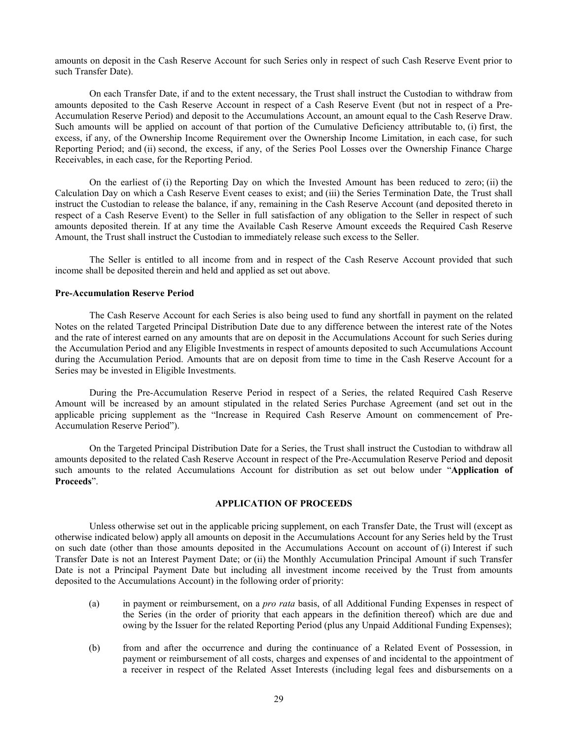amounts on deposit in the Cash Reserve Account for such Series only in respect of such Cash Reserve Event prior to such Transfer Date).

On each Transfer Date, if and to the extent necessary, the Trust shall instruct the Custodian to withdraw from amounts deposited to the Cash Reserve Account in respect of a Cash Reserve Event (but not in respect of a Pre-Accumulation Reserve Period) and deposit to the Accumulations Account, an amount equal to the Cash Reserve Draw. Such amounts will be applied on account of that portion of the Cumulative Deficiency attributable to, (i) first, the excess, if any, of the Ownership Income Requirement over the Ownership Income Limitation, in each case, for such Reporting Period; and (ii) second, the excess, if any, of the Series Pool Losses over the Ownership Finance Charge Receivables, in each case, for the Reporting Period.

On the earliest of (i) the Reporting Day on which the Invested Amount has been reduced to zero; (ii) the Calculation Day on which a Cash Reserve Event ceases to exist; and (iii) the Series Termination Date, the Trust shall instruct the Custodian to release the balance, if any, remaining in the Cash Reserve Account (and deposited thereto in respect of a Cash Reserve Event) to the Seller in full satisfaction of any obligation to the Seller in respect of such amounts deposited therein. If at any time the Available Cash Reserve Amount exceeds the Required Cash Reserve Amount, the Trust shall instruct the Custodian to immediately release such excess to the Seller.

The Seller is entitled to all income from and in respect of the Cash Reserve Account provided that such income shall be deposited therein and held and applied as set out above.

**Pre-Accumulation Reserve Period**

The Cash Reserve Account for each Series is also being used to fund any shortfall in payment on the related Notes on the related Targeted Principal Distribution Date due to any difference between the interest rate of the Notes and the rate of interest earned on any amounts that are on deposit in the Accumulations Account for such Series during the Accumulation Period and any Eligible Investments in respect of amounts deposited to such Accumulations Account during the Accumulation Period. Amounts that are on deposit from time to time in the Cash Reserve Account for a Series may be invested in Eligible Investments.

During the Pre-Accumulation Reserve Period in respect of a Series, the related Required Cash Reserve Amount will be increased by an amount stipulated in the related Series Purchase Agreement (and set out in the applicable pricing supplement as the "Increase in Required Cash Reserve Amount on commencement of Pre-Accumulation Reserve Period").

On the Targeted Principal Distribution Date for a Series, the Trust shall instruct the Custodian to withdraw all amounts deposited to the related Cash Reserve Account in respect of the Pre-Accumulation Reserve Period and deposit such amounts to the related Accumulations Account for distribution as set out below under "**Application of Proceeds**".

## APPLICATION OF PROCEEDS

Unless otherwise set out in the applicable pricing supplement, on each Transfer Date, the Trust will (except as otherwise indicated below) apply all amounts on deposit in the Accumulations Account for any Series held by the Trust on such date (other than those amounts deposited in the Accumulations Account on account of (i) Interest if such Transfer Date is not an Interest Payment Date; or (ii) the Monthly Accumulation Principal Amount if such Transfer Date is not a Principal Payment Date but including all investment income received by the Trust from amounts deposited to the Accumulations Account) in the following order of priority:

(a) in payment or reimbursement, on a *pro rata* basis, of all Additional Funding Expenses in respect of the Series (in the order of priority that each appears in the definition thereof) which are due and owing by the Issuer for the related Reporting Period (plus any Unpaid Additional Funding Expenses);

(b) from and after the occurrence and during the continuance of a Related Event of Possession, in payment or reimbursement of all costs, charges and expenses of and incidental to the appointment of a receiver in respect of the Related Asset Interests (including legal fees and disbursements on a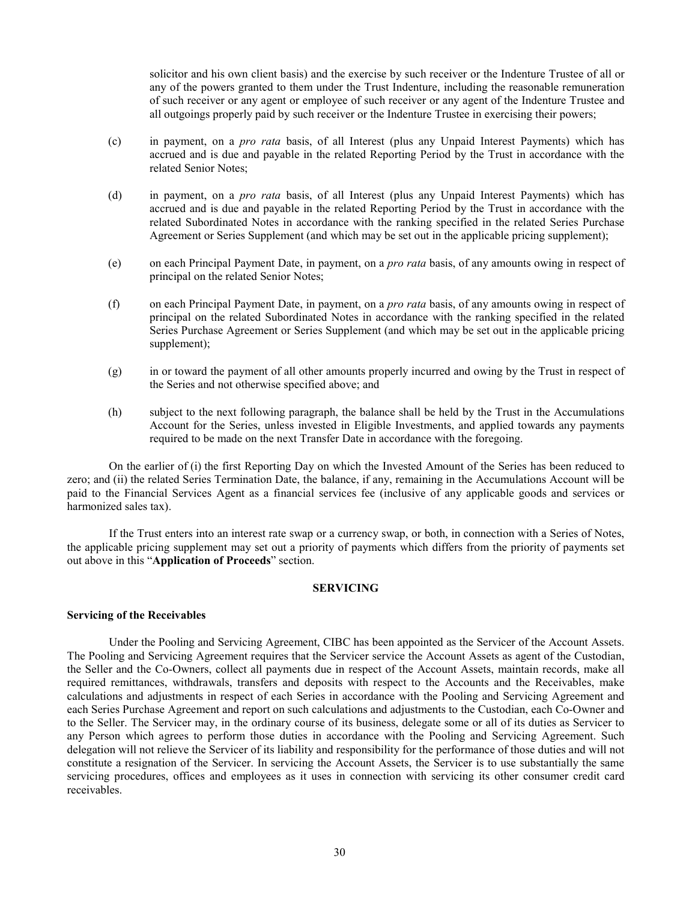solicitor and his own client basis) and the exercise by such receiver or the Indenture Trustee of all or any of the powers granted to them under the Trust Indenture, including the reasonable remuneration of such receiver or any agent or employee of such receiver or any agent of the Indenture Trustee and all outgoings properly paid by such receiver or the Indenture Trustee in exercising their powers;

(c) in payment, on a *pro rata* basis, of all Interest (plus any Unpaid Interest Payments) which has accrued and is due and payable in the related Reporting Period by the Trust in accordance with the related Senior Notes;

(d) in payment, on a *pro rata* basis, of all Interest (plus any Unpaid Interest Payments) which has accrued and is due and payable in the related Reporting Period by the Trust in accordance with the related Subordinated Notes in accordance with the ranking specified in the related Series Purchase Agreement or Series Supplement (and which may be set out in the applicable pricing supplement);

(e) on each Principal Payment Date, in payment, on a *pro rata* basis, of any amounts owing in respect of principal on the related Senior Notes;

(f) on each Principal Payment Date, in payment, on a *pro rata* basis, of any amounts owing in respect of principal on the related Subordinated Notes in accordance with the ranking specified in the related Series Purchase Agreement or Series Supplement (and which may be set out in the applicable pricing supplement);

(g) in or toward the payment of all other amounts properly incurred and owing by the Trust in respect of the Series and not otherwise specified above; and

(h) subject to the next following paragraph, the balance shall be held by the Trust in the Accumulations Account for the Series, unless invested in Eligible Investments, and applied towards any payments required to be made on the next Transfer Date in accordance with the foregoing.

On the earlier of (i) the first Reporting Day on which the Invested Amount of the Series has been reduced to zero; and (ii) the related Series Termination Date, the balance, if any, remaining in the Accumulations Account will be paid to the Financial Services Agent as a financial services fee (inclusive of any applicable goods and services or harmonized sales tax).

If the Trust enters into an interest rate swap or a currency swap, or both, in connection with a Series of Notes, the applicable pricing supplement may set out a priority of payments which differs from the priority of payments set out above in this "**Application of Proceeds**" section.

## SERVICING

### Servicing of the Receivables

Under the Pooling and Servicing Agreement, CIBC has been appointed as the Servicer of the Account Assets. The Pooling and Servicing Agreement requires that the Servicer service the Account Assets as agent of the Custodian, the Seller and the Co-Owners, collect all payments due in respect of the Account Assets, maintain records, make all required remittances, withdrawals, transfers and deposits with respect to the Accounts and the Receivables, make calculations and adjustments in respect of each Series in accordance with the Pooling and Servicing Agreement and each Series Purchase Agreement and report on such calculations and adjustments to the Custodian, each Co-Owner and to the Seller. The Servicer may, in the ordinary course of its business, delegate some or all of its duties as Servicer to any Person which agrees to perform those duties in accordance with the Pooling and Servicing Agreement. Such delegation will not relieve the Servicer of its liability and responsibility for the performance of those duties and will not constitute a resignation of the Servicer. In servicing the Account Assets, the Servicer is to use substantially the same servicing procedures, offices and employees as it uses in connection with servicing its other consumer credit card receivables.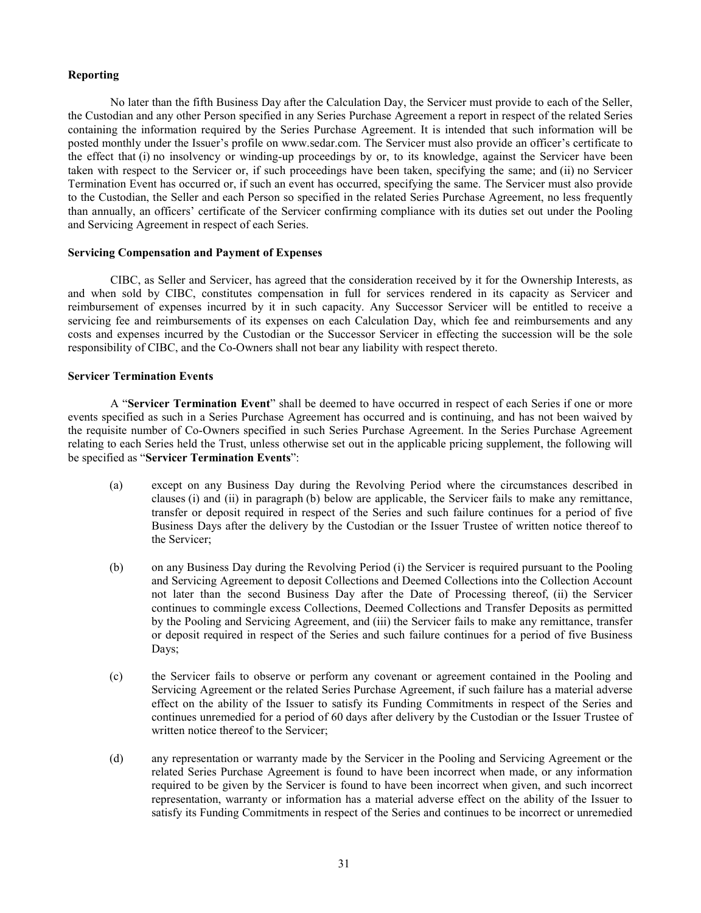**Reporting**

No later than the fifth Business Day after the Calculation Day, the Servicer must provide to each of the Seller, the Custodian and any other Person specified in any Series Purchase Agreement a report in respect of the related Series containing the information required by the Series Purchase Agreement. It is intended that such information will be posted monthly under the Issuer's profile on www.sedar.com. The Servicer must also provide an officer's certificate to the effect that (i) no insolvency or winding-up proceedings by or, to its knowledge, against the Servicer have been taken with respect to the Servicer or, if such proceedings have been taken, specifying the same; and (ii) no Servicer Termination Event has occurred or, if such an event has occurred, specifying the same. The Servicer must also provide to the Custodian, the Seller and each Person so specified in the related Series Purchase Agreement, no less frequently than annually, an officers' certificate of the Servicer confirming compliance with its duties set out under the Pooling and Servicing Agreement in respect of each Series.

**Servicing Compensation and Payment of Expenses**

CIBC, as Seller and Servicer, has agreed that the consideration received by it for the Ownership Interests, as and when sold by CIBC, constitutes compensation in full for services rendered in its capacity as Servicer and reimbursement of expenses incurred by it in such capacity. Any Successor Servicer will be entitled to receive a servicing fee and reimbursements of its expenses on each Calculation Day, which fee and reimbursements and any costs and expenses incurred by the Custodian or the Successor Servicer in effecting the succession will be the sole responsibility of CIBC, and the Co-Owners shall not bear any liability with respect thereto.

**Servicer Termination Events**

A "**Servicer Termination Event**" shall be deemed to have occurred in respect of each Series if one or more events specified as such in a Series Purchase Agreement has occurred and is continuing, and has not been waived by the requisite number of Co-Owners specified in such Series Purchase Agreement. In the Series Purchase Agreement relating to each Series held the Trust, unless otherwise set out in the applicable pricing supplement, the following will be specified as "**Servicer Termination Events**":

(a) except on any Business Day during the Revolving Period where the circumstances described in clauses (i) and (ii) in paragraph (b) below are applicable, the Servicer fails to make any remittance, transfer or deposit required in respect of the Series and such failure continues for a period of five Business Days after the delivery by the Custodian or the Issuer Trustee of written notice thereof to the Servicer;

(b) on any Business Day during the Revolving Period (i) the Servicer is required pursuant to the Pooling and Servicing Agreement to deposit Collections and Deemed Collections into the Collection Account not later than the second Business Day after the Date of Processing thereof, (ii) the Servicer continues to commingle excess Collections, Deemed Collections and Transfer Deposits as permitted by the Pooling and Servicing Agreement, and (iii) the Servicer fails to make any remittance, transfer or deposit required in respect of the Series and such failure continues for a period of five Business Days;

(c) the Servicer fails to observe or perform any covenant or agreement contained in the Pooling and Servicing Agreement or the related Series Purchase Agreement, if such failure has a material adverse effect on the ability of the Issuer to satisfy its Funding Commitments in respect of the Series and continues unremedied for a period of 60 days after delivery by the Custodian or the Issuer Trustee of written notice thereof to the Servicer;

(d) any representation or warranty made by the Servicer in the Pooling and Servicing Agreement or the related Series Purchase Agreement is found to have been incorrect when made, or any information required to be given by the Servicer is found to have been incorrect when given, and such incorrect representation, warranty or information has a material adverse effect on the ability of the Issuer to satisfy its Funding Commitments in respect of the Series and continues to be incorrect or unremedied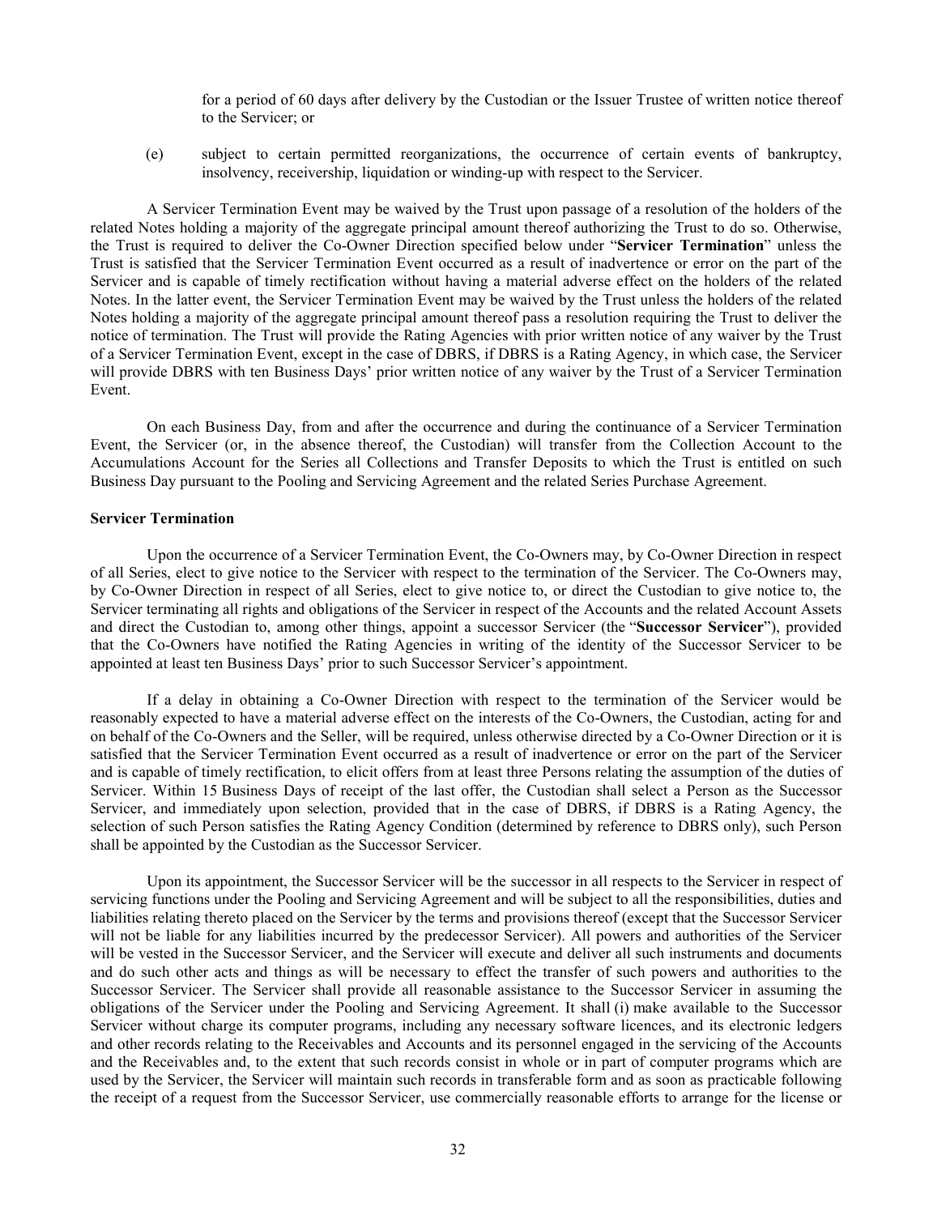for a period of 60 days after delivery by the Custodian or the Issuer Trustee of written notice thereof to the Servicer; or

(e) subject to certain permitted reorganizations, the occurrence of certain events of bankruptcy, insolvency, receivership, liquidation or winding-up with respect to the Servicer.

A Servicer Termination Event may be waived by the Trust upon passage of a resolution of the holders of the related Notes holding a majority of the aggregate principal amount thereof authorizing the Trust to do so. Otherwise, the Trust is required to deliver the Co-Owner Direction specified below under "**Servicer Termination**" unless the Trust is satisfied that the Servicer Termination Event occurred as a result of inadvertence or error on the part of the Servicer and is capable of timely rectification without having a material adverse effect on the holders of the related Notes. In the latter event, the Servicer Termination Event may be waived by the Trust unless the holders of the related Notes holding a majority of the aggregate principal amount thereof pass a resolution requiring the Trust to deliver the notice of termination. The Trust will provide the Rating Agencies with prior written notice of any waiver by the Trust of a Servicer Termination Event, except in the case of DBRS, if DBRS is a Rating Agency, in which case, the Servicer will provide DBRS with ten Business Days' prior written notice of any waiver by the Trust of a Servicer Termination Event.

On each Business Day, from and after the occurrence and during the continuance of a Servicer Termination Event, the Servicer (or, in the absence thereof, the Custodian) will transfer from the Collection Account to the Accumulations Account for the Series all Collections and Transfer Deposits to which the Trust is entitled on such Business Day pursuant to the Pooling and Servicing Agreement and the related Series Purchase Agreement.

**Servicer Termination**

Upon the occurrence of a Servicer Termination Event, the Co-Owners may, by Co-Owner Direction in respect of all Series, elect to give notice to the Servicer with respect to the termination of the Servicer. The Co-Owners may, by Co-Owner Direction in respect of all Series, elect to give notice to, or direct the Custodian to give notice to, the Servicer terminating all rights and obligations of the Servicer in respect of the Accounts and the related Account Assets and direct the Custodian to, among other things, appoint a successor Servicer (the "**Successor Servicer**"), provided that the Co-Owners have notified the Rating Agencies in writing of the identity of the Successor Servicer to be appointed at least ten Business Days' prior to such Successor Servicer's appointment.

If a delay in obtaining a Co-Owner Direction with respect to the termination of the Servicer would be reasonably expected to have a material adverse effect on the interests of the Co-Owners, the Custodian, acting for and on behalf of the Co-Owners and the Seller, will be required, unless otherwise directed by a Co-Owner Direction or it is satisfied that the Servicer Termination Event occurred as a result of inadvertence or error on the part of the Servicer and is capable of timely rectification, to elicit offers from at least three Persons relating the assumption of the duties of Servicer. Within 15 Business Days of receipt of the last offer, the Custodian shall select a Person as the Successor Servicer, and immediately upon selection, provided that in the case of DBRS, if DBRS is a Rating Agency, the selection of such Person satisfies the Rating Agency Condition (determined by reference to DBRS only), such Person shall be appointed by the Custodian as the Successor Servicer.

Upon its appointment, the Successor Servicer will be the successor in all respects to the Servicer in respect of servicing functions under the Pooling and Servicing Agreement and will be subject to all the responsibilities, duties and liabilities relating thereto placed on the Servicer by the terms and provisions thereof (except that the Successor Servicer will not be liable for any liabilities incurred by the predecessor Servicer). All powers and authorities of the Servicer will be vested in the Successor Servicer, and the Servicer will execute and deliver all such instruments and documents and do such other acts and things as will be necessary to effect the transfer of such powers and authorities to the Successor Servicer. The Servicer shall provide all reasonable assistance to the Successor Servicer in assuming the obligations of the Servicer under the Pooling and Servicing Agreement. It shall (i) make available to the Successor Servicer without charge its computer programs, including any necessary software licences, and its electronic ledgers and other records relating to the Receivables and Accounts and its personnel engaged in the servicing of the Accounts and the Receivables and, to the extent that such records consist in whole or in part of computer programs which are used by the Servicer, the Servicer will maintain such records in transferable form and as soon as practicable following the receipt of a request from the Successor Servicer, use commercially reasonable efforts to arrange for the license or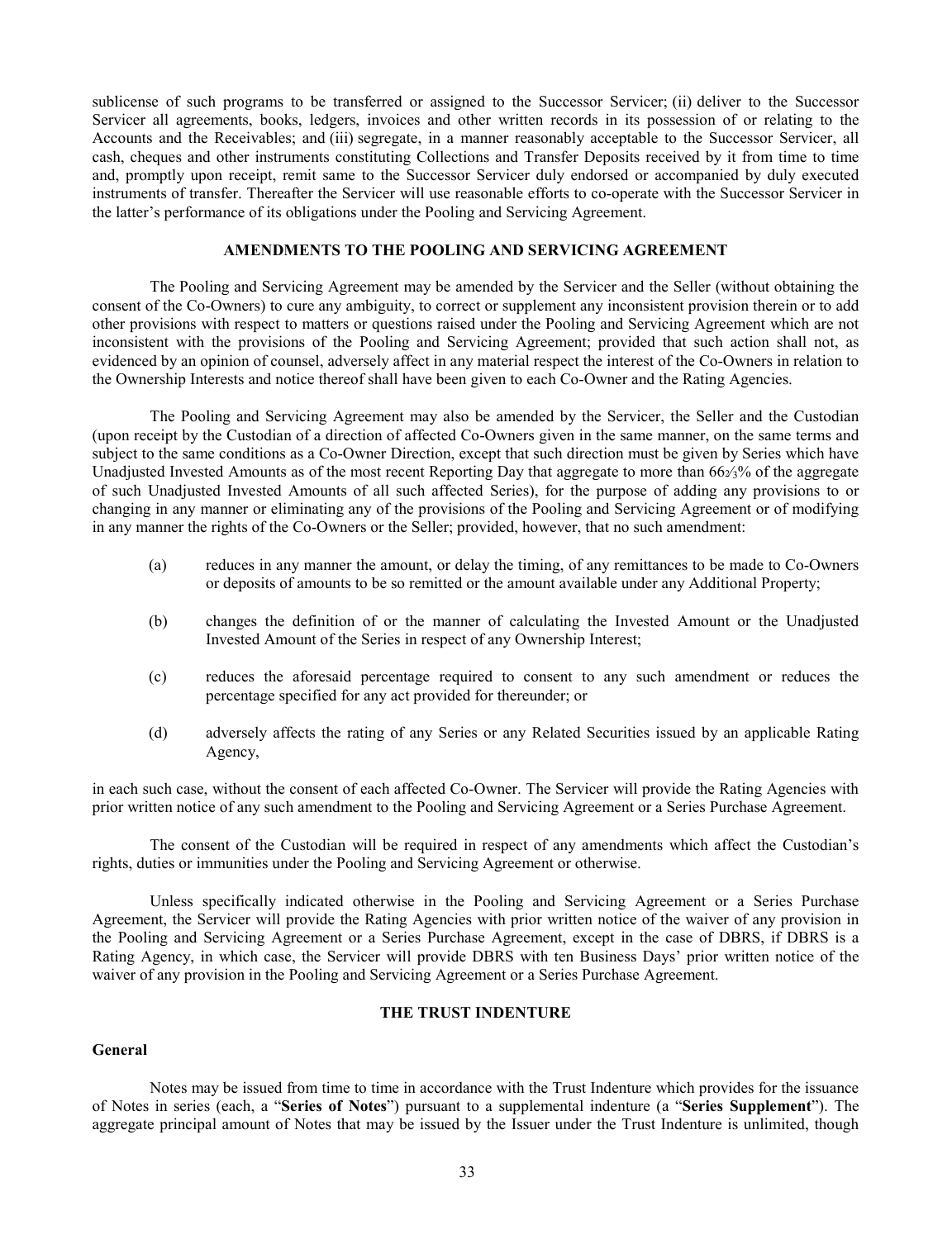sublicense of such programs to be transferred or assigned to the Successor Servicer; (ii) deliver to the Successor Servicer all agreements, books, ledgers, invoices and other written records in its possession of or relating to the Accounts and the Receivables; and (iii) segregate, in a manner reasonably acceptable to the Successor Servicer, all cash, cheques and other instruments constituting Collections and Transfer Deposits received by it from time to time and, promptly upon receipt, remit same to the Successor Servicer duly endorsed or accompanied by duly executed instruments of transfer. Thereafter the Servicer will use reasonable efforts to co-operate with the Successor Servicer in the latter's performance of its obligations under the Pooling and Servicing Agreement.

## AMENDMENTS TO THE POOLING AND SERVICING AGREEMENT

The Pooling and Servicing Agreement may be amended by the Servicer and the Seller (without obtaining the consent of the Co-Owners) to cure any ambiguity, to correct or supplement any inconsistent provision therein or to add other provisions with respect to matters or questions raised under the Pooling and Servicing Agreement which are not inconsistent with the provisions of the Pooling and Servicing Agreement; provided that such action shall not, as evidenced by an opinion of counsel, adversely affect in any material respect the interest of the Co-Owners in relation to the Ownership Interests and notice thereof shall have been given to each Co-Owner and the Rating Agencies.

The Pooling and Servicing Agreement may also be amended by the Servicer, the Seller and the Custodian (upon receipt by the Custodian of a direction of affected Co-Owners given in the same manner, on the same terms and subject to the same conditions as a Co-Owner Direction, except that such direction must be given by Series which have Unadjusted Invested Amounts as of the most recent Reporting Day that aggregate to more than 66⅔% of the aggregate of such Unadjusted Invested Amounts of all such affected Series), for the purpose of adding any provisions to or changing in any manner or eliminating any of the provisions of the Pooling and Servicing Agreement or of modifying in any manner the rights of the Co-Owners or the Seller; provided, however, that no such amendment:

(a) reduces in any manner the amount, or delay the timing, of any remittances to be made to Co-Owners or deposits of amounts to be so remitted or the amount available under any Additional Property;

(b) changes the definition of or the manner of calculating the Invested Amount or the Unadjusted Invested Amount of the Series in respect of any Ownership Interest;

(c) reduces the aforesaid percentage required to consent to any such amendment or reduces the percentage specified for any act provided for thereunder; or

(d) adversely affects the rating of any Series or any Related Securities issued by an applicable Rating Agency,

in each such case, without the consent of each affected Co-Owner. The Servicer will provide the Rating Agencies with prior written notice of any such amendment to the Pooling and Servicing Agreement or a Series Purchase Agreement.

The consent of the Custodian will be required in respect of any amendments which affect the Custodian's rights, duties or immunities under the Pooling and Servicing Agreement or otherwise.

Unless specifically indicated otherwise in the Pooling and Servicing Agreement or a Series Purchase Agreement, the Servicer will provide the Rating Agencies with prior written notice of the waiver of any provision in the Pooling and Servicing Agreement or a Series Purchase Agreement, except in the case of DBRS, if DBRS is a Rating Agency, in which case, the Servicer will provide DBRS with ten Business Days' prior written notice of the waiver of any provision in the Pooling and Servicing Agreement or a Series Purchase Agreement.

## THE TRUST INDENTURE

### General

Notes may be issued from time to time in accordance with the Trust Indenture which provides for the issuance of Notes in series (each, a "**Series of Notes**") pursuant to a supplemental indenture (a "**Series Supplement**"). The aggregate principal amount of Notes that may be issued by the Issuer under the Trust Indenture is unlimited, though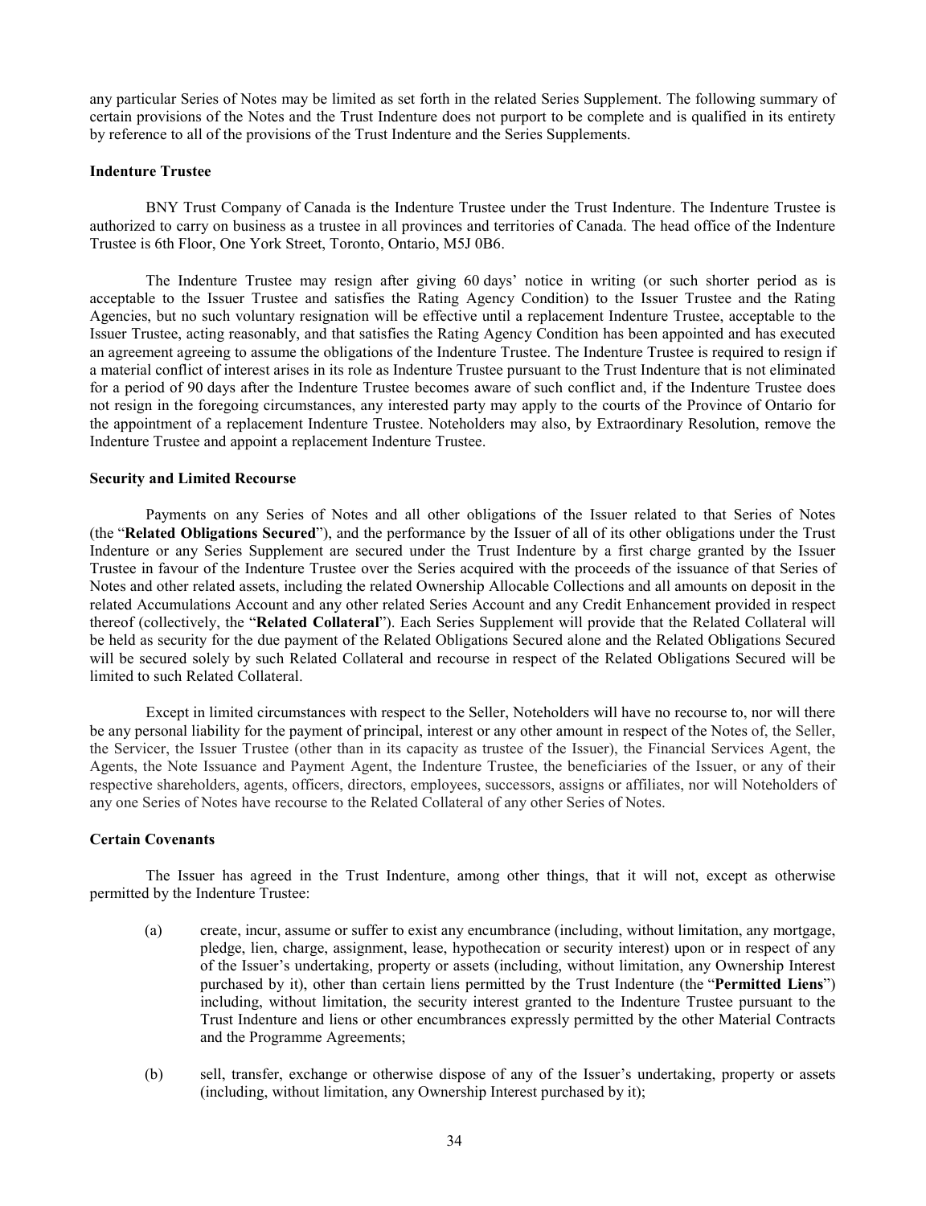any particular Series of Notes may be limited as set forth in the related Series Supplement. The following summary of certain provisions of the Notes and the Trust Indenture does not purport to be complete and is qualified in its entirety by reference to all of the provisions of the Trust Indenture and the Series Supplements.

### Indenture Trustee

BNY Trust Company of Canada is the Indenture Trustee under the Trust Indenture. The Indenture Trustee is authorized to carry on business as a trustee in all provinces and territories of Canada. The head office of the Indenture Trustee is 6th Floor, One York Street, Toronto, Ontario, M5J 0B6.

The Indenture Trustee may resign after giving 60 days' notice in writing (or such shorter period as is acceptable to the Issuer Trustee and satisfies the Rating Agency Condition) to the Issuer Trustee and the Rating Agencies, but no such voluntary resignation will be effective until a replacement Indenture Trustee, acceptable to the Issuer Trustee, acting reasonably, and that satisfies the Rating Agency Condition has been appointed and has executed an agreement agreeing to assume the obligations of the Indenture Trustee. The Indenture Trustee is required to resign if a material conflict of interest arises in its role as Indenture Trustee pursuant to the Trust Indenture that is not eliminated for a period of 90 days after the Indenture Trustee becomes aware of such conflict and, if the Indenture Trustee does not resign in the foregoing circumstances, any interested party may apply to the courts of the Province of Ontario for the appointment of a replacement Indenture Trustee. Noteholders may also, by Extraordinary Resolution, remove the Indenture Trustee and appoint a replacement Indenture Trustee.

### Security and Limited Recourse

Payments on any Series of Notes and all other obligations of the Issuer related to that Series of Notes (the "**Related Obligations Secured**"), and the performance by the Issuer of all of its other obligations under the Trust Indenture or any Series Supplement are secured under the Trust Indenture by a first charge granted by the Issuer Trustee in favour of the Indenture Trustee over the Series acquired with the proceeds of the issuance of that Series of Notes and other related assets, including the related Ownership Allocable Collections and all amounts on deposit in the related Accumulations Account and any other related Series Account and any Credit Enhancement provided in respect thereof (collectively, the "**Related Collateral**"). Each Series Supplement will provide that the Related Collateral will be held as security for the due payment of the Related Obligations Secured alone and the Related Obligations Secured will be secured solely by such Related Collateral and recourse in respect of the Related Obligations Secured will be limited to such Related Collateral.

Except in limited circumstances with respect to the Seller, Noteholders will have no recourse to, nor will there be any personal liability for the payment of principal, interest or any other amount in respect of the Notes of, the Seller, the Servicer, the Issuer Trustee (other than in its capacity as trustee of the Issuer), the Financial Services Agent, the Agents, the Note Issuance and Payment Agent, the Indenture Trustee, the beneficiaries of the Issuer, or any of their respective shareholders, agents, officers, directors, employees, successors, assigns or affiliates, nor will Noteholders of any one Series of Notes have recourse to the Related Collateral of any other Series of Notes.

### Certain Covenants

The Issuer has agreed in the Trust Indenture, among other things, that it will not, except as otherwise permitted by the Indenture Trustee:

(a) create, incur, assume or suffer to exist any encumbrance (including, without limitation, any mortgage, pledge, lien, charge, assignment, lease, hypothecation or security interest) upon or in respect of any of the Issuer's undertaking, property or assets (including, without limitation, any Ownership Interest purchased by it), other than certain liens permitted by the Trust Indenture (the "**Permitted Liens**") including, without limitation, the security interest granted to the Indenture Trustee pursuant to the Trust Indenture and liens or other encumbrances expressly permitted by the other Material Contracts and the Programme Agreements;

(b) sell, transfer, exchange or otherwise dispose of any of the Issuer's undertaking, property or assets (including, without limitation, any Ownership Interest purchased by it);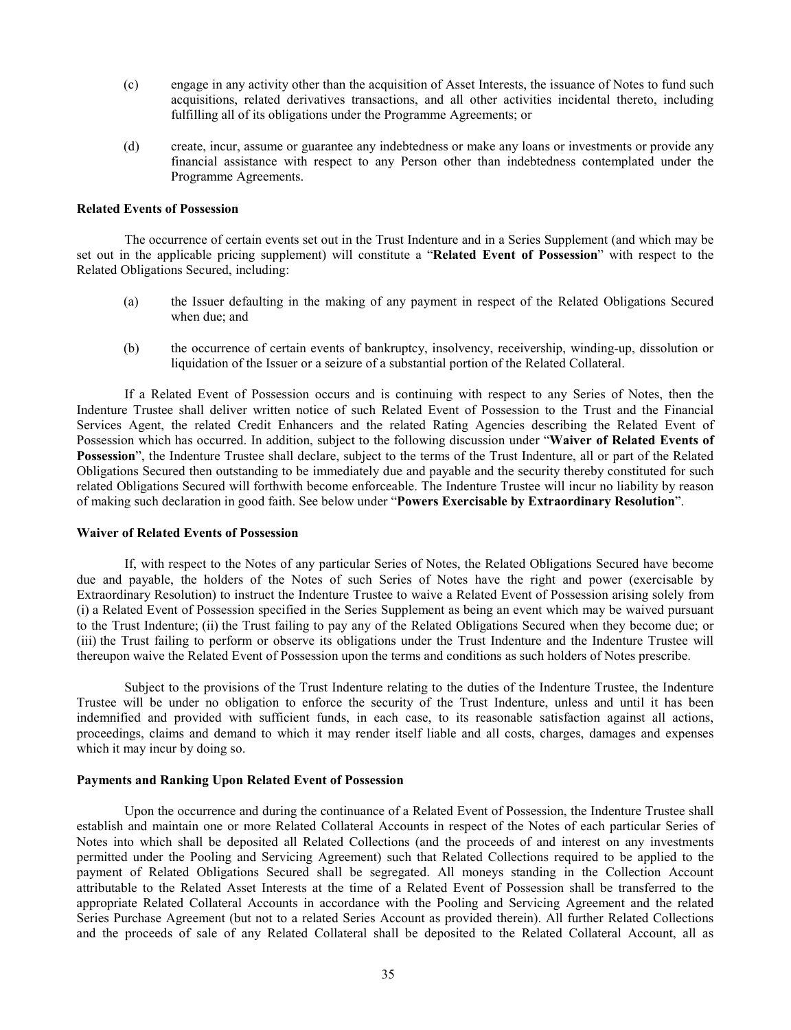(c) engage in any activity other than the acquisition of Asset Interests, the issuance of Notes to fund such acquisitions, related derivatives transactions, and all other activities incidental thereto, including fulfilling all of its obligations under the Programme Agreements; or

(d) create, incur, assume or guarantee any indebtedness or make any loans or investments or provide any financial assistance with respect to any Person other than indebtedness contemplated under the Programme Agreements.

**Related Events of Possession**

The occurrence of certain events set out in the Trust Indenture and in a Series Supplement (and which may be set out in the applicable pricing supplement) will constitute a "**Related Event of Possession**" with respect to the Related Obligations Secured, including:

(a) the Issuer defaulting in the making of any payment in respect of the Related Obligations Secured when due; and

(b) the occurrence of certain events of bankruptcy, insolvency, receivership, winding-up, dissolution or liquidation of the Issuer or a seizure of a substantial portion of the Related Collateral.

If a Related Event of Possession occurs and is continuing with respect to any Series of Notes, then the Indenture Trustee shall deliver written notice of such Related Event of Possession to the Trust and the Financial Services Agent, the related Credit Enhancers and the related Rating Agencies describing the Related Event of Possession which has occurred. In addition, subject to the following discussion under "**Waiver of Related Events of Possession**", the Indenture Trustee shall declare, subject to the terms of the Trust Indenture, all or part of the Related Obligations Secured then outstanding to be immediately due and payable and the security thereby constituted for such related Obligations Secured will forthwith become enforceable. The Indenture Trustee will incur no liability by reason of making such declaration in good faith. See below under "**Powers Exercisable by Extraordinary Resolution**".

**Waiver of Related Events of Possession**

If, with respect to the Notes of any particular Series of Notes, the Related Obligations Secured have become due and payable, the holders of the Notes of such Series of Notes have the right and power (exercisable by Extraordinary Resolution) to instruct the Indenture Trustee to waive a Related Event of Possession arising solely from (i) a Related Event of Possession specified in the Series Supplement as being an event which may be waived pursuant to the Trust Indenture; (ii) the Trust failing to pay any of the Related Obligations Secured when they become due; or (iii) the Trust failing to perform or observe its obligations under the Trust Indenture and the Indenture Trustee will thereupon waive the Related Event of Possession upon the terms and conditions as such holders of Notes prescribe.

Subject to the provisions of the Trust Indenture relating to the duties of the Indenture Trustee, the Indenture Trustee will be under no obligation to enforce the security of the Trust Indenture, unless and until it has been indemnified and provided with sufficient funds, in each case, to its reasonable satisfaction against all actions, proceedings, claims and demand to which it may render itself liable and all costs, charges, damages and expenses which it may incur by doing so.

**Payments and Ranking Upon Related Event of Possession**

Upon the occurrence and during the continuance of a Related Event of Possession, the Indenture Trustee shall establish and maintain one or more Related Collateral Accounts in respect of the Notes of each particular Series of Notes into which shall be deposited all Related Collections (and the proceeds of and interest on any investments permitted under the Pooling and Servicing Agreement) such that Related Collections required to be applied to the payment of Related Obligations Secured shall be segregated. All moneys standing in the Collection Account attributable to the Related Asset Interests at the time of a Related Event of Possession shall be transferred to the appropriate Related Collateral Accounts in accordance with the Pooling and Servicing Agreement and the related Series Purchase Agreement (but not to a related Series Account as provided therein). All further Related Collections and the proceeds of sale of any Related Collateral shall be deposited to the Related Collateral Account, all as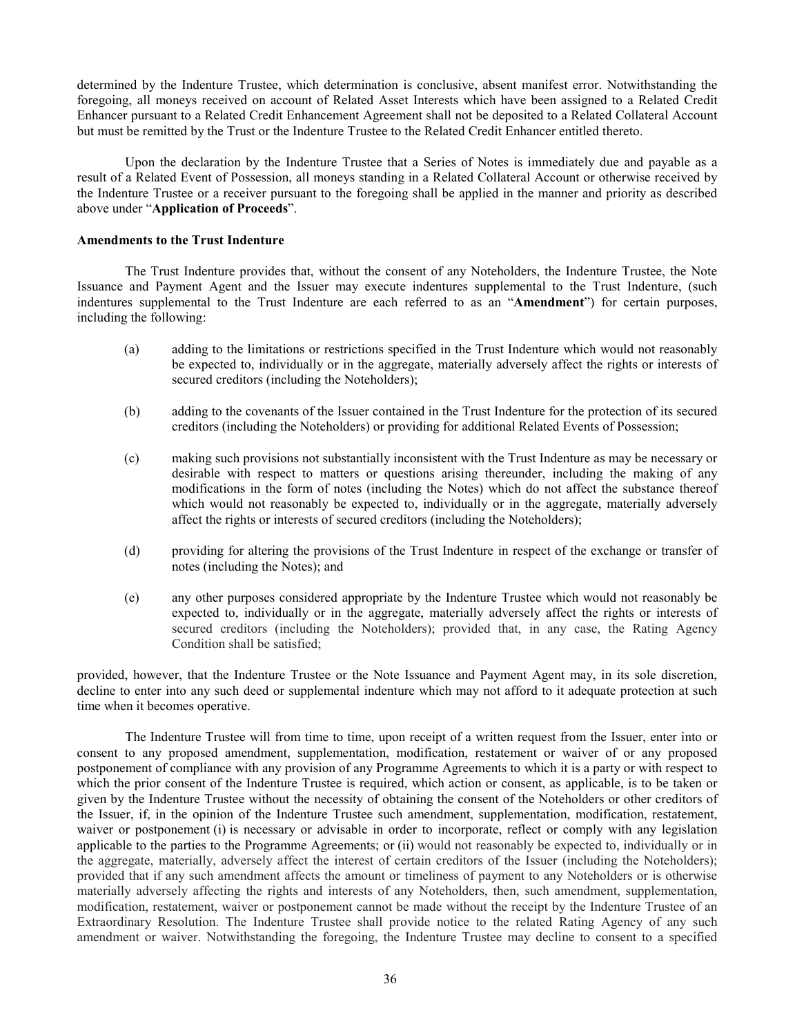determined by the Indenture Trustee, which determination is conclusive, absent manifest error. Notwithstanding the foregoing, all moneys received on account of Related Asset Interests which have been assigned to a Related Credit Enhancer pursuant to a Related Credit Enhancement Agreement shall not be deposited to a Related Collateral Account but must be remitted by the Trust or the Indenture Trustee to the Related Credit Enhancer entitled thereto.

Upon the declaration by the Indenture Trustee that a Series of Notes is immediately due and payable as a result of a Related Event of Possession, all moneys standing in a Related Collateral Account or otherwise received by the Indenture Trustee or a receiver pursuant to the foregoing shall be applied in the manner and priority as described above under "**Application of Proceeds**".

**Amendments to the Trust Indenture**

The Trust Indenture provides that, without the consent of any Noteholders, the Indenture Trustee, the Note Issuance and Payment Agent and the Issuer may execute indentures supplemental to the Trust Indenture, (such indentures supplemental to the Trust Indenture are each referred to as an "**Amendment**") for certain purposes, including the following:

(a) adding to the limitations or restrictions specified in the Trust Indenture which would not reasonably be expected to, individually or in the aggregate, materially adversely affect the rights or interests of secured creditors (including the Noteholders);

(b) adding to the covenants of the Issuer contained in the Trust Indenture for the protection of its secured creditors (including the Noteholders) or providing for additional Related Events of Possession;

(c) making such provisions not substantially inconsistent with the Trust Indenture as may be necessary or desirable with respect to matters or questions arising thereunder, including the making of any modifications in the form of notes (including the Notes) which do not affect the substance thereof which would not reasonably be expected to, individually or in the aggregate, materially adversely affect the rights or interests of secured creditors (including the Noteholders);

(d) providing for altering the provisions of the Trust Indenture in respect of the exchange or transfer of notes (including the Notes); and

(e) any other purposes considered appropriate by the Indenture Trustee which would not reasonably be expected to, individually or in the aggregate, materially adversely affect the rights or interests of secured creditors (including the Noteholders); provided that, in any case, the Rating Agency Condition shall be satisfied;

provided, however, that the Indenture Trustee or the Note Issuance and Payment Agent may, in its sole discretion, decline to enter into any such deed or supplemental indenture which may not afford to it adequate protection at such time when it becomes operative.

The Indenture Trustee will from time to time, upon receipt of a written request from the Issuer, enter into or consent to any proposed amendment, supplementation, modification, restatement or waiver of or any proposed postponement of compliance with any provision of any Programme Agreements to which it is a party or with respect to which the prior consent of the Indenture Trustee is required, which action or consent, as applicable, is to be taken or given by the Indenture Trustee without the necessity of obtaining the consent of the Noteholders or other creditors of the Issuer, if, in the opinion of the Indenture Trustee such amendment, supplementation, modification, restatement, waiver or postponement (i) is necessary or advisable in order to incorporate, reflect or comply with any legislation applicable to the parties to the Programme Agreements; or (ii) would not reasonably be expected to, individually or in the aggregate, materially, adversely affect the interest of certain creditors of the Issuer (including the Noteholders); provided that if any such amendment affects the amount or timeliness of payment to any Noteholders or is otherwise materially adversely affecting the rights and interests of any Noteholders, then, such amendment, supplementation, modification, restatement, waiver or postponement cannot be made without the receipt by the Indenture Trustee of an Extraordinary Resolution. The Indenture Trustee shall provide notice to the related Rating Agency of any such amendment or waiver. Notwithstanding the foregoing, the Indenture Trustee may decline to consent to a specified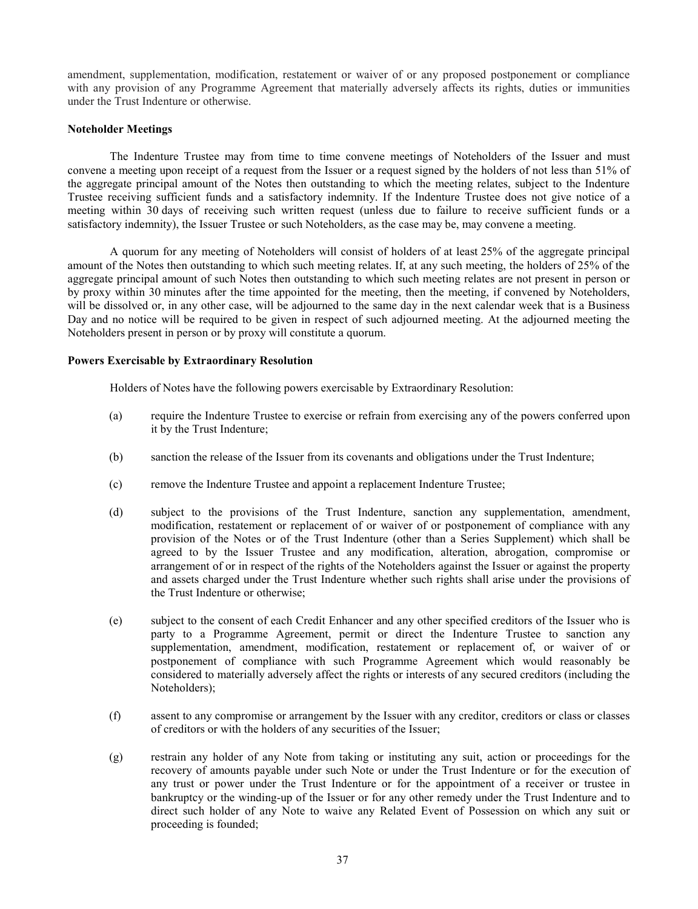amendment, supplementation, modification, restatement or waiver of or any proposed postponement or compliance with any provision of any Programme Agreement that materially adversely affects its rights, duties or immunities under the Trust Indenture or otherwise.

**Noteholder Meetings**

The Indenture Trustee may from time to time convene meetings of Noteholders of the Issuer and must convene a meeting upon receipt of a request from the Issuer or a request signed by the holders of not less than 51% of the aggregate principal amount of the Notes then outstanding to which the meeting relates, subject to the Indenture Trustee receiving sufficient funds and a satisfactory indemnity. If the Indenture Trustee does not give notice of a meeting within 30 days of receiving such written request (unless due to failure to receive sufficient funds or a satisfactory indemnity), the Issuer Trustee or such Noteholders, as the case may be, may convene a meeting.

A quorum for any meeting of Noteholders will consist of holders of at least 25% of the aggregate principal amount of the Notes then outstanding to which such meeting relates. If, at any such meeting, the holders of 25% of the aggregate principal amount of such Notes then outstanding to which such meeting relates are not present in person or by proxy within 30 minutes after the time appointed for the meeting, then the meeting, if convened by Noteholders, will be dissolved or, in any other case, will be adjourned to the same day in the next calendar week that is a Business Day and no notice will be required to be given in respect of such adjourned meeting. At the adjourned meeting the Noteholders present in person or by proxy will constitute a quorum.

**Powers Exercisable by Extraordinary Resolution**

Holders of Notes have the following powers exercisable by Extraordinary Resolution:

(a) require the Indenture Trustee to exercise or refrain from exercising any of the powers conferred upon it by the Trust Indenture;

(b) sanction the release of the Issuer from its covenants and obligations under the Trust Indenture;

(c) remove the Indenture Trustee and appoint a replacement Indenture Trustee;

(d) subject to the provisions of the Trust Indenture, sanction any supplementation, amendment, modification, restatement or replacement of or waiver of or postponement of compliance with any provision of the Notes or of the Trust Indenture (other than a Series Supplement) which shall be agreed to by the Issuer Trustee and any modification, alteration, abrogation, compromise or arrangement of or in respect of the rights of the Noteholders against the Issuer or against the property and assets charged under the Trust Indenture whether such rights shall arise under the provisions of the Trust Indenture or otherwise;

(e) subject to the consent of each Credit Enhancer and any other specified creditors of the Issuer who is party to a Programme Agreement, permit or direct the Indenture Trustee to sanction any supplementation, amendment, modification, restatement or replacement of, or waiver of or postponement of compliance with such Programme Agreement which would reasonably be considered to materially adversely affect the rights or interests of any secured creditors (including the Noteholders);

(f) assent to any compromise or arrangement by the Issuer with any creditor, creditors or class or classes of creditors or with the holders of any securities of the Issuer;

(g) restrain any holder of any Note from taking or instituting any suit, action or proceedings for the recovery of amounts payable under such Note or under the Trust Indenture or for the execution of any trust or power under the Trust Indenture or for the appointment of a receiver or trustee in bankruptcy or the winding-up of the Issuer or for any other remedy under the Trust Indenture and to direct such holder of any Note to waive any Related Event of Possession on which any suit or proceeding is founded;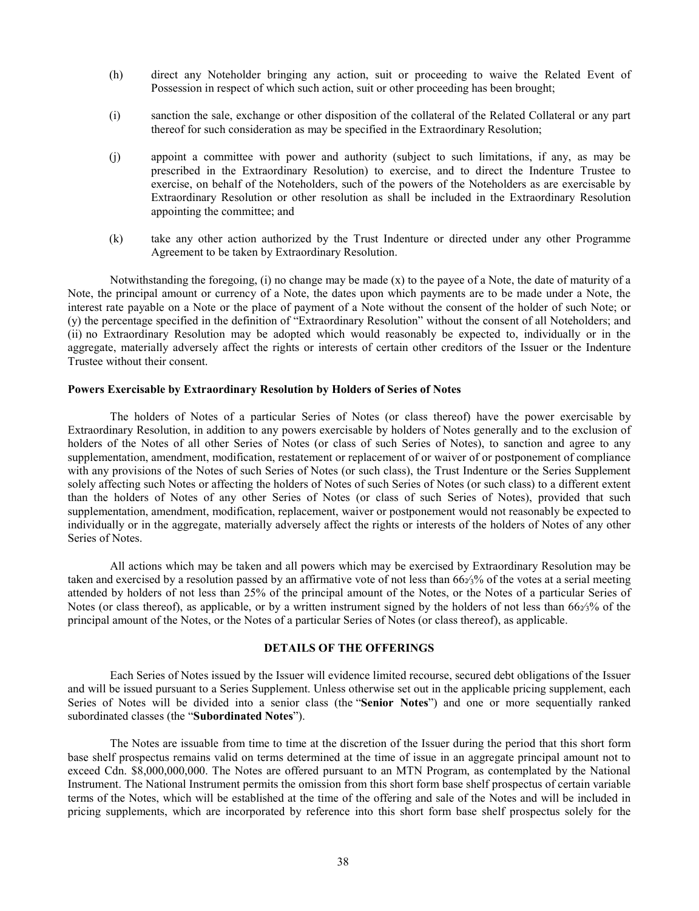(h) direct any Noteholder bringing any action, suit or proceeding to waive the Related Event of Possession in respect of which such action, suit or other proceeding has been brought;

(i) sanction the sale, exchange or other disposition of the collateral of the Related Collateral or any part thereof for such consideration as may be specified in the Extraordinary Resolution;

(j) appoint a committee with power and authority (subject to such limitations, if any, as may be prescribed in the Extraordinary Resolution) to exercise, and to direct the Indenture Trustee to exercise, on behalf of the Noteholders, such of the powers of the Noteholders as are exercisable by Extraordinary Resolution or other resolution as shall be included in the Extraordinary Resolution appointing the committee; and

(k) take any other action authorized by the Trust Indenture or directed under any other Programme Agreement to be taken by Extraordinary Resolution.

Notwithstanding the foregoing, (i) no change may be made (x) to the payee of a Note, the date of maturity of a Note, the principal amount or currency of a Note, the dates upon which payments are to be made under a Note, the interest rate payable on a Note or the place of payment of a Note without the consent of the holder of such Note; or (y) the percentage specified in the definition of "Extraordinary Resolution" without the consent of all Noteholders; and (ii) no Extraordinary Resolution may be adopted which would reasonably be expected to, individually or in the aggregate, materially adversely affect the rights or interests of certain other creditors of the Issuer or the Indenture Trustee without their consent.

**Powers Exercisable by Extraordinary Resolution by Holders of Series of Notes**

The holders of Notes of a particular Series of Notes (or class thereof) have the power exercisable by Extraordinary Resolution, in addition to any powers exercisable by holders of Notes generally and to the exclusion of holders of the Notes of all other Series of Notes (or class of such Series of Notes), to sanction and agree to any supplementation, amendment, modification, restatement or replacement of or waiver of or postponement of compliance with any provisions of the Notes of such Series of Notes (or such class), the Trust Indenture or the Series Supplement solely affecting such Notes or affecting the holders of Notes of such Series of Notes (or such class) to a different extent than the holders of Notes of any other Series of Notes (or class of such Series of Notes), provided that such supplementation, amendment, modification, replacement, waiver or postponement would not reasonably be expected to individually or in the aggregate, materially adversely affect the rights or interests of the holders of Notes of any other Series of Notes.

All actions which may be taken and all powers which may be exercised by Extraordinary Resolution may be taken and exercised by a resolution passed by an affirmative vote of not less than 66⅔% of the votes at a serial meeting attended by holders of not less than 25% of the principal amount of the Notes, or the Notes of a particular Series of Notes (or class thereof), as applicable, or by a written instrument signed by the holders of not less than 66⅔% of the principal amount of the Notes, or the Notes of a particular Series of Notes (or class thereof), as applicable.

## DETAILS OF THE OFFERINGS

Each Series of Notes issued by the Issuer will evidence limited recourse, secured debt obligations of the Issuer and will be issued pursuant to a Series Supplement. Unless otherwise set out in the applicable pricing supplement, each Series of Notes will be divided into a senior class (the "**Senior Notes**") and one or more sequentially ranked subordinated classes (the "**Subordinated Notes**").

The Notes are issuable from time to time at the discretion of the Issuer during the period that this short form base shelf prospectus remains valid on terms determined at the time of issue in an aggregate principal amount not to exceed Cdn. $8,000,000,000. The Notes are offered pursuant to an MTN Program, as contemplated by the National Instrument. The National Instrument permits the omission from this short form base shelf prospectus of certain variable terms of the Notes, which will be established at the time of the offering and sale of the Notes and will be included in pricing supplements, which are incorporated by reference into this short form base shelf prospectus solely for the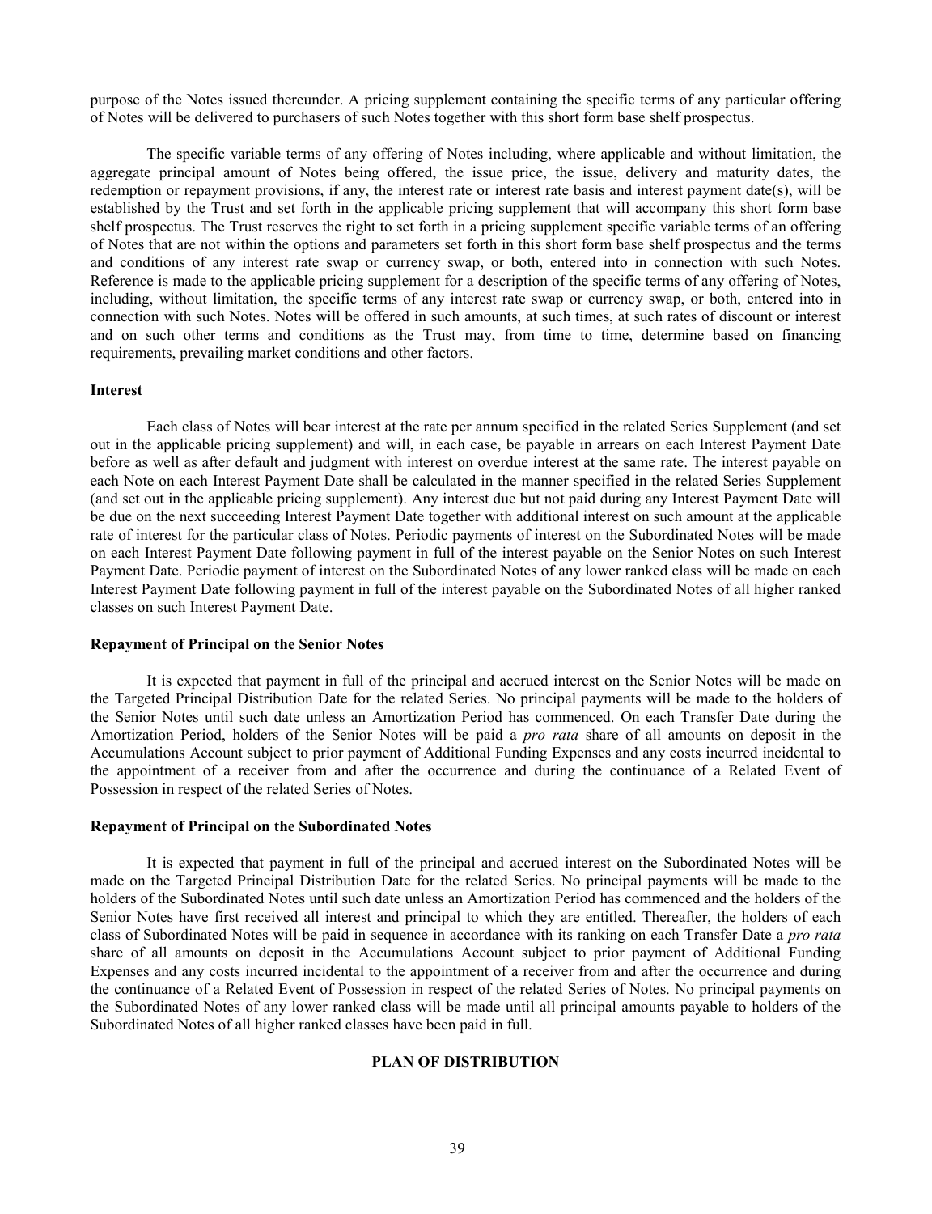purpose of the Notes issued thereunder. A pricing supplement containing the specific terms of any particular offering of Notes will be delivered to purchasers of such Notes together with this short form base shelf prospectus.

The specific variable terms of any offering of Notes including, where applicable and without limitation, the aggregate principal amount of Notes being offered, the issue price, the issue, delivery and maturity dates, the redemption or repayment provisions, if any, the interest rate or interest rate basis and interest payment date(s), will be established by the Trust and set forth in the applicable pricing supplement that will accompany this short form base shelf prospectus. The Trust reserves the right to set forth in a pricing supplement specific variable terms of an offering of Notes that are not within the options and parameters set forth in this short form base shelf prospectus and the terms and conditions of any interest rate swap or currency swap, or both, entered into in connection with such Notes. Reference is made to the applicable pricing supplement for a description of the specific terms of any offering of Notes, including, without limitation, the specific terms of any interest rate swap or currency swap, or both, entered into in connection with such Notes. Notes will be offered in such amounts, at such times, at such rates of discount or interest and on such other terms and conditions as the Trust may, from time to time, determine based on financing requirements, prevailing market conditions and other factors.

### Interest

Each class of Notes will bear interest at the rate per annum specified in the related Series Supplement (and set out in the applicable pricing supplement) and will, in each case, be payable in arrears on each Interest Payment Date before as well as after default and judgment with interest on overdue interest at the same rate. The interest payable on each Note on each Interest Payment Date shall be calculated in the manner specified in the related Series Supplement (and set out in the applicable pricing supplement). Any interest due but not paid during any Interest Payment Date will be due on the next succeeding Interest Payment Date together with additional interest on such amount at the applicable rate of interest for the particular class of Notes. Periodic payments of interest on the Subordinated Notes will be made on each Interest Payment Date following payment in full of the interest payable on the Senior Notes on such Interest Payment Date. Periodic payment of interest on the Subordinated Notes of any lower ranked class will be made on each Interest Payment Date following payment in full of the interest payable on the Subordinated Notes of all higher ranked classes on such Interest Payment Date.

### Repayment of Principal on the Senior Notes

It is expected that payment in full of the principal and accrued interest on the Senior Notes will be made on the Targeted Principal Distribution Date for the related Series. No principal payments will be made to the holders of the Senior Notes until such date unless an Amortization Period has commenced. On each Transfer Date during the Amortization Period, holders of the Senior Notes will be paid a *pro rata* share of all amounts on deposit in the Accumulations Account subject to prior payment of Additional Funding Expenses and any costs incurred incidental to the appointment of a receiver from and after the occurrence and during the continuance of a Related Event of Possession in respect of the related Series of Notes.

### Repayment of Principal on the Subordinated Notes

It is expected that payment in full of the principal and accrued interest on the Subordinated Notes will be made on the Targeted Principal Distribution Date for the related Series. No principal payments will be made to the holders of the Subordinated Notes until such date unless an Amortization Period has commenced and the holders of the Senior Notes have first received all interest and principal to which they are entitled. Thereafter, the holders of each class of Subordinated Notes will be paid in sequence in accordance with its ranking on each Transfer Date a *pro rata* share of all amounts on deposit in the Accumulations Account subject to prior payment of Additional Funding Expenses and any costs incurred incidental to the appointment of a receiver from and after the occurrence and during the continuance of a Related Event of Possession in respect of the related Series of Notes. No principal payments on the Subordinated Notes of any lower ranked class will be made until all principal amounts payable to holders of the Subordinated Notes of all higher ranked classes have been paid in full.

## PLAN OF DISTRIBUTION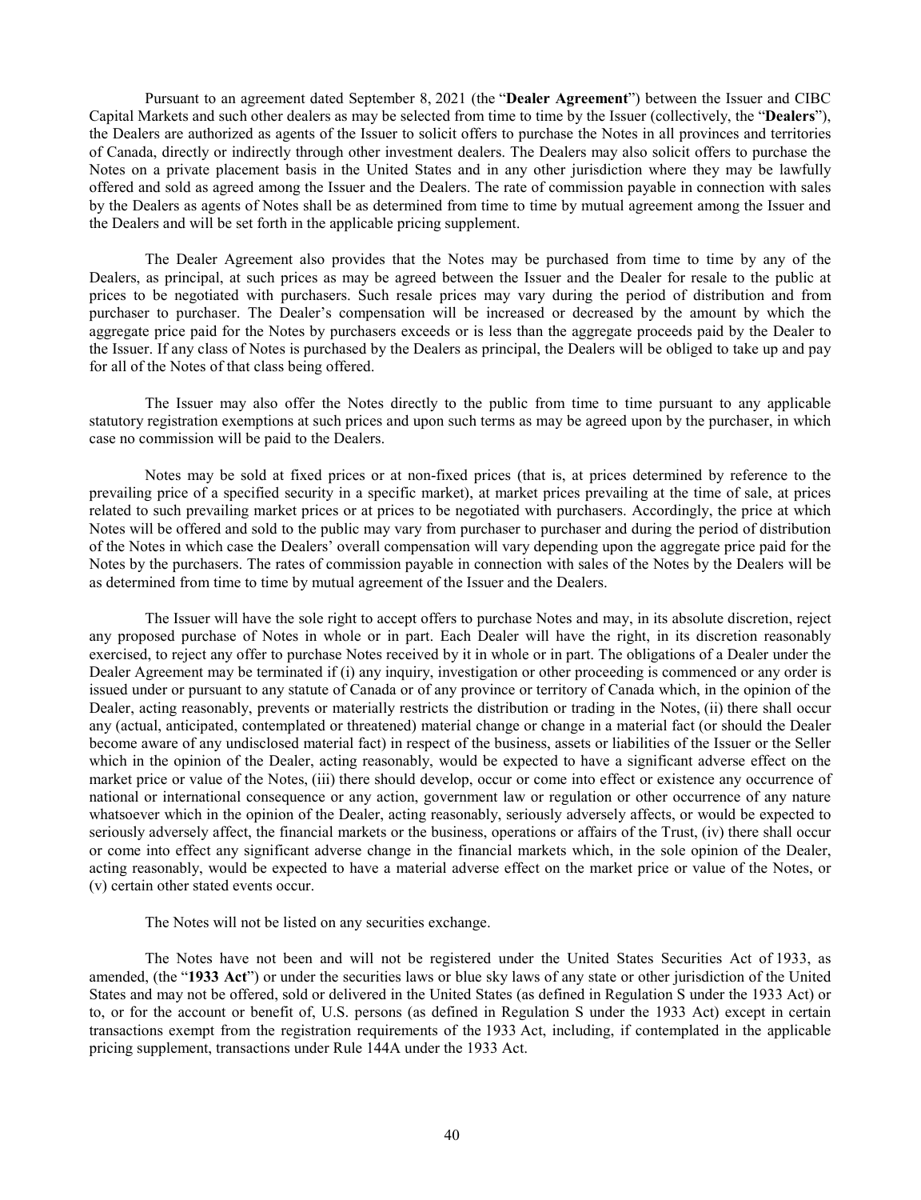Pursuant to an agreement dated September 8, 2021 (the "**Dealer Agreement**") between the Issuer and CIBC Capital Markets and such other dealers as may be selected from time to time by the Issuer (collectively, the "**Dealers**"), the Dealers are authorized as agents of the Issuer to solicit offers to purchase the Notes in all provinces and territories of Canada, directly or indirectly through other investment dealers. The Dealers may also solicit offers to purchase the Notes on a private placement basis in the United States and in any other jurisdiction where they may be lawfully offered and sold as agreed among the Issuer and the Dealers. The rate of commission payable in connection with sales by the Dealers as agents of Notes shall be as determined from time to time by mutual agreement among the Issuer and the Dealers and will be set forth in the applicable pricing supplement.

The Dealer Agreement also provides that the Notes may be purchased from time to time by any of the Dealers, as principal, at such prices as may be agreed between the Issuer and the Dealer for resale to the public at prices to be negotiated with purchasers. Such resale prices may vary during the period of distribution and from purchaser to purchaser. The Dealer's compensation will be increased or decreased by the amount by which the aggregate price paid for the Notes by purchasers exceeds or is less than the aggregate proceeds paid by the Dealer to the Issuer. If any class of Notes is purchased by the Dealers as principal, the Dealers will be obliged to take up and pay for all of the Notes of that class being offered.

The Issuer may also offer the Notes directly to the public from time to time pursuant to any applicable statutory registration exemptions at such prices and upon such terms as may be agreed upon by the purchaser, in which case no commission will be paid to the Dealers.

Notes may be sold at fixed prices or at non-fixed prices (that is, at prices determined by reference to the prevailing price of a specified security in a specific market), at market prices prevailing at the time of sale, at prices related to such prevailing market prices or at prices to be negotiated with purchasers. Accordingly, the price at which Notes will be offered and sold to the public may vary from purchaser to purchaser and during the period of distribution of the Notes in which case the Dealers' overall compensation will vary depending upon the aggregate price paid for the Notes by the purchasers. The rates of commission payable in connection with sales of the Notes by the Dealers will be as determined from time to time by mutual agreement of the Issuer and the Dealers.

The Issuer will have the sole right to accept offers to purchase Notes and may, in its absolute discretion, reject any proposed purchase of Notes in whole or in part. Each Dealer will have the right, in its discretion reasonably exercised, to reject any offer to purchase Notes received by it in whole or in part. The obligations of a Dealer under the Dealer Agreement may be terminated if (i) any inquiry, investigation or other proceeding is commenced or any order is issued under or pursuant to any statute of Canada or of any province or territory of Canada which, in the opinion of the Dealer, acting reasonably, prevents or materially restricts the distribution or trading in the Notes, (ii) there shall occur any (actual, anticipated, contemplated or threatened) material change or change in a material fact (or should the Dealer become aware of any undisclosed material fact) in respect of the business, assets or liabilities of the Issuer or the Seller which in the opinion of the Dealer, acting reasonably, would be expected to have a significant adverse effect on the market price or value of the Notes, (iii) there should develop, occur or come into effect or existence any occurrence of national or international consequence or any action, government law or regulation or other occurrence of any nature whatsoever which in the opinion of the Dealer, acting reasonably, seriously adversely affects, or would be expected to seriously adversely affect, the financial markets or the business, operations or affairs of the Trust, (iv) there shall occur or come into effect any significant adverse change in the financial markets which, in the sole opinion of the Dealer, acting reasonably, would be expected to have a material adverse effect on the market price or value of the Notes, or (v) certain other stated events occur.

The Notes will not be listed on any securities exchange.

The Notes have not been and will not be registered under the United States Securities Act of 1933, as amended, (the "**1933 Act**") or under the securities laws or blue sky laws of any state or other jurisdiction of the United States and may not be offered, sold or delivered in the United States (as defined in Regulation S under the 1933 Act) or to, or for the account or benefit of, U.S. persons (as defined in Regulation S under the 1933 Act) except in certain transactions exempt from the registration requirements of the 1933 Act, including, if contemplated in the applicable pricing supplement, transactions under Rule 144A under the 1933 Act.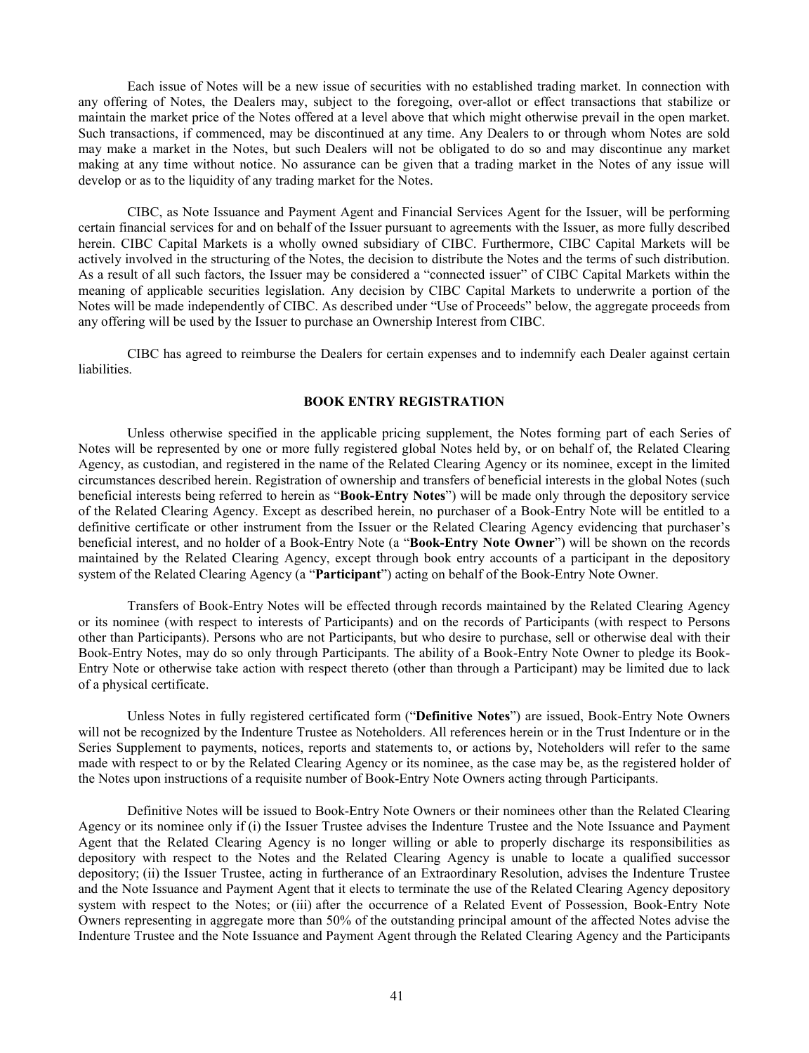Each issue of Notes will be a new issue of securities with no established trading market. In connection with any offering of Notes, the Dealers may, subject to the foregoing, over-allot or effect transactions that stabilize or maintain the market price of the Notes offered at a level above that which might otherwise prevail in the open market. Such transactions, if commenced, may be discontinued at any time. Any Dealers to or through whom Notes are sold may make a market in the Notes, but such Dealers will not be obligated to do so and may discontinue any market making at any time without notice. No assurance can be given that a trading market in the Notes of any issue will develop or as to the liquidity of any trading market for the Notes.

CIBC, as Note Issuance and Payment Agent and Financial Services Agent for the Issuer, will be performing certain financial services for and on behalf of the Issuer pursuant to agreements with the Issuer, as more fully described herein. CIBC Capital Markets is a wholly owned subsidiary of CIBC. Furthermore, CIBC Capital Markets will be actively involved in the structuring of the Notes, the decision to distribute the Notes and the terms of such distribution. As a result of all such factors, the Issuer may be considered a "connected issuer" of CIBC Capital Markets within the meaning of applicable securities legislation. Any decision by CIBC Capital Markets to underwrite a portion of the Notes will be made independently of CIBC. As described under "Use of Proceeds" below, the aggregate proceeds from any offering will be used by the Issuer to purchase an Ownership Interest from CIBC.

CIBC has agreed to reimburse the Dealers for certain expenses and to indemnify each Dealer against certain liabilities.

## BOOK ENTRY REGISTRATION

Unless otherwise specified in the applicable pricing supplement, the Notes forming part of each Series of Notes will be represented by one or more fully registered global Notes held by, or on behalf of, the Related Clearing Agency, as custodian, and registered in the name of the Related Clearing Agency or its nominee, except in the limited circumstances described herein. Registration of ownership and transfers of beneficial interests in the global Notes (such beneficial interests being referred to herein as "**Book-Entry Notes**") will be made only through the depository service of the Related Clearing Agency. Except as described herein, no purchaser of a Book-Entry Note will be entitled to a definitive certificate or other instrument from the Issuer or the Related Clearing Agency evidencing that purchaser's beneficial interest, and no holder of a Book-Entry Note (a "**Book-Entry Note Owner**") will be shown on the records maintained by the Related Clearing Agency, except through book entry accounts of a participant in the depository system of the Related Clearing Agency (a "**Participant**") acting on behalf of the Book-Entry Note Owner.

Transfers of Book-Entry Notes will be effected through records maintained by the Related Clearing Agency or its nominee (with respect to interests of Participants) and on the records of Participants (with respect to Persons other than Participants). Persons who are not Participants, but who desire to purchase, sell or otherwise deal with their Book-Entry Notes, may do so only through Participants. The ability of a Book-Entry Note Owner to pledge its Book-Entry Note or otherwise take action with respect thereto (other than through a Participant) may be limited due to lack of a physical certificate.

Unless Notes in fully registered certificated form ("**Definitive Notes**") are issued, Book-Entry Note Owners will not be recognized by the Indenture Trustee as Noteholders. All references herein or in the Trust Indenture or in the Series Supplement to payments, notices, reports and statements to, or actions by, Noteholders will refer to the same made with respect to or by the Related Clearing Agency or its nominee, as the case may be, as the registered holder of the Notes upon instructions of a requisite number of Book-Entry Note Owners acting through Participants.

Definitive Notes will be issued to Book-Entry Note Owners or their nominees other than the Related Clearing Agency or its nominee only if (i) the Issuer Trustee advises the Indenture Trustee and the Note Issuance and Payment Agent that the Related Clearing Agency is no longer willing or able to properly discharge its responsibilities as depository with respect to the Notes and the Related Clearing Agency is unable to locate a qualified successor depository; (ii) the Issuer Trustee, acting in furtherance of an Extraordinary Resolution, advises the Indenture Trustee and the Note Issuance and Payment Agent that it elects to terminate the use of the Related Clearing Agency depository system with respect to the Notes; or (iii) after the occurrence of a Related Event of Possession, Book-Entry Note Owners representing in aggregate more than 50% of the outstanding principal amount of the affected Notes advise the Indenture Trustee and the Note Issuance and Payment Agent through the Related Clearing Agency and the Participants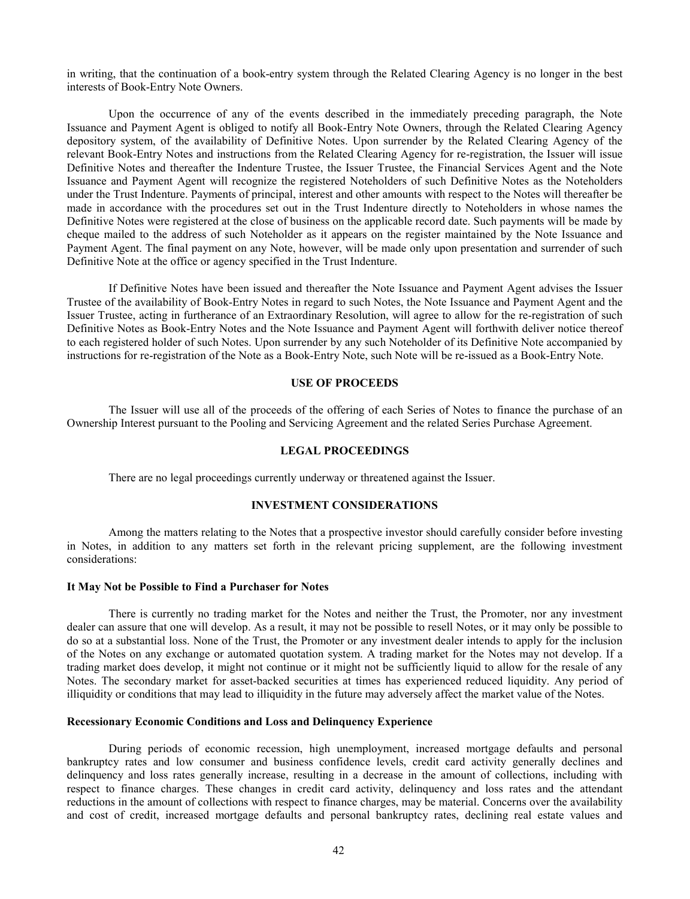in writing, that the continuation of a book-entry system through the Related Clearing Agency is no longer in the best interests of Book-Entry Note Owners.

Upon the occurrence of any of the events described in the immediately preceding paragraph, the Note Issuance and Payment Agent is obliged to notify all Book-Entry Note Owners, through the Related Clearing Agency depository system, of the availability of Definitive Notes. Upon surrender by the Related Clearing Agency of the relevant Book-Entry Notes and instructions from the Related Clearing Agency for re-registration, the Issuer will issue Definitive Notes and thereafter the Indenture Trustee, the Issuer Trustee, the Financial Services Agent and the Note Issuance and Payment Agent will recognize the registered Noteholders of such Definitive Notes as the Noteholders under the Trust Indenture. Payments of principal, interest and other amounts with respect to the Notes will thereafter be made in accordance with the procedures set out in the Trust Indenture directly to Noteholders in whose names the Definitive Notes were registered at the close of business on the applicable record date. Such payments will be made by cheque mailed to the address of such Noteholder as it appears on the register maintained by the Note Issuance and Payment Agent. The final payment on any Note, however, will be made only upon presentation and surrender of such Definitive Note at the office or agency specified in the Trust Indenture.

If Definitive Notes have been issued and thereafter the Note Issuance and Payment Agent advises the Issuer Trustee of the availability of Book-Entry Notes in regard to such Notes, the Note Issuance and Payment Agent and the Issuer Trustee, acting in furtherance of an Extraordinary Resolution, will agree to allow for the re-registration of such Definitive Notes as Book-Entry Notes and the Note Issuance and Payment Agent will forthwith deliver notice thereof to each registered holder of such Notes. Upon surrender by any such Noteholder of its Definitive Note accompanied by instructions for re-registration of the Note as a Book-Entry Note, such Note will be re-issued as a Book-Entry Note.

## USE OF PROCEEDS

The Issuer will use all of the proceeds of the offering of each Series of Notes to finance the purchase of an Ownership Interest pursuant to the Pooling and Servicing Agreement and the related Series Purchase Agreement.

## LEGAL PROCEEDINGS

There are no legal proceedings currently underway or threatened against the Issuer.

## INVESTMENT CONSIDERATIONS

Among the matters relating to the Notes that a prospective investor should carefully consider before investing in Notes, in addition to any matters set forth in the relevant pricing supplement, are the following investment considerations:

### It May Not be Possible to Find a Purchaser for Notes

There is currently no trading market for the Notes and neither the Trust, the Promoter, nor any investment dealer can assure that one will develop. As a result, it may not be possible to resell Notes, or it may only be possible to do so at a substantial loss. None of the Trust, the Promoter or any investment dealer intends to apply for the inclusion of the Notes on any exchange or automated quotation system. A trading market for the Notes may not develop. If a trading market does develop, it might not continue or it might not be sufficiently liquid to allow for the resale of any Notes. The secondary market for asset-backed securities at times has experienced reduced liquidity. Any period of illiquidity or conditions that may lead to illiquidity in the future may adversely affect the market value of the Notes.

### Recessionary Economic Conditions and Loss and Delinquency Experience

During periods of economic recession, high unemployment, increased mortgage defaults and personal bankruptcy rates and low consumer and business confidence levels, credit card activity generally declines and delinquency and loss rates generally increase, resulting in a decrease in the amount of collections, including with respect to finance charges. These changes in credit card activity, delinquency and loss rates and the attendant reductions in the amount of collections with respect to finance charges, may be material. Concerns over the availability and cost of credit, increased mortgage defaults and personal bankruptcy rates, declining real estate values and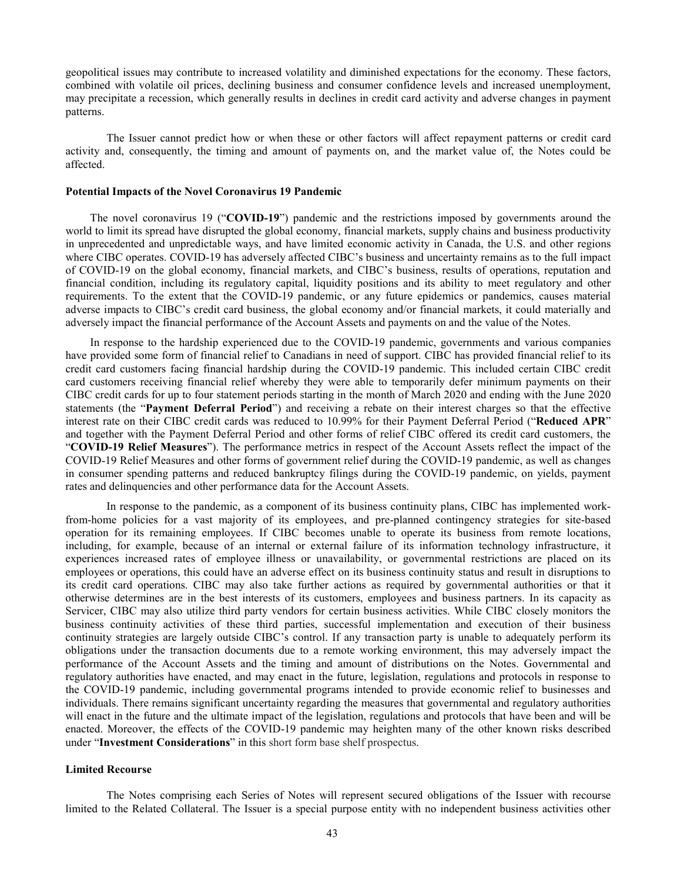geopolitical issues may contribute to increased volatility and diminished expectations for the economy. These factors, combined with volatile oil prices, declining business and consumer confidence levels and increased unemployment, may precipitate a recession, which generally results in declines in credit card activity and adverse changes in payment patterns.

The Issuer cannot predict how or when these or other factors will affect repayment patterns or credit card activity and, consequently, the timing and amount of payments on, and the market value of, the Notes could be affected.

**Potential Impacts of the Novel Coronavirus 19 Pandemic**

The novel coronavirus 19 ("**COVID-19**") pandemic and the restrictions imposed by governments around the world to limit its spread have disrupted the global economy, financial markets, supply chains and business productivity in unprecedented and unpredictable ways, and have limited economic activity in Canada, the U.S. and other regions where CIBC operates. COVID-19 has adversely affected CIBC's business and uncertainty remains as to the full impact of COVID-19 on the global economy, financial markets, and CIBC's business, results of operations, reputation and financial condition, including its regulatory capital, liquidity positions and its ability to meet regulatory and other requirements. To the extent that the COVID-19 pandemic, or any future epidemics or pandemics, causes material adverse impacts to CIBC's credit card business, the global economy and/or financial markets, it could materially and adversely impact the financial performance of the Account Assets and payments on and the value of the Notes.

In response to the hardship experienced due to the COVID-19 pandemic, governments and various companies have provided some form of financial relief to Canadians in need of support. CIBC has provided financial relief to its credit card customers facing financial hardship during the COVID-19 pandemic. This included certain CIBC credit card customers receiving financial relief whereby they were able to temporarily defer minimum payments on their CIBC credit cards for up to four statement periods starting in the month of March 2020 and ending with the June 2020 statements (the "**Payment Deferral Period**") and receiving a rebate on their interest charges so that the effective interest rate on their CIBC credit cards was reduced to 10.99% for their Payment Deferral Period ("**Reduced APR**" and together with the Payment Deferral Period and other forms of relief CIBC offered its credit card customers, the "**COVID-19 Relief Measures**"). The performance metrics in respect of the Account Assets reflect the impact of the COVID-19 Relief Measures and other forms of government relief during the COVID-19 pandemic, as well as changes in consumer spending patterns and reduced bankruptcy filings during the COVID-19 pandemic, on yields, payment rates and delinquencies and other performance data for the Account Assets.

In response to the pandemic, as a component of its business continuity plans, CIBC has implemented work-from-home policies for a vast majority of its employees, and pre-planned contingency strategies for site-based operation for its remaining employees. If CIBC becomes unable to operate its business from remote locations, including, for example, because of an internal or external failure of its information technology infrastructure, it experiences increased rates of employee illness or unavailability, or governmental restrictions are placed on its employees or operations, this could have an adverse effect on its business continuity status and result in disruptions to its credit card operations. CIBC may also take further actions as required by governmental authorities or that it otherwise determines are in the best interests of its customers, employees and business partners. In its capacity as Servicer, CIBC may also utilize third party vendors for certain business activities. While CIBC closely monitors the business continuity activities of these third parties, successful implementation and execution of their business continuity strategies are largely outside CIBC's control. If any transaction party is unable to adequately perform its obligations under the transaction documents due to a remote working environment, this may adversely impact the performance of the Account Assets and the timing and amount of distributions on the Notes. Governmental and regulatory authorities have enacted, and may enact in the future, legislation, regulations and protocols in response to the COVID-19 pandemic, including governmental programs intended to provide economic relief to businesses and individuals. There remains significant uncertainty regarding the measures that governmental and regulatory authorities will enact in the future and the ultimate impact of the legislation, regulations and protocols that have been and will be enacted. Moreover, the effects of the COVID-19 pandemic may heighten many of the other known risks described under "**Investment Considerations**" in this short form base shelf prospectus.

**Limited Recourse**

The Notes comprising each Series of Notes will represent secured obligations of the Issuer with recourse limited to the Related Collateral. The Issuer is a special purpose entity with no independent business activities other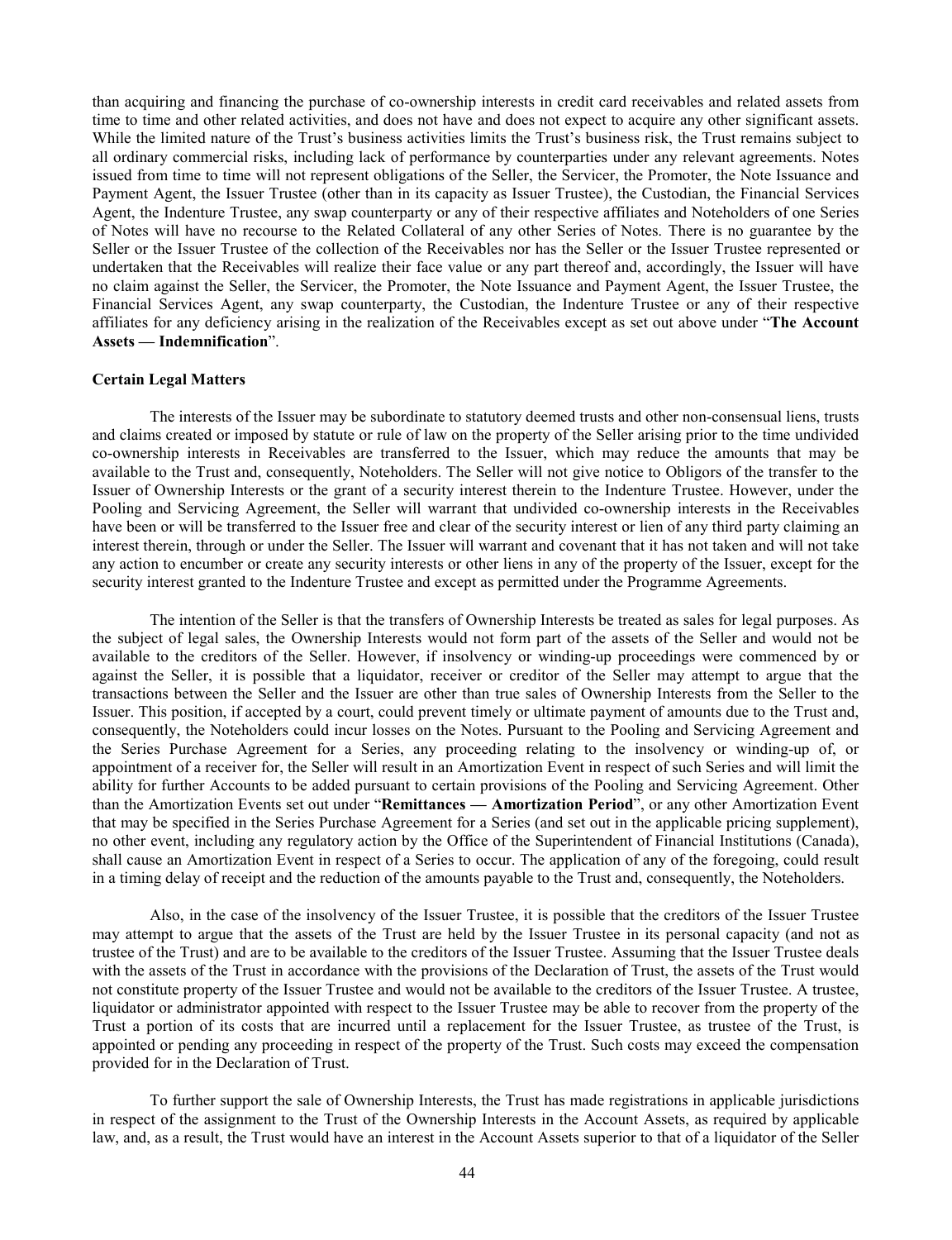than acquiring and financing the purchase of co-ownership interests in credit card receivables and related assets from time to time and other related activities, and does not have and does not expect to acquire any other significant assets. While the limited nature of the Trust's business activities limits the Trust's business risk, the Trust remains subject to all ordinary commercial risks, including lack of performance by counterparties under any relevant agreements. Notes issued from time to time will not represent obligations of the Seller, the Servicer, the Promoter, the Note Issuance and Payment Agent, the Issuer Trustee (other than in its capacity as Issuer Trustee), the Custodian, the Financial Services Agent, the Indenture Trustee, any swap counterparty or any of their respective affiliates and Noteholders of one Series of Notes will have no recourse to the Related Collateral of any other Series of Notes. There is no guarantee by the Seller or the Issuer Trustee of the collection of the Receivables nor has the Seller or the Issuer Trustee represented or undertaken that the Receivables will realize their face value or any part thereof and, accordingly, the Issuer will have no claim against the Seller, the Servicer, the Promoter, the Note Issuance and Payment Agent, the Issuer Trustee, the Financial Services Agent, any swap counterparty, the Custodian, the Indenture Trustee or any of their respective affiliates for any deficiency arising in the realization of the Receivables except as set out above under "**The Account Assets — Indemnification**".

**Certain Legal Matters**

The interests of the Issuer may be subordinate to statutory deemed trusts and other non-consensual liens, trusts and claims created or imposed by statute or rule of law on the property of the Seller arising prior to the time undivided co-ownership interests in Receivables are transferred to the Issuer, which may reduce the amounts that may be available to the Trust and, consequently, Noteholders. The Seller will not give notice to Obligors of the transfer to the Issuer of Ownership Interests or the grant of a security interest therein to the Indenture Trustee. However, under the Pooling and Servicing Agreement, the Seller will warrant that undivided co-ownership interests in the Receivables have been or will be transferred to the Issuer free and clear of the security interest or lien of any third party claiming an interest therein, through or under the Seller. The Issuer will warrant and covenant that it has not taken and will not take any action to encumber or create any security interests or other liens in any of the property of the Issuer, except for the security interest granted to the Indenture Trustee and except as permitted under the Programme Agreements.

The intention of the Seller is that the transfers of Ownership Interests be treated as sales for legal purposes. As the subject of legal sales, the Ownership Interests would not form part of the assets of the Seller and would not be available to the creditors of the Seller. However, if insolvency or winding-up proceedings were commenced by or against the Seller, it is possible that a liquidator, receiver or creditor of the Seller may attempt to argue that the transactions between the Seller and the Issuer are other than true sales of Ownership Interests from the Seller to the Issuer. This position, if accepted by a court, could prevent timely or ultimate payment of amounts due to the Trust and, consequently, the Noteholders could incur losses on the Notes. Pursuant to the Pooling and Servicing Agreement and the Series Purchase Agreement for a Series, any proceeding relating to the insolvency or winding-up of, or appointment of a receiver for, the Seller will result in an Amortization Event in respect of such Series and will limit the ability for further Accounts to be added pursuant to certain provisions of the Pooling and Servicing Agreement. Other than the Amortization Events set out under "**Remittances — Amortization Period**", or any other Amortization Event that may be specified in the Series Purchase Agreement for a Series (and set out in the applicable pricing supplement), no other event, including any regulatory action by the Office of the Superintendent of Financial Institutions (Canada), shall cause an Amortization Event in respect of a Series to occur. The application of any of the foregoing, could result in a timing delay of receipt and the reduction of the amounts payable to the Trust and, consequently, the Noteholders.

Also, in the case of the insolvency of the Issuer Trustee, it is possible that the creditors of the Issuer Trustee may attempt to argue that the assets of the Trust are held by the Issuer Trustee in its personal capacity (and not as trustee of the Trust) and are to be available to the creditors of the Issuer Trustee. Assuming that the Issuer Trustee deals with the assets of the Trust in accordance with the provisions of the Declaration of Trust, the assets of the Trust would not constitute property of the Issuer Trustee and would not be available to the creditors of the Issuer Trustee. A trustee, liquidator or administrator appointed with respect to the Issuer Trustee may be able to recover from the property of the Trust a portion of its costs that are incurred until a replacement for the Issuer Trustee, as trustee of the Trust, is appointed or pending any proceeding in respect of the property of the Trust. Such costs may exceed the compensation provided for in the Declaration of Trust.

To further support the sale of Ownership Interests, the Trust has made registrations in applicable jurisdictions in respect of the assignment to the Trust of the Ownership Interests in the Account Assets, as required by applicable law, and, as a result, the Trust would have an interest in the Account Assets superior to that of a liquidator of the Seller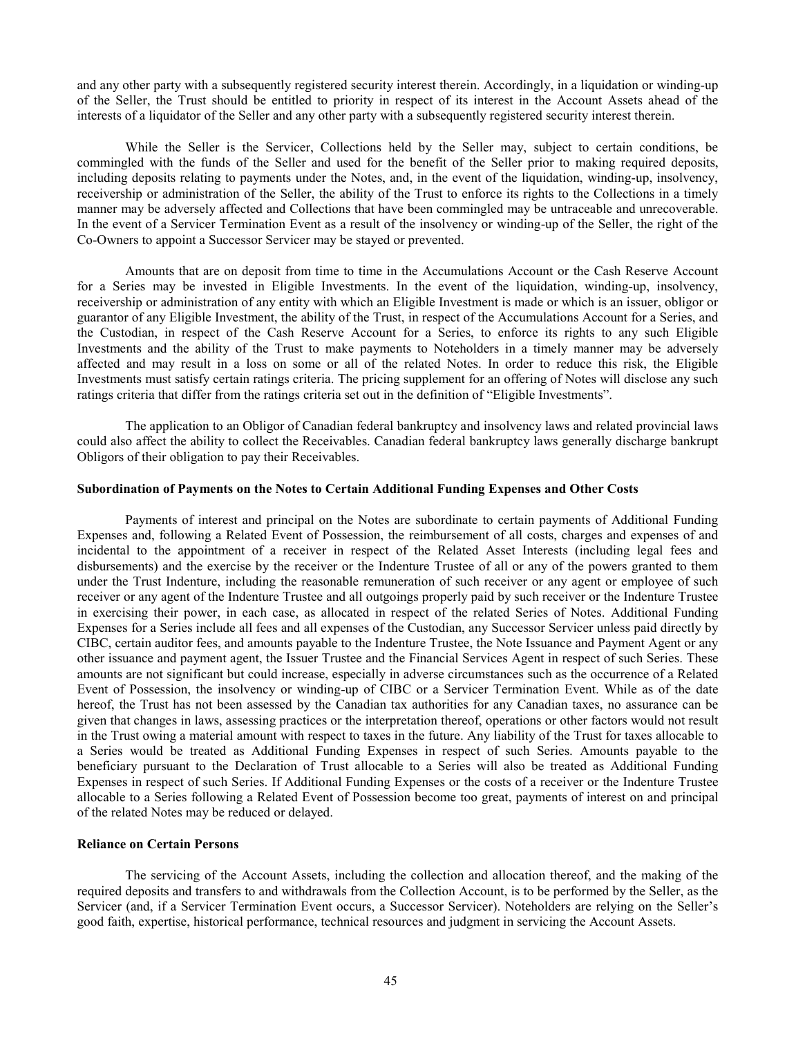and any other party with a subsequently registered security interest therein. Accordingly, in a liquidation or winding-up of the Seller, the Trust should be entitled to priority in respect of its interest in the Account Assets ahead of the interests of a liquidator of the Seller and any other party with a subsequently registered security interest therein.

While the Seller is the Servicer, Collections held by the Seller may, subject to certain conditions, be commingled with the funds of the Seller and used for the benefit of the Seller prior to making required deposits, including deposits relating to payments under the Notes, and, in the event of the liquidation, winding-up, insolvency, receivership or administration of the Seller, the ability of the Trust to enforce its rights to the Collections in a timely manner may be adversely affected and Collections that have been commingled may be untraceable and unrecoverable. In the event of a Servicer Termination Event as a result of the insolvency or winding-up of the Seller, the right of the Co-Owners to appoint a Successor Servicer may be stayed or prevented.

Amounts that are on deposit from time to time in the Accumulations Account or the Cash Reserve Account for a Series may be invested in Eligible Investments. In the event of the liquidation, winding-up, insolvency, receivership or administration of any entity with which an Eligible Investment is made or which is an issuer, obligor or guarantor of any Eligible Investment, the ability of the Trust, in respect of the Accumulations Account for a Series, and the Custodian, in respect of the Cash Reserve Account for a Series, to enforce its rights to any such Eligible Investments and the ability of the Trust to make payments to Noteholders in a timely manner may be adversely affected and may result in a loss on some or all of the related Notes. In order to reduce this risk, the Eligible Investments must satisfy certain ratings criteria. The pricing supplement for an offering of Notes will disclose any such ratings criteria that differ from the ratings criteria set out in the definition of "Eligible Investments".

The application to an Obligor of Canadian federal bankruptcy and insolvency laws and related provincial laws could also affect the ability to collect the Receivables. Canadian federal bankruptcy laws generally discharge bankrupt Obligors of their obligation to pay their Receivables.

#### Subordination of Payments on the Notes to Certain Additional Funding Expenses and Other Costs

Payments of interest and principal on the Notes are subordinate to certain payments of Additional Funding Expenses and, following a Related Event of Possession, the reimbursement of all costs, charges and expenses of and incidental to the appointment of a receiver in respect of the Related Asset Interests (including legal fees and disbursements) and the exercise by the receiver or the Indenture Trustee of all or any of the powers granted to them under the Trust Indenture, including the reasonable remuneration of such receiver or any agent or employee of such receiver or any agent of the Indenture Trustee and all outgoings properly paid by such receiver or the Indenture Trustee in exercising their power, in each case, as allocated in respect of the related Series of Notes. Additional Funding Expenses for a Series include all fees and all expenses of the Custodian, any Successor Servicer unless paid directly by CIBC, certain auditor fees, and amounts payable to the Indenture Trustee, the Note Issuance and Payment Agent or any other issuance and payment agent, the Issuer Trustee and the Financial Services Agent in respect of such Series. These amounts are not significant but could increase, especially in adverse circumstances such as the occurrence of a Related Event of Possession, the insolvency or winding-up of CIBC or a Servicer Termination Event. While as of the date hereof, the Trust has not been assessed by the Canadian tax authorities for any Canadian taxes, no assurance can be given that changes in laws, assessing practices or the interpretation thereof, operations or other factors would not result in the Trust owing a material amount with respect to taxes in the future. Any liability of the Trust for taxes allocable to a Series would be treated as Additional Funding Expenses in respect of such Series. Amounts payable to the beneficiary pursuant to the Declaration of Trust allocable to a Series will also be treated as Additional Funding Expenses in respect of such Series. If Additional Funding Expenses or the costs of a receiver or the Indenture Trustee allocable to a Series following a Related Event of Possession become too great, payments of interest on and principal of the related Notes may be reduced or delayed.

#### Reliance on Certain Persons

The servicing of the Account Assets, including the collection and allocation thereof, and the making of the required deposits and transfers to and withdrawals from the Collection Account, is to be performed by the Seller, as the Servicer (and, if a Servicer Termination Event occurs, a Successor Servicer). Noteholders are relying on the Seller's good faith, expertise, historical performance, technical resources and judgment in servicing the Account Assets.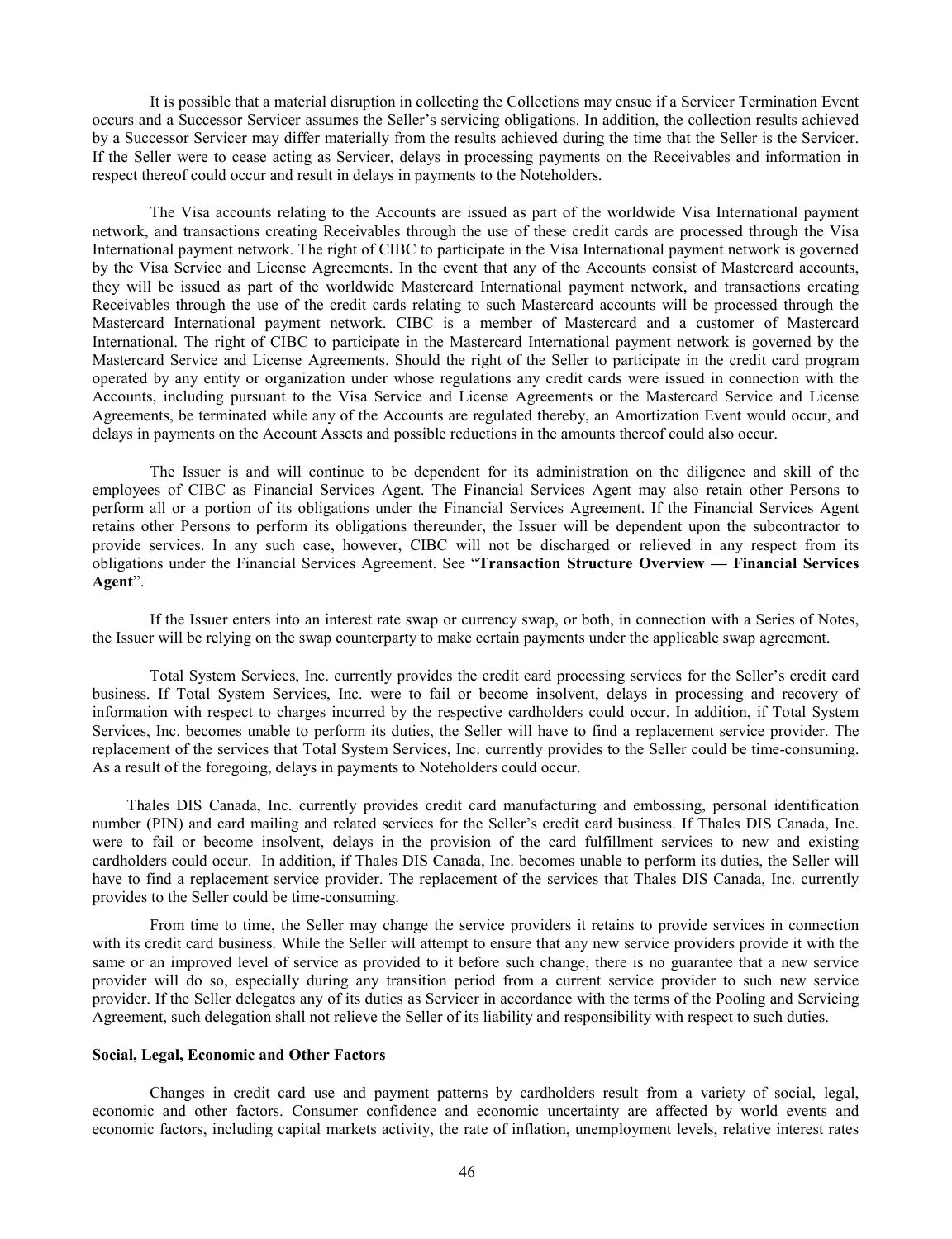It is possible that a material disruption in collecting the Collections may ensue if a Servicer Termination Event occurs and a Successor Servicer assumes the Seller's servicing obligations. In addition, the collection results achieved by a Successor Servicer may differ materially from the results achieved during the time that the Seller is the Servicer. If the Seller were to cease acting as Servicer, delays in processing payments on the Receivables and information in respect thereof could occur and result in delays in payments to the Noteholders.

The Visa accounts relating to the Accounts are issued as part of the worldwide Visa International payment network, and transactions creating Receivables through the use of these credit cards are processed through the Visa International payment network. The right of CIBC to participate in the Visa International payment network is governed by the Visa Service and License Agreements. In the event that any of the Accounts consist of Mastercard accounts, they will be issued as part of the worldwide Mastercard International payment network, and transactions creating Receivables through the use of the credit cards relating to such Mastercard accounts will be processed through the Mastercard International payment network. CIBC is a member of Mastercard and a customer of Mastercard International. The right of CIBC to participate in the Mastercard International payment network is governed by the Mastercard Service and License Agreements. Should the right of the Seller to participate in the credit card program operated by any entity or organization under whose regulations any credit cards were issued in connection with the Accounts, including pursuant to the Visa Service and License Agreements or the Mastercard Service and License Agreements, be terminated while any of the Accounts are regulated thereby, an Amortization Event would occur, and delays in payments on the Account Assets and possible reductions in the amounts thereof could also occur.

The Issuer is and will continue to be dependent for its administration on the diligence and skill of the employees of CIBC as Financial Services Agent. The Financial Services Agent may also retain other Persons to perform all or a portion of its obligations under the Financial Services Agreement. If the Financial Services Agent retains other Persons to perform its obligations thereunder, the Issuer will be dependent upon the subcontractor to provide services. In any such case, however, CIBC will not be discharged or relieved in any respect from its obligations under the Financial Services Agreement. See "**Transaction Structure Overview — Financial Services Agent**".

If the Issuer enters into an interest rate swap or currency swap, or both, in connection with a Series of Notes, the Issuer will be relying on the swap counterparty to make certain payments under the applicable swap agreement.

Total System Services, Inc. currently provides the credit card processing services for the Seller's credit card business. If Total System Services, Inc. were to fail or become insolvent, delays in processing and recovery of information with respect to charges incurred by the respective cardholders could occur. In addition, if Total System Services, Inc. becomes unable to perform its duties, the Seller will have to find a replacement service provider. The replacement of the services that Total System Services, Inc. currently provides to the Seller could be time-consuming. As a result of the foregoing, delays in payments to Noteholders could occur.

Thales DIS Canada, Inc. currently provides credit card manufacturing and embossing, personal identification number (PIN) and card mailing and related services for the Seller's credit card business. If Thales DIS Canada, Inc. were to fail or become insolvent, delays in the provision of the card fulfillment services to new and existing cardholders could occur. In addition, if Thales DIS Canada, Inc. becomes unable to perform its duties, the Seller will have to find a replacement service provider. The replacement of the services that Thales DIS Canada, Inc. currently provides to the Seller could be time-consuming.

From time to time, the Seller may change the service providers it retains to provide services in connection with its credit card business. While the Seller will attempt to ensure that any new service providers provide it with the same or an improved level of service as provided to it before such change, there is no guarantee that a new service provider will do so, especially during any transition period from a current service provider to such new service provider. If the Seller delegates any of its duties as Servicer in accordance with the terms of the Pooling and Servicing Agreement, such delegation shall not relieve the Seller of its liability and responsibility with respect to such duties.

**Social, Legal, Economic and Other Factors**

Changes in credit card use and payment patterns by cardholders result from a variety of social, legal, economic and other factors. Consumer confidence and economic uncertainty are affected by world events and economic factors, including capital markets activity, the rate of inflation, unemployment levels, relative interest rates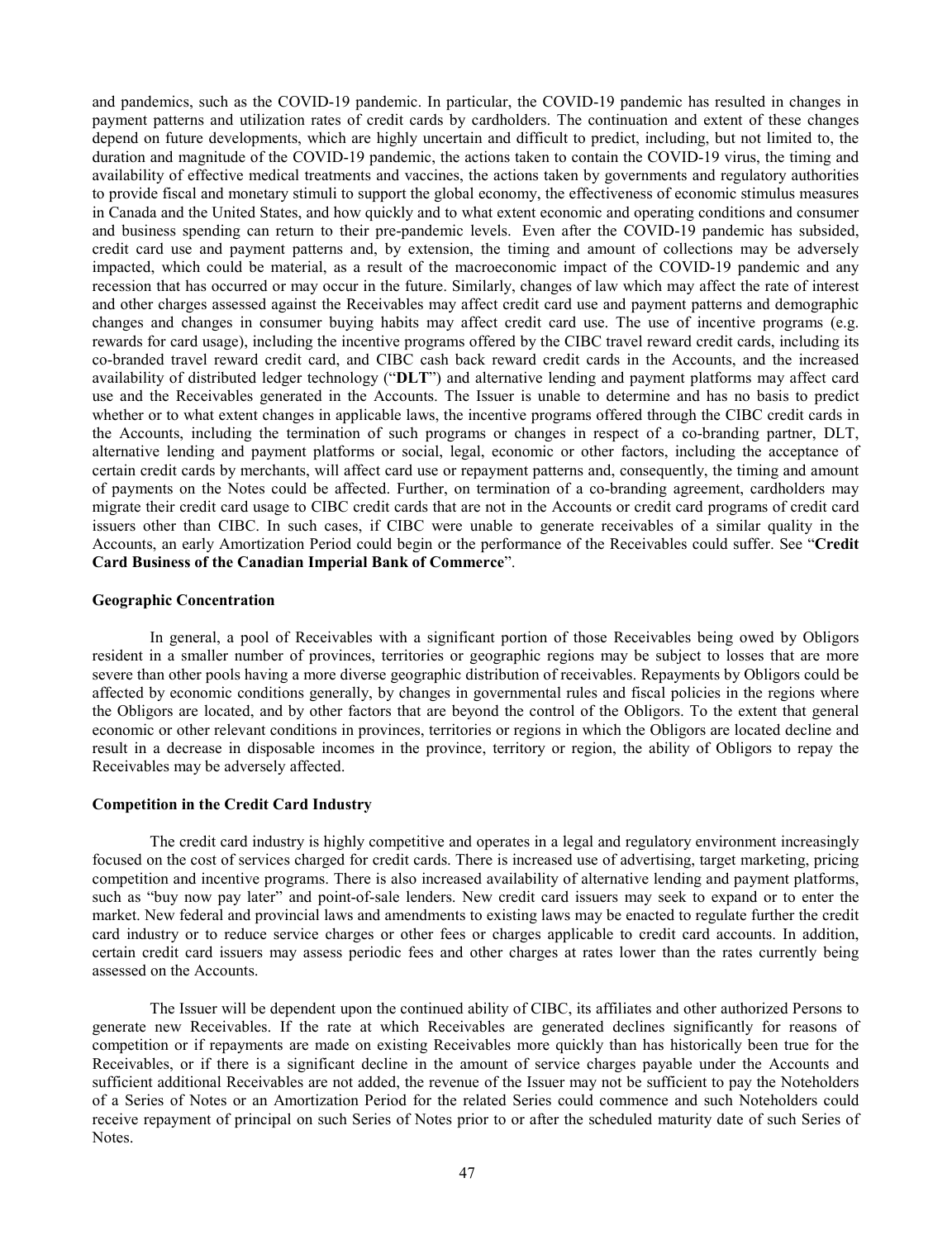and pandemics, such as the COVID-19 pandemic. In particular, the COVID-19 pandemic has resulted in changes in payment patterns and utilization rates of credit cards by cardholders. The continuation and extent of these changes depend on future developments, which are highly uncertain and difficult to predict, including, but not limited to, the duration and magnitude of the COVID-19 pandemic, the actions taken to contain the COVID-19 virus, the timing and availability of effective medical treatments and vaccines, the actions taken by governments and regulatory authorities to provide fiscal and monetary stimuli to support the global economy, the effectiveness of economic stimulus measures in Canada and the United States, and how quickly and to what extent economic and operating conditions and consumer and business spending can return to their pre-pandemic levels. Even after the COVID-19 pandemic has subsided, credit card use and payment patterns and, by extension, the timing and amount of collections may be adversely impacted, which could be material, as a result of the macroeconomic impact of the COVID-19 pandemic and any recession that has occurred or may occur in the future. Similarly, changes of law which may affect the rate of interest and other charges assessed against the Receivables may affect credit card use and payment patterns and demographic changes and changes in consumer buying habits may affect credit card use. The use of incentive programs (e.g. rewards for card usage), including the incentive programs offered by the CIBC travel reward credit cards, including its co-branded travel reward credit card, and CIBC cash back reward credit cards in the Accounts, and the increased availability of distributed ledger technology ("**DLT**") and alternative lending and payment platforms may affect card use and the Receivables generated in the Accounts. The Issuer is unable to determine and has no basis to predict whether or to what extent changes in applicable laws, the incentive programs offered through the CIBC credit cards in the Accounts, including the termination of such programs or changes in respect of a co-branding partner, DLT, alternative lending and payment platforms or social, legal, economic or other factors, including the acceptance of certain credit cards by merchants, will affect card use or repayment patterns and, consequently, the timing and amount of payments on the Notes could be affected. Further, on termination of a co-branding agreement, cardholders may migrate their credit card usage to CIBC credit cards that are not in the Accounts or credit card programs of credit card issuers other than CIBC. In such cases, if CIBC were unable to generate receivables of a similar quality in the Accounts, an early Amortization Period could begin or the performance of the Receivables could suffer. See "**Credit Card Business of the Canadian Imperial Bank of Commerce**".

#### Geographic Concentration

In general, a pool of Receivables with a significant portion of those Receivables being owed by Obligors resident in a smaller number of provinces, territories or geographic regions may be subject to losses that are more severe than other pools having a more diverse geographic distribution of receivables. Repayments by Obligors could be affected by economic conditions generally, by changes in governmental rules and fiscal policies in the regions where the Obligors are located, and by other factors that are beyond the control of the Obligors. To the extent that general economic or other relevant conditions in provinces, territories or regions in which the Obligors are located decline and result in a decrease in disposable incomes in the province, territory or region, the ability of Obligors to repay the Receivables may be adversely affected.

#### Competition in the Credit Card Industry

The credit card industry is highly competitive and operates in a legal and regulatory environment increasingly focused on the cost of services charged for credit cards. There is increased use of advertising, target marketing, pricing competition and incentive programs. There is also increased availability of alternative lending and payment platforms, such as "buy now pay later" and point-of-sale lenders. New credit card issuers may seek to expand or to enter the market. New federal and provincial laws and amendments to existing laws may be enacted to regulate further the credit card industry or to reduce service charges or other fees or charges applicable to credit card accounts. In addition, certain credit card issuers may assess periodic fees and other charges at rates lower than the rates currently being assessed on the Accounts.

The Issuer will be dependent upon the continued ability of CIBC, its affiliates and other authorized Persons to generate new Receivables. If the rate at which Receivables are generated declines significantly for reasons of competition or if repayments are made on existing Receivables more quickly than has historically been true for the Receivables, or if there is a significant decline in the amount of service charges payable under the Accounts and sufficient additional Receivables are not added, the revenue of the Issuer may not be sufficient to pay the Noteholders of a Series of Notes or an Amortization Period for the related Series could commence and such Noteholders could receive repayment of principal on such Series of Notes prior to or after the scheduled maturity date of such Series of Notes.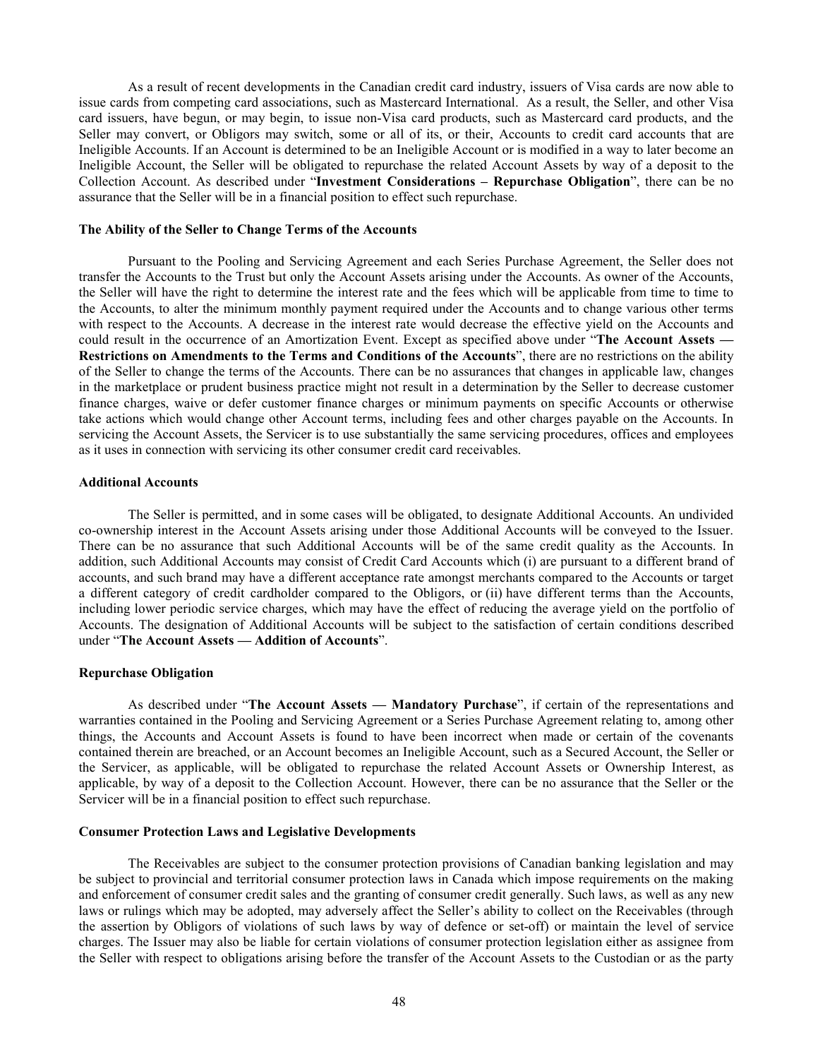As a result of recent developments in the Canadian credit card industry, issuers of Visa cards are now able to issue cards from competing card associations, such as Mastercard International. As a result, the Seller, and other Visa card issuers, have begun, or may begin, to issue non-Visa card products, such as Mastercard card products, and the Seller may convert, or Obligors may switch, some or all of its, or their, Accounts to credit card accounts that are Ineligible Accounts. If an Account is determined to be an Ineligible Account or is modified in a way to later become an Ineligible Account, the Seller will be obligated to repurchase the related Account Assets by way of a deposit to the Collection Account. As described under "**Investment Considerations – Repurchase Obligation**", there can be no assurance that the Seller will be in a financial position to effect such repurchase.

#### The Ability of the Seller to Change Terms of the Accounts

Pursuant to the Pooling and Servicing Agreement and each Series Purchase Agreement, the Seller does not transfer the Accounts to the Trust but only the Account Assets arising under the Accounts. As owner of the Accounts, the Seller will have the right to determine the interest rate and the fees which will be applicable from time to time to the Accounts, to alter the minimum monthly payment required under the Accounts and to change various other terms with respect to the Accounts. A decrease in the interest rate would decrease the effective yield on the Accounts and could result in the occurrence of an Amortization Event. Except as specified above under "**The Account Assets — Restrictions on Amendments to the Terms and Conditions of the Accounts**", there are no restrictions on the ability of the Seller to change the terms of the Accounts. There can be no assurances that changes in applicable law, changes in the marketplace or prudent business practice might not result in a determination by the Seller to decrease customer finance charges, waive or defer customer finance charges or minimum payments on specific Accounts or otherwise take actions which would change other Account terms, including fees and other charges payable on the Accounts. In servicing the Account Assets, the Servicer is to use substantially the same servicing procedures, offices and employees as it uses in connection with servicing its other consumer credit card receivables.

#### Additional Accounts

The Seller is permitted, and in some cases will be obligated, to designate Additional Accounts. An undivided co-ownership interest in the Account Assets arising under those Additional Accounts will be conveyed to the Issuer. There can be no assurance that such Additional Accounts will be of the same credit quality as the Accounts. In addition, such Additional Accounts may consist of Credit Card Accounts which (i) are pursuant to a different brand of accounts, and such brand may have a different acceptance rate amongst merchants compared to the Accounts or target a different category of credit cardholder compared to the Obligors, or (ii) have different terms than the Accounts, including lower periodic service charges, which may have the effect of reducing the average yield on the portfolio of Accounts. The designation of Additional Accounts will be subject to the satisfaction of certain conditions described under "**The Account Assets — Addition of Accounts**".

#### Repurchase Obligation

As described under "**The Account Assets — Mandatory Purchase**", if certain of the representations and warranties contained in the Pooling and Servicing Agreement or a Series Purchase Agreement relating to, among other things, the Accounts and Account Assets is found to have been incorrect when made or certain of the covenants contained therein are breached, or an Account becomes an Ineligible Account, such as a Secured Account, the Seller or the Servicer, as applicable, will be obligated to repurchase the related Account Assets or Ownership Interest, as applicable, by way of a deposit to the Collection Account. However, there can be no assurance that the Seller or the Servicer will be in a financial position to effect such repurchase.

#### Consumer Protection Laws and Legislative Developments

The Receivables are subject to the consumer protection provisions of Canadian banking legislation and may be subject to provincial and territorial consumer protection laws in Canada which impose requirements on the making and enforcement of consumer credit sales and the granting of consumer credit generally. Such laws, as well as any new laws or rulings which may be adopted, may adversely affect the Seller's ability to collect on the Receivables (through the assertion by Obligors of violations of such laws by way of defence or set-off) or maintain the level of service charges. The Issuer may also be liable for certain violations of consumer protection legislation either as assignee from the Seller with respect to obligations arising before the transfer of the Account Assets to the Custodian or as the party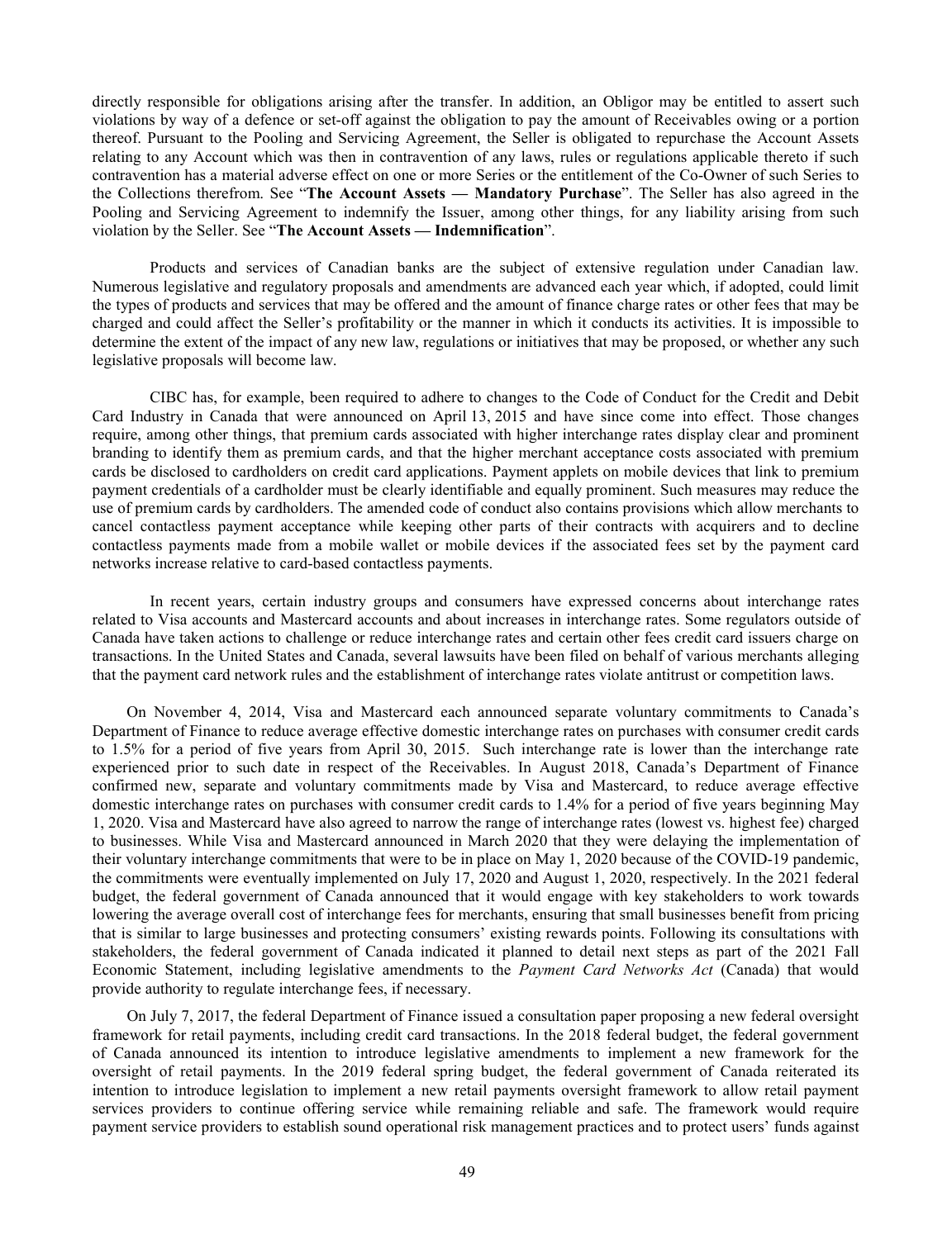directly responsible for obligations arising after the transfer. In addition, an Obligor may be entitled to assert such violations by way of a defence or set-off against the obligation to pay the amount of Receivables owing or a portion thereof. Pursuant to the Pooling and Servicing Agreement, the Seller is obligated to repurchase the Account Assets relating to any Account which was then in contravention of any laws, rules or regulations applicable thereto if such contravention has a material adverse effect on one or more Series or the entitlement of the Co-Owner of such Series to the Collections therefrom. See "**The Account Assets — Mandatory Purchase**". The Seller has also agreed in the Pooling and Servicing Agreement to indemnify the Issuer, among other things, for any liability arising from such violation by the Seller. See "**The Account Assets — Indemnification**".

Products and services of Canadian banks are the subject of extensive regulation under Canadian law. Numerous legislative and regulatory proposals and amendments are advanced each year which, if adopted, could limit the types of products and services that may be offered and the amount of finance charge rates or other fees that may be charged and could affect the Seller's profitability or the manner in which it conducts its activities. It is impossible to determine the extent of the impact of any new law, regulations or initiatives that may be proposed, or whether any such legislative proposals will become law.

CIBC has, for example, been required to adhere to changes to the Code of Conduct for the Credit and Debit Card Industry in Canada that were announced on April 13, 2015 and have since come into effect. Those changes require, among other things, that premium cards associated with higher interchange rates display clear and prominent branding to identify them as premium cards, and that the higher merchant acceptance costs associated with premium cards be disclosed to cardholders on credit card applications. Payment applets on mobile devices that link to premium payment credentials of a cardholder must be clearly identifiable and equally prominent. Such measures may reduce the use of premium cards by cardholders. The amended code of conduct also contains provisions which allow merchants to cancel contactless payment acceptance while keeping other parts of their contracts with acquirers and to decline contactless payments made from a mobile wallet or mobile devices if the associated fees set by the payment card networks increase relative to card-based contactless payments.

In recent years, certain industry groups and consumers have expressed concerns about interchange rates related to Visa accounts and Mastercard accounts and about increases in interchange rates. Some regulators outside of Canada have taken actions to challenge or reduce interchange rates and certain other fees credit card issuers charge on transactions. In the United States and Canada, several lawsuits have been filed on behalf of various merchants alleging that the payment card network rules and the establishment of interchange rates violate antitrust or competition laws.

On November 4, 2014, Visa and Mastercard each announced separate voluntary commitments to Canada's Department of Finance to reduce average effective domestic interchange rates on purchases with consumer credit cards to 1.5% for a period of five years from April 30, 2015. Such interchange rate is lower than the interchange rate experienced prior to such date in respect of the Receivables. In August 2018, Canada's Department of Finance confirmed new, separate and voluntary commitments made by Visa and Mastercard, to reduce average effective domestic interchange rates on purchases with consumer credit cards to 1.4% for a period of five years beginning May 1, 2020. Visa and Mastercard have also agreed to narrow the range of interchange rates (lowest vs. highest fee) charged to businesses. While Visa and Mastercard announced in March 2020 that they were delaying the implementation of their voluntary interchange commitments that were to be in place on May 1, 2020 because of the COVID-19 pandemic, the commitments were eventually implemented on July 17, 2020 and August 1, 2020, respectively. In the 2021 federal budget, the federal government of Canada announced that it would engage with key stakeholders to work towards lowering the average overall cost of interchange fees for merchants, ensuring that small businesses benefit from pricing that is similar to large businesses and protecting consumers' existing rewards points. Following its consultations with stakeholders, the federal government of Canada indicated it planned to detail next steps as part of the 2021 Fall Economic Statement, including legislative amendments to the *Payment Card Networks Act* (Canada) that would provide authority to regulate interchange fees, if necessary.

On July 7, 2017, the federal Department of Finance issued a consultation paper proposing a new federal oversight framework for retail payments, including credit card transactions. In the 2018 federal budget, the federal government of Canada announced its intention to introduce legislative amendments to implement a new framework for the oversight of retail payments. In the 2019 federal spring budget, the federal government of Canada reiterated its intention to introduce legislation to implement a new retail payments oversight framework to allow retail payment services providers to continue offering service while remaining reliable and safe. The framework would require payment service providers to establish sound operational risk management practices and to protect users' funds against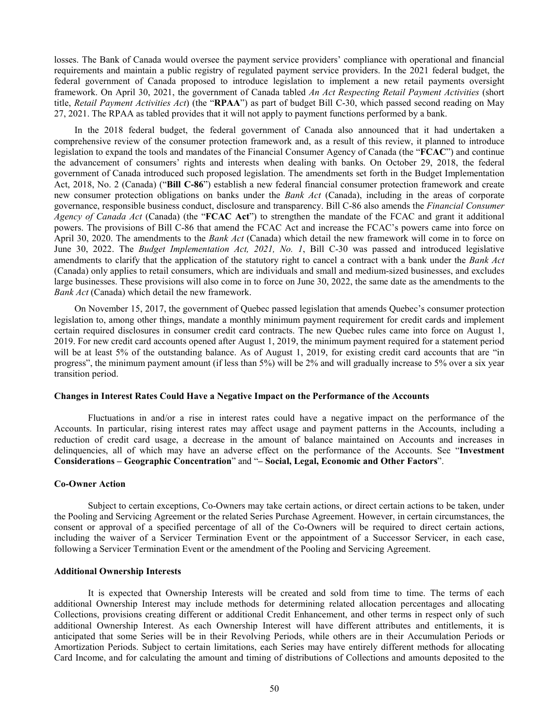losses. The Bank of Canada would oversee the payment service providers' compliance with operational and financial requirements and maintain a public registry of regulated payment service providers. In the 2021 federal budget, the federal government of Canada proposed to introduce legislation to implement a new retail payments oversight framework. On April 30, 2021, the government of Canada tabled *An Act Respecting Retail Payment Activities* (short title, *Retail Payment Activities Act*) (the "**RPAA**") as part of budget Bill C-30, which passed second reading on May 27, 2021. The RPAA as tabled provides that it will not apply to payment functions performed by a bank.

In the 2018 federal budget, the federal government of Canada also announced that it had undertaken a comprehensive review of the consumer protection framework and, as a result of this review, it planned to introduce legislation to expand the tools and mandates of the Financial Consumer Agency of Canada (the "**FCAC**") and continue the advancement of consumers' rights and interests when dealing with banks. On October 29, 2018, the federal government of Canada introduced such proposed legislation. The amendments set forth in the Budget Implementation Act, 2018, No. 2 (Canada) ("**Bill C-86**") establish a new federal financial consumer protection framework and create new consumer protection obligations on banks under the *Bank Act* (Canada), including in the areas of corporate governance, responsible business conduct, disclosure and transparency. Bill C-86 also amends the *Financial Consumer Agency of Canada Act* (Canada) (the "**FCAC Act**") to strengthen the mandate of the FCAC and grant it additional powers. The provisions of Bill C-86 that amend the FCAC Act and increase the FCAC's powers came into force on April 30, 2020. The amendments to the *Bank Act* (Canada) which detail the new framework will come in to force on June 30, 2022. The *Budget Implementation Act, 2021, No. 1*, Bill C-30 was passed and introduced legislative amendments to clarify that the application of the statutory right to cancel a contract with a bank under the *Bank Act* (Canada) only applies to retail consumers, which are individuals and small and medium-sized businesses, and excludes large businesses. These provisions will also come in to force on June 30, 2022, the same date as the amendments to the *Bank Act* (Canada) which detail the new framework.

On November 15, 2017, the government of Quebec passed legislation that amends Quebec's consumer protection legislation to, among other things, mandate a monthly minimum payment requirement for credit cards and implement certain required disclosures in consumer credit card contracts. The new Quebec rules came into force on August 1, 2019. For new credit card accounts opened after August 1, 2019, the minimum payment required for a statement period will be at least 5% of the outstanding balance. As of August 1, 2019, for existing credit card accounts that are "in progress", the minimum payment amount (if less than 5%) will be 2% and will gradually increase to 5% over a six year transition period.

#### Changes in Interest Rates Could Have a Negative Impact on the Performance of the Accounts

Fluctuations in and/or a rise in interest rates could have a negative impact on the performance of the Accounts. In particular, rising interest rates may affect usage and payment patterns in the Accounts, including a reduction of credit card usage, a decrease in the amount of balance maintained on Accounts and increases in delinquencies, all of which may have an adverse effect on the performance of the Accounts. See "**Investment Considerations – Geographic Concentration**" and "**– Social, Legal, Economic and Other Factors**".

#### Co-Owner Action

Subject to certain exceptions, Co-Owners may take certain actions, or direct certain actions to be taken, under the Pooling and Servicing Agreement or the related Series Purchase Agreement. However, in certain circumstances, the consent or approval of a specified percentage of all of the Co-Owners will be required to direct certain actions, including the waiver of a Servicer Termination Event or the appointment of a Successor Servicer, in each case, following a Servicer Termination Event or the amendment of the Pooling and Servicing Agreement.

#### Additional Ownership Interests

It is expected that Ownership Interests will be created and sold from time to time. The terms of each additional Ownership Interest may include methods for determining related allocation percentages and allocating Collections, provisions creating different or additional Credit Enhancement, and other terms in respect only of such additional Ownership Interest. As each Ownership Interest will have different attributes and entitlements, it is anticipated that some Series will be in their Revolving Periods, while others are in their Accumulation Periods or Amortization Periods. Subject to certain limitations, each Series may have entirely different methods for allocating Card Income, and for calculating the amount and timing of distributions of Collections and amounts deposited to the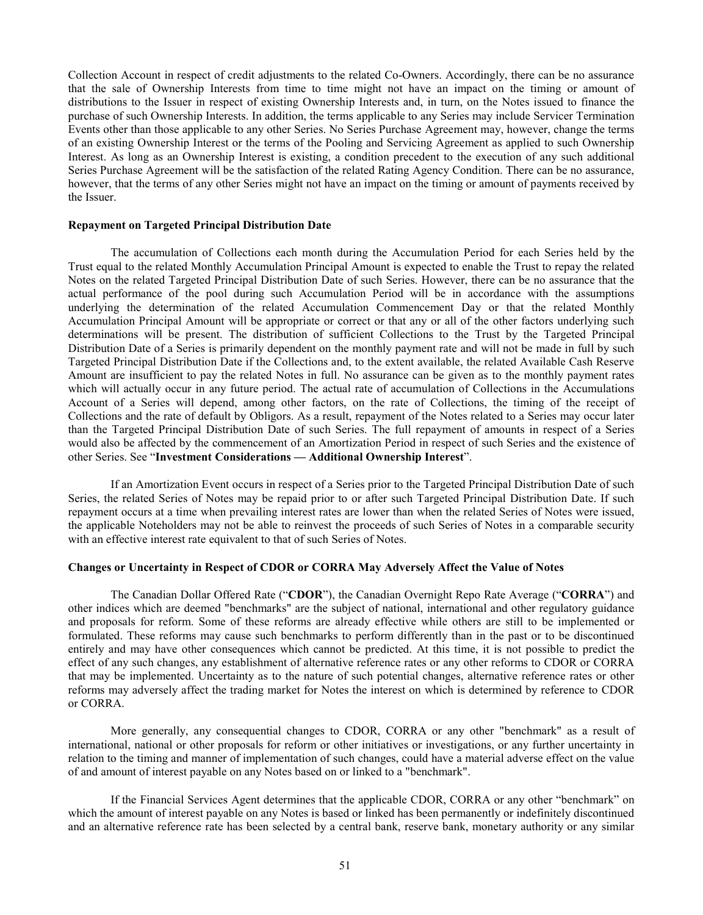Collection Account in respect of credit adjustments to the related Co-Owners. Accordingly, there can be no assurance that the sale of Ownership Interests from time to time might not have an impact on the timing or amount of distributions to the Issuer in respect of existing Ownership Interests and, in turn, on the Notes issued to finance the purchase of such Ownership Interests. In addition, the terms applicable to any Series may include Servicer Termination Events other than those applicable to any other Series. No Series Purchase Agreement may, however, change the terms of an existing Ownership Interest or the terms of the Pooling and Servicing Agreement as applied to such Ownership Interest. As long as an Ownership Interest is existing, a condition precedent to the execution of any such additional Series Purchase Agreement will be the satisfaction of the related Rating Agency Condition. There can be no assurance, however, that the terms of any other Series might not have an impact on the timing or amount of payments received by the Issuer.

**Repayment on Targeted Principal Distribution Date**

The accumulation of Collections each month during the Accumulation Period for each Series held by the Trust equal to the related Monthly Accumulation Principal Amount is expected to enable the Trust to repay the related Notes on the related Targeted Principal Distribution Date of such Series. However, there can be no assurance that the actual performance of the pool during such Accumulation Period will be in accordance with the assumptions underlying the determination of the related Accumulation Commencement Day or that the related Monthly Accumulation Principal Amount will be appropriate or correct or that any or all of the other factors underlying such determinations will be present. The distribution of sufficient Collections to the Trust by the Targeted Principal Distribution Date of a Series is primarily dependent on the monthly payment rate and will not be made in full by such Targeted Principal Distribution Date if the Collections and, to the extent available, the related Available Cash Reserve Amount are insufficient to pay the related Notes in full. No assurance can be given as to the monthly payment rates which will actually occur in any future period. The actual rate of accumulation of Collections in the Accumulations Account of a Series will depend, among other factors, on the rate of Collections, the timing of the receipt of Collections and the rate of default by Obligors. As a result, repayment of the Notes related to a Series may occur later than the Targeted Principal Distribution Date of such Series. The full repayment of amounts in respect of a Series would also be affected by the commencement of an Amortization Period in respect of such Series and the existence of other Series. See "**Investment Considerations — Additional Ownership Interest**".

If an Amortization Event occurs in respect of a Series prior to the Targeted Principal Distribution Date of such Series, the related Series of Notes may be repaid prior to or after such Targeted Principal Distribution Date. If such repayment occurs at a time when prevailing interest rates are lower than when the related Series of Notes were issued, the applicable Noteholders may not be able to reinvest the proceeds of such Series of Notes in a comparable security with an effective interest rate equivalent to that of such Series of Notes.

**Changes or Uncertainty in Respect of CDOR or CORRA May Adversely Affect the Value of Notes**

The Canadian Dollar Offered Rate ("**CDOR**"), the Canadian Overnight Repo Rate Average ("**CORRA**") and other indices which are deemed "benchmarks" are the subject of national, international and other regulatory guidance and proposals for reform. Some of these reforms are already effective while others are still to be implemented or formulated. These reforms may cause such benchmarks to perform differently than in the past or to be discontinued entirely and may have other consequences which cannot be predicted. At this time, it is not possible to predict the effect of any such changes, any establishment of alternative reference rates or any other reforms to CDOR or CORRA that may be implemented. Uncertainty as to the nature of such potential changes, alternative reference rates or other reforms may adversely affect the trading market for Notes the interest on which is determined by reference to CDOR or CORRA.

More generally, any consequential changes to CDOR, CORRA or any other "benchmark" as a result of international, national or other proposals for reform or other initiatives or investigations, or any further uncertainty in relation to the timing and manner of implementation of such changes, could have a material adverse effect on the value of and amount of interest payable on any Notes based on or linked to a "benchmark".

If the Financial Services Agent determines that the applicable CDOR, CORRA or any other "benchmark" on which the amount of interest payable on any Notes is based or linked has been permanently or indefinitely discontinued and an alternative reference rate has been selected by a central bank, reserve bank, monetary authority or any similar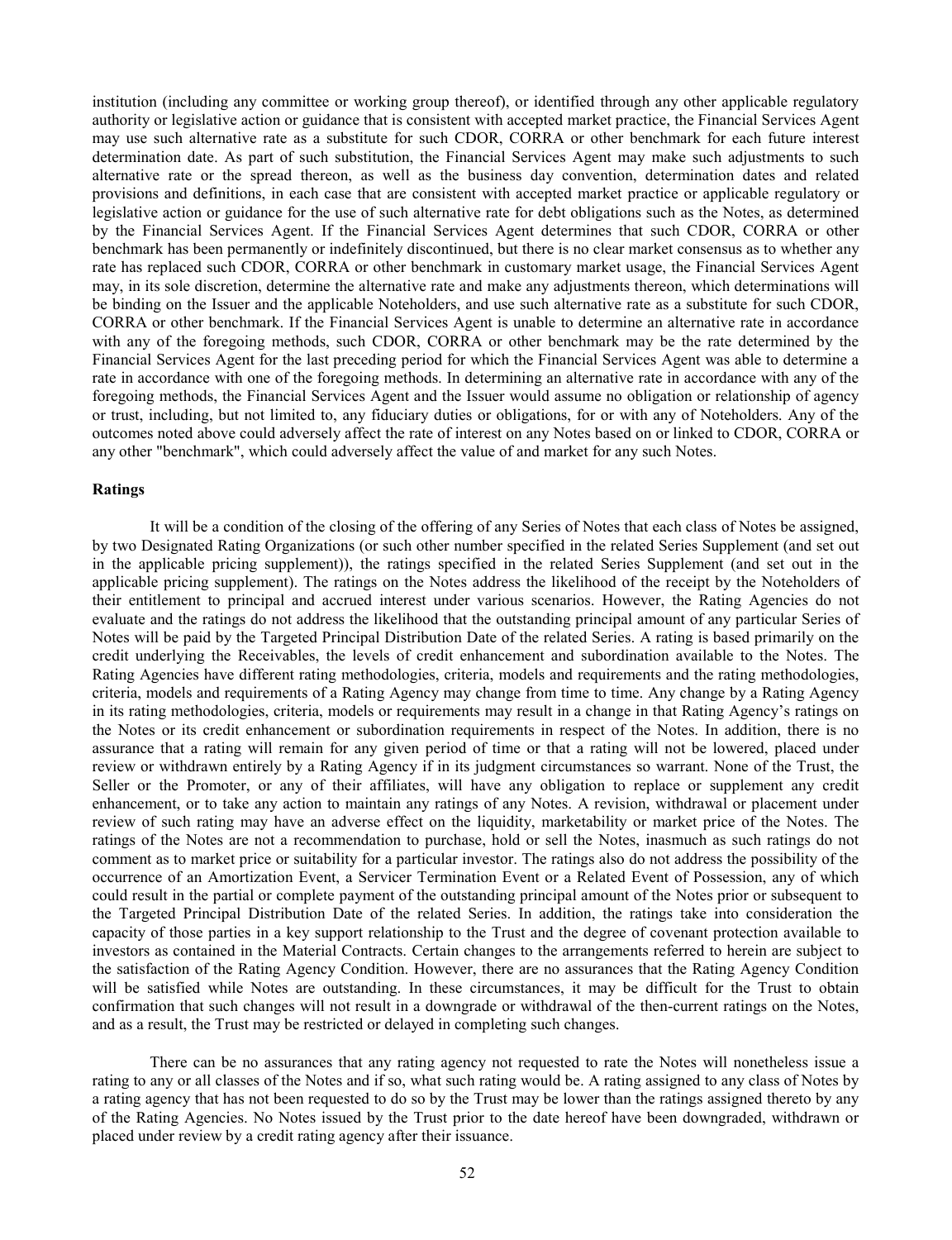institution (including any committee or working group thereof), or identified through any other applicable regulatory authority or legislative action or guidance that is consistent with accepted market practice, the Financial Services Agent may use such alternative rate as a substitute for such CDOR, CORRA or other benchmark for each future interest determination date. As part of such substitution, the Financial Services Agent may make such adjustments to such alternative rate or the spread thereon, as well as the business day convention, determination dates and related provisions and definitions, in each case that are consistent with accepted market practice or applicable regulatory or legislative action or guidance for the use of such alternative rate for debt obligations such as the Notes, as determined by the Financial Services Agent. If the Financial Services Agent determines that such CDOR, CORRA or other benchmark has been permanently or indefinitely discontinued, but there is no clear market consensus as to whether any rate has replaced such CDOR, CORRA or other benchmark in customary market usage, the Financial Services Agent may, in its sole discretion, determine the alternative rate and make any adjustments thereon, which determinations will be binding on the Issuer and the applicable Noteholders, and use such alternative rate as a substitute for such CDOR, CORRA or other benchmark. If the Financial Services Agent is unable to determine an alternative rate in accordance with any of the foregoing methods, such CDOR, CORRA or other benchmark may be the rate determined by the Financial Services Agent for the last preceding period for which the Financial Services Agent was able to determine a rate in accordance with one of the foregoing methods. In determining an alternative rate in accordance with any of the foregoing methods, the Financial Services Agent and the Issuer would assume no obligation or relationship of agency or trust, including, but not limited to, any fiduciary duties or obligations, for or with any of Noteholders. Any of the outcomes noted above could adversely affect the rate of interest on any Notes based on or linked to CDOR, CORRA or any other "benchmark", which could adversely affect the value of and market for any such Notes.

**Ratings**

It will be a condition of the closing of the offering of any Series of Notes that each class of Notes be assigned, by two Designated Rating Organizations (or such other number specified in the related Series Supplement (and set out in the applicable pricing supplement)), the ratings specified in the related Series Supplement (and set out in the applicable pricing supplement). The ratings on the Notes address the likelihood of the receipt by the Noteholders of their entitlement to principal and accrued interest under various scenarios. However, the Rating Agencies do not evaluate and the ratings do not address the likelihood that the outstanding principal amount of any particular Series of Notes will be paid by the Targeted Principal Distribution Date of the related Series. A rating is based primarily on the credit underlying the Receivables, the levels of credit enhancement and subordination available to the Notes. The Rating Agencies have different rating methodologies, criteria, models and requirements and the rating methodologies, criteria, models and requirements of a Rating Agency may change from time to time. Any change by a Rating Agency in its rating methodologies, criteria, models or requirements may result in a change in that Rating Agency's ratings on the Notes or its credit enhancement or subordination requirements in respect of the Notes. In addition, there is no assurance that a rating will remain for any given period of time or that a rating will not be lowered, placed under review or withdrawn entirely by a Rating Agency if in its judgment circumstances so warrant. None of the Trust, the Seller or the Promoter, or any of their affiliates, will have any obligation to replace or supplement any credit enhancement, or to take any action to maintain any ratings of any Notes. A revision, withdrawal or placement under review of such rating may have an adverse effect on the liquidity, marketability or market price of the Notes. The ratings of the Notes are not a recommendation to purchase, hold or sell the Notes, inasmuch as such ratings do not comment as to market price or suitability for a particular investor. The ratings also do not address the possibility of the occurrence of an Amortization Event, a Servicer Termination Event or a Related Event of Possession, any of which could result in the partial or complete payment of the outstanding principal amount of the Notes prior or subsequent to the Targeted Principal Distribution Date of the related Series. In addition, the ratings take into consideration the capacity of those parties in a key support relationship to the Trust and the degree of covenant protection available to investors as contained in the Material Contracts. Certain changes to the arrangements referred to herein are subject to the satisfaction of the Rating Agency Condition. However, there are no assurances that the Rating Agency Condition will be satisfied while Notes are outstanding. In these circumstances, it may be difficult for the Trust to obtain confirmation that such changes will not result in a downgrade or withdrawal of the then-current ratings on the Notes, and as a result, the Trust may be restricted or delayed in completing such changes.

There can be no assurances that any rating agency not requested to rate the Notes will nonetheless issue a rating to any or all classes of the Notes and if so, what such rating would be. A rating assigned to any class of Notes by a rating agency that has not been requested to do so by the Trust may be lower than the ratings assigned thereto by any of the Rating Agencies. No Notes issued by the Trust prior to the date hereof have been downgraded, withdrawn or placed under review by a credit rating agency after their issuance.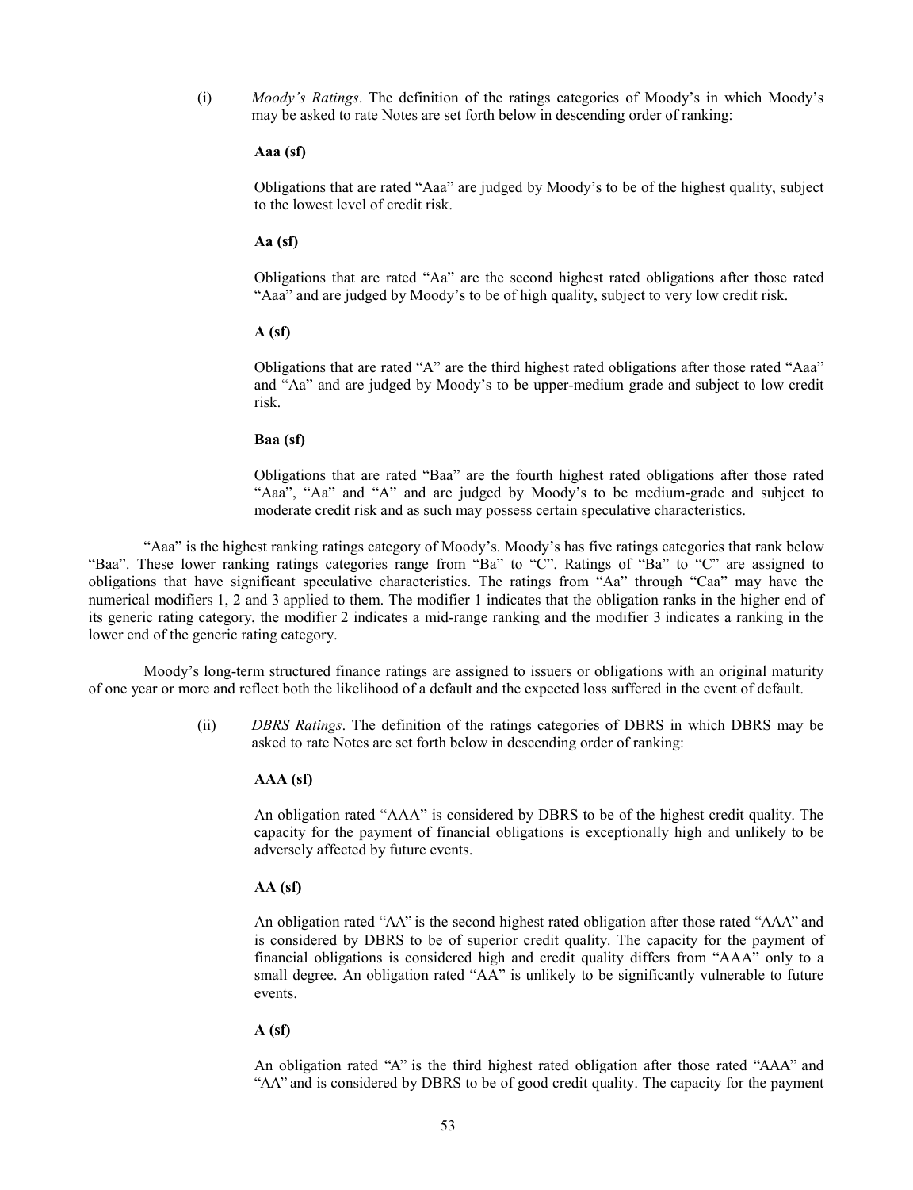(i) *Moody's Ratings*. The definition of the ratings categories of Moody's in which Moody's may be asked to rate Notes are set forth below in descending order of ranking:

**Aaa (sf)**

Obligations that are rated "Aaa" are judged by Moody's to be of the highest quality, subject to the lowest level of credit risk.

**Aa (sf)**

Obligations that are rated "Aa" are the second highest rated obligations after those rated "Aaa" and are judged by Moody's to be of high quality, subject to very low credit risk.

**A (sf)**

Obligations that are rated "A" are the third highest rated obligations after those rated "Aaa" and "Aa" and are judged by Moody's to be upper-medium grade and subject to low credit risk.

**Baa (sf)**

Obligations that are rated "Baa" are the fourth highest rated obligations after those rated "Aaa", "Aa" and "A" and are judged by Moody's to be medium-grade and subject to moderate credit risk and as such may possess certain speculative characteristics.

"Aaa" is the highest ranking ratings category of Moody's. Moody's has five ratings categories that rank below "Baa". These lower ranking ratings categories range from "Ba" to "C". Ratings of "Ba" to "C" are assigned to obligations that have significant speculative characteristics. The ratings from "Aa" through "Caa" may have the numerical modifiers 1, 2 and 3 applied to them. The modifier 1 indicates that the obligation ranks in the higher end of its generic rating category, the modifier 2 indicates a mid-range ranking and the modifier 3 indicates a ranking in the lower end of the generic rating category.

Moody's long-term structured finance ratings are assigned to issuers or obligations with an original maturity of one year or more and reflect both the likelihood of a default and the expected loss suffered in the event of default.

(ii) *DBRS Ratings*. The definition of the ratings categories of DBRS in which DBRS may be asked to rate Notes are set forth below in descending order of ranking:

**AAA (sf)**

An obligation rated "AAA" is considered by DBRS to be of the highest credit quality. The capacity for the payment of financial obligations is exceptionally high and unlikely to be adversely affected by future events.

**AA (sf)**

An obligation rated "AA" is the second highest rated obligation after those rated "AAA" and is considered by DBRS to be of superior credit quality. The capacity for the payment of financial obligations is considered high and credit quality differs from "AAA" only to a small degree. An obligation rated "AA" is unlikely to be significantly vulnerable to future events.

**A (sf)**

An obligation rated "A" is the third highest rated obligation after those rated "AAA" and "AA" and is considered by DBRS to be of good credit quality. The capacity for the payment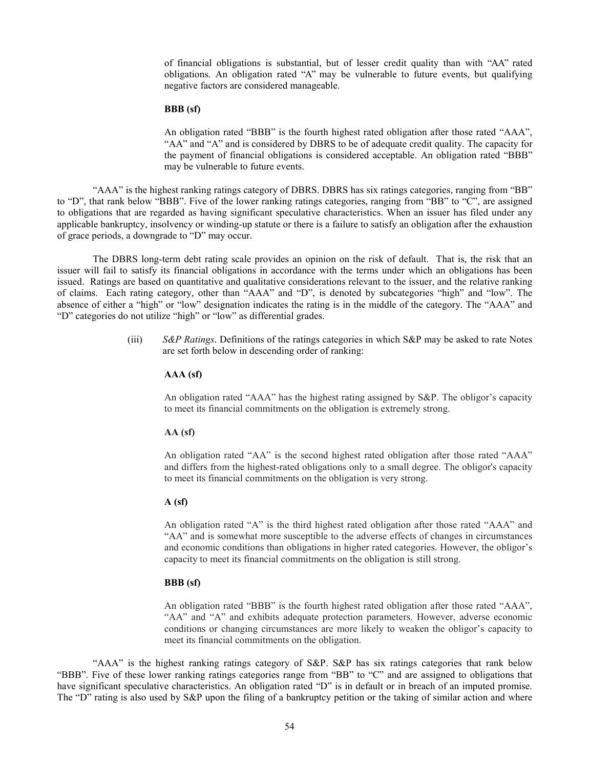of financial obligations is substantial, but of lesser credit quality than with "AA" rated obligations. An obligation rated "A" may be vulnerable to future events, but qualifying negative factors are considered manageable.

**BBB (sf)**

An obligation rated "BBB" is the fourth highest rated obligation after those rated "AAA", "AA" and "A" and is considered by DBRS to be of adequate credit quality. The capacity for the payment of financial obligations is considered acceptable. An obligation rated "BBB" may be vulnerable to future events.

"AAA" is the highest ranking ratings category of DBRS. DBRS has six ratings categories, ranging from "BB" to "D", that rank below "BBB". Five of the lower ranking ratings categories, ranging from "BB" to "C", are assigned to obligations that are regarded as having significant speculative characteristics. When an issuer has filed under any applicable bankruptcy, insolvency or winding-up statute or there is a failure to satisfy an obligation after the exhaustion of grace periods, a downgrade to "D" may occur.

The DBRS long-term debt rating scale provides an opinion on the risk of default. That is, the risk that an issuer will fail to satisfy its financial obligations in accordance with the terms under which an obligations has been issued. Ratings are based on quantitative and qualitative considerations relevant to the issuer, and the relative ranking of claims. Each rating category, other than "AAA" and "D", is denoted by subcategories "high" and "low". The absence of either a "high" or "low" designation indicates the rating is in the middle of the category. The "AAA" and "D" categories do not utilize "high" or "low" as differential grades.

(iii) *S&P Ratings*. Definitions of the ratings categories in which S&P may be asked to rate Notes are set forth below in descending order of ranking:

**AAA (sf)**

An obligation rated "AAA" has the highest rating assigned by S&P. The obligor's capacity to meet its financial commitments on the obligation is extremely strong.

**AA (sf)**

An obligation rated "AA" is the second highest rated obligation after those rated "AAA" and differs from the highest-rated obligations only to a small degree. The obligor's capacity to meet its financial commitments on the obligation is very strong.

**A (sf)**

An obligation rated "A" is the third highest rated obligation after those rated "AAA" and "AA" and is somewhat more susceptible to the adverse effects of changes in circumstances and economic conditions than obligations in higher rated categories. However, the obligor's capacity to meet its financial commitments on the obligation is still strong.

**BBB (sf)**

An obligation rated "BBB" is the fourth highest rated obligation after those rated "AAA", "AA" and "A" and exhibits adequate protection parameters. However, adverse economic conditions or changing circumstances are more likely to weaken the obligor's capacity to meet its financial commitments on the obligation.

"AAA" is the highest ranking ratings category of S&P. S&P has six ratings categories that rank below "BBB". Five of these lower ranking ratings categories range from "BB" to "C" and are assigned to obligations that have significant speculative characteristics. An obligation rated "D" is in default or in breach of an imputed promise. The "D" rating is also used by S&P upon the filing of a bankruptcy petition or the taking of similar action and where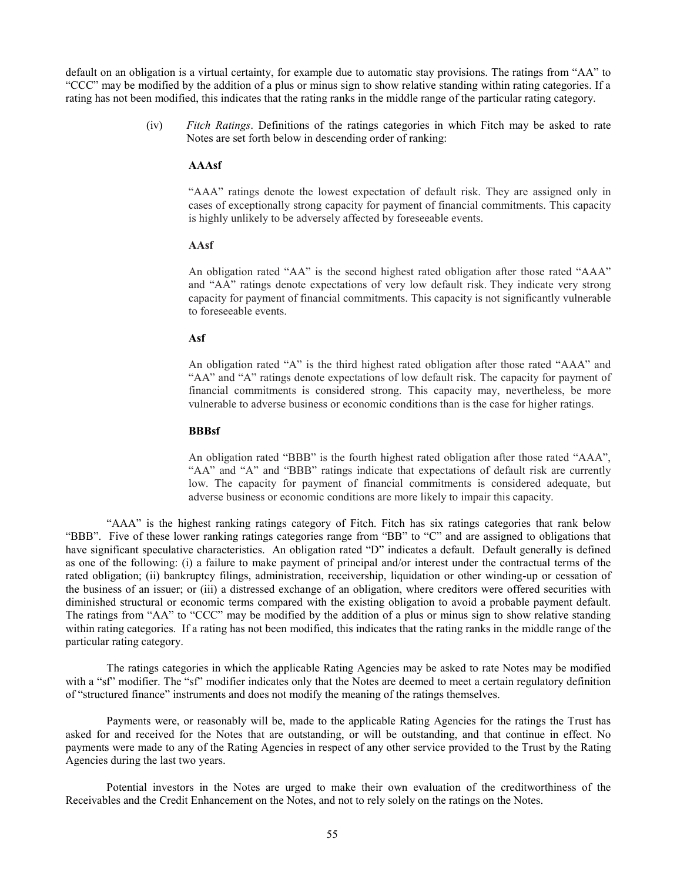default on an obligation is a virtual certainty, for example due to automatic stay provisions. The ratings from "AA" to "CCC" may be modified by the addition of a plus or minus sign to show relative standing within rating categories. If a rating has not been modified, this indicates that the rating ranks in the middle range of the particular rating category.

(iv) *Fitch Ratings*. Definitions of the ratings categories in which Fitch may be asked to rate Notes are set forth below in descending order of ranking:

**AAAsf**

"AAA" ratings denote the lowest expectation of default risk. They are assigned only in cases of exceptionally strong capacity for payment of financial commitments. This capacity is highly unlikely to be adversely affected by foreseeable events.

**AAsf**

An obligation rated "AA" is the second highest rated obligation after those rated "AAA" and "AA" ratings denote expectations of very low default risk. They indicate very strong capacity for payment of financial commitments. This capacity is not significantly vulnerable to foreseeable events.

**Asf**

An obligation rated "A" is the third highest rated obligation after those rated "AAA" and "AA" and "A" ratings denote expectations of low default risk. The capacity for payment of financial commitments is considered strong. This capacity may, nevertheless, be more vulnerable to adverse business or economic conditions than is the case for higher ratings.

**BBBsf**

An obligation rated "BBB" is the fourth highest rated obligation after those rated "AAA", "AA" and "A" and "BBB" ratings indicate that expectations of default risk are currently low. The capacity for payment of financial commitments is considered adequate, but adverse business or economic conditions are more likely to impair this capacity.

"AAA" is the highest ranking ratings category of Fitch. Fitch has six ratings categories that rank below "BBB". Five of these lower ranking ratings categories range from "BB" to "C" and are assigned to obligations that have significant speculative characteristics. An obligation rated "D" indicates a default. Default generally is defined as one of the following: (i) a failure to make payment of principal and/or interest under the contractual terms of the rated obligation; (ii) bankruptcy filings, administration, receivership, liquidation or other winding-up or cessation of the business of an issuer; or (iii) a distressed exchange of an obligation, where creditors were offered securities with diminished structural or economic terms compared with the existing obligation to avoid a probable payment default. The ratings from "AA" to "CCC" may be modified by the addition of a plus or minus sign to show relative standing within rating categories. If a rating has not been modified, this indicates that the rating ranks in the middle range of the particular rating category.

The ratings categories in which the applicable Rating Agencies may be asked to rate Notes may be modified with a "sf" modifier. The "sf" modifier indicates only that the Notes are deemed to meet a certain regulatory definition of "structured finance" instruments and does not modify the meaning of the ratings themselves.

Payments were, or reasonably will be, made to the applicable Rating Agencies for the ratings the Trust has asked for and received for the Notes that are outstanding, or will be outstanding, and that continue in effect. No payments were made to any of the Rating Agencies in respect of any other service provided to the Trust by the Rating Agencies during the last two years.

Potential investors in the Notes are urged to make their own evaluation of the creditworthiness of the Receivables and the Credit Enhancement on the Notes, and not to rely solely on the ratings on the Notes.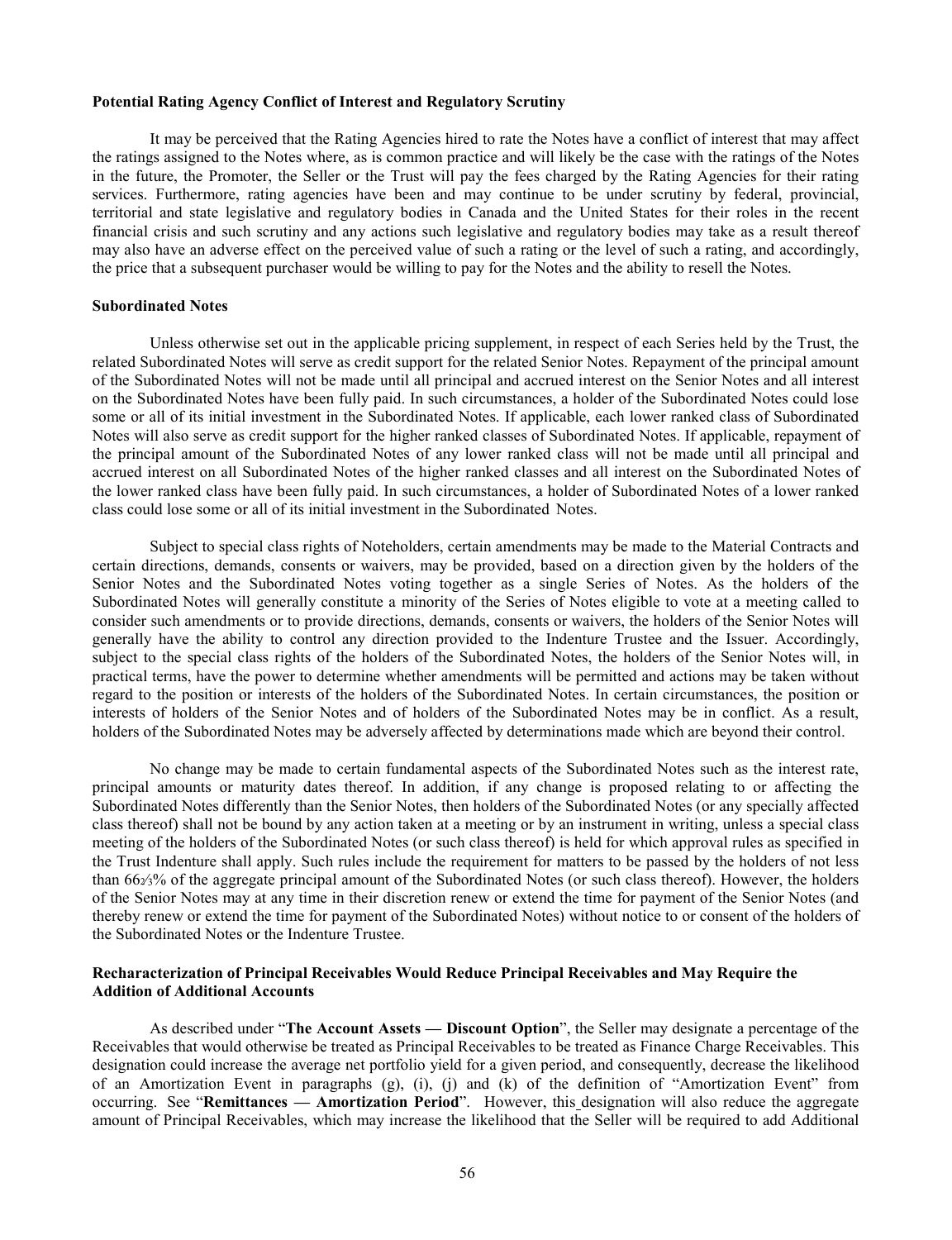**Potential Rating Agency Conflict of Interest and Regulatory Scrutiny**

It may be perceived that the Rating Agencies hired to rate the Notes have a conflict of interest that may affect the ratings assigned to the Notes where, as is common practice and will likely be the case with the ratings of the Notes in the future, the Promoter, the Seller or the Trust will pay the fees charged by the Rating Agencies for their rating services. Furthermore, rating agencies have been and may continue to be under scrutiny by federal, provincial, territorial and state legislative and regulatory bodies in Canada and the United States for their roles in the recent financial crisis and such scrutiny and any actions such legislative and regulatory bodies may take as a result thereof may also have an adverse effect on the perceived value of such a rating or the level of such a rating, and accordingly, the price that a subsequent purchaser would be willing to pay for the Notes and the ability to resell the Notes.

**Subordinated Notes**

Unless otherwise set out in the applicable pricing supplement, in respect of each Series held by the Trust, the related Subordinated Notes will serve as credit support for the related Senior Notes. Repayment of the principal amount of the Subordinated Notes will not be made until all principal and accrued interest on the Senior Notes and all interest on the Subordinated Notes have been fully paid. In such circumstances, a holder of the Subordinated Notes could lose some or all of its initial investment in the Subordinated Notes. If applicable, each lower ranked class of Subordinated Notes will also serve as credit support for the higher ranked classes of Subordinated Notes. If applicable, repayment of the principal amount of the Subordinated Notes of any lower ranked class will not be made until all principal and accrued interest on all Subordinated Notes of the higher ranked classes and all interest on the Subordinated Notes of the lower ranked class have been fully paid. In such circumstances, a holder of Subordinated Notes of a lower ranked class could lose some or all of its initial investment in the Subordinated Notes.

Subject to special class rights of Noteholders, certain amendments may be made to the Material Contracts and certain directions, demands, consents or waivers, may be provided, based on a direction given by the holders of the Senior Notes and the Subordinated Notes voting together as a single Series of Notes. As the holders of the Subordinated Notes will generally constitute a minority of the Series of Notes eligible to vote at a meeting called to consider such amendments or to provide directions, demands, consents or waivers, the holders of the Senior Notes will generally have the ability to control any direction provided to the Indenture Trustee and the Issuer. Accordingly, subject to the special class rights of the holders of the Subordinated Notes, the holders of the Senior Notes will, in practical terms, have the power to determine whether amendments will be permitted and actions may be taken without regard to the position or interests of the holders of the Subordinated Notes. In certain circumstances, the position or interests of holders of the Senior Notes and of holders of the Subordinated Notes may be in conflict. As a result, holders of the Subordinated Notes may be adversely affected by determinations made which are beyond their control.

No change may be made to certain fundamental aspects of the Subordinated Notes such as the interest rate, principal amounts or maturity dates thereof. In addition, if any change is proposed relating to or affecting the Subordinated Notes differently than the Senior Notes, then holders of the Subordinated Notes (or any specially affected class thereof) shall not be bound by any action taken at a meeting or by an instrument in writing, unless a special class meeting of the holders of the Subordinated Notes (or such class thereof) is held for which approval rules as specified in the Trust Indenture shall apply. Such rules include the requirement for matters to be passed by the holders of not less than 66⅔% of the aggregate principal amount of the Subordinated Notes (or such class thereof). However, the holders of the Senior Notes may at any time in their discretion renew or extend the time for payment of the Senior Notes (and thereby renew or extend the time for payment of the Subordinated Notes) without notice to or consent of the holders of the Subordinated Notes or the Indenture Trustee.

**Recharacterization of Principal Receivables Would Reduce Principal Receivables and May Require the Addition of Additional Accounts**

As described under "**The Account Assets — Discount Option**", the Seller may designate a percentage of the Receivables that would otherwise be treated as Principal Receivables to be treated as Finance Charge Receivables. This designation could increase the average net portfolio yield for a given period, and consequently, decrease the likelihood of an Amortization Event in paragraphs (g), (i), (j) and (k) of the definition of "Amortization Event" from occurring. See "**Remittances — Amortization Period**". However, this designation will also reduce the aggregate amount of Principal Receivables, which may increase the likelihood that the Seller will be required to add Additional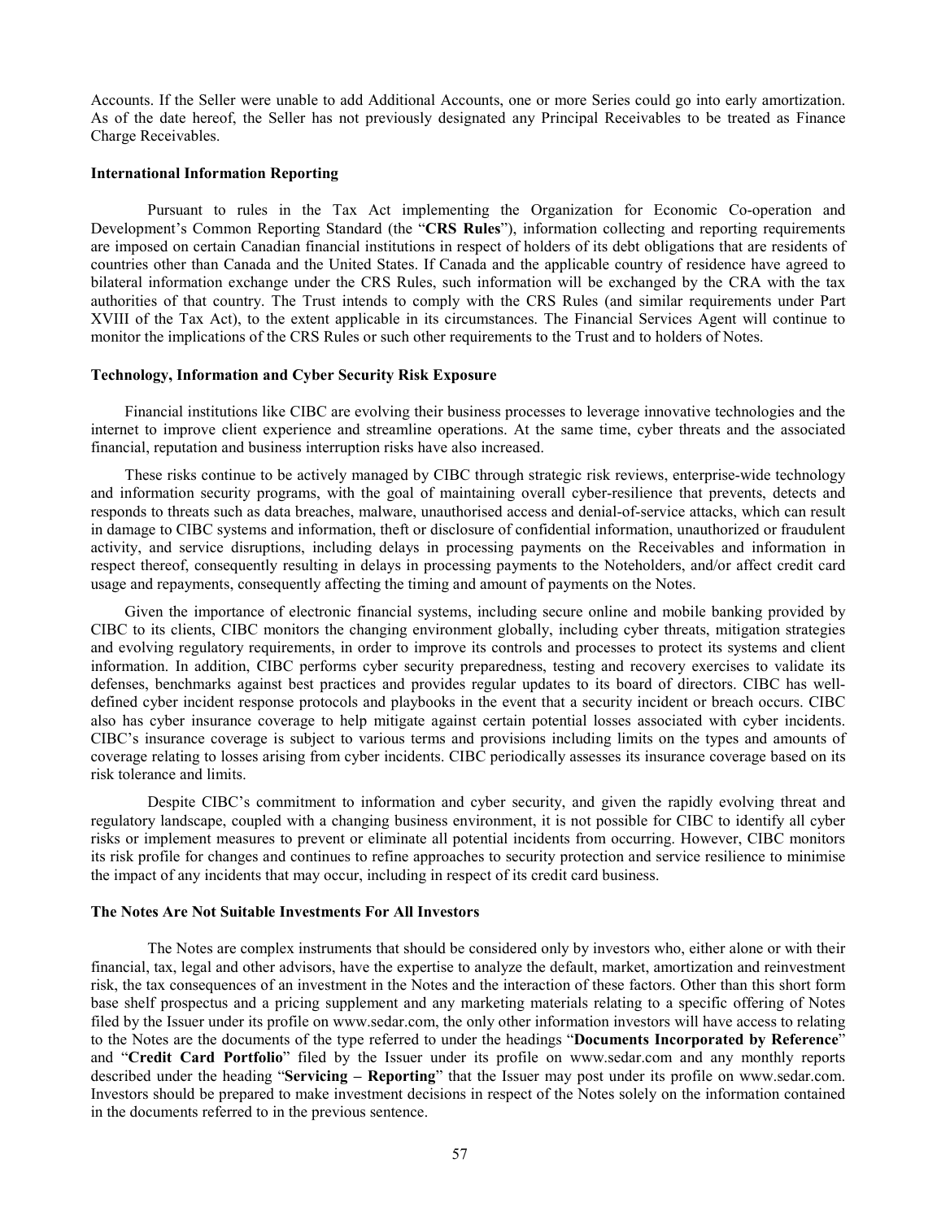Accounts. If the Seller were unable to add Additional Accounts, one or more Series could go into early amortization. As of the date hereof, the Seller has not previously designated any Principal Receivables to be treated as Finance Charge Receivables.

**International Information Reporting**

Pursuant to rules in the Tax Act implementing the Organization for Economic Co-operation and Development's Common Reporting Standard (the "**CRS Rules**"), information collecting and reporting requirements are imposed on certain Canadian financial institutions in respect of holders of its debt obligations that are residents of countries other than Canada and the United States. If Canada and the applicable country of residence have agreed to bilateral information exchange under the CRS Rules, such information will be exchanged by the CRA with the tax authorities of that country. The Trust intends to comply with the CRS Rules (and similar requirements under Part XVIII of the Tax Act), to the extent applicable in its circumstances. The Financial Services Agent will continue to monitor the implications of the CRS Rules or such other requirements to the Trust and to holders of Notes.

**Technology, Information and Cyber Security Risk Exposure**

Financial institutions like CIBC are evolving their business processes to leverage innovative technologies and the internet to improve client experience and streamline operations. At the same time, cyber threats and the associated financial, reputation and business interruption risks have also increased.

These risks continue to be actively managed by CIBC through strategic risk reviews, enterprise-wide technology and information security programs, with the goal of maintaining overall cyber-resilience that prevents, detects and responds to threats such as data breaches, malware, unauthorised access and denial-of-service attacks, which can result in damage to CIBC systems and information, theft or disclosure of confidential information, unauthorized or fraudulent activity, and service disruptions, including delays in processing payments on the Receivables and information in respect thereof, consequently resulting in delays in processing payments to the Noteholders, and/or affect credit card usage and repayments, consequently affecting the timing and amount of payments on the Notes.

Given the importance of electronic financial systems, including secure online and mobile banking provided by CIBC to its clients, CIBC monitors the changing environment globally, including cyber threats, mitigation strategies and evolving regulatory requirements, in order to improve its controls and processes to protect its systems and client information. In addition, CIBC performs cyber security preparedness, testing and recovery exercises to validate its defenses, benchmarks against best practices and provides regular updates to its board of directors. CIBC has well-defined cyber incident response protocols and playbooks in the event that a security incident or breach occurs. CIBC also has cyber insurance coverage to help mitigate against certain potential losses associated with cyber incidents. CIBC's insurance coverage is subject to various terms and provisions including limits on the types and amounts of coverage relating to losses arising from cyber incidents. CIBC periodically assesses its insurance coverage based on its risk tolerance and limits.

Despite CIBC's commitment to information and cyber security, and given the rapidly evolving threat and regulatory landscape, coupled with a changing business environment, it is not possible for CIBC to identify all cyber risks or implement measures to prevent or eliminate all potential incidents from occurring. However, CIBC monitors its risk profile for changes and continues to refine approaches to security protection and service resilience to minimise the impact of any incidents that may occur, including in respect of its credit card business.

**The Notes Are Not Suitable Investments For All Investors**

The Notes are complex instruments that should be considered only by investors who, either alone or with their financial, tax, legal and other advisors, have the expertise to analyze the default, market, amortization and reinvestment risk, the tax consequences of an investment in the Notes and the interaction of these factors. Other than this short form base shelf prospectus and a pricing supplement and any marketing materials relating to a specific offering of Notes filed by the Issuer under its profile on www.sedar.com, the only other information investors will have access to relating to the Notes are the documents of the type referred to under the headings "**Documents Incorporated by Reference**" and "**Credit Card Portfolio**" filed by the Issuer under its profile on www.sedar.com and any monthly reports described under the heading "**Servicing – Reporting**" that the Issuer may post under its profile on www.sedar.com. Investors should be prepared to make investment decisions in respect of the Notes solely on the information contained in the documents referred to in the previous sentence.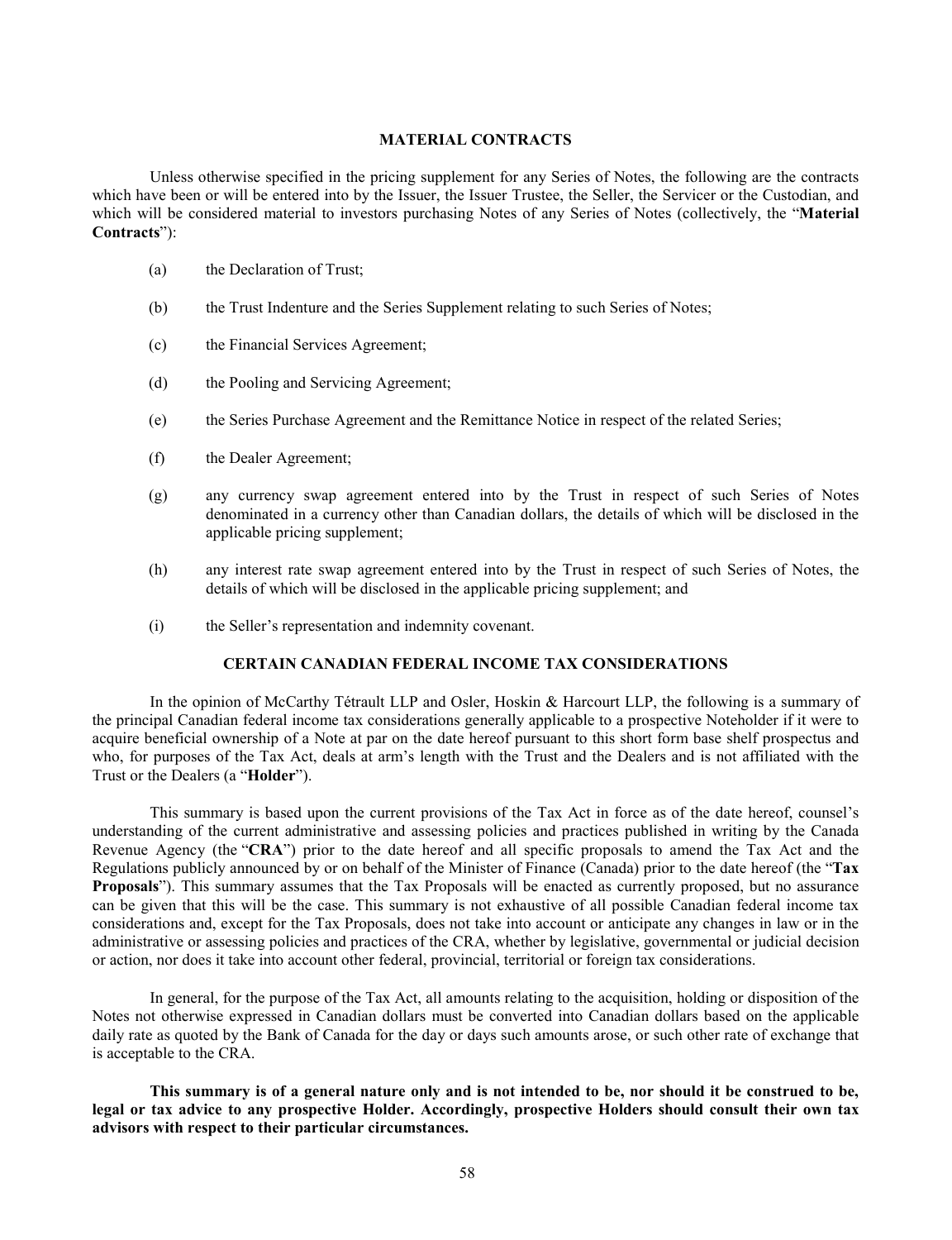## MATERIAL CONTRACTS

Unless otherwise specified in the pricing supplement for any Series of Notes, the following are the contracts which have been or will be entered into by the Issuer, the Issuer Trustee, the Seller, the Servicer or the Custodian, and which will be considered material to investors purchasing Notes of any Series of Notes (collectively, the "**Material Contracts**"):

(a) the Declaration of Trust;

(b) the Trust Indenture and the Series Supplement relating to such Series of Notes;

(c) the Financial Services Agreement;

(d) the Pooling and Servicing Agreement;

(e) the Series Purchase Agreement and the Remittance Notice in respect of the related Series;

(f) the Dealer Agreement;

(g) any currency swap agreement entered into by the Trust in respect of such Series of Notes denominated in a currency other than Canadian dollars, the details of which will be disclosed in the applicable pricing supplement;

(h) any interest rate swap agreement entered into by the Trust in respect of such Series of Notes, the details of which will be disclosed in the applicable pricing supplement; and

(i) the Seller's representation and indemnity covenant.

## CERTAIN CANADIAN FEDERAL INCOME TAX CONSIDERATIONS

In the opinion of McCarthy Tétrault LLP and Osler, Hoskin & Harcourt LLP, the following is a summary of the principal Canadian federal income tax considerations generally applicable to a prospective Noteholder if it were to acquire beneficial ownership of a Note at par on the date hereof pursuant to this short form base shelf prospectus and who, for purposes of the Tax Act, deals at arm's length with the Trust and the Dealers and is not affiliated with the Trust or the Dealers (a "**Holder**").

This summary is based upon the current provisions of the Tax Act in force as of the date hereof, counsel's understanding of the current administrative and assessing policies and practices published in writing by the Canada Revenue Agency (the "**CRA**") prior to the date hereof and all specific proposals to amend the Tax Act and the Regulations publicly announced by or on behalf of the Minister of Finance (Canada) prior to the date hereof (the "**Tax Proposals**"). This summary assumes that the Tax Proposals will be enacted as currently proposed, but no assurance can be given that this will be the case. This summary is not exhaustive of all possible Canadian federal income tax considerations and, except for the Tax Proposals, does not take into account or anticipate any changes in law or in the administrative or assessing policies and practices of the CRA, whether by legislative, governmental or judicial decision or action, nor does it take into account other federal, provincial, territorial or foreign tax considerations.

In general, for the purpose of the Tax Act, all amounts relating to the acquisition, holding or disposition of the Notes not otherwise expressed in Canadian dollars must be converted into Canadian dollars based on the applicable daily rate as quoted by the Bank of Canada for the day or days such amounts arose, or such other rate of exchange that is acceptable to the CRA.

**This summary is of a general nature only and is not intended to be, nor should it be construed to be, legal or tax advice to any prospective Holder. Accordingly, prospective Holders should consult their own tax advisors with respect to their particular circumstances.**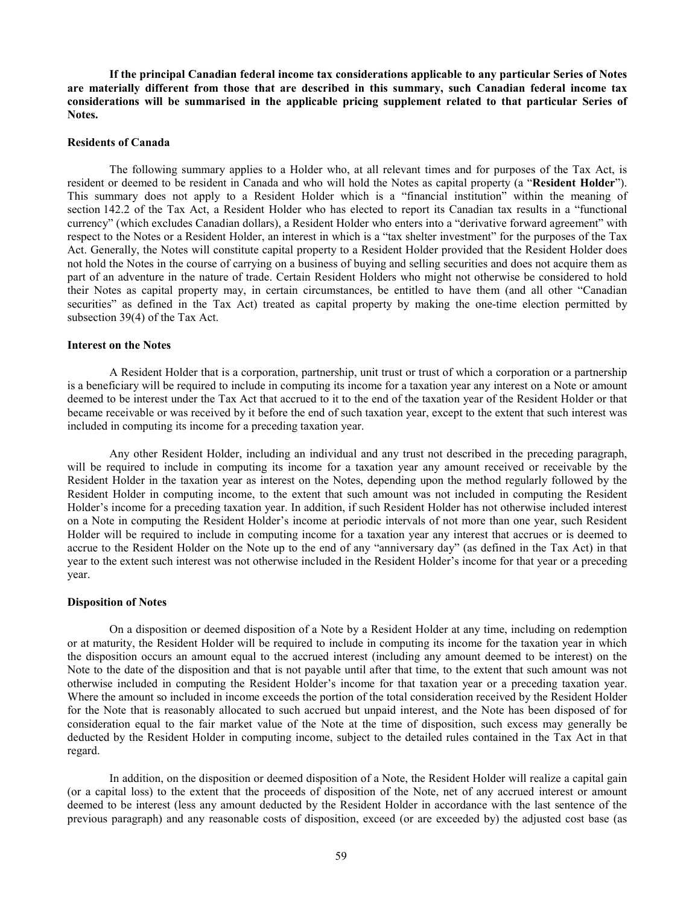**If the principal Canadian federal income tax considerations applicable to any particular Series of Notes are materially different from those that are described in this summary, such Canadian federal income tax considerations will be summarised in the applicable pricing supplement related to that particular Series of Notes.**

#### Residents of Canada

The following summary applies to a Holder who, at all relevant times and for purposes of the Tax Act, is resident or deemed to be resident in Canada and who will hold the Notes as capital property (a "**Resident Holder**"). This summary does not apply to a Resident Holder which is a "financial institution" within the meaning of section 142.2 of the Tax Act, a Resident Holder who has elected to report its Canadian tax results in a "functional currency" (which excludes Canadian dollars), a Resident Holder who enters into a "derivative forward agreement" with respect to the Notes or a Resident Holder, an interest in which is a "tax shelter investment" for the purposes of the Tax Act. Generally, the Notes will constitute capital property to a Resident Holder provided that the Resident Holder does not hold the Notes in the course of carrying on a business of buying and selling securities and does not acquire them as part of an adventure in the nature of trade. Certain Resident Holders who might not otherwise be considered to hold their Notes as capital property may, in certain circumstances, be entitled to have them (and all other "Canadian securities" as defined in the Tax Act) treated as capital property by making the one-time election permitted by subsection 39(4) of the Tax Act.

#### Interest on the Notes

A Resident Holder that is a corporation, partnership, unit trust or trust of which a corporation or a partnership is a beneficiary will be required to include in computing its income for a taxation year any interest on a Note or amount deemed to be interest under the Tax Act that accrued to it to the end of the taxation year of the Resident Holder or that became receivable or was received by it before the end of such taxation year, except to the extent that such interest was included in computing its income for a preceding taxation year.

Any other Resident Holder, including an individual and any trust not described in the preceding paragraph, will be required to include in computing its income for a taxation year any amount received or receivable by the Resident Holder in the taxation year as interest on the Notes, depending upon the method regularly followed by the Resident Holder in computing income, to the extent that such amount was not included in computing the Resident Holder's income for a preceding taxation year. In addition, if such Resident Holder has not otherwise included interest on a Note in computing the Resident Holder's income at periodic intervals of not more than one year, such Resident Holder will be required to include in computing income for a taxation year any interest that accrues or is deemed to accrue to the Resident Holder on the Note up to the end of any "anniversary day" (as defined in the Tax Act) in that year to the extent such interest was not otherwise included in the Resident Holder's income for that year or a preceding year.

#### Disposition of Notes

On a disposition or deemed disposition of a Note by a Resident Holder at any time, including on redemption or at maturity, the Resident Holder will be required to include in computing its income for the taxation year in which the disposition occurs an amount equal to the accrued interest (including any amount deemed to be interest) on the Note to the date of the disposition and that is not payable until after that time, to the extent that such amount was not otherwise included in computing the Resident Holder's income for that taxation year or a preceding taxation year. Where the amount so included in income exceeds the portion of the total consideration received by the Resident Holder for the Note that is reasonably allocated to such accrued but unpaid interest, and the Note has been disposed of for consideration equal to the fair market value of the Note at the time of disposition, such excess may generally be deducted by the Resident Holder in computing income, subject to the detailed rules contained in the Tax Act in that regard.

In addition, on the disposition or deemed disposition of a Note, the Resident Holder will realize a capital gain (or a capital loss) to the extent that the proceeds of disposition of the Note, net of any accrued interest or amount deemed to be interest (less any amount deducted by the Resident Holder in accordance with the last sentence of the previous paragraph) and any reasonable costs of disposition, exceed (or are exceeded by) the adjusted cost base (as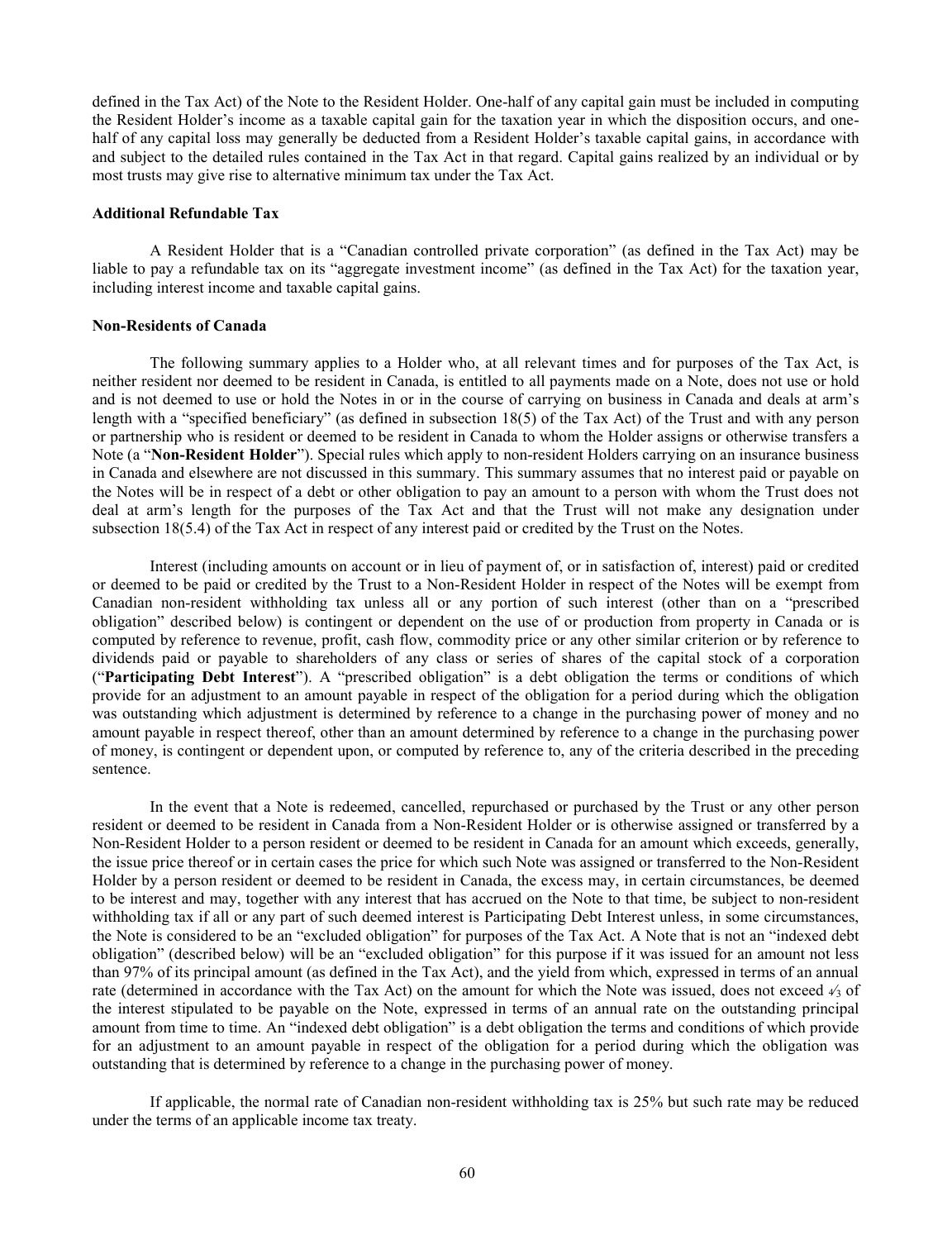defined in the Tax Act) of the Note to the Resident Holder. One-half of any capital gain must be included in computing the Resident Holder's income as a taxable capital gain for the taxation year in which the disposition occurs, and one-half of any capital loss may generally be deducted from a Resident Holder's taxable capital gains, in accordance with and subject to the detailed rules contained in the Tax Act in that regard. Capital gains realized by an individual or by most trusts may give rise to alternative minimum tax under the Tax Act.

#### Additional Refundable Tax

A Resident Holder that is a "Canadian controlled private corporation" (as defined in the Tax Act) may be liable to pay a refundable tax on its "aggregate investment income" (as defined in the Tax Act) for the taxation year, including interest income and taxable capital gains.

#### Non-Residents of Canada

The following summary applies to a Holder who, at all relevant times and for purposes of the Tax Act, is neither resident nor deemed to be resident in Canada, is entitled to all payments made on a Note, does not use or hold and is not deemed to use or hold the Notes in or in the course of carrying on business in Canada and deals at arm's length with a "specified beneficiary" (as defined in subsection 18(5) of the Tax Act) of the Trust and with any person or partnership who is resident or deemed to be resident in Canada to whom the Holder assigns or otherwise transfers a Note (a "**Non-Resident Holder**"). Special rules which apply to non-resident Holders carrying on an insurance business in Canada and elsewhere are not discussed in this summary. This summary assumes that no interest paid or payable on the Notes will be in respect of a debt or other obligation to pay an amount to a person with whom the Trust does not deal at arm's length for the purposes of the Tax Act and that the Trust will not make any designation under subsection 18(5.4) of the Tax Act in respect of any interest paid or credited by the Trust on the Notes.

Interest (including amounts on account or in lieu of payment of, or in satisfaction of, interest) paid or credited or deemed to be paid or credited by the Trust to a Non-Resident Holder in respect of the Notes will be exempt from Canadian non-resident withholding tax unless all or any portion of such interest (other than on a "prescribed obligation" described below) is contingent or dependent on the use of or production from property in Canada or is computed by reference to revenue, profit, cash flow, commodity price or any other similar criterion or by reference to dividends paid or payable to shareholders of any class or series of shares of the capital stock of a corporation ("**Participating Debt Interest**"). A "prescribed obligation" is a debt obligation the terms or conditions of which provide for an adjustment to an amount payable in respect of the obligation for a period during which the obligation was outstanding which adjustment is determined by reference to a change in the purchasing power of money and no amount payable in respect thereof, other than an amount determined by reference to a change in the purchasing power of money, is contingent or dependent upon, or computed by reference to, any of the criteria described in the preceding sentence.

In the event that a Note is redeemed, cancelled, repurchased or purchased by the Trust or any other person resident or deemed to be resident in Canada from a Non-Resident Holder or is otherwise assigned or transferred by a Non-Resident Holder to a person resident or deemed to be resident in Canada for an amount which exceeds, generally, the issue price thereof or in certain cases the price for which such Note was assigned or transferred to the Non-Resident Holder by a person resident or deemed to be resident in Canada, the excess may, in certain circumstances, be deemed to be interest and may, together with any interest that has accrued on the Note to that time, be subject to non-resident withholding tax if all or any part of such deemed interest is Participating Debt Interest unless, in some circumstances, the Note is considered to be an "excluded obligation" for purposes of the Tax Act. A Note that is not an "indexed debt obligation" (described below) will be an "excluded obligation" for this purpose if it was issued for an amount not less than 97% of its principal amount (as defined in the Tax Act), and the yield from which, expressed in terms of an annual rate (determined in accordance with the Tax Act) on the amount for which the Note was issued, does not exceed 4⁄3 of the interest stipulated to be payable on the Note, expressed in terms of an annual rate on the outstanding principal amount from time to time. An "indexed debt obligation" is a debt obligation the terms and conditions of which provide for an adjustment to an amount payable in respect of the obligation for a period during which the obligation was outstanding that is determined by reference to a change in the purchasing power of money.

If applicable, the normal rate of Canadian non-resident withholding tax is 25% but such rate may be reduced under the terms of an applicable income tax treaty.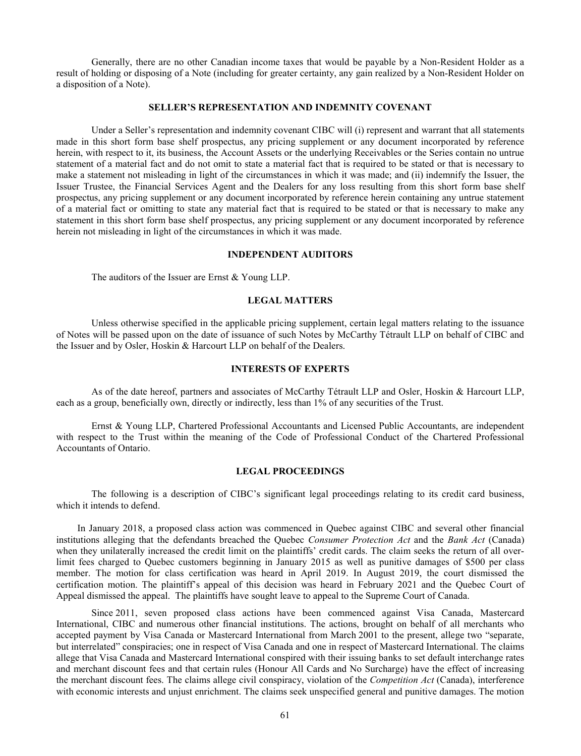Generally, there are no other Canadian income taxes that would be payable by a Non-Resident Holder as a result of holding or disposing of a Note (including for greater certainty, any gain realized by a Non-Resident Holder on a disposition of a Note).

## SELLER'S REPRESENTATION AND INDEMNITY COVENANT

Under a Seller's representation and indemnity covenant CIBC will (i) represent and warrant that all statements made in this short form base shelf prospectus, any pricing supplement or any document incorporated by reference herein, with respect to it, its business, the Account Assets or the underlying Receivables or the Series contain no untrue statement of a material fact and do not omit to state a material fact that is required to be stated or that is necessary to make a statement not misleading in light of the circumstances in which it was made; and (ii) indemnify the Issuer, the Issuer Trustee, the Financial Services Agent and the Dealers for any loss resulting from this short form base shelf prospectus, any pricing supplement or any document incorporated by reference herein containing any untrue statement of a material fact or omitting to state any material fact that is required to be stated or that is necessary to make any statement in this short form base shelf prospectus, any pricing supplement or any document incorporated by reference herein not misleading in light of the circumstances in which it was made.

## INDEPENDENT AUDITORS

The auditors of the Issuer are Ernst & Young LLP.

## LEGAL MATTERS

Unless otherwise specified in the applicable pricing supplement, certain legal matters relating to the issuance of Notes will be passed upon on the date of issuance of such Notes by McCarthy Tétrault LLP on behalf of CIBC and the Issuer and by Osler, Hoskin & Harcourt LLP on behalf of the Dealers.

## INTERESTS OF EXPERTS

As of the date hereof, partners and associates of McCarthy Tétrault LLP and Osler, Hoskin & Harcourt LLP, each as a group, beneficially own, directly or indirectly, less than 1% of any securities of the Trust.

Ernst & Young LLP, Chartered Professional Accountants and Licensed Public Accountants, are independent with respect to the Trust within the meaning of the Code of Professional Conduct of the Chartered Professional Accountants of Ontario.

## LEGAL PROCEEDINGS

The following is a description of CIBC's significant legal proceedings relating to its credit card business, which it intends to defend.

In January 2018, a proposed class action was commenced in Quebec against CIBC and several other financial institutions alleging that the defendants breached the Quebec *Consumer Protection Act* and the *Bank Act* (Canada) when they unilaterally increased the credit limit on the plaintiffs' credit cards. The claim seeks the return of all over-limit fees charged to Quebec customers beginning in January 2015 as well as punitive damages of $500 per class member. The motion for class certification was heard in April 2019. In August 2019, the court dismissed the certification motion. The plaintiff's appeal of this decision was heard in February 2021 and the Quebec Court of Appeal dismissed the appeal. The plaintiffs have sought leave to appeal to the Supreme Court of Canada.

Since 2011, seven proposed class actions have been commenced against Visa Canada, Mastercard International, CIBC and numerous other financial institutions. The actions, brought on behalf of all merchants who accepted payment by Visa Canada or Mastercard International from March 2001 to the present, allege two "separate, but interrelated" conspiracies; one in respect of Visa Canada and one in respect of Mastercard International. The claims allege that Visa Canada and Mastercard International conspired with their issuing banks to set default interchange rates and merchant discount fees and that certain rules (Honour All Cards and No Surcharge) have the effect of increasing the merchant discount fees. The claims allege civil conspiracy, violation of the *Competition Act* (Canada), interference with economic interests and unjust enrichment. The claims seek unspecified general and punitive damages. The motion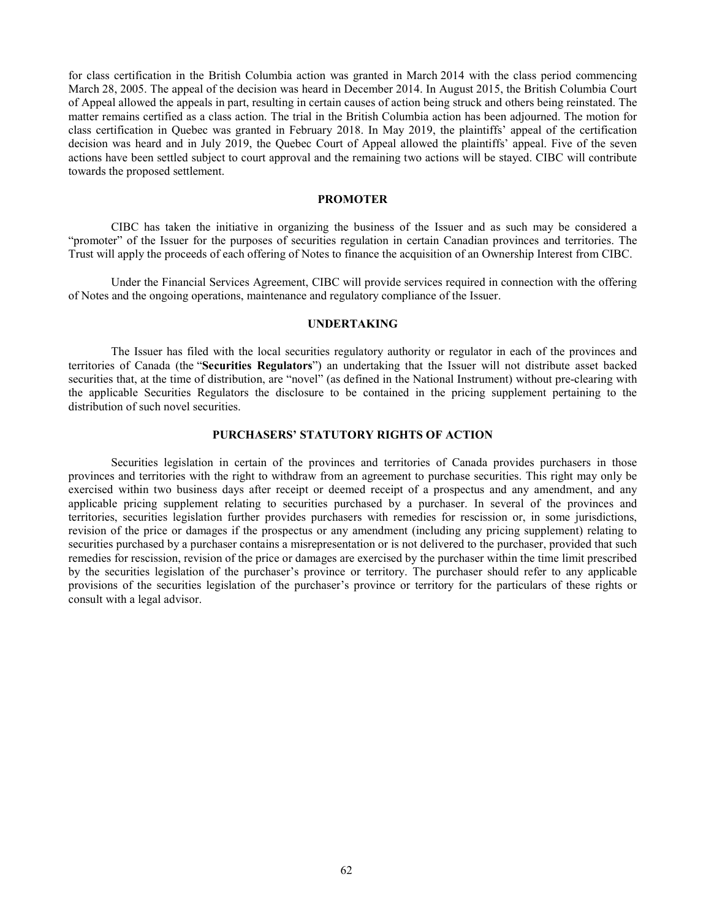for class certification in the British Columbia action was granted in March 2014 with the class period commencing March 28, 2005. The appeal of the decision was heard in December 2014. In August 2015, the British Columbia Court of Appeal allowed the appeals in part, resulting in certain causes of action being struck and others being reinstated. The matter remains certified as a class action. The trial in the British Columbia action has been adjourned. The motion for class certification in Quebec was granted in February 2018. In May 2019, the plaintiffs' appeal of the certification decision was heard and in July 2019, the Quebec Court of Appeal allowed the plaintiffs' appeal. Five of the seven actions have been settled subject to court approval and the remaining two actions will be stayed. CIBC will contribute towards the proposed settlement.

## PROMOTER

CIBC has taken the initiative in organizing the business of the Issuer and as such may be considered a "promoter" of the Issuer for the purposes of securities regulation in certain Canadian provinces and territories. The Trust will apply the proceeds of each offering of Notes to finance the acquisition of an Ownership Interest from CIBC.

Under the Financial Services Agreement, CIBC will provide services required in connection with the offering of Notes and the ongoing operations, maintenance and regulatory compliance of the Issuer.

## UNDERTAKING

The Issuer has filed with the local securities regulatory authority or regulator in each of the provinces and territories of Canada (the "**Securities Regulators**") an undertaking that the Issuer will not distribute asset backed securities that, at the time of distribution, are "novel" (as defined in the National Instrument) without pre-clearing with the applicable Securities Regulators the disclosure to be contained in the pricing supplement pertaining to the distribution of such novel securities.

## PURCHASERS' STATUTORY RIGHTS OF ACTION

Securities legislation in certain of the provinces and territories of Canada provides purchasers in those provinces and territories with the right to withdraw from an agreement to purchase securities. This right may only be exercised within two business days after receipt or deemed receipt of a prospectus and any amendment, and any applicable pricing supplement relating to securities purchased by a purchaser. In several of the provinces and territories, securities legislation further provides purchasers with remedies for rescission or, in some jurisdictions, revision of the price or damages if the prospectus or any amendment (including any pricing supplement) relating to securities purchased by a purchaser contains a misrepresentation or is not delivered to the purchaser, provided that such remedies for rescission, revision of the price or damages are exercised by the purchaser within the time limit prescribed by the securities legislation of the purchaser's province or territory. The purchaser should refer to any applicable provisions of the securities legislation of the purchaser's province or territory for the particulars of these rights or consult with a legal advisor.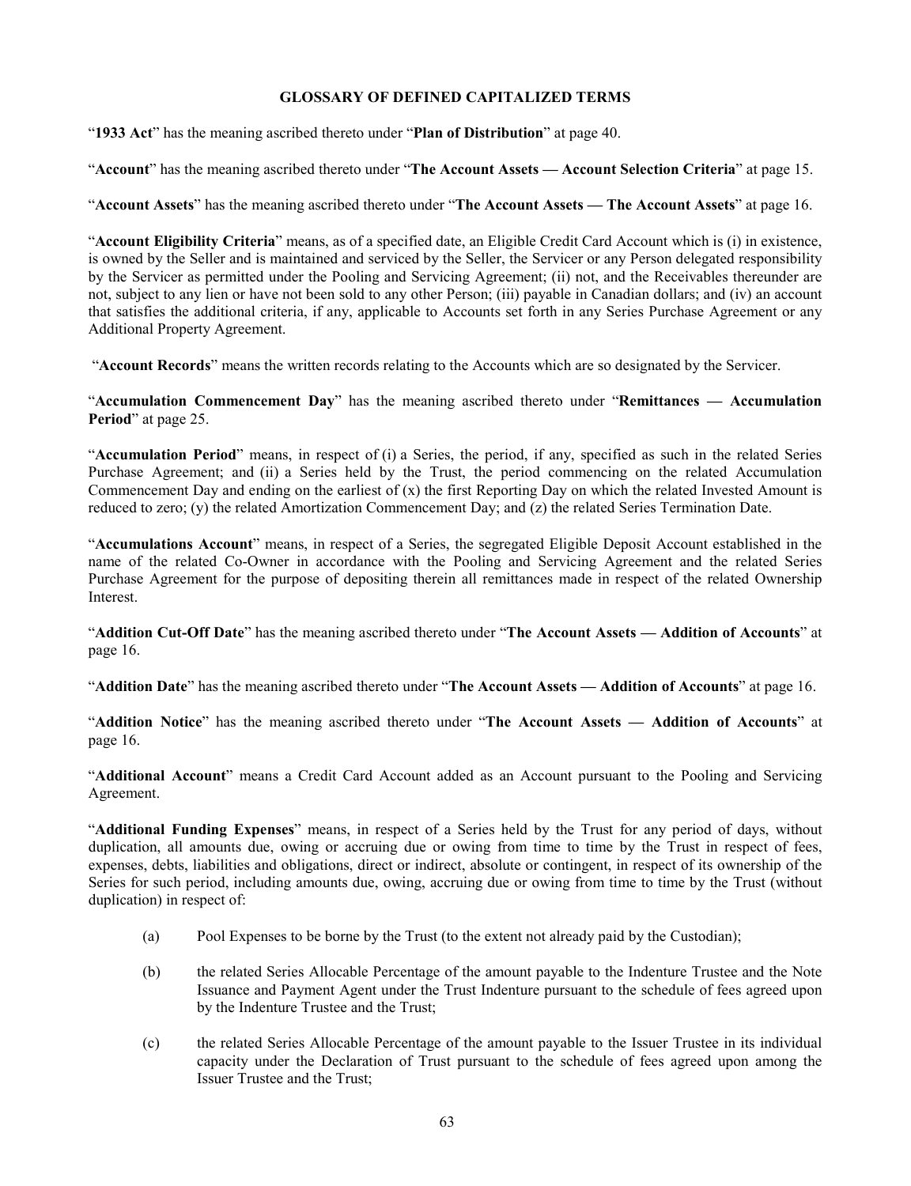## GLOSSARY OF DEFINED CAPITALIZED TERMS

"**1933 Act**" has the meaning ascribed thereto under "**Plan of Distribution**" at page 40.

"**Account**" has the meaning ascribed thereto under "**The Account Assets — Account Selection Criteria**" at page 15.

"**Account Assets**" has the meaning ascribed thereto under "**The Account Assets — The Account Assets**" at page 16.

"**Account Eligibility Criteria**" means, as of a specified date, an Eligible Credit Card Account which is (i) in existence, is owned by the Seller and is maintained and serviced by the Seller, the Servicer or any Person delegated responsibility by the Servicer as permitted under the Pooling and Servicing Agreement; (ii) not, and the Receivables thereunder are not, subject to any lien or have not been sold to any other Person; (iii) payable in Canadian dollars; and (iv) an account that satisfies the additional criteria, if any, applicable to Accounts set forth in any Series Purchase Agreement or any Additional Property Agreement.

"**Account Records**" means the written records relating to the Accounts which are so designated by the Servicer.

"**Accumulation Commencement Day**" has the meaning ascribed thereto under "**Remittances — Accumulation Period**" at page 25.

"**Accumulation Period**" means, in respect of (i) a Series, the period, if any, specified as such in the related Series Purchase Agreement; and (ii) a Series held by the Trust, the period commencing on the related Accumulation Commencement Day and ending on the earliest of (x) the first Reporting Day on which the related Invested Amount is reduced to zero; (y) the related Amortization Commencement Day; and (z) the related Series Termination Date.

"**Accumulations Account**" means, in respect of a Series, the segregated Eligible Deposit Account established in the name of the related Co-Owner in accordance with the Pooling and Servicing Agreement and the related Series Purchase Agreement for the purpose of depositing therein all remittances made in respect of the related Ownership Interest.

"**Addition Cut-Off Date**" has the meaning ascribed thereto under "**The Account Assets — Addition of Accounts**" at page 16.

"**Addition Date**" has the meaning ascribed thereto under "**The Account Assets — Addition of Accounts**" at page 16.

"**Addition Notice**" has the meaning ascribed thereto under "**The Account Assets — Addition of Accounts**" at page 16.

"**Additional Account**" means a Credit Card Account added as an Account pursuant to the Pooling and Servicing Agreement.

"**Additional Funding Expenses**" means, in respect of a Series held by the Trust for any period of days, without duplication, all amounts due, owing or accruing due or owing from time to time by the Trust in respect of fees, expenses, debts, liabilities and obligations, direct or indirect, absolute or contingent, in respect of its ownership of the Series for such period, including amounts due, owing, accruing due or owing from time to time by the Trust (without duplication) in respect of:

(a) Pool Expenses to be borne by the Trust (to the extent not already paid by the Custodian);

(b) the related Series Allocable Percentage of the amount payable to the Indenture Trustee and the Note Issuance and Payment Agent under the Trust Indenture pursuant to the schedule of fees agreed upon by the Indenture Trustee and the Trust;

(c) the related Series Allocable Percentage of the amount payable to the Issuer Trustee in its individual capacity under the Declaration of Trust pursuant to the schedule of fees agreed upon among the Issuer Trustee and the Trust;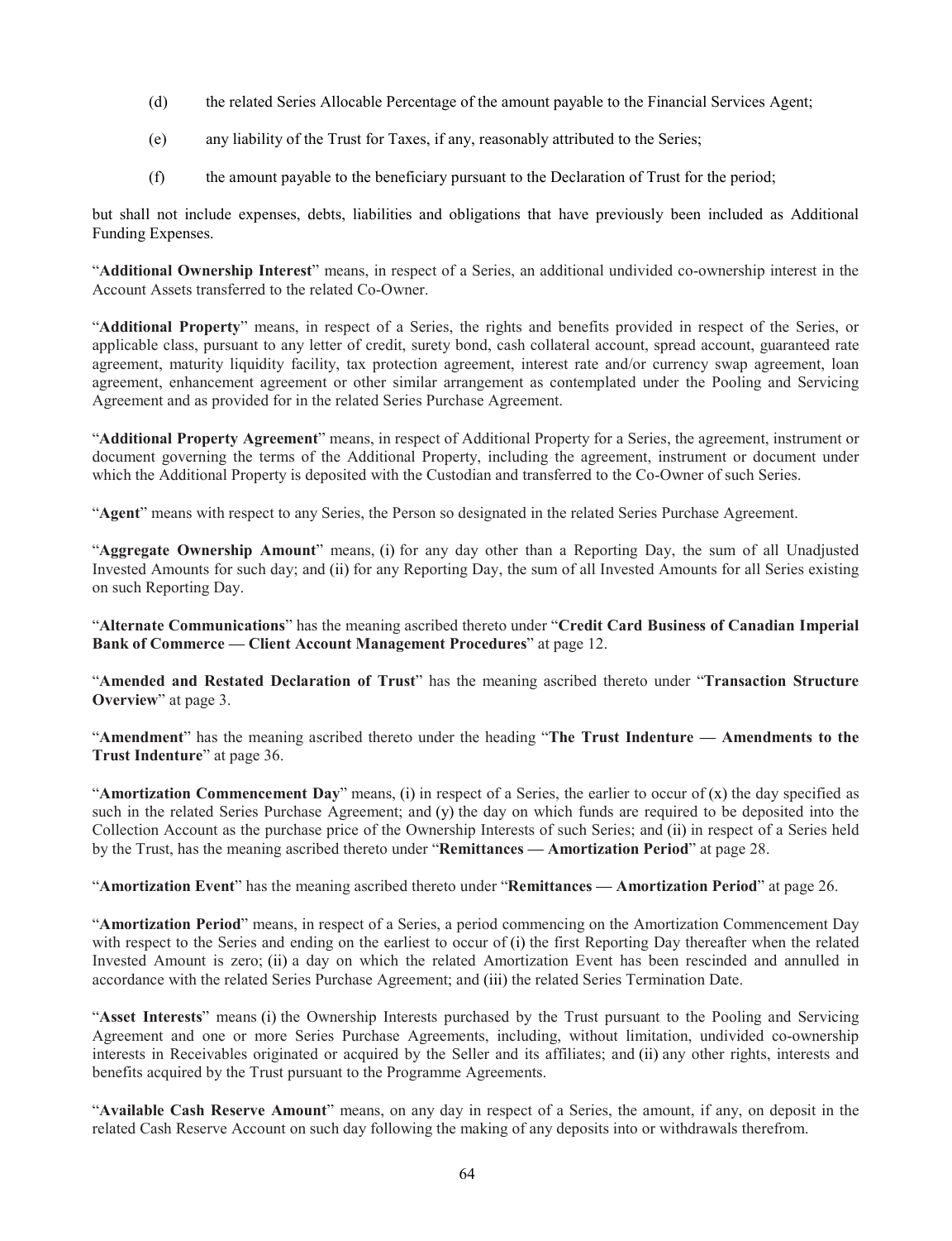(d) the related Series Allocable Percentage of the amount payable to the Financial Services Agent;

(e) any liability of the Trust for Taxes, if any, reasonably attributed to the Series;

(f) the amount payable to the beneficiary pursuant to the Declaration of Trust for the period;

but shall not include expenses, debts, liabilities and obligations that have previously been included as Additional Funding Expenses.

"**Additional Ownership Interest**" means, in respect of a Series, an additional undivided co-ownership interest in the Account Assets transferred to the related Co-Owner.

"**Additional Property**" means, in respect of a Series, the rights and benefits provided in respect of the Series, or applicable class, pursuant to any letter of credit, surety bond, cash collateral account, spread account, guaranteed rate agreement, maturity liquidity facility, tax protection agreement, interest rate and/or currency swap agreement, loan agreement, enhancement agreement or other similar arrangement as contemplated under the Pooling and Servicing Agreement and as provided for in the related Series Purchase Agreement.

"**Additional Property Agreement**" means, in respect of Additional Property for a Series, the agreement, instrument or document governing the terms of the Additional Property, including the agreement, instrument or document under which the Additional Property is deposited with the Custodian and transferred to the Co-Owner of such Series.

"**Agent**" means with respect to any Series, the Person so designated in the related Series Purchase Agreement.

"**Aggregate Ownership Amount**" means, (i) for any day other than a Reporting Day, the sum of all Unadjusted Invested Amounts for such day; and (ii) for any Reporting Day, the sum of all Invested Amounts for all Series existing on such Reporting Day.

"**Alternate Communications**" has the meaning ascribed thereto under "**Credit Card Business of Canadian Imperial Bank of Commerce — Client Account Management Procedures**" at page 12.

"**Amended and Restated Declaration of Trust**" has the meaning ascribed thereto under "**Transaction Structure Overview**" at page 3.

"**Amendment**" has the meaning ascribed thereto under the heading "**The Trust Indenture — Amendments to the Trust Indenture**" at page 36.

"**Amortization Commencement Day**" means, (i) in respect of a Series, the earlier to occur of (x) the day specified as such in the related Series Purchase Agreement; and (y) the day on which funds are required to be deposited into the Collection Account as the purchase price of the Ownership Interests of such Series; and (ii) in respect of a Series held by the Trust, has the meaning ascribed thereto under "**Remittances — Amortization Period**" at page 28.

"**Amortization Event**" has the meaning ascribed thereto under "**Remittances — Amortization Period**" at page 26.

"**Amortization Period**" means, in respect of a Series, a period commencing on the Amortization Commencement Day with respect to the Series and ending on the earliest to occur of (i) the first Reporting Day thereafter when the related Invested Amount is zero; (ii) a day on which the related Amortization Event has been rescinded and annulled in accordance with the related Series Purchase Agreement; and (iii) the related Series Termination Date.

"**Asset Interests**" means (i) the Ownership Interests purchased by the Trust pursuant to the Pooling and Servicing Agreement and one or more Series Purchase Agreements, including, without limitation, undivided co-ownership interests in Receivables originated or acquired by the Seller and its affiliates; and (ii) any other rights, interests and benefits acquired by the Trust pursuant to the Programme Agreements.

"**Available Cash Reserve Amount**" means, on any day in respect of a Series, the amount, if any, on deposit in the related Cash Reserve Account on such day following the making of any deposits into or withdrawals therefrom.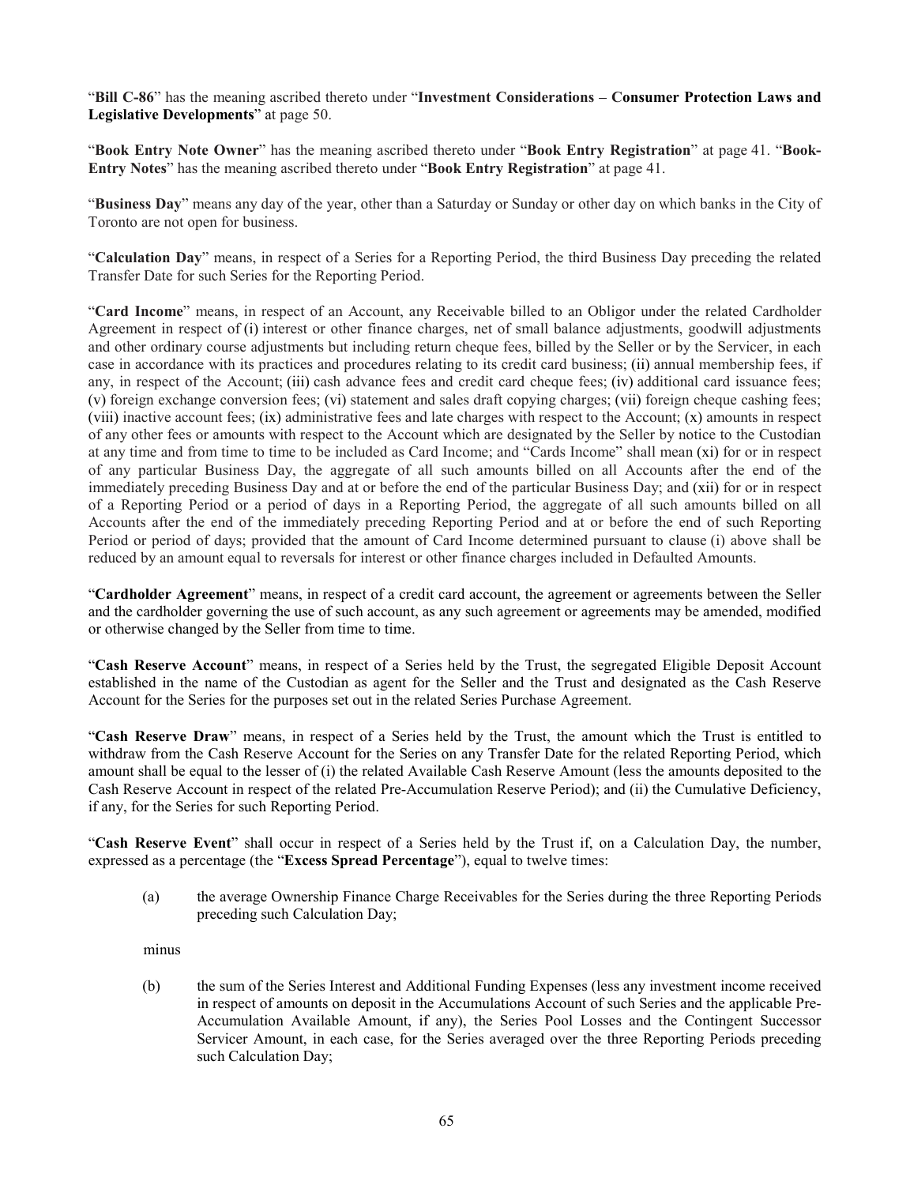"**Bill C-86**" has the meaning ascribed thereto under "**Investment Considerations – Consumer Protection Laws and Legislative Developments**" at page 50.

"**Book Entry Note Owner**" has the meaning ascribed thereto under "**Book Entry Registration**" at page 41. "**Book-Entry Notes**" has the meaning ascribed thereto under "**Book Entry Registration**" at page 41.

"**Business Day**" means any day of the year, other than a Saturday or Sunday or other day on which banks in the City of Toronto are not open for business.

"**Calculation Day**" means, in respect of a Series for a Reporting Period, the third Business Day preceding the related Transfer Date for such Series for the Reporting Period.

"**Card Income**" means, in respect of an Account, any Receivable billed to an Obligor under the related Cardholder Agreement in respect of (i) interest or other finance charges, net of small balance adjustments, goodwill adjustments and other ordinary course adjustments but including return cheque fees, billed by the Seller or by the Servicer, in each case in accordance with its practices and procedures relating to its credit card business; (ii) annual membership fees, if any, in respect of the Account; (iii) cash advance fees and credit card cheque fees; (iv) additional card issuance fees; (v) foreign exchange conversion fees; (vi) statement and sales draft copying charges; (vii) foreign cheque cashing fees; (viii) inactive account fees; (ix) administrative fees and late charges with respect to the Account; (x) amounts in respect of any other fees or amounts with respect to the Account which are designated by the Seller by notice to the Custodian at any time and from time to time to be included as Card Income; and "Cards Income" shall mean (xi) for or in respect of any particular Business Day, the aggregate of all such amounts billed on all Accounts after the end of the immediately preceding Business Day and at or before the end of the particular Business Day; and (xii) for or in respect of a Reporting Period or a period of days in a Reporting Period, the aggregate of all such amounts billed on all Accounts after the end of the immediately preceding Reporting Period and at or before the end of such Reporting Period or period of days; provided that the amount of Card Income determined pursuant to clause (i) above shall be reduced by an amount equal to reversals for interest or other finance charges included in Defaulted Amounts.

"**Cardholder Agreement**" means, in respect of a credit card account, the agreement or agreements between the Seller and the cardholder governing the use of such account, as any such agreement or agreements may be amended, modified or otherwise changed by the Seller from time to time.

"**Cash Reserve Account**" means, in respect of a Series held by the Trust, the segregated Eligible Deposit Account established in the name of the Custodian as agent for the Seller and the Trust and designated as the Cash Reserve Account for the Series for the purposes set out in the related Series Purchase Agreement.

"**Cash Reserve Draw**" means, in respect of a Series held by the Trust, the amount which the Trust is entitled to withdraw from the Cash Reserve Account for the Series on any Transfer Date for the related Reporting Period, which amount shall be equal to the lesser of (i) the related Available Cash Reserve Amount (less the amounts deposited to the Cash Reserve Account in respect of the related Pre-Accumulation Reserve Period); and (ii) the Cumulative Deficiency, if any, for the Series for such Reporting Period.

"**Cash Reserve Event**" shall occur in respect of a Series held by the Trust if, on a Calculation Day, the number, expressed as a percentage (the "**Excess Spread Percentage**"), equal to twelve times:

(a) the average Ownership Finance Charge Receivables for the Series during the three Reporting Periods preceding such Calculation Day;

minus

(b) the sum of the Series Interest and Additional Funding Expenses (less any investment income received in respect of amounts on deposit in the Accumulations Account of such Series and the applicable Pre-Accumulation Available Amount, if any), the Series Pool Losses and the Contingent Successor Servicer Amount, in each case, for the Series averaged over the three Reporting Periods preceding such Calculation Day;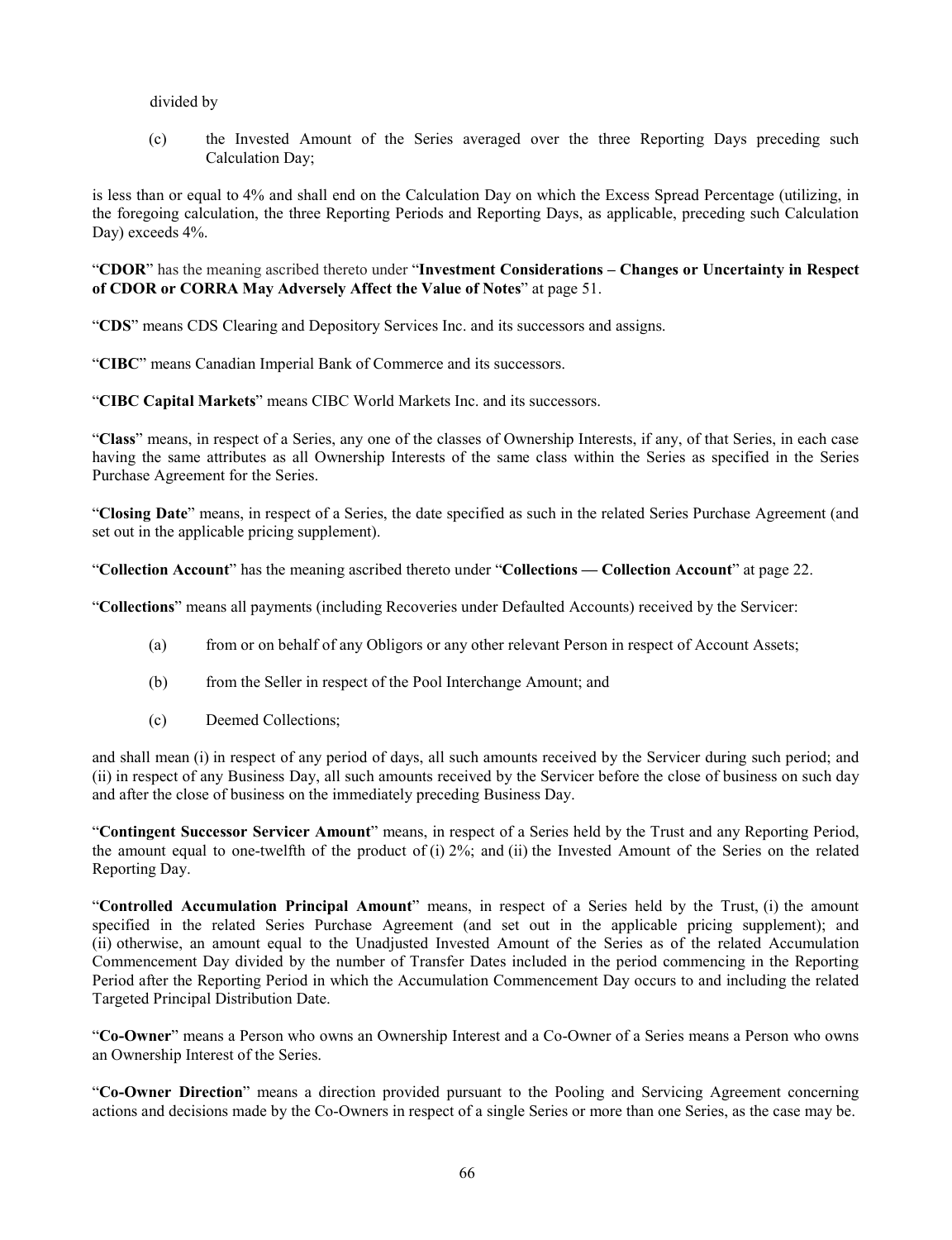divided by

(c) the Invested Amount of the Series averaged over the three Reporting Days preceding such Calculation Day;

is less than or equal to 4% and shall end on the Calculation Day on which the Excess Spread Percentage (utilizing, in the foregoing calculation, the three Reporting Periods and Reporting Days, as applicable, preceding such Calculation Day) exceeds 4%.

"**CDOR**" has the meaning ascribed thereto under "**Investment Considerations – Changes or Uncertainty in Respect of CDOR or CORRA May Adversely Affect the Value of Notes**" at page 51.

"**CDS**" means CDS Clearing and Depository Services Inc. and its successors and assigns.

"**CIBC**" means Canadian Imperial Bank of Commerce and its successors.

"**CIBC Capital Markets**" means CIBC World Markets Inc. and its successors.

"**Class**" means, in respect of a Series, any one of the classes of Ownership Interests, if any, of that Series, in each case having the same attributes as all Ownership Interests of the same class within the Series as specified in the Series Purchase Agreement for the Series.

"**Closing Date**" means, in respect of a Series, the date specified as such in the related Series Purchase Agreement (and set out in the applicable pricing supplement).

"**Collection Account**" has the meaning ascribed thereto under "**Collections — Collection Account**" at page 22.

"**Collections**" means all payments (including Recoveries under Defaulted Accounts) received by the Servicer:

(a) from or on behalf of any Obligors or any other relevant Person in respect of Account Assets;

(b) from the Seller in respect of the Pool Interchange Amount; and

(c) Deemed Collections;

and shall mean (i) in respect of any period of days, all such amounts received by the Servicer during such period; and (ii) in respect of any Business Day, all such amounts received by the Servicer before the close of business on such day and after the close of business on the immediately preceding Business Day.

"**Contingent Successor Servicer Amount**" means, in respect of a Series held by the Trust and any Reporting Period, the amount equal to one-twelfth of the product of (i) 2%; and (ii) the Invested Amount of the Series on the related Reporting Day.

"**Controlled Accumulation Principal Amount**" means, in respect of a Series held by the Trust, (i) the amount specified in the related Series Purchase Agreement (and set out in the applicable pricing supplement); and (ii) otherwise, an amount equal to the Unadjusted Invested Amount of the Series as of the related Accumulation Commencement Day divided by the number of Transfer Dates included in the period commencing in the Reporting Period after the Reporting Period in which the Accumulation Commencement Day occurs to and including the related Targeted Principal Distribution Date.

"**Co-Owner**" means a Person who owns an Ownership Interest and a Co-Owner of a Series means a Person who owns an Ownership Interest of the Series.

"**Co-Owner Direction**" means a direction provided pursuant to the Pooling and Servicing Agreement concerning actions and decisions made by the Co-Owners in respect of a single Series or more than one Series, as the case may be.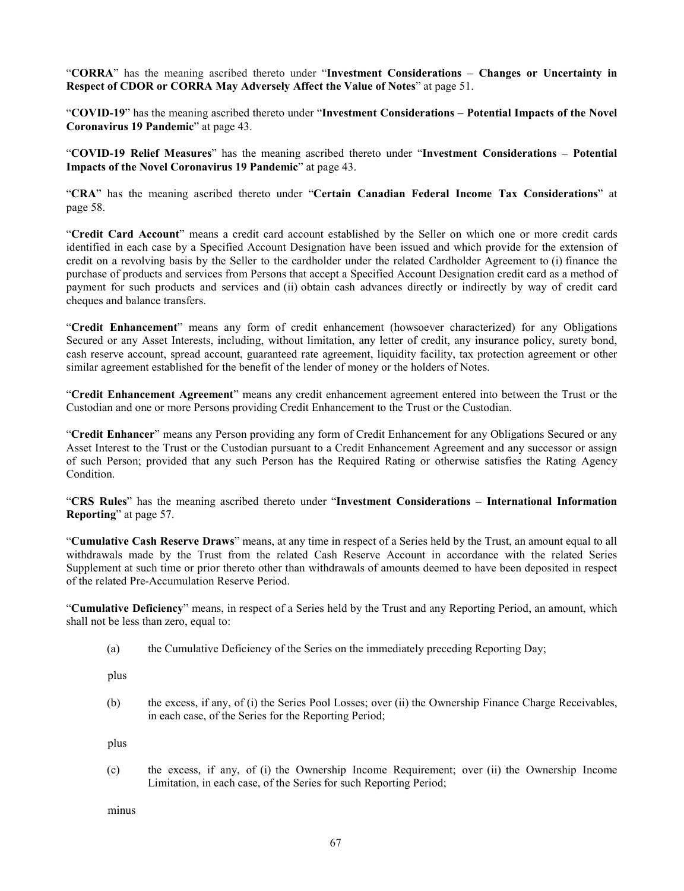"**CORRA**" has the meaning ascribed thereto under "**Investment Considerations – Changes or Uncertainty in Respect of CDOR or CORRA May Adversely Affect the Value of Notes**" at page 51.

"**COVID-19**" has the meaning ascribed thereto under "**Investment Considerations – Potential Impacts of the Novel Coronavirus 19 Pandemic**" at page 43.

"**COVID-19 Relief Measures**" has the meaning ascribed thereto under "**Investment Considerations – Potential Impacts of the Novel Coronavirus 19 Pandemic**" at page 43.

"**CRA**" has the meaning ascribed thereto under "**Certain Canadian Federal Income Tax Considerations**" at page 58.

"**Credit Card Account**" means a credit card account established by the Seller on which one or more credit cards identified in each case by a Specified Account Designation have been issued and which provide for the extension of credit on a revolving basis by the Seller to the cardholder under the related Cardholder Agreement to (i) finance the purchase of products and services from Persons that accept a Specified Account Designation credit card as a method of payment for such products and services and (ii) obtain cash advances directly or indirectly by way of credit card cheques and balance transfers.

"**Credit Enhancement**" means any form of credit enhancement (howsoever characterized) for any Obligations Secured or any Asset Interests, including, without limitation, any letter of credit, any insurance policy, surety bond, cash reserve account, spread account, guaranteed rate agreement, liquidity facility, tax protection agreement or other similar agreement established for the benefit of the lender of money or the holders of Notes.

"**Credit Enhancement Agreement**" means any credit enhancement agreement entered into between the Trust or the Custodian and one or more Persons providing Credit Enhancement to the Trust or the Custodian.

"**Credit Enhancer**" means any Person providing any form of Credit Enhancement for any Obligations Secured or any Asset Interest to the Trust or the Custodian pursuant to a Credit Enhancement Agreement and any successor or assign of such Person; provided that any such Person has the Required Rating or otherwise satisfies the Rating Agency Condition.

"**CRS Rules**" has the meaning ascribed thereto under "**Investment Considerations – International Information Reporting**" at page 57.

"**Cumulative Cash Reserve Draws**" means, at any time in respect of a Series held by the Trust, an amount equal to all withdrawals made by the Trust from the related Cash Reserve Account in accordance with the related Series Supplement at such time or prior thereto other than withdrawals of amounts deemed to have been deposited in respect of the related Pre-Accumulation Reserve Period.

"**Cumulative Deficiency**" means, in respect of a Series held by the Trust and any Reporting Period, an amount, which shall not be less than zero, equal to:

(a) the Cumulative Deficiency of the Series on the immediately preceding Reporting Day;

plus

(b) the excess, if any, of (i) the Series Pool Losses; over (ii) the Ownership Finance Charge Receivables, in each case, of the Series for the Reporting Period;

plus

(c) the excess, if any, of (i) the Ownership Income Requirement; over (ii) the Ownership Income Limitation, in each case, of the Series for such Reporting Period;

minus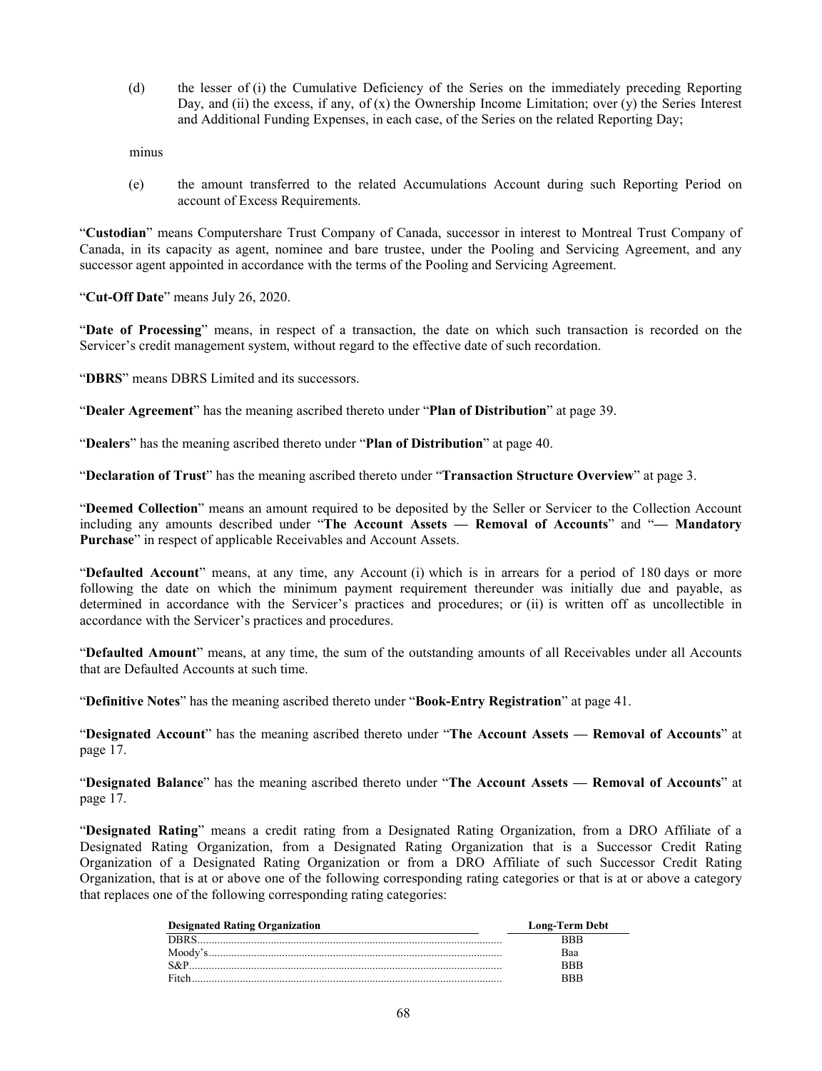(d) the lesser of (i) the Cumulative Deficiency of the Series on the immediately preceding Reporting Day, and (ii) the excess, if any, of (x) the Ownership Income Limitation; over (y) the Series Interest and Additional Funding Expenses, in each case, of the Series on the related Reporting Day;

minus

(e) the amount transferred to the related Accumulations Account during such Reporting Period on account of Excess Requirements.

"**Custodian**" means Computershare Trust Company of Canada, successor in interest to Montreal Trust Company of Canada, in its capacity as agent, nominee and bare trustee, under the Pooling and Servicing Agreement, and any successor agent appointed in accordance with the terms of the Pooling and Servicing Agreement.

"**Cut-Off Date**" means July 26, 2020.

"**Date of Processing**" means, in respect of a transaction, the date on which such transaction is recorded on the Servicer's credit management system, without regard to the effective date of such recordation.

"**DBRS**" means DBRS Limited and its successors.

"**Dealer Agreement**" has the meaning ascribed thereto under "**Plan of Distribution**" at page 39.

"**Dealers**" has the meaning ascribed thereto under "**Plan of Distribution**" at page 40.

"**Declaration of Trust**" has the meaning ascribed thereto under "**Transaction Structure Overview**" at page 3.

"**Deemed Collection**" means an amount required to be deposited by the Seller or Servicer to the Collection Account including any amounts described under "**The Account Assets — Removal of Accounts**" and "**— Mandatory Purchase**" in respect of applicable Receivables and Account Assets.

"**Defaulted Account**" means, at any time, any Account (i) which is in arrears for a period of 180 days or more following the date on which the minimum payment requirement thereunder was initially due and payable, as determined in accordance with the Servicer's practices and procedures; or (ii) is written off as uncollectible in accordance with the Servicer's practices and procedures.

"**Defaulted Amount**" means, at any time, the sum of the outstanding amounts of all Receivables under all Accounts that are Defaulted Accounts at such time.

"**Definitive Notes**" has the meaning ascribed thereto under "**Book-Entry Registration**" at page 41.

"**Designated Account**" has the meaning ascribed thereto under "**The Account Assets — Removal of Accounts**" at page 17.

"**Designated Balance**" has the meaning ascribed thereto under "**The Account Assets — Removal of Accounts**" at page 17.

"**Designated Rating**" means a credit rating from a Designated Rating Organization, from a DRO Affiliate of a Designated Rating Organization, from a Designated Rating Organization that is a Successor Credit Rating Organization of a Designated Rating Organization or from a DRO Affiliate of such Successor Credit Rating Organization, that is at or above one of the following corresponding rating categories or that is at or above a category that replaces one of the following corresponding rating categories:

| Designated Rating Organization | Long-Term Debt |
|---|---|
| DBRS | BBB |
| Moody's | Baa |
| S&P | BBB |
| Fitch | BBB |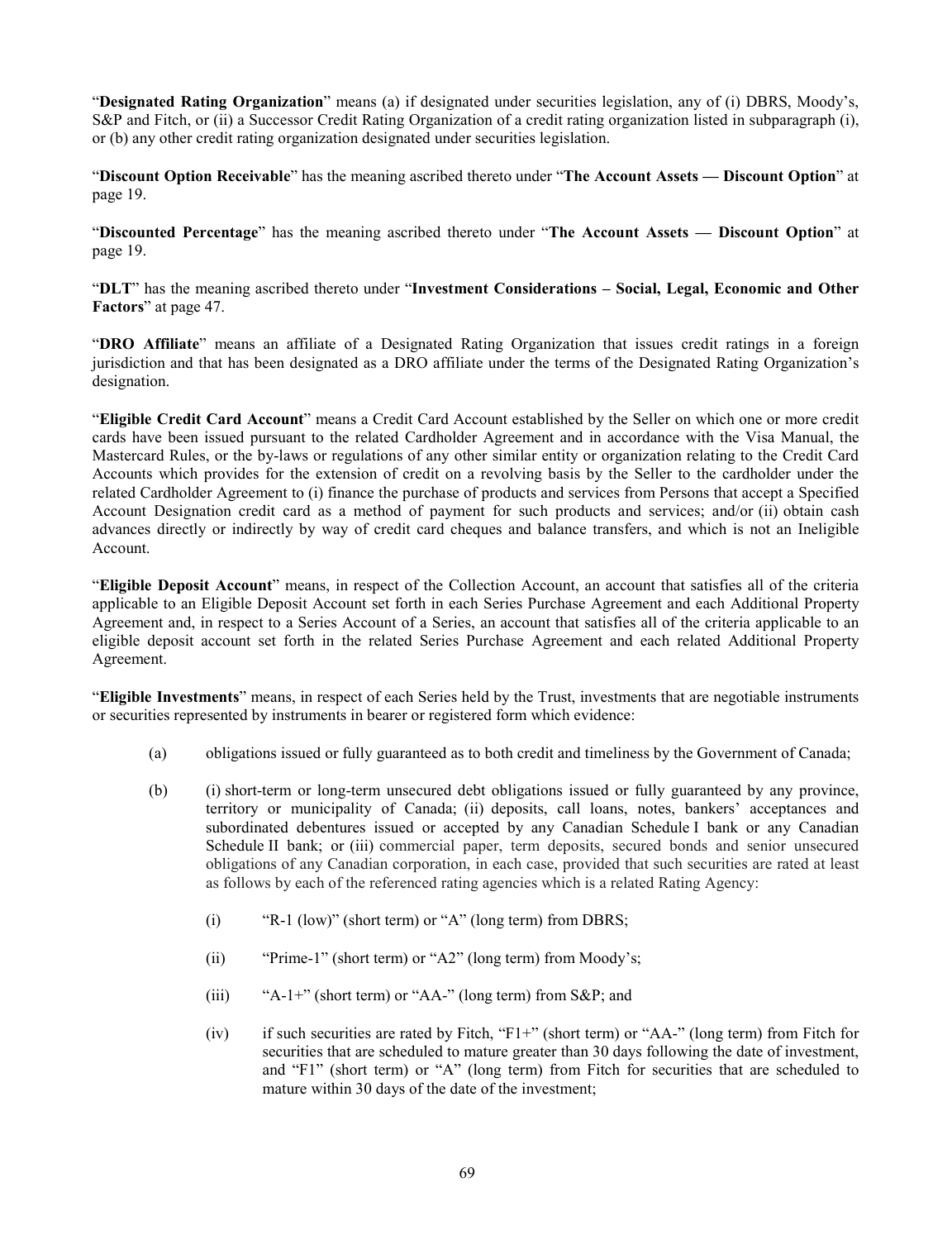"**Designated Rating Organization**" means (a) if designated under securities legislation, any of (i) DBRS, Moody's, S&P and Fitch, or (ii) a Successor Credit Rating Organization of a credit rating organization listed in subparagraph (i), or (b) any other credit rating organization designated under securities legislation.

"**Discount Option Receivable**" has the meaning ascribed thereto under "**The Account Assets — Discount Option**" at page 19.

"**Discounted Percentage**" has the meaning ascribed thereto under "**The Account Assets — Discount Option**" at page 19.

"**DLT**" has the meaning ascribed thereto under "**Investment Considerations – Social, Legal, Economic and Other Factors**" at page 47.

"**DRO Affiliate**" means an affiliate of a Designated Rating Organization that issues credit ratings in a foreign jurisdiction and that has been designated as a DRO affiliate under the terms of the Designated Rating Organization's designation.

"**Eligible Credit Card Account**" means a Credit Card Account established by the Seller on which one or more credit cards have been issued pursuant to the related Cardholder Agreement and in accordance with the Visa Manual, the Mastercard Rules, or the by-laws or regulations of any other similar entity or organization relating to the Credit Card Accounts which provides for the extension of credit on a revolving basis by the Seller to the cardholder under the related Cardholder Agreement to (i) finance the purchase of products and services from Persons that accept a Specified Account Designation credit card as a method of payment for such products and services; and/or (ii) obtain cash advances directly or indirectly by way of credit card cheques and balance transfers, and which is not an Ineligible Account.

"**Eligible Deposit Account**" means, in respect of the Collection Account, an account that satisfies all of the criteria applicable to an Eligible Deposit Account set forth in each Series Purchase Agreement and each Additional Property Agreement and, in respect to a Series Account of a Series, an account that satisfies all of the criteria applicable to an eligible deposit account set forth in the related Series Purchase Agreement and each related Additional Property Agreement.

"**Eligible Investments**" means, in respect of each Series held by the Trust, investments that are negotiable instruments or securities represented by instruments in bearer or registered form which evidence:

(a) obligations issued or fully guaranteed as to both credit and timeliness by the Government of Canada;

(b) (i) short-term or long-term unsecured debt obligations issued or fully guaranteed by any province, territory or municipality of Canada; (ii) deposits, call loans, notes, bankers' acceptances and subordinated debentures issued or accepted by any Canadian Schedule I bank or any Canadian Schedule II bank; or (iii) commercial paper, term deposits, secured bonds and senior unsecured obligations of any Canadian corporation, in each case, provided that such securities are rated at least as follows by each of the referenced rating agencies which is a related Rating Agency:

   (i) "R-1 (low)" (short term) or "A" (long term) from DBRS;

   (ii) "Prime-1" (short term) or "A2" (long term) from Moody's;

   (iii) "A-1+" (short term) or "AA-" (long term) from S&P; and

   (iv) if such securities are rated by Fitch, "F1+" (short term) or "AA-" (long term) from Fitch for securities that are scheduled to mature greater than 30 days following the date of investment, and "F1" (short term) or "A" (long term) from Fitch for securities that are scheduled to mature within 30 days of the date of the investment;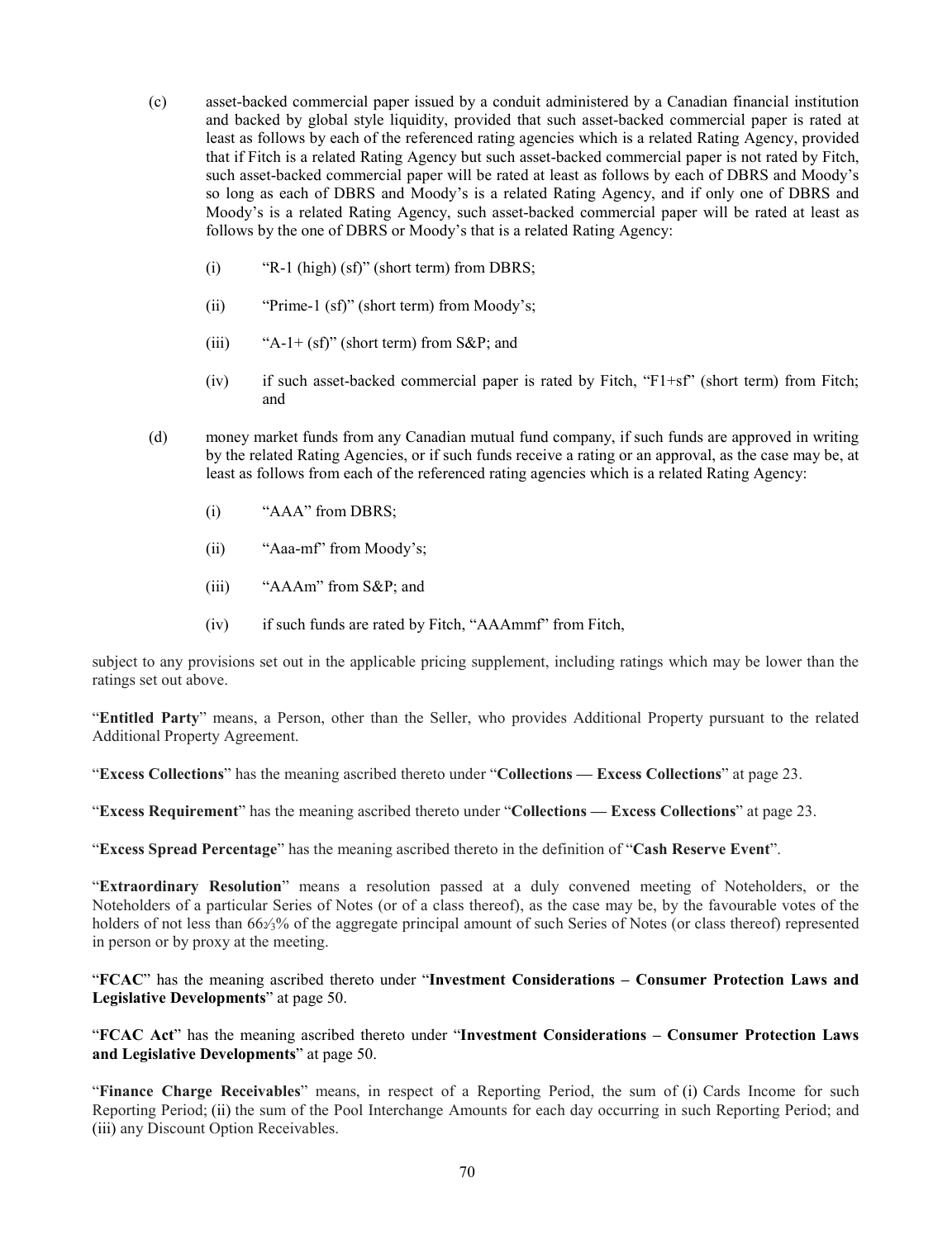(c) asset-backed commercial paper issued by a conduit administered by a Canadian financial institution and backed by global style liquidity, provided that such asset-backed commercial paper is rated at least as follows by each of the referenced rating agencies which is a related Rating Agency, provided that if Fitch is a related Rating Agency but such asset-backed commercial paper is not rated by Fitch, such asset-backed commercial paper will be rated at least as follows by each of DBRS and Moody's so long as each of DBRS and Moody's is a related Rating Agency, and if only one of DBRS and Moody's is a related Rating Agency, such asset-backed commercial paper will be rated at least as follows by the one of DBRS or Moody's that is a related Rating Agency:

   (i) "R-1 (high) (sf)" (short term) from DBRS;

   (ii) "Prime-1 (sf)" (short term) from Moody's;

   (iii) "A-1+ (sf)" (short term) from S&P; and

   (iv) if such asset-backed commercial paper is rated by Fitch, "F1+sf" (short term) from Fitch; and

(d) money market funds from any Canadian mutual fund company, if such funds are approved in writing by the related Rating Agencies, or if such funds receive a rating or an approval, as the case may be, at least as follows from each of the referenced rating agencies which is a related Rating Agency:

   (i) "AAA" from DBRS;

   (ii) "Aaa-mf" from Moody's;

   (iii) "AAAm" from S&P; and

   (iv) if such funds are rated by Fitch, "AAAmmf" from Fitch,

subject to any provisions set out in the applicable pricing supplement, including ratings which may be lower than the ratings set out above.

"**Entitled Party**" means, a Person, other than the Seller, who provides Additional Property pursuant to the related Additional Property Agreement.

"**Excess Collections**" has the meaning ascribed thereto under "**Collections — Excess Collections**" at page 23.

"**Excess Requirement**" has the meaning ascribed thereto under "**Collections — Excess Collections**" at page 23.

"**Excess Spread Percentage**" has the meaning ascribed thereto in the definition of "**Cash Reserve Event**".

"**Extraordinary Resolution**" means a resolution passed at a duly convened meeting of Noteholders, or the Noteholders of a particular Series of Notes (or of a class thereof), as the case may be, by the favourable votes of the holders of not less than 66⅔% of the aggregate principal amount of such Series of Notes (or class thereof) represented in person or by proxy at the meeting.

"**FCAC**" has the meaning ascribed thereto under "**Investment Considerations – Consumer Protection Laws and Legislative Developments**" at page 50.

"**FCAC Act**" has the meaning ascribed thereto under "**Investment Considerations – Consumer Protection Laws and Legislative Developments**" at page 50.

"**Finance Charge Receivables**" means, in respect of a Reporting Period, the sum of (i) Cards Income for such Reporting Period; (ii) the sum of the Pool Interchange Amounts for each day occurring in such Reporting Period; and (iii) any Discount Option Receivables.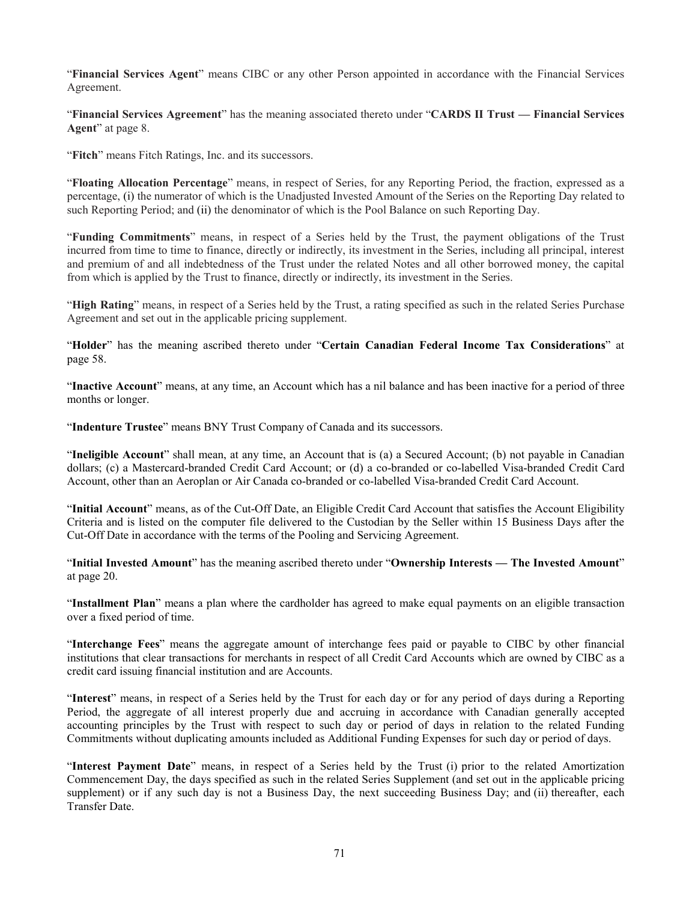"**Financial Services Agent**" means CIBC or any other Person appointed in accordance with the Financial Services Agreement.

"**Financial Services Agreement**" has the meaning associated thereto under "**CARDS II Trust — Financial Services Agent**" at page 8.

"**Fitch**" means Fitch Ratings, Inc. and its successors.

"**Floating Allocation Percentage**" means, in respect of Series, for any Reporting Period, the fraction, expressed as a percentage, (i) the numerator of which is the Unadjusted Invested Amount of the Series on the Reporting Day related to such Reporting Period; and (ii) the denominator of which is the Pool Balance on such Reporting Day.

"**Funding Commitments**" means, in respect of a Series held by the Trust, the payment obligations of the Trust incurred from time to time to finance, directly or indirectly, its investment in the Series, including all principal, interest and premium of and all indebtedness of the Trust under the related Notes and all other borrowed money, the capital from which is applied by the Trust to finance, directly or indirectly, its investment in the Series.

"**High Rating**" means, in respect of a Series held by the Trust, a rating specified as such in the related Series Purchase Agreement and set out in the applicable pricing supplement.

"**Holder**" has the meaning ascribed thereto under "**Certain Canadian Federal Income Tax Considerations**" at page 58.

"**Inactive Account**" means, at any time, an Account which has a nil balance and has been inactive for a period of three months or longer.

"**Indenture Trustee**" means BNY Trust Company of Canada and its successors.

"**Ineligible Account**" shall mean, at any time, an Account that is (a) a Secured Account; (b) not payable in Canadian dollars; (c) a Mastercard-branded Credit Card Account; or (d) a co-branded or co-labelled Visa-branded Credit Card Account, other than an Aeroplan or Air Canada co-branded or co-labelled Visa-branded Credit Card Account.

"**Initial Account**" means, as of the Cut-Off Date, an Eligible Credit Card Account that satisfies the Account Eligibility Criteria and is listed on the computer file delivered to the Custodian by the Seller within 15 Business Days after the Cut-Off Date in accordance with the terms of the Pooling and Servicing Agreement.

"**Initial Invested Amount**" has the meaning ascribed thereto under "**Ownership Interests — The Invested Amount**" at page 20.

"**Installment Plan**" means a plan where the cardholder has agreed to make equal payments on an eligible transaction over a fixed period of time.

"**Interchange Fees**" means the aggregate amount of interchange fees paid or payable to CIBC by other financial institutions that clear transactions for merchants in respect of all Credit Card Accounts which are owned by CIBC as a credit card issuing financial institution and are Accounts.

"**Interest**" means, in respect of a Series held by the Trust for each day or for any period of days during a Reporting Period, the aggregate of all interest properly due and accruing in accordance with Canadian generally accepted accounting principles by the Trust with respect to such day or period of days in relation to the related Funding Commitments without duplicating amounts included as Additional Funding Expenses for such day or period of days.

"**Interest Payment Date**" means, in respect of a Series held by the Trust (i) prior to the related Amortization Commencement Day, the days specified as such in the related Series Supplement (and set out in the applicable pricing supplement) or if any such day is not a Business Day, the next succeeding Business Day; and (ii) thereafter, each Transfer Date.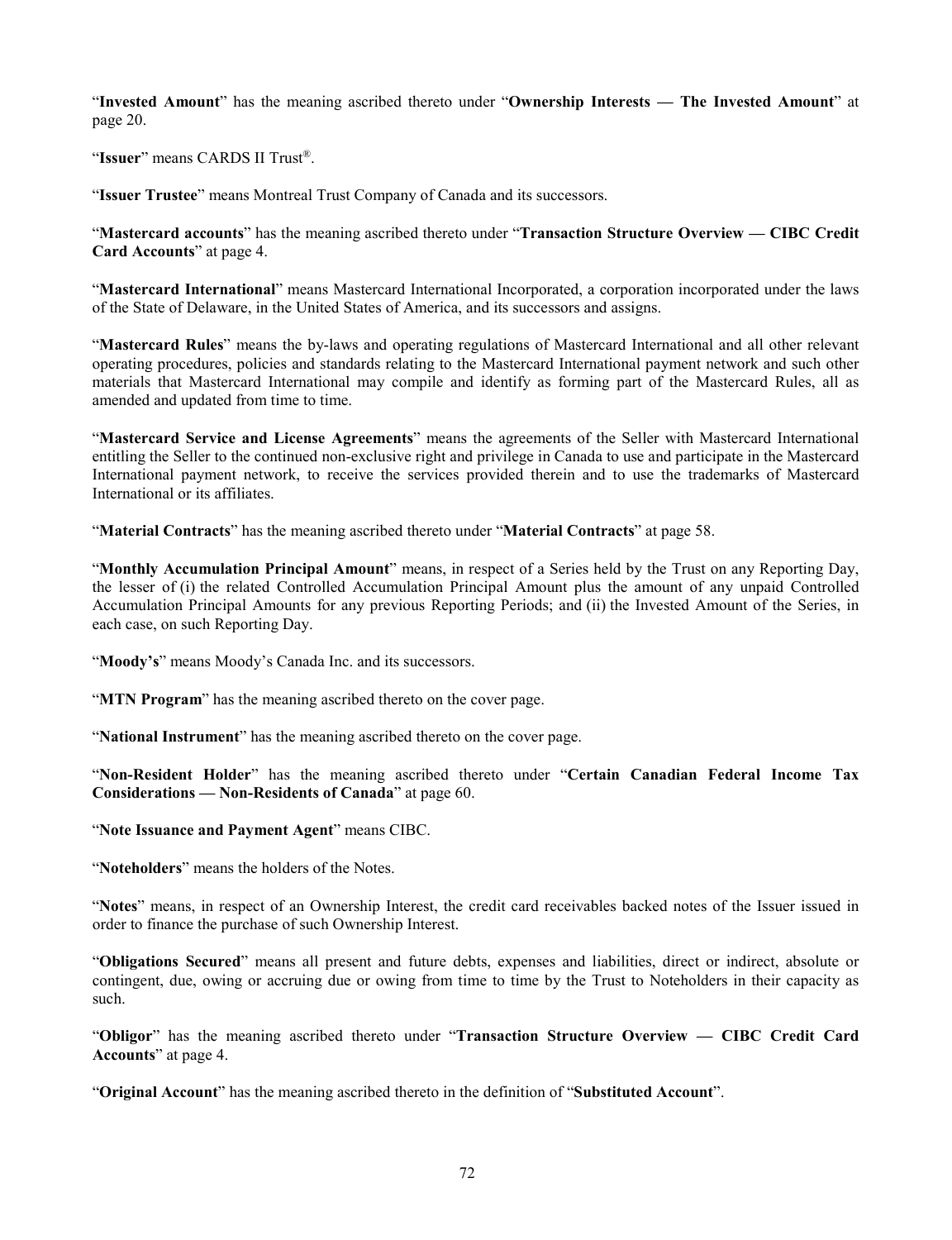"**Invested Amount**" has the meaning ascribed thereto under "**Ownership Interests — The Invested Amount**" at page 20.

"**Issuer**" means CARDS II Trust®.

"**Issuer Trustee**" means Montreal Trust Company of Canada and its successors.

"**Mastercard accounts**" has the meaning ascribed thereto under "**Transaction Structure Overview — CIBC Credit Card Accounts**" at page 4.

"**Mastercard International**" means Mastercard International Incorporated, a corporation incorporated under the laws of the State of Delaware, in the United States of America, and its successors and assigns.

"**Mastercard Rules**" means the by-laws and operating regulations of Mastercard International and all other relevant operating procedures, policies and standards relating to the Mastercard International payment network and such other materials that Mastercard International may compile and identify as forming part of the Mastercard Rules, all as amended and updated from time to time.

"**Mastercard Service and License Agreements**" means the agreements of the Seller with Mastercard International entitling the Seller to the continued non-exclusive right and privilege in Canada to use and participate in the Mastercard International payment network, to receive the services provided therein and to use the trademarks of Mastercard International or its affiliates.

"**Material Contracts**" has the meaning ascribed thereto under "**Material Contracts**" at page 58.

"**Monthly Accumulation Principal Amount**" means, in respect of a Series held by the Trust on any Reporting Day, the lesser of (i) the related Controlled Accumulation Principal Amount plus the amount of any unpaid Controlled Accumulation Principal Amounts for any previous Reporting Periods; and (ii) the Invested Amount of the Series, in each case, on such Reporting Day.

"**Moody's**" means Moody's Canada Inc. and its successors.

"**MTN Program**" has the meaning ascribed thereto on the cover page.

"**National Instrument**" has the meaning ascribed thereto on the cover page.

"**Non-Resident Holder**" has the meaning ascribed thereto under "**Certain Canadian Federal Income Tax Considerations — Non-Residents of Canada**" at page 60.

"**Note Issuance and Payment Agent**" means CIBC.

"**Noteholders**" means the holders of the Notes.

"**Notes**" means, in respect of an Ownership Interest, the credit card receivables backed notes of the Issuer issued in order to finance the purchase of such Ownership Interest.

"**Obligations Secured**" means all present and future debts, expenses and liabilities, direct or indirect, absolute or contingent, due, owing or accruing due or owing from time to time by the Trust to Noteholders in their capacity as such.

"**Obligor**" has the meaning ascribed thereto under "**Transaction Structure Overview — CIBC Credit Card Accounts**" at page 4.

"**Original Account**" has the meaning ascribed thereto in the definition of "**Substituted Account**".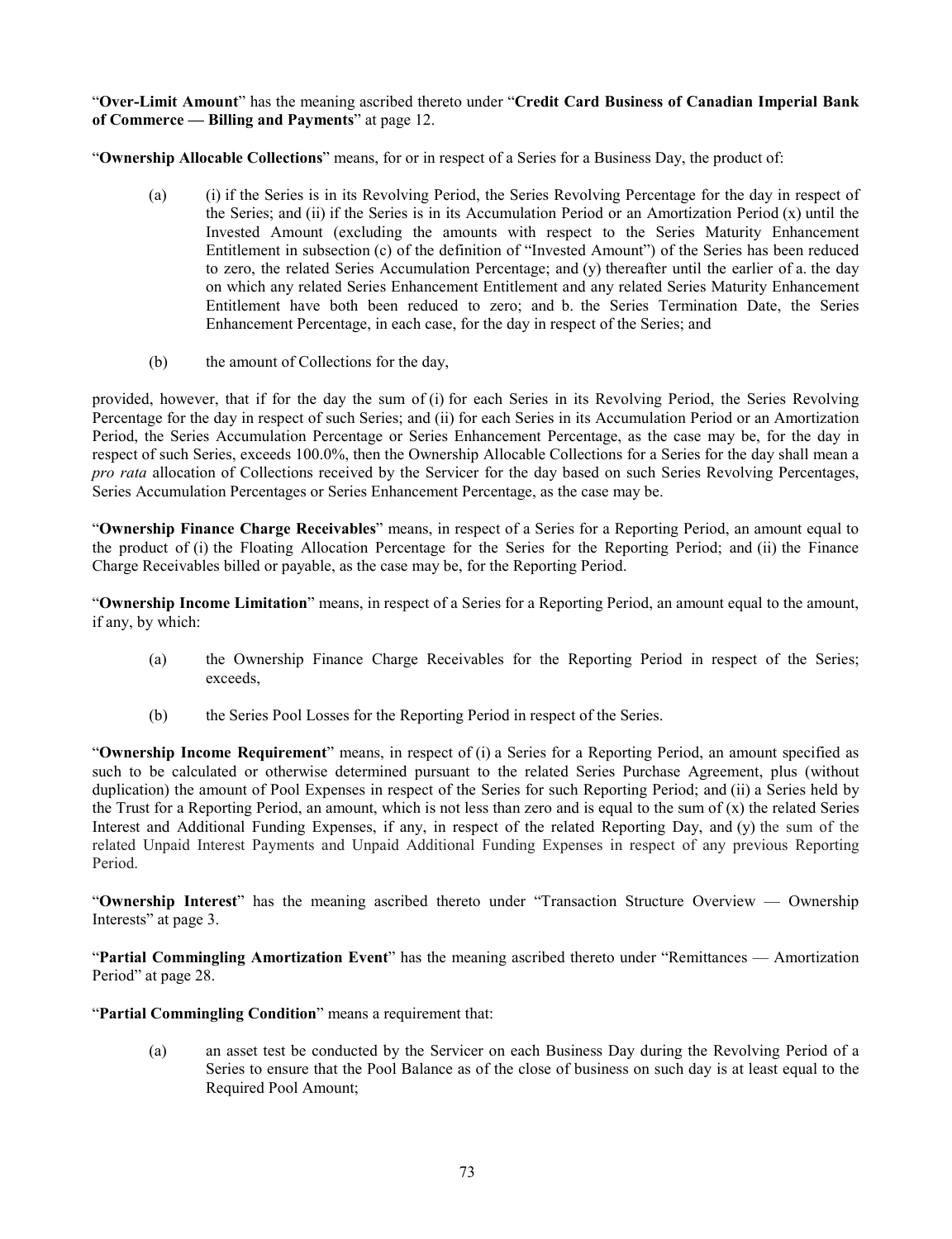"**Over-Limit Amount**" has the meaning ascribed thereto under "**Credit Card Business of Canadian Imperial Bank of Commerce — Billing and Payments**" at page 12.

"**Ownership Allocable Collections**" means, for or in respect of a Series for a Business Day, the product of:

(a) (i) if the Series is in its Revolving Period, the Series Revolving Percentage for the day in respect of the Series; and (ii) if the Series is in its Accumulation Period or an Amortization Period (x) until the Invested Amount (excluding the amounts with respect to the Series Maturity Enhancement Entitlement in subsection (c) of the definition of "Invested Amount") of the Series has been reduced to zero, the related Series Accumulation Percentage; and (y) thereafter until the earlier of a. the day on which any related Series Enhancement Entitlement and any related Series Maturity Enhancement Entitlement have both been reduced to zero; and b. the Series Termination Date, the Series Enhancement Percentage, in each case, for the day in respect of the Series; and

(b) the amount of Collections for the day,

provided, however, that if for the day the sum of (i) for each Series in its Revolving Period, the Series Revolving Percentage for the day in respect of such Series; and (ii) for each Series in its Accumulation Period or an Amortization Period, the Series Accumulation Percentage or Series Enhancement Percentage, as the case may be, for the day in respect of such Series, exceeds 100.0%, then the Ownership Allocable Collections for a Series for the day shall mean a *pro rata* allocation of Collections received by the Servicer for the day based on such Series Revolving Percentages, Series Accumulation Percentages or Series Enhancement Percentage, as the case may be.

"**Ownership Finance Charge Receivables**" means, in respect of a Series for a Reporting Period, an amount equal to the product of (i) the Floating Allocation Percentage for the Series for the Reporting Period; and (ii) the Finance Charge Receivables billed or payable, as the case may be, for the Reporting Period.

"**Ownership Income Limitation**" means, in respect of a Series for a Reporting Period, an amount equal to the amount, if any, by which:

(a) the Ownership Finance Charge Receivables for the Reporting Period in respect of the Series; exceeds,

(b) the Series Pool Losses for the Reporting Period in respect of the Series.

"**Ownership Income Requirement**" means, in respect of (i) a Series for a Reporting Period, an amount specified as such to be calculated or otherwise determined pursuant to the related Series Purchase Agreement, plus (without duplication) the amount of Pool Expenses in respect of the Series for such Reporting Period; and (ii) a Series held by the Trust for a Reporting Period, an amount, which is not less than zero and is equal to the sum of (x) the related Series Interest and Additional Funding Expenses, if any, in respect of the related Reporting Day, and (y) the sum of the related Unpaid Interest Payments and Unpaid Additional Funding Expenses in respect of any previous Reporting Period.

"**Ownership Interest**" has the meaning ascribed thereto under "Transaction Structure Overview — Ownership Interests" at page 3.

"**Partial Commingling Amortization Event**" has the meaning ascribed thereto under "Remittances — Amortization Period" at page 28.

"**Partial Commingling Condition**" means a requirement that:

(a) an asset test be conducted by the Servicer on each Business Day during the Revolving Period of a Series to ensure that the Pool Balance as of the close of business on such day is at least equal to the Required Pool Amount;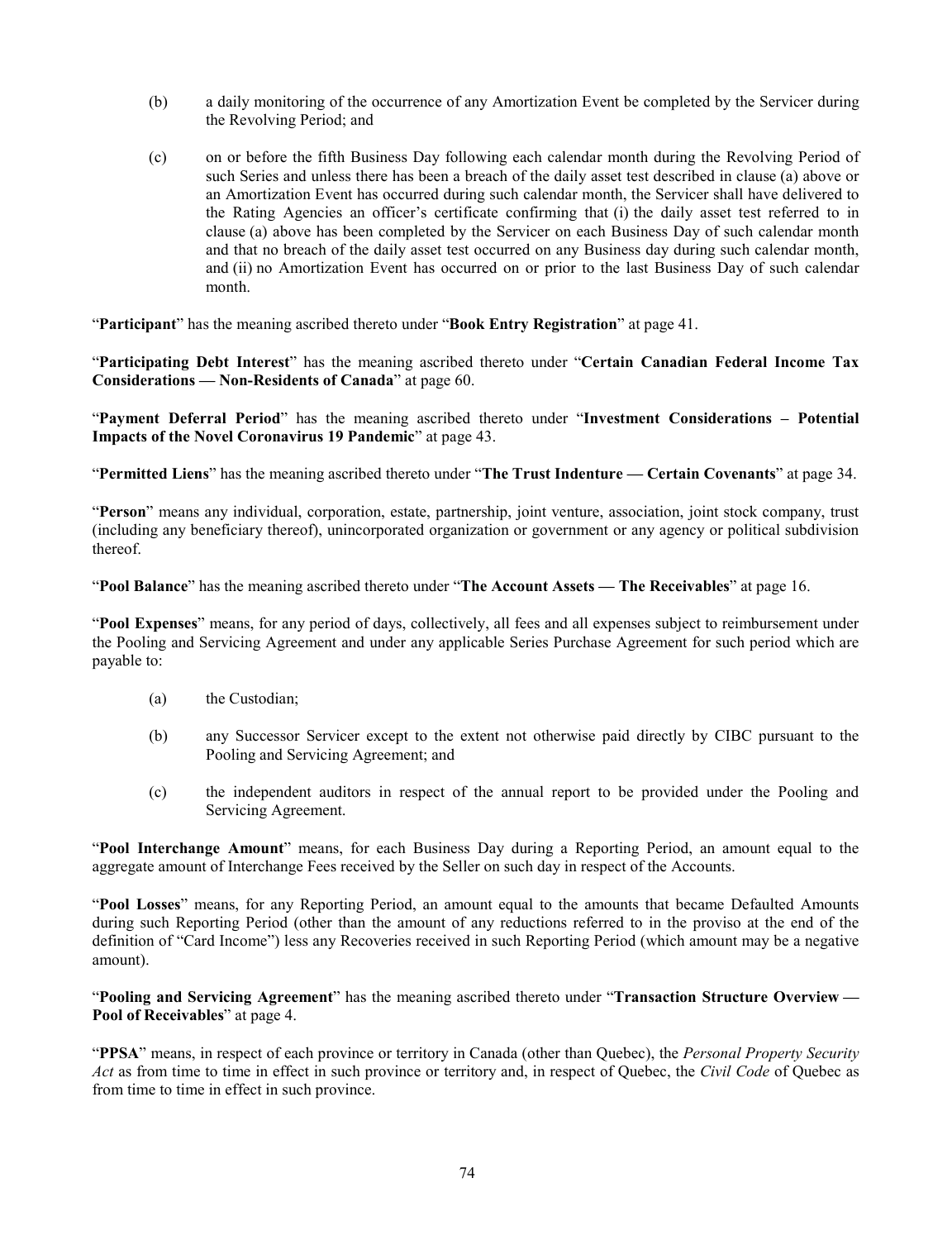(b) a daily monitoring of the occurrence of any Amortization Event be completed by the Servicer during the Revolving Period; and

(c) on or before the fifth Business Day following each calendar month during the Revolving Period of such Series and unless there has been a breach of the daily asset test described in clause (a) above or an Amortization Event has occurred during such calendar month, the Servicer shall have delivered to the Rating Agencies an officer's certificate confirming that (i) the daily asset test referred to in clause (a) above has been completed by the Servicer on each Business Day of such calendar month and that no breach of the daily asset test occurred on any Business day during such calendar month, and (ii) no Amortization Event has occurred on or prior to the last Business Day of such calendar month.

"**Participant**" has the meaning ascribed thereto under "**Book Entry Registration**" at page 41.

"**Participating Debt Interest**" has the meaning ascribed thereto under "**Certain Canadian Federal Income Tax Considerations — Non-Residents of Canada**" at page 60.

"**Payment Deferral Period**" has the meaning ascribed thereto under "**Investment Considerations – Potential Impacts of the Novel Coronavirus 19 Pandemic**" at page 43.

"**Permitted Liens**" has the meaning ascribed thereto under "**The Trust Indenture — Certain Covenants**" at page 34.

"**Person**" means any individual, corporation, estate, partnership, joint venture, association, joint stock company, trust (including any beneficiary thereof), unincorporated organization or government or any agency or political subdivision thereof.

"**Pool Balance**" has the meaning ascribed thereto under "**The Account Assets — The Receivables**" at page 16.

"**Pool Expenses**" means, for any period of days, collectively, all fees and all expenses subject to reimbursement under the Pooling and Servicing Agreement and under any applicable Series Purchase Agreement for such period which are payable to:

(a) the Custodian;

(b) any Successor Servicer except to the extent not otherwise paid directly by CIBC pursuant to the Pooling and Servicing Agreement; and

(c) the independent auditors in respect of the annual report to be provided under the Pooling and Servicing Agreement.

"**Pool Interchange Amount**" means, for each Business Day during a Reporting Period, an amount equal to the aggregate amount of Interchange Fees received by the Seller on such day in respect of the Accounts.

"**Pool Losses**" means, for any Reporting Period, an amount equal to the amounts that became Defaulted Amounts during such Reporting Period (other than the amount of any reductions referred to in the proviso at the end of the definition of "Card Income") less any Recoveries received in such Reporting Period (which amount may be a negative amount).

"**Pooling and Servicing Agreement**" has the meaning ascribed thereto under "**Transaction Structure Overview — Pool of Receivables**" at page 4.

"**PPSA**" means, in respect of each province or territory in Canada (other than Quebec), the *Personal Property Security Act* as from time to time in effect in such province or territory and, in respect of Quebec, the *Civil Code* of Quebec as from time to time in effect in such province.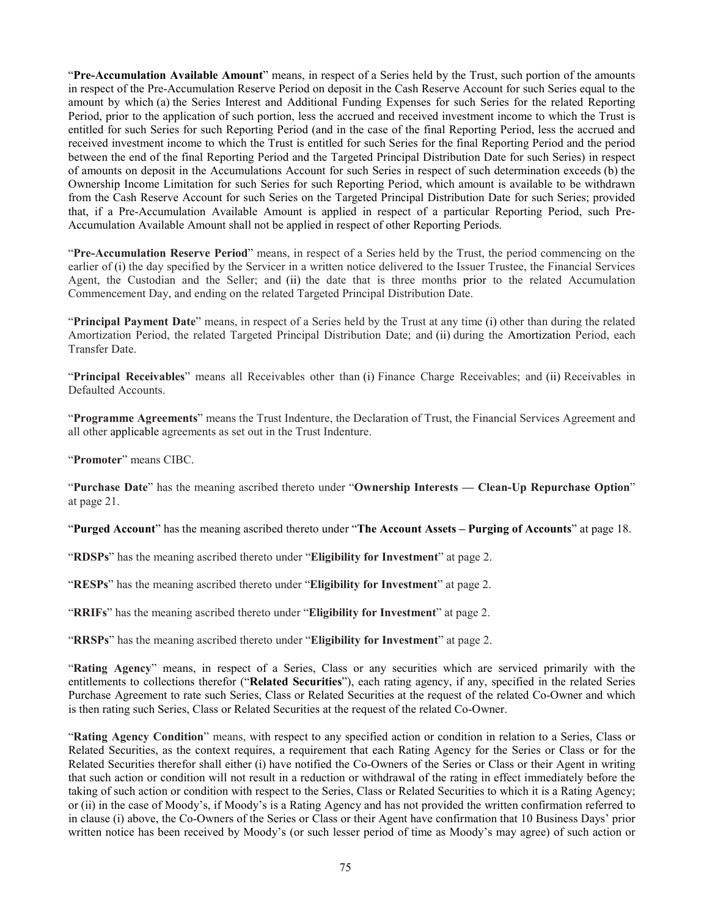"**Pre-Accumulation Available Amount**" means, in respect of a Series held by the Trust, such portion of the amounts in respect of the Pre-Accumulation Reserve Period on deposit in the Cash Reserve Account for such Series equal to the amount by which (a) the Series Interest and Additional Funding Expenses for such Series for the related Reporting Period, prior to the application of such portion, less the accrued and received investment income to which the Trust is entitled for such Series for such Reporting Period (and in the case of the final Reporting Period, less the accrued and received investment income to which the Trust is entitled for such Series for the final Reporting Period and the period between the end of the final Reporting Period and the Targeted Principal Distribution Date for such Series) in respect of amounts on deposit in the Accumulations Account for such Series in respect of such determination exceeds (b) the Ownership Income Limitation for such Series for such Reporting Period, which amount is available to be withdrawn from the Cash Reserve Account for such Series on the Targeted Principal Distribution Date for such Series; provided that, if a Pre-Accumulation Available Amount is applied in respect of a particular Reporting Period, such Pre-Accumulation Available Amount shall not be applied in respect of other Reporting Periods.

"**Pre-Accumulation Reserve Period**" means, in respect of a Series held by the Trust, the period commencing on the earlier of (i) the day specified by the Servicer in a written notice delivered to the Issuer Trustee, the Financial Services Agent, the Custodian and the Seller; and (ii) the date that is three months prior to the related Accumulation Commencement Day, and ending on the related Targeted Principal Distribution Date.

"**Principal Payment Date**" means, in respect of a Series held by the Trust at any time (i) other than during the related Amortization Period, the related Targeted Principal Distribution Date; and (ii) during the Amortization Period, each Transfer Date.

"**Principal Receivables**" means all Receivables other than (i) Finance Charge Receivables; and (ii) Receivables in Defaulted Accounts.

"**Programme Agreements**" means the Trust Indenture, the Declaration of Trust, the Financial Services Agreement and all other applicable agreements as set out in the Trust Indenture.

"**Promoter**" means CIBC.

"**Purchase Date**" has the meaning ascribed thereto under "**Ownership Interests — Clean-Up Repurchase Option**" at page 21.

"**Purged Account**" has the meaning ascribed thereto under "**The Account Assets – Purging of Accounts**" at page 18.

"**RDSPs**" has the meaning ascribed thereto under "**Eligibility for Investment**" at page 2.

"**RESPs**" has the meaning ascribed thereto under "**Eligibility for Investment**" at page 2.

"**RRIFs**" has the meaning ascribed thereto under "**Eligibility for Investment**" at page 2.

"**RRSPs**" has the meaning ascribed thereto under "**Eligibility for Investment**" at page 2.

"**Rating Agency**" means, in respect of a Series, Class or any securities which are serviced primarily with the entitlements to collections therefor ("**Related Securities**"), each rating agency, if any, specified in the related Series Purchase Agreement to rate such Series, Class or Related Securities at the request of the related Co-Owner and which is then rating such Series, Class or Related Securities at the request of the related Co-Owner.

"**Rating Agency Condition**" means, with respect to any specified action or condition in relation to a Series, Class or Related Securities, as the context requires, a requirement that each Rating Agency for the Series or Class or for the Related Securities therefor shall either (i) have notified the Co-Owners of the Series or Class or their Agent in writing that such action or condition will not result in a reduction or withdrawal of the rating in effect immediately before the taking of such action or condition with respect to the Series, Class or Related Securities to which it is a Rating Agency; or (ii) in the case of Moody's, if Moody's is a Rating Agency and has not provided the written confirmation referred to in clause (i) above, the Co-Owners of the Series or Class or their Agent have confirmation that 10 Business Days' prior written notice has been received by Moody's (or such lesser period of time as Moody's may agree) of such action or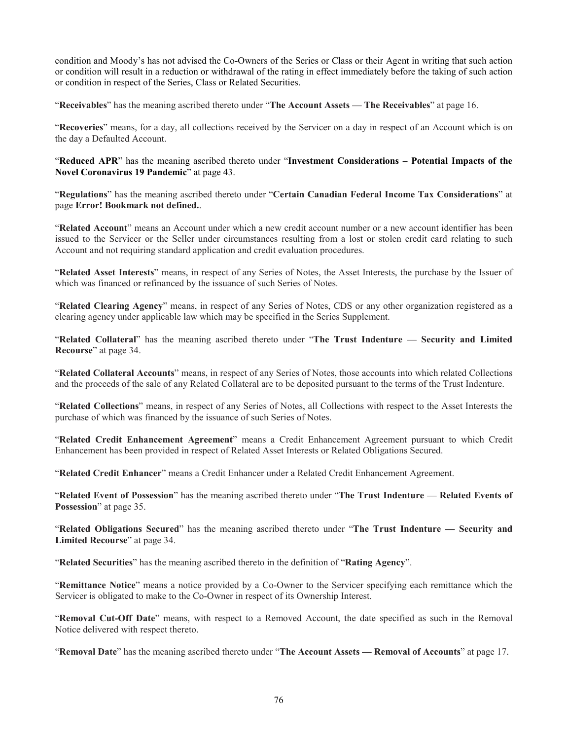condition and Moody's has not advised the Co-Owners of the Series or Class or their Agent in writing that such action or condition will result in a reduction or withdrawal of the rating in effect immediately before the taking of such action or condition in respect of the Series, Class or Related Securities.

"**Receivables**" has the meaning ascribed thereto under "**The Account Assets — The Receivables**" at page 16.

"**Recoveries**" means, for a day, all collections received by the Servicer on a day in respect of an Account which is on the day a Defaulted Account.

"**Reduced APR**" has the meaning ascribed thereto under "**Investment Considerations – Potential Impacts of the Novel Coronavirus 19 Pandemic**" at page 43.

"**Regulations**" has the meaning ascribed thereto under "**Certain Canadian Federal Income Tax Considerations**" at page **Error! Bookmark not defined.**.

"**Related Account**" means an Account under which a new credit account number or a new account identifier has been issued to the Servicer or the Seller under circumstances resulting from a lost or stolen credit card relating to such Account and not requiring standard application and credit evaluation procedures.

"**Related Asset Interests**" means, in respect of any Series of Notes, the Asset Interests, the purchase by the Issuer of which was financed or refinanced by the issuance of such Series of Notes.

"**Related Clearing Agency**" means, in respect of any Series of Notes, CDS or any other organization registered as a clearing agency under applicable law which may be specified in the Series Supplement.

"**Related Collateral**" has the meaning ascribed thereto under "**The Trust Indenture — Security and Limited Recourse**" at page 34.

"**Related Collateral Accounts**" means, in respect of any Series of Notes, those accounts into which related Collections and the proceeds of the sale of any Related Collateral are to be deposited pursuant to the terms of the Trust Indenture.

"**Related Collections**" means, in respect of any Series of Notes, all Collections with respect to the Asset Interests the purchase of which was financed by the issuance of such Series of Notes.

"**Related Credit Enhancement Agreement**" means a Credit Enhancement Agreement pursuant to which Credit Enhancement has been provided in respect of Related Asset Interests or Related Obligations Secured.

"**Related Credit Enhancer**" means a Credit Enhancer under a Related Credit Enhancement Agreement.

"**Related Event of Possession**" has the meaning ascribed thereto under "**The Trust Indenture — Related Events of Possession**" at page 35.

"**Related Obligations Secured**" has the meaning ascribed thereto under "**The Trust Indenture — Security and Limited Recourse**" at page 34.

"**Related Securities**" has the meaning ascribed thereto in the definition of "**Rating Agency**".

"**Remittance Notice**" means a notice provided by a Co-Owner to the Servicer specifying each remittance which the Servicer is obligated to make to the Co-Owner in respect of its Ownership Interest.

"**Removal Cut-Off Date**" means, with respect to a Removed Account, the date specified as such in the Removal Notice delivered with respect thereto.

"**Removal Date**" has the meaning ascribed thereto under "**The Account Assets — Removal of Accounts**" at page 17.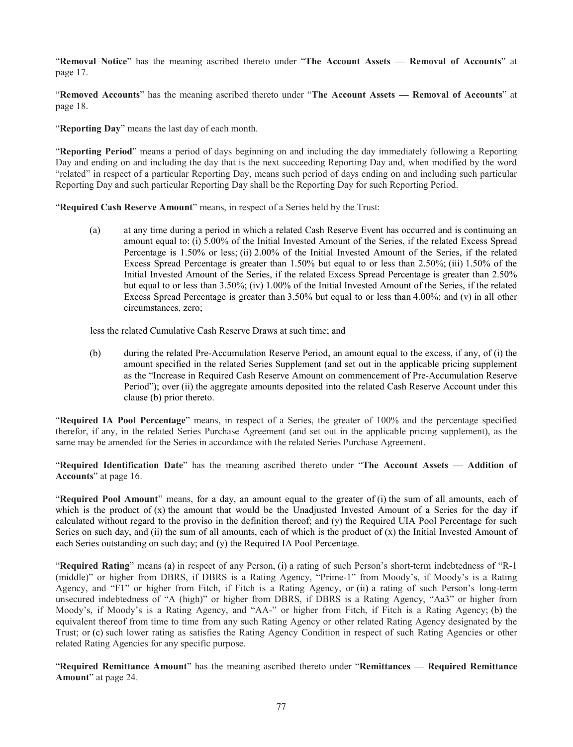"**Removal Notice**" has the meaning ascribed thereto under "**The Account Assets — Removal of Accounts**" at page 17.

"**Removed Accounts**" has the meaning ascribed thereto under "**The Account Assets — Removal of Accounts**" at page 18.

"**Reporting Day**" means the last day of each month.

"**Reporting Period**" means a period of days beginning on and including the day immediately following a Reporting Day and ending on and including the day that is the next succeeding Reporting Day and, when modified by the word "related" in respect of a particular Reporting Day, means such period of days ending on and including such particular Reporting Day and such particular Reporting Day shall be the Reporting Day for such Reporting Period.

"**Required Cash Reserve Amount**" means, in respect of a Series held by the Trust:

(a) at any time during a period in which a related Cash Reserve Event has occurred and is continuing an amount equal to: (i) 5.00% of the Initial Invested Amount of the Series, if the related Excess Spread Percentage is 1.50% or less; (ii) 2.00% of the Initial Invested Amount of the Series, if the related Excess Spread Percentage is greater than 1.50% but equal to or less than 2.50%; (iii) 1.50% of the Initial Invested Amount of the Series, if the related Excess Spread Percentage is greater than 2.50% but equal to or less than 3.50%; (iv) 1.00% of the Initial Invested Amount of the Series, if the related Excess Spread Percentage is greater than 3.50% but equal to or less than 4.00%; and (v) in all other circumstances, zero;

less the related Cumulative Cash Reserve Draws at such time; and

(b) during the related Pre-Accumulation Reserve Period, an amount equal to the excess, if any, of (i) the amount specified in the related Series Supplement (and set out in the applicable pricing supplement as the "Increase in Required Cash Reserve Amount on commencement of Pre-Accumulation Reserve Period"); over (ii) the aggregate amounts deposited into the related Cash Reserve Account under this clause (b) prior thereto.

"**Required IA Pool Percentage**" means, in respect of a Series, the greater of 100% and the percentage specified therefor, if any, in the related Series Purchase Agreement (and set out in the applicable pricing supplement), as the same may be amended for the Series in accordance with the related Series Purchase Agreement.

"**Required Identification Date**" has the meaning ascribed thereto under "**The Account Assets — Addition of Accounts**" at page 16.

"**Required Pool Amount**" means, for a day, an amount equal to the greater of (i) the sum of all amounts, each of which is the product of (x) the amount that would be the Unadjusted Invested Amount of a Series for the day if calculated without regard to the proviso in the definition thereof; and (y) the Required UIA Pool Percentage for such Series on such day, and (ii) the sum of all amounts, each of which is the product of (x) the Initial Invested Amount of each Series outstanding on such day; and (y) the Required IA Pool Percentage.

"**Required Rating**" means (a) in respect of any Person, (i) a rating of such Person's short-term indebtedness of "R-1 (middle)" or higher from DBRS, if DBRS is a Rating Agency, "Prime-1" from Moody's, if Moody's is a Rating Agency, and "F1" or higher from Fitch, if Fitch is a Rating Agency, or (ii) a rating of such Person's long-term unsecured indebtedness of "A (high)" or higher from DBRS, if DBRS is a Rating Agency, "Aa3" or higher from Moody's, if Moody's is a Rating Agency, and "AA-" or higher from Fitch, if Fitch is a Rating Agency; (b) the equivalent thereof from time to time from any such Rating Agency or other related Rating Agency designated by the Trust; or (c) such lower rating as satisfies the Rating Agency Condition in respect of such Rating Agencies or other related Rating Agencies for any specific purpose.

"**Required Remittance Amount**" has the meaning ascribed thereto under "**Remittances — Required Remittance Amount**" at page 24.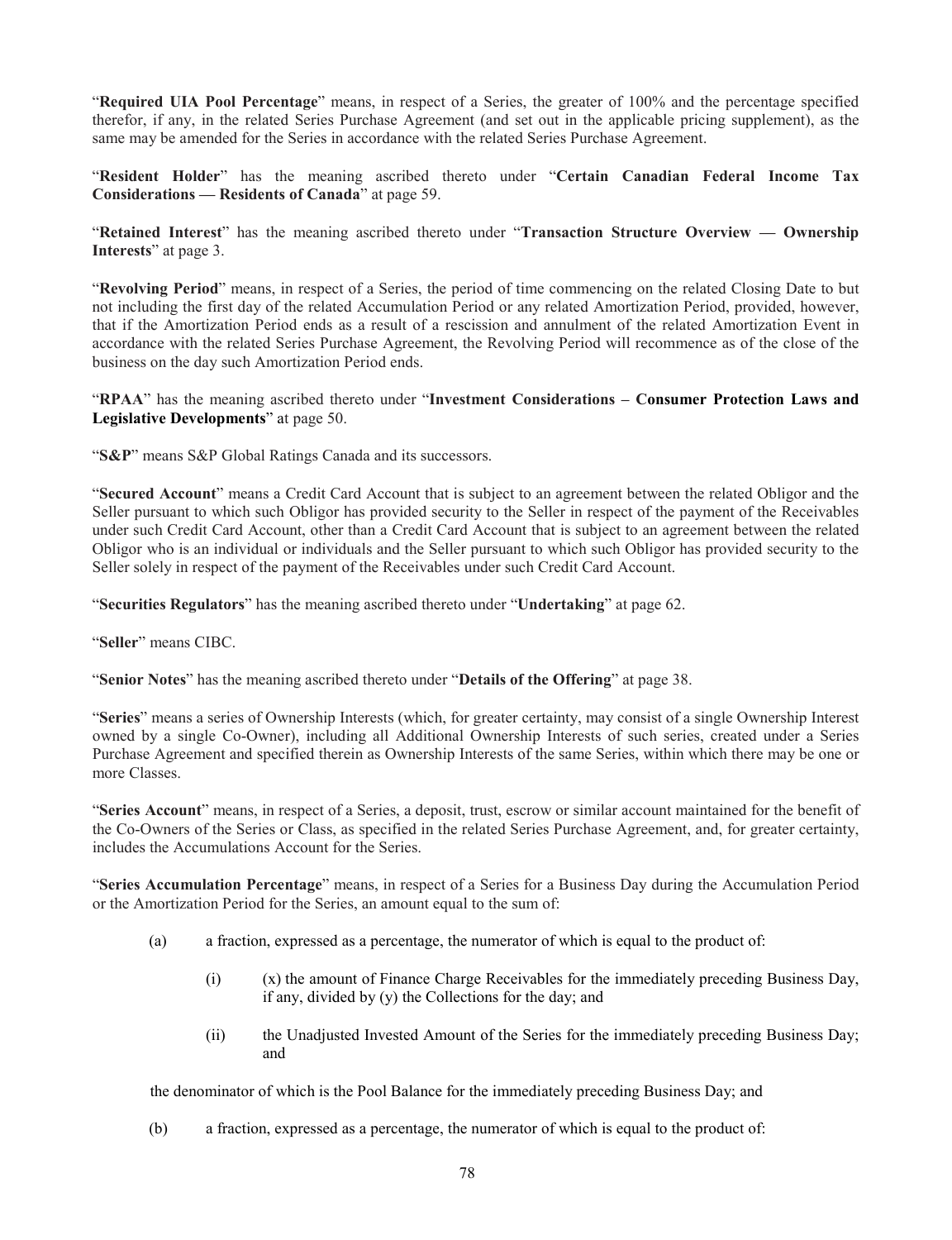"**Required UIA Pool Percentage**" means, in respect of a Series, the greater of 100% and the percentage specified therefor, if any, in the related Series Purchase Agreement (and set out in the applicable pricing supplement), as the same may be amended for the Series in accordance with the related Series Purchase Agreement.

"**Resident Holder**" has the meaning ascribed thereto under "**Certain Canadian Federal Income Tax Considerations — Residents of Canada**" at page 59.

"**Retained Interest**" has the meaning ascribed thereto under "**Transaction Structure Overview — Ownership Interests**" at page 3.

"**Revolving Period**" means, in respect of a Series, the period of time commencing on the related Closing Date to but not including the first day of the related Accumulation Period or any related Amortization Period, provided, however, that if the Amortization Period ends as a result of a rescission and annulment of the related Amortization Event in accordance with the related Series Purchase Agreement, the Revolving Period will recommence as of the close of the business on the day such Amortization Period ends.

"**RPAA**" has the meaning ascribed thereto under "**Investment Considerations – Consumer Protection Laws and Legislative Developments**" at page 50.

"**S&P**" means S&P Global Ratings Canada and its successors.

"**Secured Account**" means a Credit Card Account that is subject to an agreement between the related Obligor and the Seller pursuant to which such Obligor has provided security to the Seller in respect of the payment of the Receivables under such Credit Card Account, other than a Credit Card Account that is subject to an agreement between the related Obligor who is an individual or individuals and the Seller pursuant to which such Obligor has provided security to the Seller solely in respect of the payment of the Receivables under such Credit Card Account.

"**Securities Regulators**" has the meaning ascribed thereto under "**Undertaking**" at page 62.

"**Seller**" means CIBC.

"**Senior Notes**" has the meaning ascribed thereto under "**Details of the Offering**" at page 38.

"**Series**" means a series of Ownership Interests (which, for greater certainty, may consist of a single Ownership Interest owned by a single Co-Owner), including all Additional Ownership Interests of such series, created under a Series Purchase Agreement and specified therein as Ownership Interests of the same Series, within which there may be one or more Classes.

"**Series Account**" means, in respect of a Series, a deposit, trust, escrow or similar account maintained for the benefit of the Co-Owners of the Series or Class, as specified in the related Series Purchase Agreement, and, for greater certainty, includes the Accumulations Account for the Series.

"**Series Accumulation Percentage**" means, in respect of a Series for a Business Day during the Accumulation Period or the Amortization Period for the Series, an amount equal to the sum of:

(a) a fraction, expressed as a percentage, the numerator of which is equal to the product of:

  (i) (x) the amount of Finance Charge Receivables for the immediately preceding Business Day, if any, divided by (y) the Collections for the day; and

  (ii) the Unadjusted Invested Amount of the Series for the immediately preceding Business Day; and

the denominator of which is the Pool Balance for the immediately preceding Business Day; and

(b) a fraction, expressed as a percentage, the numerator of which is equal to the product of: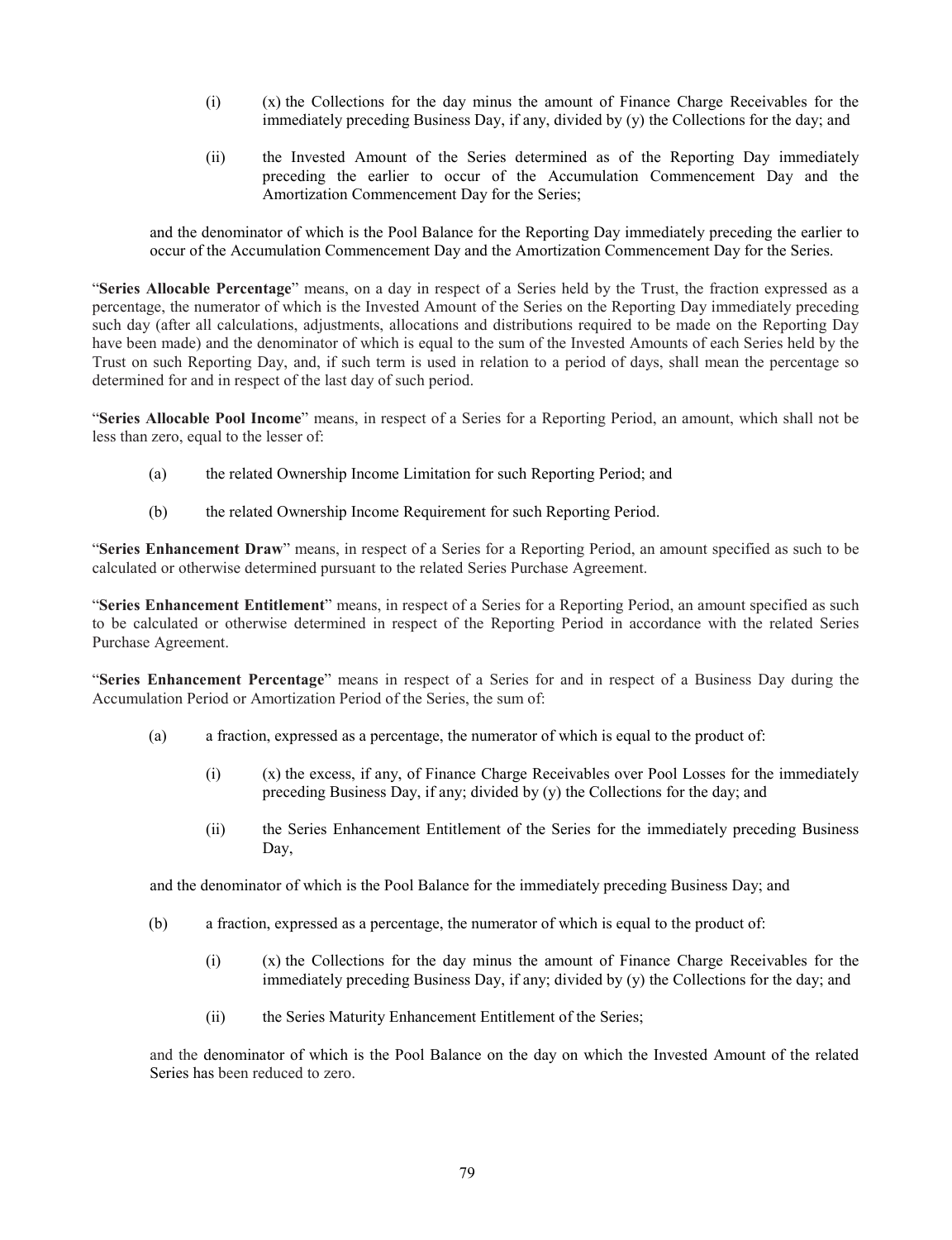(i) (x) the Collections for the day minus the amount of Finance Charge Receivables for the immediately preceding Business Day, if any, divided by (y) the Collections for the day; and

(ii) the Invested Amount of the Series determined as of the Reporting Day immediately preceding the earlier to occur of the Accumulation Commencement Day and the Amortization Commencement Day for the Series;

and the denominator of which is the Pool Balance for the Reporting Day immediately preceding the earlier to occur of the Accumulation Commencement Day and the Amortization Commencement Day for the Series.

"**Series Allocable Percentage**" means, on a day in respect of a Series held by the Trust, the fraction expressed as a percentage, the numerator of which is the Invested Amount of the Series on the Reporting Day immediately preceding such day (after all calculations, adjustments, allocations and distributions required to be made on the Reporting Day have been made) and the denominator of which is equal to the sum of the Invested Amounts of each Series held by the Trust on such Reporting Day, and, if such term is used in relation to a period of days, shall mean the percentage so determined for and in respect of the last day of such period.

"**Series Allocable Pool Income**" means, in respect of a Series for a Reporting Period, an amount, which shall not be less than zero, equal to the lesser of:

(a) the related Ownership Income Limitation for such Reporting Period; and

(b) the related Ownership Income Requirement for such Reporting Period.

"**Series Enhancement Draw**" means, in respect of a Series for a Reporting Period, an amount specified as such to be calculated or otherwise determined pursuant to the related Series Purchase Agreement.

"**Series Enhancement Entitlement**" means, in respect of a Series for a Reporting Period, an amount specified as such to be calculated or otherwise determined in respect of the Reporting Period in accordance with the related Series Purchase Agreement.

"**Series Enhancement Percentage**" means in respect of a Series for and in respect of a Business Day during the Accumulation Period or Amortization Period of the Series, the sum of:

(a) a fraction, expressed as a percentage, the numerator of which is equal to the product of:

(i) (x) the excess, if any, of Finance Charge Receivables over Pool Losses for the immediately preceding Business Day, if any; divided by (y) the Collections for the day; and

(ii) the Series Enhancement Entitlement of the Series for the immediately preceding Business Day,

and the denominator of which is the Pool Balance for the immediately preceding Business Day; and

(b) a fraction, expressed as a percentage, the numerator of which is equal to the product of:

(i) (x) the Collections for the day minus the amount of Finance Charge Receivables for the immediately preceding Business Day, if any; divided by (y) the Collections for the day; and

(ii) the Series Maturity Enhancement Entitlement of the Series;

and the denominator of which is the Pool Balance on the day on which the Invested Amount of the related Series has been reduced to zero.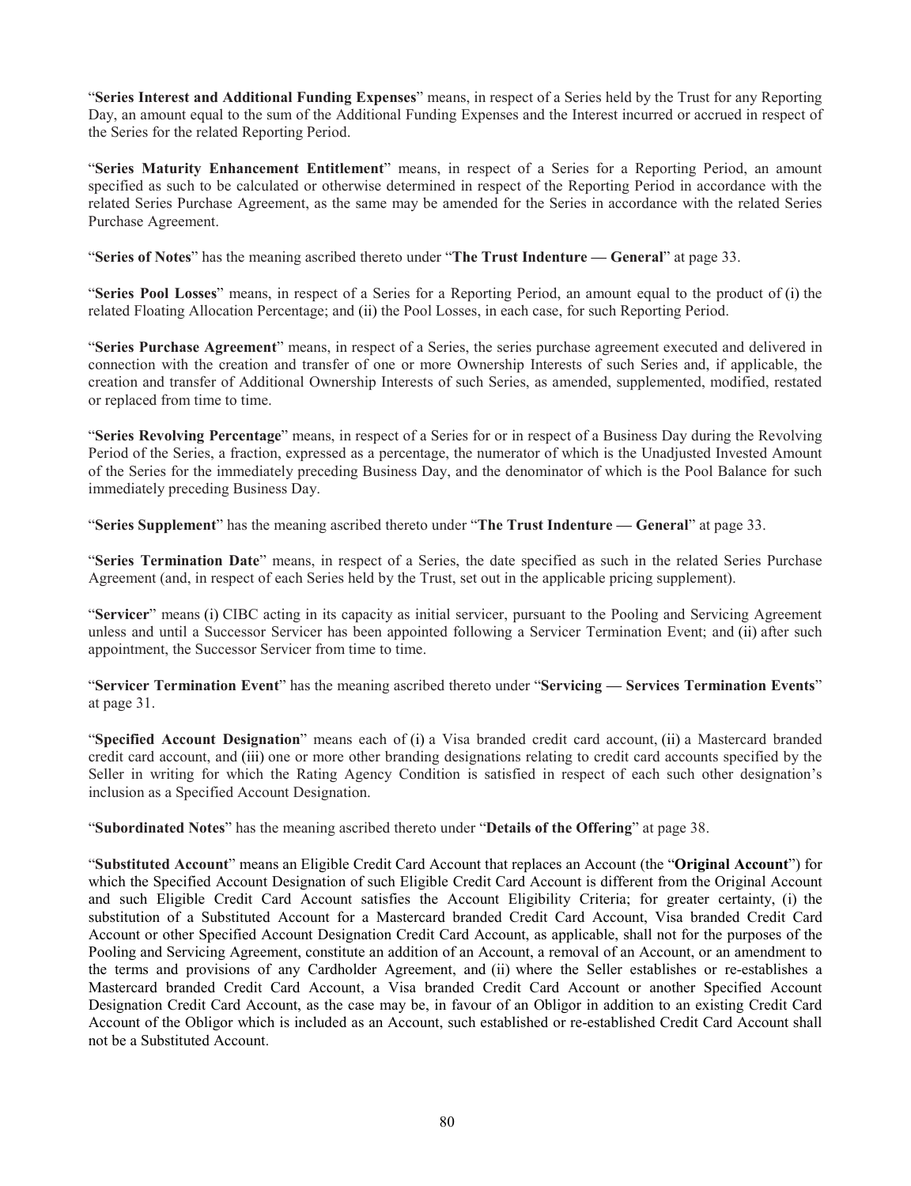"**Series Interest and Additional Funding Expenses**" means, in respect of a Series held by the Trust for any Reporting Day, an amount equal to the sum of the Additional Funding Expenses and the Interest incurred or accrued in respect of the Series for the related Reporting Period.

"**Series Maturity Enhancement Entitlement**" means, in respect of a Series for a Reporting Period, an amount specified as such to be calculated or otherwise determined in respect of the Reporting Period in accordance with the related Series Purchase Agreement, as the same may be amended for the Series in accordance with the related Series Purchase Agreement.

"**Series of Notes**" has the meaning ascribed thereto under "**The Trust Indenture — General**" at page 33.

"**Series Pool Losses**" means, in respect of a Series for a Reporting Period, an amount equal to the product of (i) the related Floating Allocation Percentage; and (ii) the Pool Losses, in each case, for such Reporting Period.

"**Series Purchase Agreement**" means, in respect of a Series, the series purchase agreement executed and delivered in connection with the creation and transfer of one or more Ownership Interests of such Series and, if applicable, the creation and transfer of Additional Ownership Interests of such Series, as amended, supplemented, modified, restated or replaced from time to time.

"**Series Revolving Percentage**" means, in respect of a Series for or in respect of a Business Day during the Revolving Period of the Series, a fraction, expressed as a percentage, the numerator of which is the Unadjusted Invested Amount of the Series for the immediately preceding Business Day, and the denominator of which is the Pool Balance for such immediately preceding Business Day.

"**Series Supplement**" has the meaning ascribed thereto under "**The Trust Indenture — General**" at page 33.

"**Series Termination Date**" means, in respect of a Series, the date specified as such in the related Series Purchase Agreement (and, in respect of each Series held by the Trust, set out in the applicable pricing supplement).

"**Servicer**" means (i) CIBC acting in its capacity as initial servicer, pursuant to the Pooling and Servicing Agreement unless and until a Successor Servicer has been appointed following a Servicer Termination Event; and (ii) after such appointment, the Successor Servicer from time to time.

"**Servicer Termination Event**" has the meaning ascribed thereto under "**Servicing — Services Termination Events**" at page 31.

"**Specified Account Designation**" means each of (i) a Visa branded credit card account, (ii) a Mastercard branded credit card account, and (iii) one or more other branding designations relating to credit card accounts specified by the Seller in writing for which the Rating Agency Condition is satisfied in respect of each such other designation's inclusion as a Specified Account Designation.

"**Subordinated Notes**" has the meaning ascribed thereto under "**Details of the Offering**" at page 38.

"**Substituted Account**" means an Eligible Credit Card Account that replaces an Account (the "**Original Account**") for which the Specified Account Designation of such Eligible Credit Card Account is different from the Original Account and such Eligible Credit Card Account satisfies the Account Eligibility Criteria; for greater certainty, (i) the substitution of a Substituted Account for a Mastercard branded Credit Card Account, Visa branded Credit Card Account or other Specified Account Designation Credit Card Account, as applicable, shall not for the purposes of the Pooling and Servicing Agreement, constitute an addition of an Account, a removal of an Account, or an amendment to the terms and provisions of any Cardholder Agreement, and (ii) where the Seller establishes or re-establishes a Mastercard branded Credit Card Account, a Visa branded Credit Card Account or another Specified Account Designation Credit Card Account, as the case may be, in favour of an Obligor in addition to an existing Credit Card Account of the Obligor which is included as an Account, such established or re-established Credit Card Account shall not be a Substituted Account.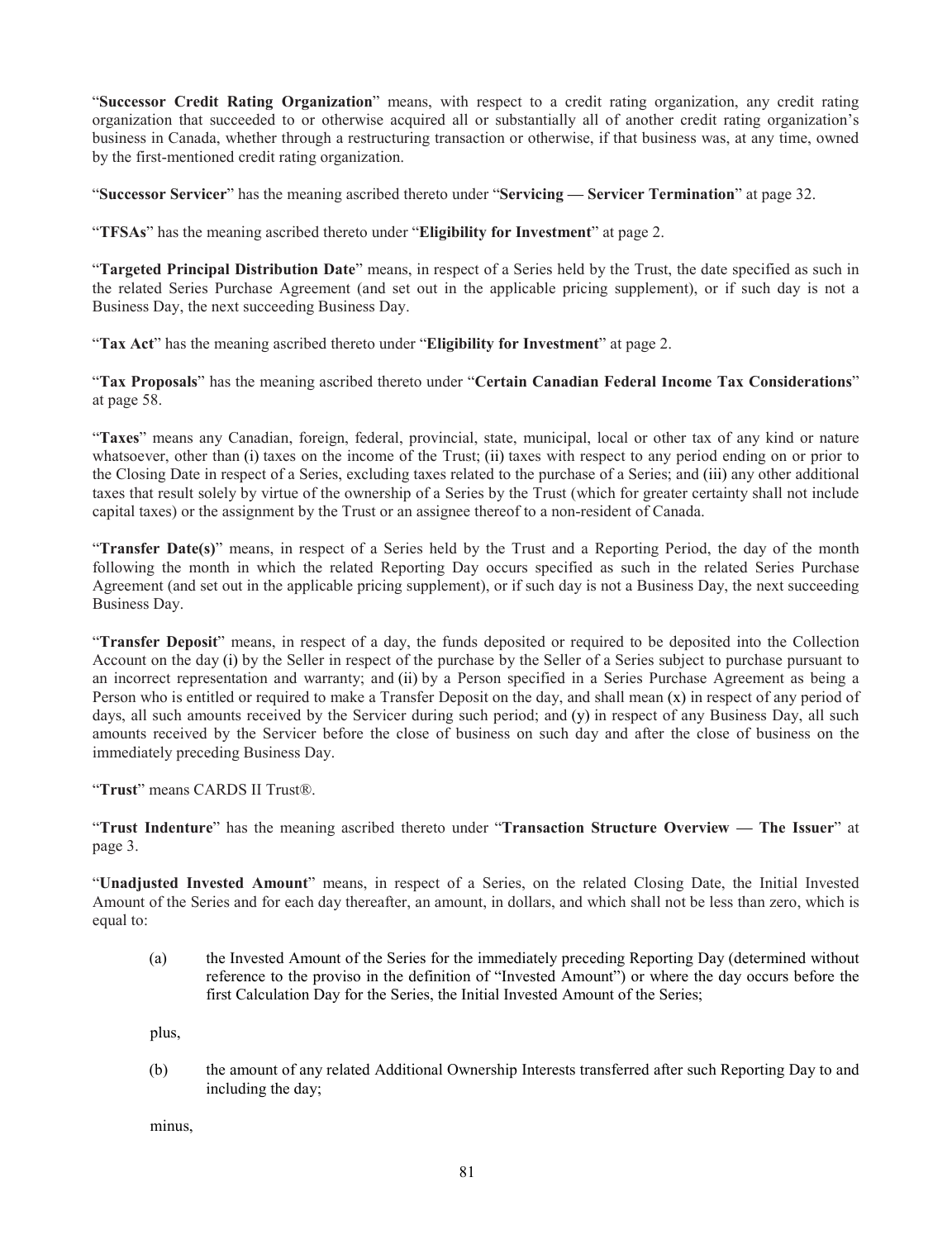"**Successor Credit Rating Organization**" means, with respect to a credit rating organization, any credit rating organization that succeeded to or otherwise acquired all or substantially all of another credit rating organization's business in Canada, whether through a restructuring transaction or otherwise, if that business was, at any time, owned by the first-mentioned credit rating organization.

"**Successor Servicer**" has the meaning ascribed thereto under "**Servicing — Servicer Termination**" at page 32.

"**TFSAs**" has the meaning ascribed thereto under "**Eligibility for Investment**" at page 2.

"**Targeted Principal Distribution Date**" means, in respect of a Series held by the Trust, the date specified as such in the related Series Purchase Agreement (and set out in the applicable pricing supplement), or if such day is not a Business Day, the next succeeding Business Day.

"**Tax Act**" has the meaning ascribed thereto under "**Eligibility for Investment**" at page 2.

"**Tax Proposals**" has the meaning ascribed thereto under "**Certain Canadian Federal Income Tax Considerations**" at page 58.

"**Taxes**" means any Canadian, foreign, federal, provincial, state, municipal, local or other tax of any kind or nature whatsoever, other than (i) taxes on the income of the Trust; (ii) taxes with respect to any period ending on or prior to the Closing Date in respect of a Series, excluding taxes related to the purchase of a Series; and (iii) any other additional taxes that result solely by virtue of the ownership of a Series by the Trust (which for greater certainty shall not include capital taxes) or the assignment by the Trust or an assignee thereof to a non-resident of Canada.

"**Transfer Date(s)**" means, in respect of a Series held by the Trust and a Reporting Period, the day of the month following the month in which the related Reporting Day occurs specified as such in the related Series Purchase Agreement (and set out in the applicable pricing supplement), or if such day is not a Business Day, the next succeeding Business Day.

"**Transfer Deposit**" means, in respect of a day, the funds deposited or required to be deposited into the Collection Account on the day (i) by the Seller in respect of the purchase by the Seller of a Series subject to purchase pursuant to an incorrect representation and warranty; and (ii) by a Person specified in a Series Purchase Agreement as being a Person who is entitled or required to make a Transfer Deposit on the day, and shall mean (x) in respect of any period of days, all such amounts received by the Servicer during such period; and (y) in respect of any Business Day, all such amounts received by the Servicer before the close of business on such day and after the close of business on the immediately preceding Business Day.

"**Trust**" means CARDS II Trust®.

"**Trust Indenture**" has the meaning ascribed thereto under "**Transaction Structure Overview — The Issuer**" at page 3.

"**Unadjusted Invested Amount**" means, in respect of a Series, on the related Closing Date, the Initial Invested Amount of the Series and for each day thereafter, an amount, in dollars, and which shall not be less than zero, which is equal to:

(a) the Invested Amount of the Series for the immediately preceding Reporting Day (determined without reference to the proviso in the definition of "Invested Amount") or where the day occurs before the first Calculation Day for the Series, the Initial Invested Amount of the Series;

plus,

(b) the amount of any related Additional Ownership Interests transferred after such Reporting Day to and including the day;

minus,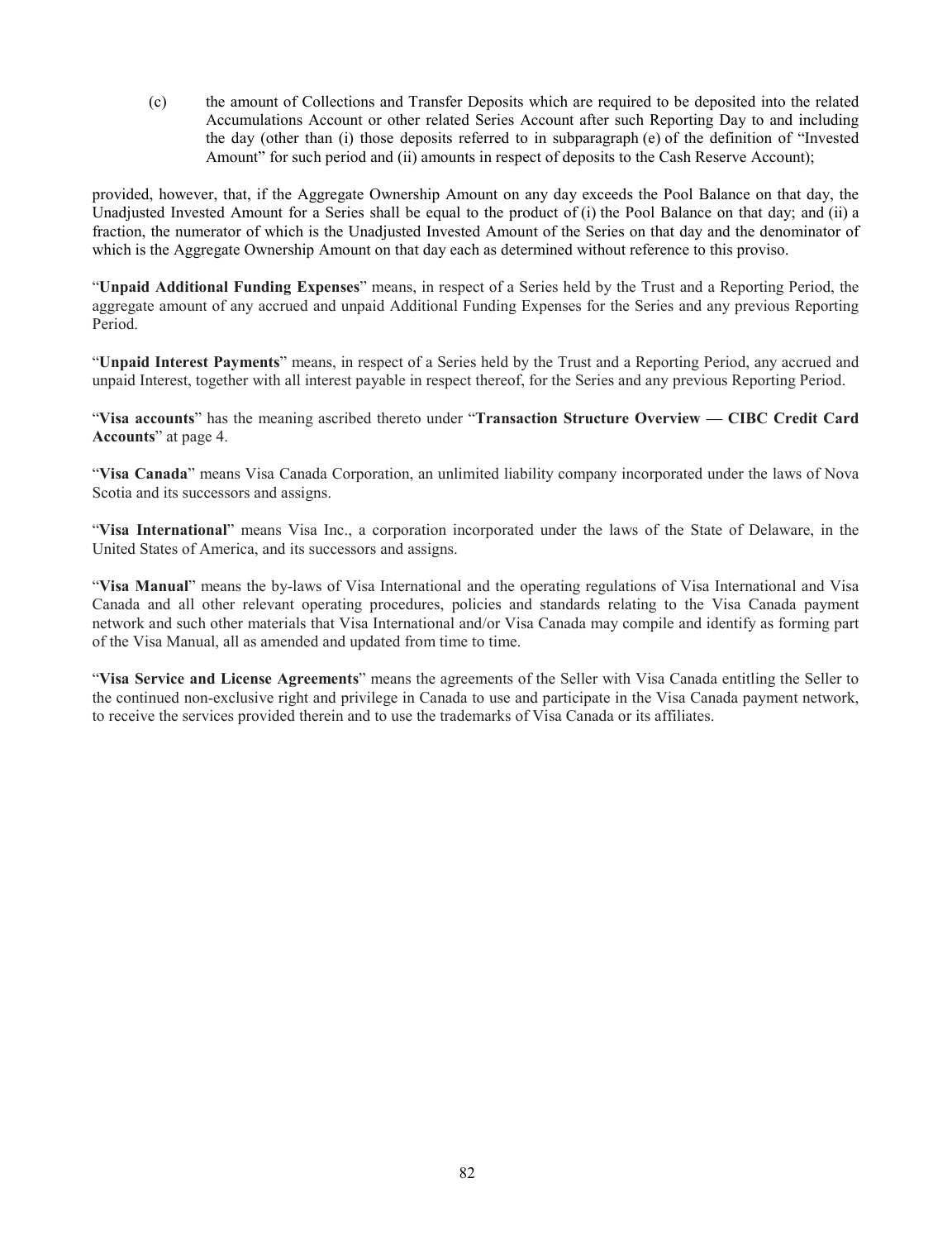(c) the amount of Collections and Transfer Deposits which are required to be deposited into the related Accumulations Account or other related Series Account after such Reporting Day to and including the day (other than (i) those deposits referred to in subparagraph (e) of the definition of "Invested Amount" for such period and (ii) amounts in respect of deposits to the Cash Reserve Account);

provided, however, that, if the Aggregate Ownership Amount on any day exceeds the Pool Balance on that day, the Unadjusted Invested Amount for a Series shall be equal to the product of (i) the Pool Balance on that day; and (ii) a fraction, the numerator of which is the Unadjusted Invested Amount of the Series on that day and the denominator of which is the Aggregate Ownership Amount on that day each as determined without reference to this proviso.

"**Unpaid Additional Funding Expenses**" means, in respect of a Series held by the Trust and a Reporting Period, the aggregate amount of any accrued and unpaid Additional Funding Expenses for the Series and any previous Reporting Period.

"**Unpaid Interest Payments**" means, in respect of a Series held by the Trust and a Reporting Period, any accrued and unpaid Interest, together with all interest payable in respect thereof, for the Series and any previous Reporting Period.

"**Visa accounts**" has the meaning ascribed thereto under "**Transaction Structure Overview — CIBC Credit Card Accounts**" at page 4.

"**Visa Canada**" means Visa Canada Corporation, an unlimited liability company incorporated under the laws of Nova Scotia and its successors and assigns.

"**Visa International**" means Visa Inc., a corporation incorporated under the laws of the State of Delaware, in the United States of America, and its successors and assigns.

"**Visa Manual**" means the by-laws of Visa International and the operating regulations of Visa International and Visa Canada and all other relevant operating procedures, policies and standards relating to the Visa Canada payment network and such other materials that Visa International and/or Visa Canada may compile and identify as forming part of the Visa Manual, all as amended and updated from time to time.

"**Visa Service and License Agreements**" means the agreements of the Seller with Visa Canada entitling the Seller to the continued non-exclusive right and privilege in Canada to use and participate in the Visa Canada payment network, to receive the services provided therein and to use the trademarks of Visa Canada or its affiliates.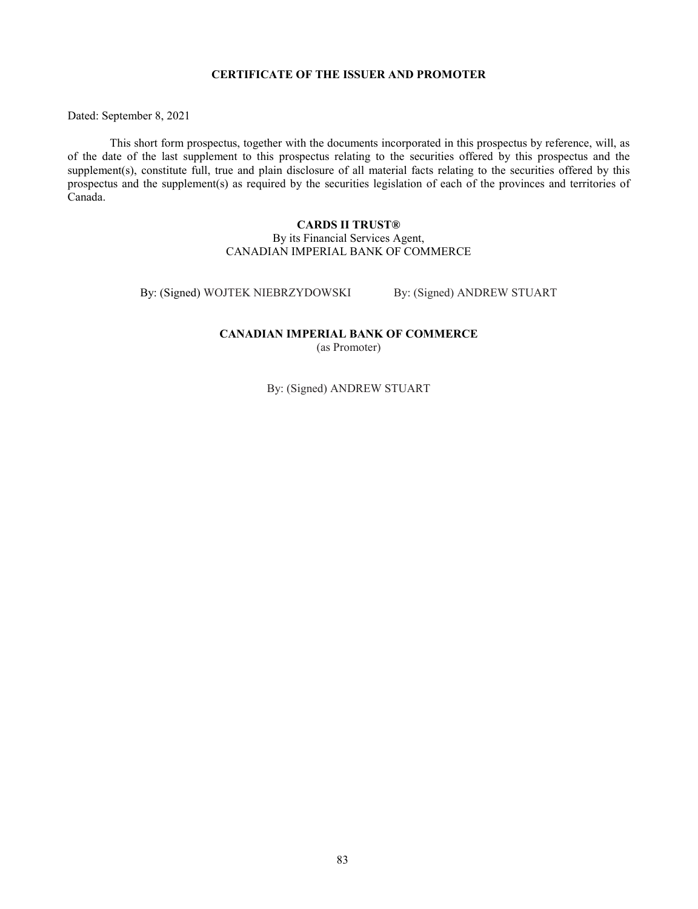## CERTIFICATE OF THE ISSUER AND PROMOTER

Dated: September 8, 2021

This short form prospectus, together with the documents incorporated in this prospectus by reference, will, as of the date of the last supplement to this prospectus relating to the securities offered by this prospectus and the supplement(s), constitute full, true and plain disclosure of all material facts relating to the securities offered by this prospectus and the supplement(s) as required by the securities legislation of each of the provinces and territories of Canada.

**CARDS II TRUST®**
By its Financial Services Agent,
CANADIAN IMPERIAL BANK OF COMMERCE

By: (Signed) WOJTEK NIEBRZYDOWSKI

By: (Signed) ANDREW STUART

**CANADIAN IMPERIAL BANK OF COMMERCE**
(as Promoter)

By: (Signed) ANDREW STUART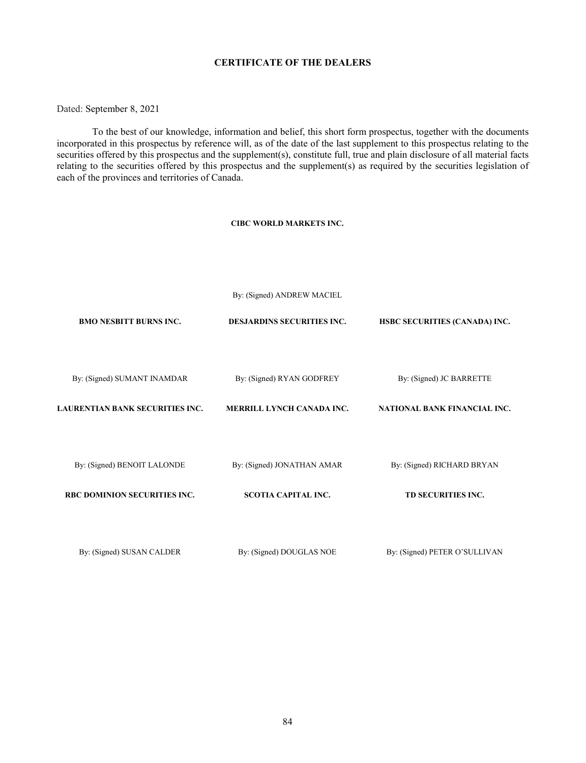## CERTIFICATE OF THE DEALERS

Dated: September 8, 2021

To the best of our knowledge, information and belief, this short form prospectus, together with the documents incorporated in this prospectus by reference will, as of the date of the last supplement to this prospectus relating to the securities offered by this prospectus and the supplement(s), constitute full, true and plain disclosure of all material facts relating to the securities offered by this prospectus and the supplement(s) as required by the securities legislation of each of the provinces and territories of Canada.

**CIBC WORLD MARKETS INC.**

By: (Signed) ANDREW MACIEL

| | | |
|---|---|---|
| **BMO NESBITT BURNS INC.** | **DESJARDINS SECURITIES INC.** | **HSBC SECURITIES (CANADA) INC.** |
| By: (Signed) SUMANT INAMDAR | By: (Signed) RYAN GODFREY | By: (Signed) JC BARRETTE |
| **LAURENTIAN BANK SECURITIES INC.** | **MERRILL LYNCH CANADA INC.** | **NATIONAL BANK FINANCIAL INC.** |
| By: (Signed) BENOIT LALONDE | By: (Signed) JONATHAN AMAR | By: (Signed) RICHARD BRYAN |
| **RBC DOMINION SECURITIES INC.** | **SCOTIA CAPITAL INC.** | **TD SECURITIES INC.** |
| By: (Signed) SUSAN CALDER | By: (Signed) DOUGLAS NOE | By: (Signed) PETER O'SULLIVAN |